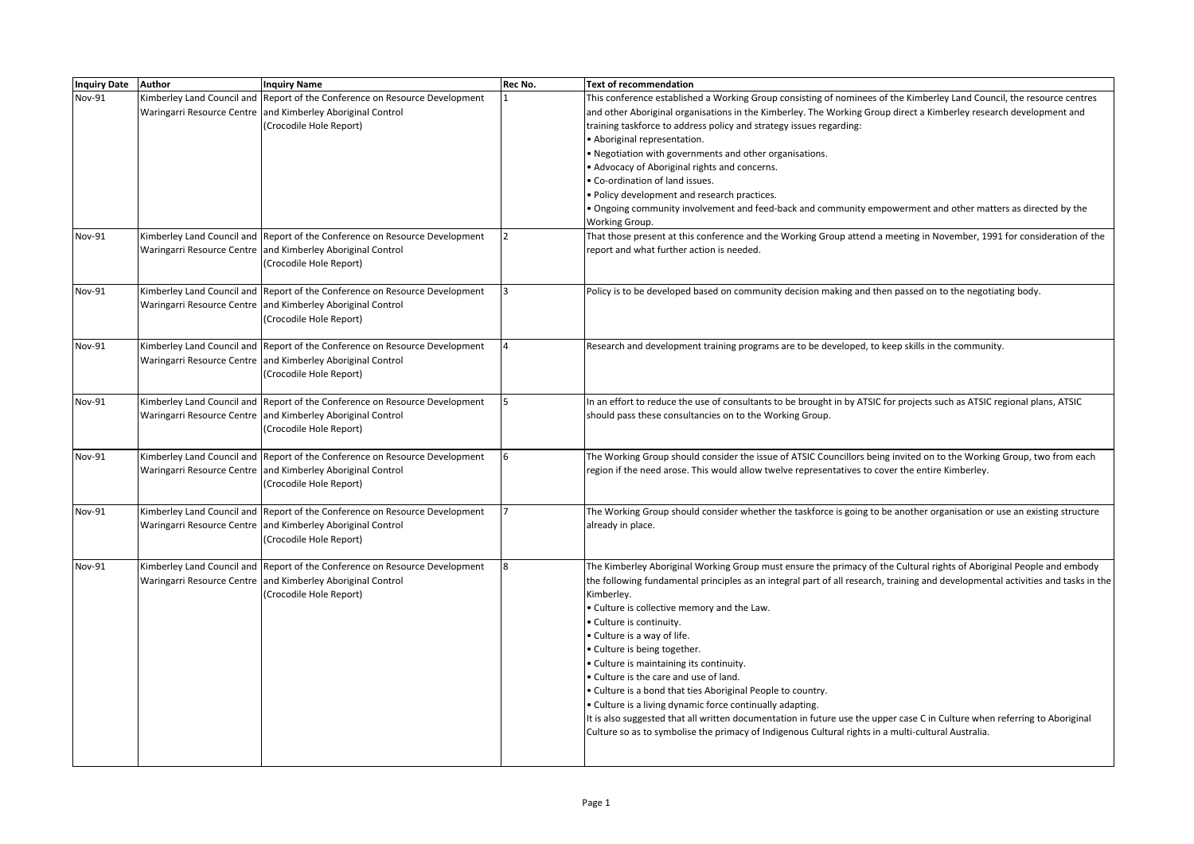| Inquiry Date | Author | Inquiry Name | Rec No. | Text of recommendation |
|---|---|---|---|---|
| Nov-91 | Kimberley Land Council and Waringarri Resource Centre | Report of the Conference on Resource Development and Kimberley Aboriginal Control (Crocodile Hole Report) | 1 | This conference established a Working Group consisting of nominees of the Kimberley Land Council, the resource centres and other Aboriginal organisations in the Kimberley. The Working Group direct a Kimberley research development and training taskforce to address policy and strategy issues regarding:<br>• Aboriginal representation.<br>• Negotiation with governments and other organisations.<br>• Advocacy of Aboriginal rights and concerns.<br>• Co-ordination of land issues.<br>• Policy development and research practices.<br>• Ongoing community involvement and feed-back and community empowerment and other matters as directed by the Working Group. |
| Nov-91 | Kimberley Land Council and Waringarri Resource Centre | Report of the Conference on Resource Development and Kimberley Aboriginal Control (Crocodile Hole Report) | 2 | That those present at this conference and the Working Group attend a meeting in November, 1991 for consideration of the report and what further action is needed. |
| Nov-91 | Kimberley Land Council and Waringarri Resource Centre | Report of the Conference on Resource Development and Kimberley Aboriginal Control (Crocodile Hole Report) | 3 | Policy is to be developed based on community decision making and then passed on to the negotiating body. |
| Nov-91 | Kimberley Land Council and Waringarri Resource Centre | Report of the Conference on Resource Development and Kimberley Aboriginal Control (Crocodile Hole Report) | 4 | Research and development training programs are to be developed, to keep skills in the community. |
| Nov-91 | Kimberley Land Council and Waringarri Resource Centre | Report of the Conference on Resource Development and Kimberley Aboriginal Control (Crocodile Hole Report) | 5 | In an effort to reduce the use of consultants to be brought in by ATSIC for projects such as ATSIC regional plans, ATSIC should pass these consultancies on to the Working Group. |
| Nov-91 | Kimberley Land Council and Waringarri Resource Centre | Report of the Conference on Resource Development and Kimberley Aboriginal Control (Crocodile Hole Report) | 6 | The Working Group should consider the issue of ATSIC Councillors being invited on to the Working Group, two from each region if the need arose. This would allow twelve representatives to cover the entire Kimberley. |
| Nov-91 | Kimberley Land Council and Waringarri Resource Centre | Report of the Conference on Resource Development and Kimberley Aboriginal Control (Crocodile Hole Report) | 7 | The Working Group should consider whether the taskforce is going to be another organisation or use an existing structure already in place. |
| Nov-91 | Kimberley Land Council and Waringarri Resource Centre | Report of the Conference on Resource Development and Kimberley Aboriginal Control (Crocodile Hole Report) | 8 | The Kimberley Aboriginal Working Group must ensure the primacy of the Cultural rights of Aboriginal People and embody the following fundamental principles as an integral part of all research, training and developmental activities and tasks in the Kimberley.<br>• Culture is collective memory and the Law.<br>• Culture is continuity.<br>• Culture is a way of life.<br>• Culture is being together.<br>• Culture is maintaining its continuity.<br>• Culture is the care and use of land.<br>• Culture is a bond that ties Aboriginal People to country.<br>• Culture is a living dynamic force continually adapting.<br>It is also suggested that all written documentation in future use the upper case C in Culture when referring to Aboriginal Culture so as to symbolise the primacy of Indigenous Cultural rights in a multi-cultural Australia. |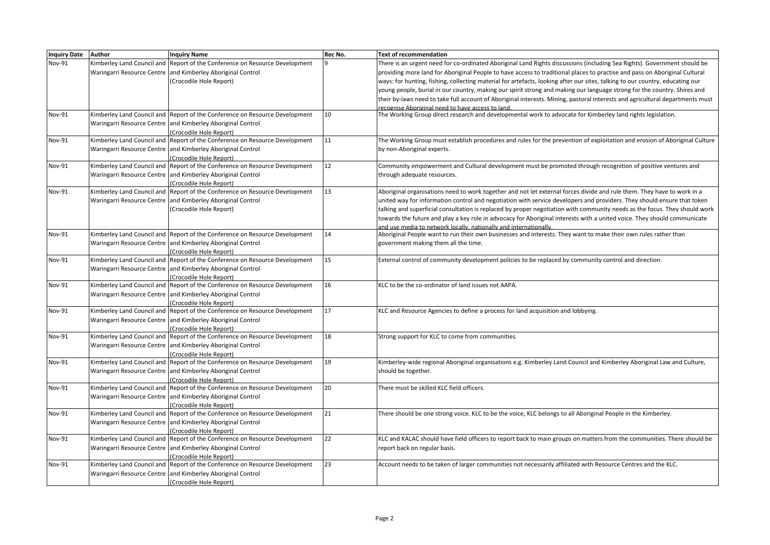| Inquiry Date | Author | Inquiry Name | Rec No. | Text of recommendation |
|---|---|---|---|---|
| Nov-91 | Kimberley Land Council and Waringarri Resource Centre | Report of the Conference on Resource Development and Kimberley Aboriginal Control (Crocodile Hole Report) | 9 | There is an urgent need for co-ordinated Aboriginal Land Rights discussions (including Sea Rights). Government should be providing more land for Aboriginal People to have access to traditional places to practise and pass on Aboriginal Cultural ways: for hunting, fishing, collecting material for artefacts, looking after our sites, talking to our country, educating our young people, burial in our country, making our spirit strong and making our language strong for the country. Shires and their by-laws need to take full account of Aboriginal interests. Mining, pastoral interests and agricultural departments must recognise Aboriginal need to have access to land. |
| Nov-91 | Kimberley Land Council and Waringarri Resource Centre | Report of the Conference on Resource Development and Kimberley Aboriginal Control (Crocodile Hole Report) | 10 | The Working Group direct research and developmental work to advocate for Kimberley land rights legislation. |
| Nov-91 | Kimberley Land Council and Waringarri Resource Centre | Report of the Conference on Resource Development and Kimberley Aboriginal Control (Crocodile Hole Report) | 11 | The Working Group must establish procedures and rules for the prevention of exploitation and erosion of Aboriginal Culture by non-Aboriginal experts. |
| Nov-91 | Kimberley Land Council and Waringarri Resource Centre | Report of the Conference on Resource Development and Kimberley Aboriginal Control (Crocodile Hole Report) | 12 | Community empowerment and Cultural development must be promoted through recognition of positive ventures and through adequate resources. |
| Nov-91 | Kimberley Land Council and Waringarri Resource Centre | Report of the Conference on Resource Development and Kimberley Aboriginal Control (Crocodile Hole Report) | 13 | Aboriginal organisations need to work together and not let external forces divide and rule them. They have to work in a united way for information control and negotiation with service developers and providers. They should ensure that token talking and superficial consultation is replaced by proper negotiation with community needs as the focus. They should work towards the future and play a key role in advocacy for Aboriginal interests with a united voice. They should communicate and use media to network locally, nationally and internationally. |
| Nov-91 | Kimberley Land Council and Waringarri Resource Centre | Report of the Conference on Resource Development and Kimberley Aboriginal Control (Crocodile Hole Report) | 14 | Aboriginal People want to run their own businesses and interests. They want to make their own rules rather than government making them all the time. |
| Nov-91 | Kimberley Land Council and Waringarri Resource Centre | Report of the Conference on Resource Development and Kimberley Aboriginal Control (Crocodile Hole Report) | 15 | External control of community development policies to be replaced by community control and direction. |
| Nov-91 | Kimberley Land Council and Waringarri Resource Centre | Report of the Conference on Resource Development and Kimberley Aboriginal Control (Crocodile Hole Report) | 16 | KLC to be the co-ordinator of land issues not AAPA. |
| Nov-91 | Kimberley Land Council and Waringarri Resource Centre | Report of the Conference on Resource Development and Kimberley Aboriginal Control (Crocodile Hole Report) | 17 | KLC and Resource Agencies to define a process for land acquisition and lobbying. |
| Nov-91 | Kimberley Land Council and Waringarri Resource Centre | Report of the Conference on Resource Development and Kimberley Aboriginal Control (Crocodile Hole Report) | 18 | Strong support for KLC to come from communities. |
| Nov-91 | Kimberley Land Council and Waringarri Resource Centre | Report of the Conference on Resource Development and Kimberley Aboriginal Control (Crocodile Hole Report) | 19 | Kimberley-wide regional Aboriginal organisations e.g. Kimberley Land Council and Kimberley Aboriginal Law and Culture, should be together. |
| Nov-91 | Kimberley Land Council and Waringarri Resource Centre | Report of the Conference on Resource Development and Kimberley Aboriginal Control (Crocodile Hole Report) | 20 | There must be skilled KLC field officers. |
| Nov-91 | Kimberley Land Council and Waringarri Resource Centre | Report of the Conference on Resource Development and Kimberley Aboriginal Control (Crocodile Hole Report) | 21 | There should be one strong voice. KLC to be the voice, KLC belongs to all Aboriginal People in the Kimberley. |
| Nov-91 | Kimberley Land Council and Waringarri Resource Centre | Report of the Conference on Resource Development and Kimberley Aboriginal Control (Crocodile Hole Report) | 22 | KLC and KALAC should have field officers to report back to main groups on matters from the communities. There should be report back on regular basis. |
| Nov-91 | Kimberley Land Council and Waringarri Resource Centre | Report of the Conference on Resource Development and Kimberley Aboriginal Control (Crocodile Hole Report) | 23 | Account needs to be taken of larger communities not necessarily affiliated with Resource Centres and the KLC. |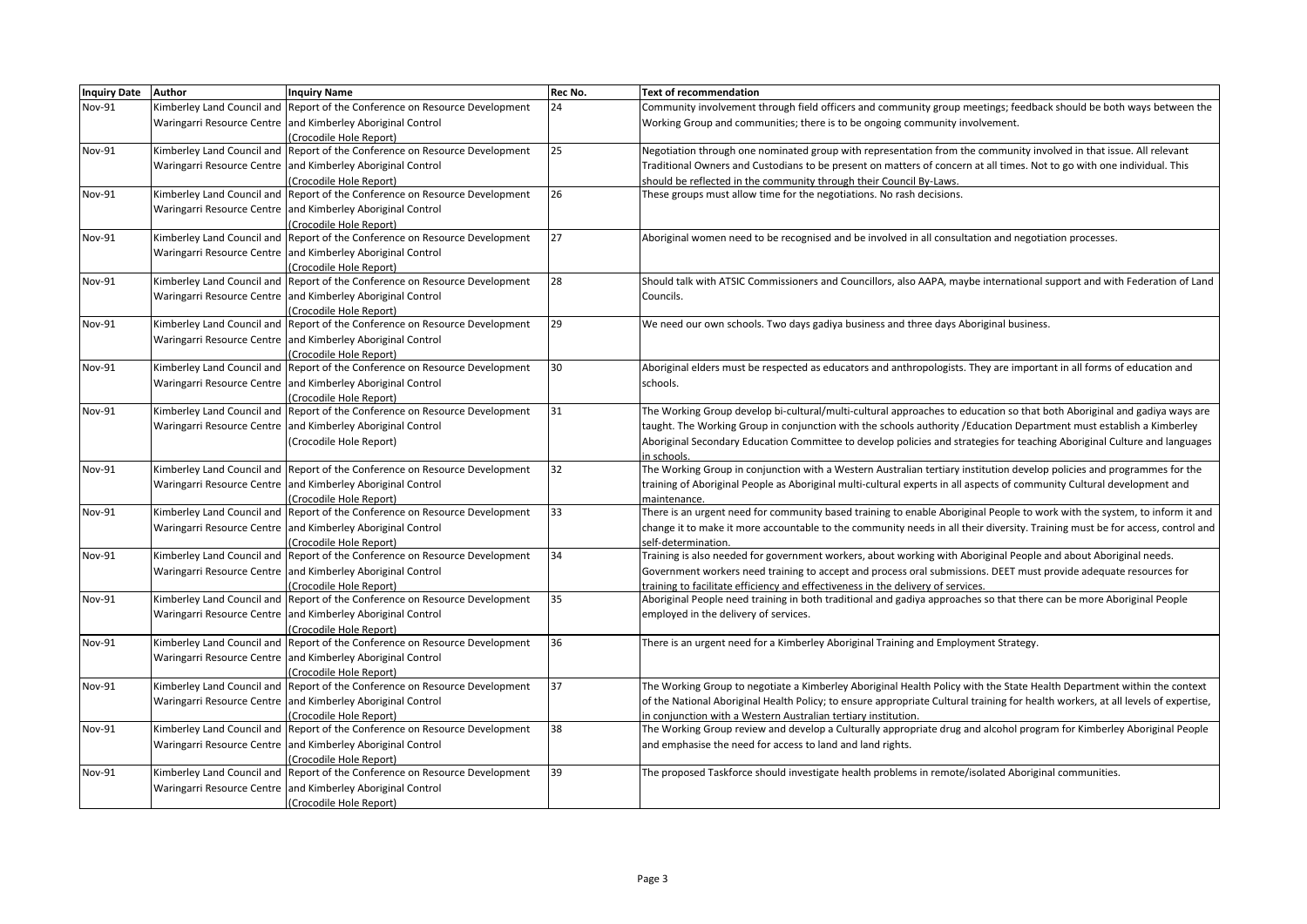| Inquiry Date | Author | Inquiry Name | Rec No. | Text of recommendation |
|---|---|---|---|---|
| Nov-91 | Kimberley Land Council and Waringarri Resource Centre | Report of the Conference on Resource Development and Kimberley Aboriginal Control (Crocodile Hole Report) | 24 | Community involvement through field officers and community group meetings; feedback should be both ways between the Working Group and communities; there is to be ongoing community involvement. |
| Nov-91 | Kimberley Land Council and Waringarri Resource Centre | Report of the Conference on Resource Development and Kimberley Aboriginal Control (Crocodile Hole Report) | 25 | Negotiation through one nominated group with representation from the community involved in that issue. All relevant Traditional Owners and Custodians to be present on matters of concern at all times. Not to go with one individual. This should be reflected in the community through their Council By-Laws. |
| Nov-91 | Kimberley Land Council and Waringarri Resource Centre | Report of the Conference on Resource Development and Kimberley Aboriginal Control (Crocodile Hole Report) | 26 | These groups must allow time for the negotiations. No rash decisions. |
| Nov-91 | Kimberley Land Council and Waringarri Resource Centre | Report of the Conference on Resource Development and Kimberley Aboriginal Control (Crocodile Hole Report) | 27 | Aboriginal women need to be recognised and be involved in all consultation and negotiation processes. |
| Nov-91 | Kimberley Land Council and Waringarri Resource Centre | Report of the Conference on Resource Development and Kimberley Aboriginal Control (Crocodile Hole Report) | 28 | Should talk with ATSIC Commissioners and Councillors, also AAPA, maybe international support and with Federation of Land Councils. |
| Nov-91 | Kimberley Land Council and Waringarri Resource Centre | Report of the Conference on Resource Development and Kimberley Aboriginal Control (Crocodile Hole Report) | 29 | We need our own schools. Two days gadiya business and three days Aboriginal business. |
| Nov-91 | Kimberley Land Council and Waringarri Resource Centre | Report of the Conference on Resource Development and Kimberley Aboriginal Control (Crocodile Hole Report) | 30 | Aboriginal elders must be respected as educators and anthropologists. They are important in all forms of education and schools. |
| Nov-91 | Kimberley Land Council and Waringarri Resource Centre | Report of the Conference on Resource Development and Kimberley Aboriginal Control (Crocodile Hole Report) | 31 | The Working Group develop bi-cultural/multi-cultural approaches to education so that both Aboriginal and gadiya ways are taught. The Working Group in conjunction with the schools authority /Education Department must establish a Kimberley Aboriginal Secondary Education Committee to develop policies and strategies for teaching Aboriginal Culture and languages in schools. |
| Nov-91 | Kimberley Land Council and Waringarri Resource Centre | Report of the Conference on Resource Development and Kimberley Aboriginal Control (Crocodile Hole Report) | 32 | The Working Group in conjunction with a Western Australian tertiary institution develop policies and programmes for the training of Aboriginal People as Aboriginal multi-cultural experts in all aspects of community Cultural development and maintenance. |
| Nov-91 | Kimberley Land Council and Waringarri Resource Centre | Report of the Conference on Resource Development and Kimberley Aboriginal Control (Crocodile Hole Report) | 33 | There is an urgent need for community based training to enable Aboriginal People to work with the system, to inform it and change it to make it more accountable to the community needs in all their diversity. Training must be for access, control and self-determination. |
| Nov-91 | Kimberley Land Council and Waringarri Resource Centre | Report of the Conference on Resource Development and Kimberley Aboriginal Control (Crocodile Hole Report) | 34 | Training is also needed for government workers, about working with Aboriginal People and about Aboriginal needs. Government workers need training to accept and process oral submissions. DEET must provide adequate resources for training to facilitate efficiency and effectiveness in the delivery of services. |
| Nov-91 | Kimberley Land Council and Waringarri Resource Centre | Report of the Conference on Resource Development and Kimberley Aboriginal Control (Crocodile Hole Report) | 35 | Aboriginal People need training in both traditional and gadiya approaches so that there can be more Aboriginal People employed in the delivery of services. |
| Nov-91 | Kimberley Land Council and Waringarri Resource Centre | Report of the Conference on Resource Development and Kimberley Aboriginal Control (Crocodile Hole Report) | 36 | There is an urgent need for a Kimberley Aboriginal Training and Employment Strategy. |
| Nov-91 | Kimberley Land Council and Waringarri Resource Centre | Report of the Conference on Resource Development and Kimberley Aboriginal Control (Crocodile Hole Report) | 37 | The Working Group to negotiate a Kimberley Aboriginal Health Policy with the State Health Department within the context of the National Aboriginal Health Policy; to ensure appropriate Cultural training for health workers, at all levels of expertise, in conjunction with a Western Australian tertiary institution. |
| Nov-91 | Kimberley Land Council and Waringarri Resource Centre | Report of the Conference on Resource Development and Kimberley Aboriginal Control (Crocodile Hole Report) | 38 | The Working Group review and develop a Culturally appropriate drug and alcohol program for Kimberley Aboriginal People and emphasise the need for access to land and land rights. |
| Nov-91 | Kimberley Land Council and Waringarri Resource Centre | Report of the Conference on Resource Development and Kimberley Aboriginal Control (Crocodile Hole Report) | 39 | The proposed Taskforce should investigate health problems in remote/isolated Aboriginal communities. |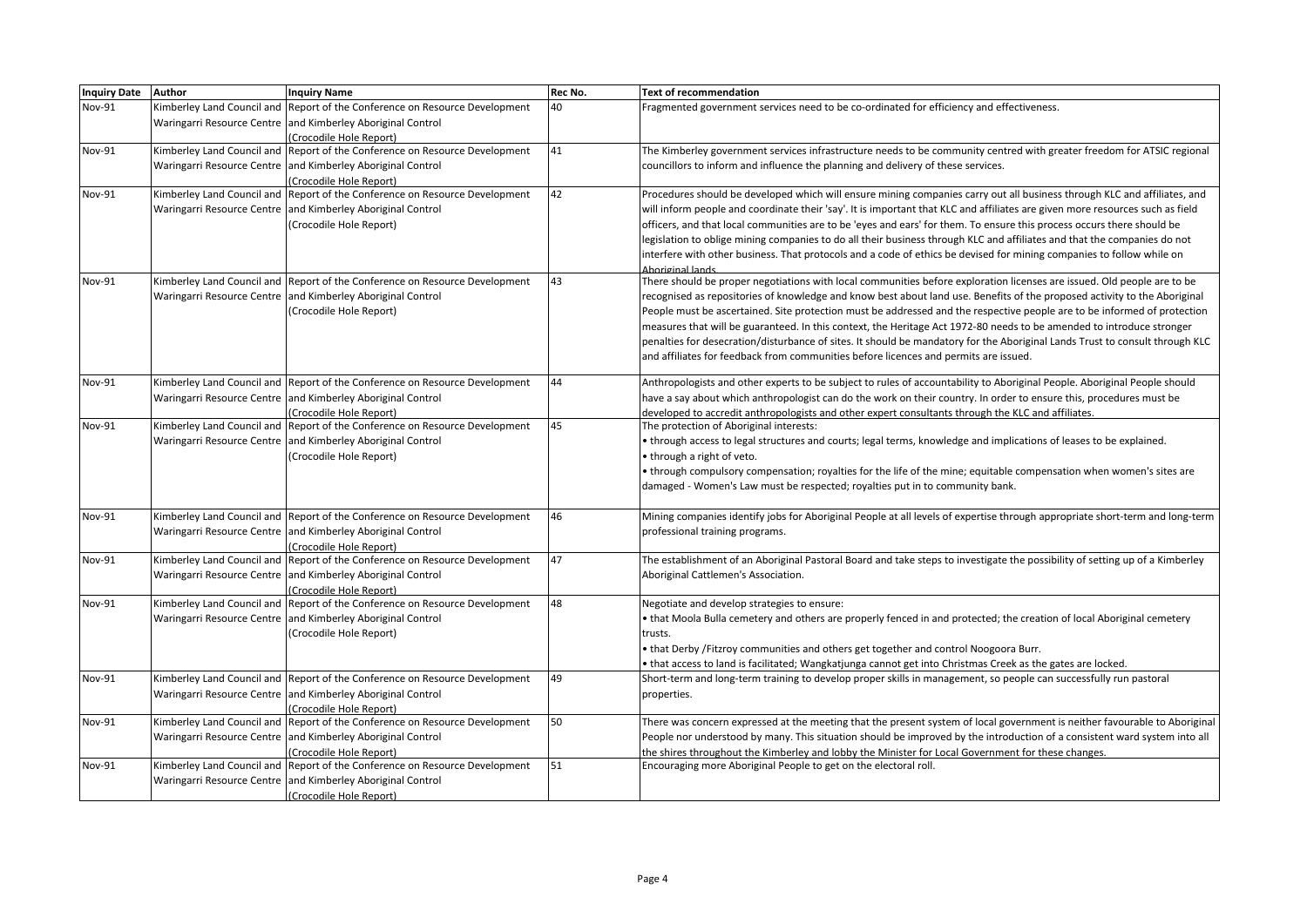| Inquiry Date | Author | Inquiry Name | Rec No. | Text of recommendation |
|---|---|---|---|---|
| Nov-91 | Kimberley Land Council and Waringarri Resource Centre | Report of the Conference on Resource Development and Kimberley Aboriginal Control (Crocodile Hole Report) | 40 | Fragmented government services need to be co-ordinated for efficiency and effectiveness. |
| Nov-91 | Kimberley Land Council and Waringarri Resource Centre | Report of the Conference on Resource Development and Kimberley Aboriginal Control (Crocodile Hole Report) | 41 | The Kimberley government services infrastructure needs to be community centred with greater freedom for ATSIC regional councillors to inform and influence the planning and delivery of these services. |
| Nov-91 | Kimberley Land Council and Waringarri Resource Centre | Report of the Conference on Resource Development and Kimberley Aboriginal Control (Crocodile Hole Report) | 42 | Procedures should be developed which will ensure mining companies carry out all business through KLC and affiliates, and will inform people and coordinate their 'say'. It is important that KLC and affiliates are given more resources such as field officers, and that local communities are to be 'eyes and ears' for them. To ensure this process occurs there should be legislation to oblige mining companies to do all their business through KLC and affiliates and that the companies do not interfere with other business. That protocols and a code of ethics be devised for mining companies to follow while on Aboriginal lands. |
| Nov-91 | Kimberley Land Council and Waringarri Resource Centre | Report of the Conference on Resource Development and Kimberley Aboriginal Control (Crocodile Hole Report) | 43 | There should be proper negotiations with local communities before exploration licenses are issued. Old people are to be recognised as repositories of knowledge and know best about land use. Benefits of the proposed activity to the Aboriginal People must be ascertained. Site protection must be addressed and the respective people are to be informed of protection measures that will be guaranteed. In this context, the Heritage Act 1972-80 needs to be amended to introduce stronger penalties for desecration/disturbance of sites. It should be mandatory for the Aboriginal Lands Trust to consult through KLC and affiliates for feedback from communities before licences and permits are issued. |
| Nov-91 | Kimberley Land Council and Waringarri Resource Centre | Report of the Conference on Resource Development and Kimberley Aboriginal Control (Crocodile Hole Report) | 44 | Anthropologists and other experts to be subject to rules of accountability to Aboriginal People. Aboriginal People should have a say about which anthropologist can do the work on their country. In order to ensure this, procedures must be developed to accredit anthropologists and other expert consultants through the KLC and affiliates. |
| Nov-91 | Kimberley Land Council and Waringarri Resource Centre | Report of the Conference on Resource Development and Kimberley Aboriginal Control (Crocodile Hole Report) | 45 | The protection of Aboriginal interests:<br>• through access to legal structures and courts; legal terms, knowledge and implications of leases to be explained.<br>• through a right of veto.<br>• through compulsory compensation; royalties for the life of the mine; equitable compensation when women's sites are damaged - Women's Law must be respected; royalties put in to community bank. |
| Nov-91 | Kimberley Land Council and Waringarri Resource Centre | Report of the Conference on Resource Development and Kimberley Aboriginal Control (Crocodile Hole Report) | 46 | Mining companies identify jobs for Aboriginal People at all levels of expertise through appropriate short-term and long-term professional training programs. |
| Nov-91 | Kimberley Land Council and Waringarri Resource Centre | Report of the Conference on Resource Development and Kimberley Aboriginal Control (Crocodile Hole Report) | 47 | The establishment of an Aboriginal Pastoral Board and take steps to investigate the possibility of setting up of a Kimberley Aboriginal Cattlemen's Association. |
| Nov-91 | Kimberley Land Council and Waringarri Resource Centre | Report of the Conference on Resource Development and Kimberley Aboriginal Control (Crocodile Hole Report) | 48 | Negotiate and develop strategies to ensure:<br>• that Moola Bulla cemetery and others are properly fenced in and protected; the creation of local Aboriginal cemetery trusts.<br>• that Derby /Fitzroy communities and others get together and control Noogoora Burr.<br>• that access to land is facilitated; Wangkatjunga cannot get into Christmas Creek as the gates are locked. |
| Nov-91 | Kimberley Land Council and Waringarri Resource Centre | Report of the Conference on Resource Development and Kimberley Aboriginal Control (Crocodile Hole Report) | 49 | Short-term and long-term training to develop proper skills in management, so people can successfully run pastoral properties. |
| Nov-91 | Kimberley Land Council and Waringarri Resource Centre | Report of the Conference on Resource Development and Kimberley Aboriginal Control (Crocodile Hole Report) | 50 | There was concern expressed at the meeting that the present system of local government is neither favourable to Aboriginal People nor understood by many. This situation should be improved by the introduction of a consistent ward system into all the shires throughout the Kimberley and lobby the Minister for Local Government for these changes. |
| Nov-91 | Kimberley Land Council and Waringarri Resource Centre | Report of the Conference on Resource Development and Kimberley Aboriginal Control (Crocodile Hole Report) | 51 | Encouraging more Aboriginal People to get on the electoral roll. |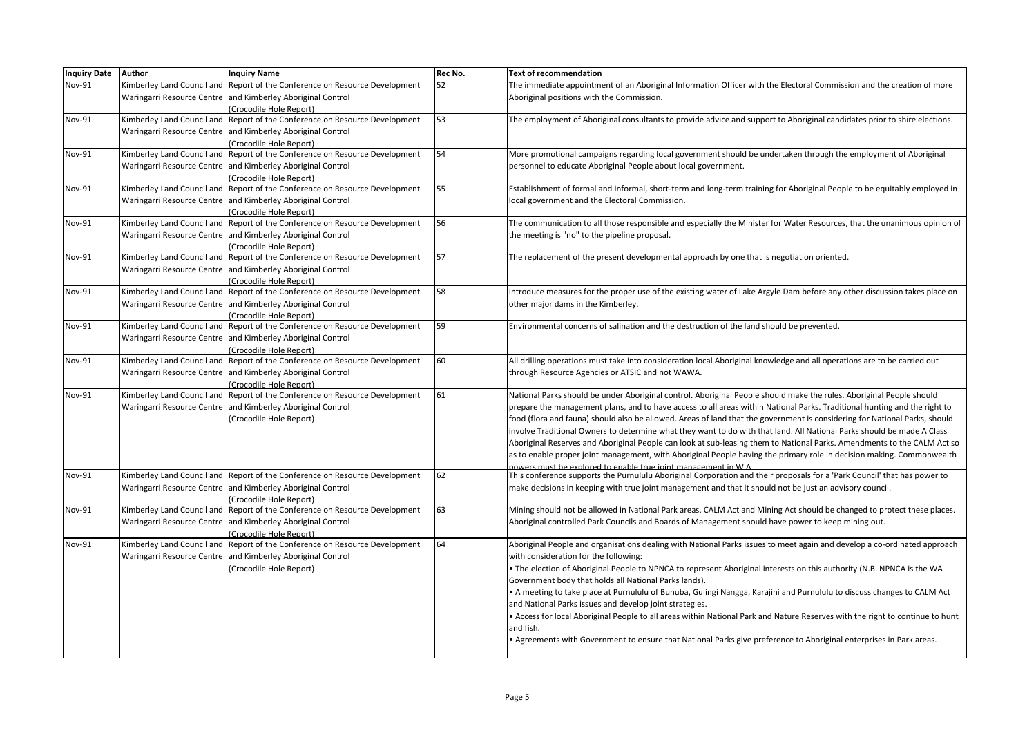| Inquiry Date | Author | Inquiry Name | Rec No. | Text of recommendation |
|---|---|---|---|---|
| Nov-91 | Kimberley Land Council and Waringarri Resource Centre | Report of the Conference on Resource Development and Kimberley Aboriginal Control (Crocodile Hole Report) | 52 | The immediate appointment of an Aboriginal Information Officer with the Electoral Commission and the creation of more Aboriginal positions with the Commission. |
| Nov-91 | Kimberley Land Council and Waringarri Resource Centre | Report of the Conference on Resource Development and Kimberley Aboriginal Control (Crocodile Hole Report) | 53 | The employment of Aboriginal consultants to provide advice and support to Aboriginal candidates prior to shire elections. |
| Nov-91 | Kimberley Land Council and Waringarri Resource Centre | Report of the Conference on Resource Development and Kimberley Aboriginal Control (Crocodile Hole Report) | 54 | More promotional campaigns regarding local government should be undertaken through the employment of Aboriginal personnel to educate Aboriginal People about local government. |
| Nov-91 | Kimberley Land Council and Waringarri Resource Centre | Report of the Conference on Resource Development and Kimberley Aboriginal Control (Crocodile Hole Report) | 55 | Establishment of formal and informal, short-term and long-term training for Aboriginal People to be equitably employed in local government and the Electoral Commission. |
| Nov-91 | Kimberley Land Council and Waringarri Resource Centre | Report of the Conference on Resource Development and Kimberley Aboriginal Control (Crocodile Hole Report) | 56 | The communication to all those responsible and especially the Minister for Water Resources, that the unanimous opinion of the meeting is "no" to the pipeline proposal. |
| Nov-91 | Kimberley Land Council and Waringarri Resource Centre | Report of the Conference on Resource Development and Kimberley Aboriginal Control (Crocodile Hole Report) | 57 | The replacement of the present developmental approach by one that is negotiation oriented. |
| Nov-91 | Kimberley Land Council and Waringarri Resource Centre | Report of the Conference on Resource Development and Kimberley Aboriginal Control (Crocodile Hole Report) | 58 | Introduce measures for the proper use of the existing water of Lake Argyle Dam before any other discussion takes place on other major dams in the Kimberley. |
| Nov-91 | Kimberley Land Council and Waringarri Resource Centre | Report of the Conference on Resource Development and Kimberley Aboriginal Control (Crocodile Hole Report) | 59 | Environmental concerns of salination and the destruction of the land should be prevented. |
| Nov-91 | Kimberley Land Council and Waringarri Resource Centre | Report of the Conference on Resource Development and Kimberley Aboriginal Control (Crocodile Hole Report) | 60 | All drilling operations must take into consideration local Aboriginal knowledge and all operations are to be carried out through Resource Agencies or ATSIC and not WAWA. |
| Nov-91 | Kimberley Land Council and Waringarri Resource Centre | Report of the Conference on Resource Development and Kimberley Aboriginal Control (Crocodile Hole Report) | 61 | National Parks should be under Aboriginal control. Aboriginal People should make the rules. Aboriginal People should prepare the management plans, and to have access to all areas within National Parks. Traditional hunting and the right to food (flora and fauna) should also be allowed. Areas of land that the government is considering for National Parks, should involve Traditional Owners to determine what they want to do with that land. All National Parks should be made A Class Aboriginal Reserves and Aboriginal People can look at sub-leasing them to National Parks. Amendments to the CALM Act so as to enable proper joint management, with Aboriginal People having the primary role in decision making. Commonwealth powers must be explored to enable true joint management in W.A. |
| Nov-91 | Kimberley Land Council and Waringarri Resource Centre | Report of the Conference on Resource Development and Kimberley Aboriginal Control (Crocodile Hole Report) | 62 | This conference supports the Purnululu Aboriginal Corporation and their proposals for a 'Park Council' that has power to make decisions in keeping with true joint management and that it should not be just an advisory council. |
| Nov-91 | Kimberley Land Council and Waringarri Resource Centre | Report of the Conference on Resource Development and Kimberley Aboriginal Control (Crocodile Hole Report) | 63 | Mining should not be allowed in National Park areas. CALM Act and Mining Act should be changed to protect these places. Aboriginal controlled Park Councils and Boards of Management should have power to keep mining out. |
| Nov-91 | Kimberley Land Council and Waringarri Resource Centre | Report of the Conference on Resource Development and Kimberley Aboriginal Control (Crocodile Hole Report) | 64 | Aboriginal People and organisations dealing with National Parks issues to meet again and develop a co-ordinated approach with consideration for the following:<br>• The election of Aboriginal People to NPNCA to represent Aboriginal interests on this authority (N.B. NPNCA is the WA Government body that holds all National Parks lands).<br>• A meeting to take place at Purnululu of Bunuba, Gulingi Nangga, Karajini and Purnululu to discuss changes to CALM Act and National Parks issues and develop joint strategies.<br>• Access for local Aboriginal People to all areas within National Park and Nature Reserves with the right to continue to hunt and fish.<br>• Agreements with Government to ensure that National Parks give preference to Aboriginal enterprises in Park areas. |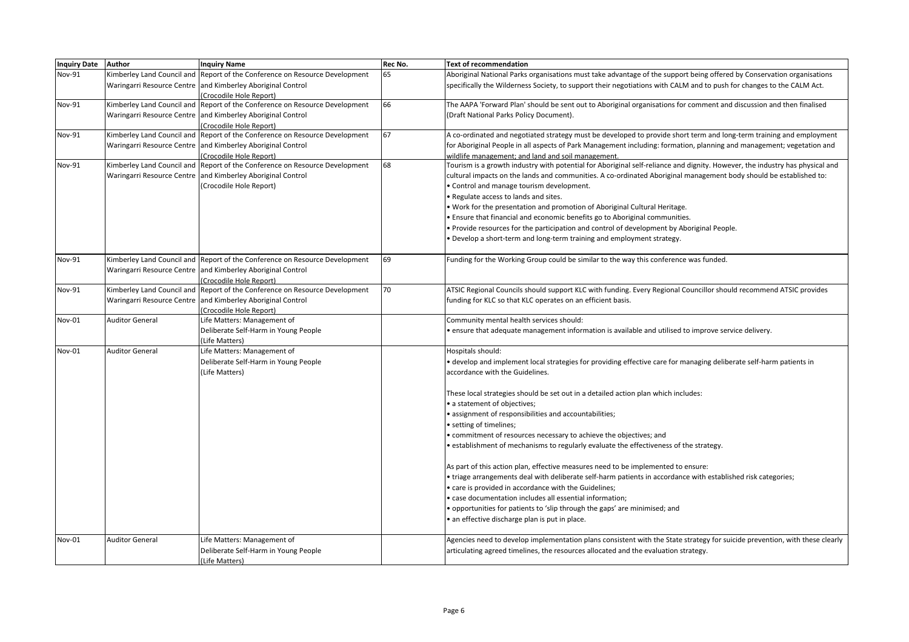| Inquiry Date | Author | Inquiry Name | Rec No. | Text of recommendation |
|---|---|---|---|---|
| Nov-91 | Kimberley Land Council and Waringarri Resource Centre | Report of the Conference on Resource Development and Kimberley Aboriginal Control (Crocodile Hole Report) | 65 | Aboriginal National Parks organisations must take advantage of the support being offered by Conservation organisations specifically the Wilderness Society, to support their negotiations with CALM and to push for changes to the CALM Act. |
| Nov-91 | Kimberley Land Council and Waringarri Resource Centre | Report of the Conference on Resource Development and Kimberley Aboriginal Control (Crocodile Hole Report) | 66 | The AAPA 'Forward Plan' should be sent out to Aboriginal organisations for comment and discussion and then finalised (Draft National Parks Policy Document). |
| Nov-91 | Kimberley Land Council and Waringarri Resource Centre | Report of the Conference on Resource Development and Kimberley Aboriginal Control (Crocodile Hole Report) | 67 | A co-ordinated and negotiated strategy must be developed to provide short term and long-term training and employment for Aboriginal People in all aspects of Park Management including: formation, planning and management; vegetation and wildlife management; and land and soil management. |
| Nov-91 | Kimberley Land Council and Waringarri Resource Centre | Report of the Conference on Resource Development and Kimberley Aboriginal Control (Crocodile Hole Report) | 68 | Tourism is a growth industry with potential for Aboriginal self-reliance and dignity. However, the industry has physical and cultural impacts on the lands and communities. A co-ordinated Aboriginal management body should be established to:<br>• Control and manage tourism development.<br>• Regulate access to lands and sites.<br>• Work for the presentation and promotion of Aboriginal Cultural Heritage.<br>• Ensure that financial and economic benefits go to Aboriginal communities.<br>• Provide resources for the participation and control of development by Aboriginal People.<br>• Develop a short-term and long-term training and employment strategy. |
| Nov-91 | Kimberley Land Council and Waringarri Resource Centre | Report of the Conference on Resource Development and Kimberley Aboriginal Control (Crocodile Hole Report) | 69 | Funding for the Working Group could be similar to the way this conference was funded. |
| Nov-91 | Kimberley Land Council and Waringarri Resource Centre | Report of the Conference on Resource Development and Kimberley Aboriginal Control (Crocodile Hole Report) | 70 | ATSIC Regional Councils should support KLC with funding. Every Regional Councillor should recommend ATSIC provides funding for KLC so that KLC operates on an efficient basis. |
| Nov-01 | Auditor General | Life Matters: Management of Deliberate Self-Harm in Young People (Life Matters) | | Community mental health services should:<br>• ensure that adequate management information is available and utilised to improve service delivery. |
| Nov-01 | Auditor General | Life Matters: Management of Deliberate Self-Harm in Young People (Life Matters) | | Hospitals should:<br>• develop and implement local strategies for providing effective care for managing deliberate self-harm patients in accordance with the Guidelines.<br><br>These local strategies should be set out in a detailed action plan which includes:<br>• a statement of objectives;<br>• assignment of responsibilities and accountabilities;<br>• setting of timelines;<br>• commitment of resources necessary to achieve the objectives; and<br>• establishment of mechanisms to regularly evaluate the effectiveness of the strategy.<br><br>As part of this action plan, effective measures need to be implemented to ensure:<br>• triage arrangements deal with deliberate self-harm patients in accordance with established risk categories;<br>• care is provided in accordance with the Guidelines;<br>• case documentation includes all essential information;<br>• opportunities for patients to 'slip through the gaps' are minimised; and<br>• an effective discharge plan is put in place. |
| Nov-01 | Auditor General | Life Matters: Management of Deliberate Self-Harm in Young People (Life Matters) | | Agencies need to develop implementation plans consistent with the State strategy for suicide prevention, with these clearly articulating agreed timelines, the resources allocated and the evaluation strategy. |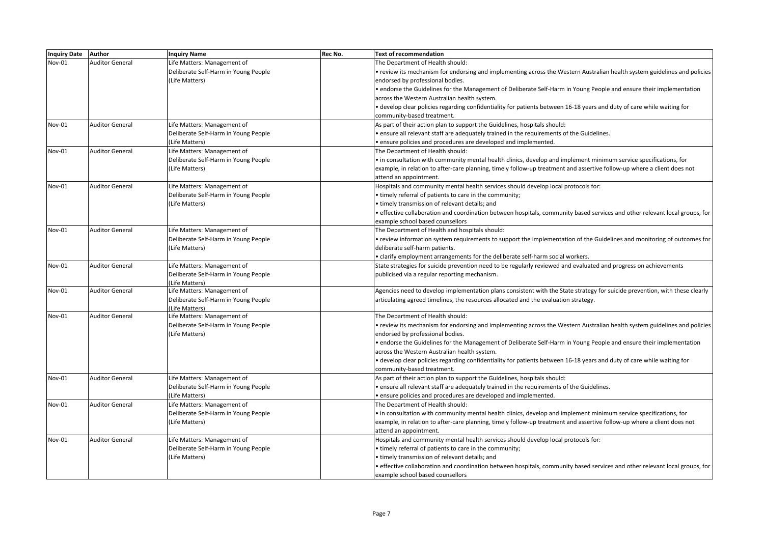| Inquiry Date | Author | Inquiry Name | Rec No. | Text of recommendation |
|---|---|---|---|---|
| Nov-01 | Auditor General | Life Matters: Management of Deliberate Self-Harm in Young People (Life Matters) | | The Department of Health should:<br>• review its mechanism for endorsing and implementing across the Western Australian health system guidelines and policies endorsed by professional bodies.<br>• endorse the Guidelines for the Management of Deliberate Self-Harm in Young People and ensure their implementation across the Western Australian health system.<br>• develop clear policies regarding confidentiality for patients between 16-18 years and duty of care while waiting for community-based treatment. |
| Nov-01 | Auditor General | Life Matters: Management of Deliberate Self-Harm in Young People (Life Matters) | | As part of their action plan to support the Guidelines, hospitals should:<br>• ensure all relevant staff are adequately trained in the requirements of the Guidelines.<br>• ensure policies and procedures are developed and implemented. |
| Nov-01 | Auditor General | Life Matters: Management of Deliberate Self-Harm in Young People (Life Matters) | | The Department of Health should:<br>• in consultation with community mental health clinics, develop and implement minimum service specifications, for example, in relation to after-care planning, timely follow-up treatment and assertive follow-up where a client does not attend an appointment. |
| Nov-01 | Auditor General | Life Matters: Management of Deliberate Self-Harm in Young People (Life Matters) | | Hospitals and community mental health services should develop local protocols for:<br>• timely referral of patients to care in the community;<br>• timely transmission of relevant details; and<br>• effective collaboration and coordination between hospitals, community based services and other relevant local groups, for example school based counsellors |
| Nov-01 | Auditor General | Life Matters: Management of Deliberate Self-Harm in Young People (Life Matters) | | The Department of Health and hospitals should:<br>• review information system requirements to support the implementation of the Guidelines and monitoring of outcomes for deliberate self-harm patients.<br>• clarify employment arrangements for the deliberate self-harm social workers. |
| Nov-01 | Auditor General | Life Matters: Management of Deliberate Self-Harm in Young People (Life Matters) | | State strategies for suicide prevention need to be regularly reviewed and evaluated and progress on achievements publicised via a regular reporting mechanism. |
| Nov-01 | Auditor General | Life Matters: Management of Deliberate Self-Harm in Young People (Life Matters) | | Agencies need to develop implementation plans consistent with the State strategy for suicide prevention, with these clearly articulating agreed timelines, the resources allocated and the evaluation strategy. |
| Nov-01 | Auditor General | Life Matters: Management of Deliberate Self-Harm in Young People (Life Matters) | | The Department of Health should:<br>• review its mechanism for endorsing and implementing across the Western Australian health system guidelines and policies endorsed by professional bodies.<br>• endorse the Guidelines for the Management of Deliberate Self-Harm in Young People and ensure their implementation across the Western Australian health system.<br>• develop clear policies regarding confidentiality for patients between 16-18 years and duty of care while waiting for community-based treatment. |
| Nov-01 | Auditor General | Life Matters: Management of Deliberate Self-Harm in Young People (Life Matters) | | As part of their action plan to support the Guidelines, hospitals should:<br>• ensure all relevant staff are adequately trained in the requirements of the Guidelines.<br>• ensure policies and procedures are developed and implemented. |
| Nov-01 | Auditor General | Life Matters: Management of Deliberate Self-Harm in Young People (Life Matters) | | The Department of Health should:<br>• in consultation with community mental health clinics, develop and implement minimum service specifications, for example, in relation to after-care planning, timely follow-up treatment and assertive follow-up where a client does not attend an appointment. |
| Nov-01 | Auditor General | Life Matters: Management of Deliberate Self-Harm in Young People (Life Matters) | | Hospitals and community mental health services should develop local protocols for:<br>• timely referral of patients to care in the community;<br>• timely transmission of relevant details; and<br>• effective collaboration and coordination between hospitals, community based services and other relevant local groups, for example school based counsellors |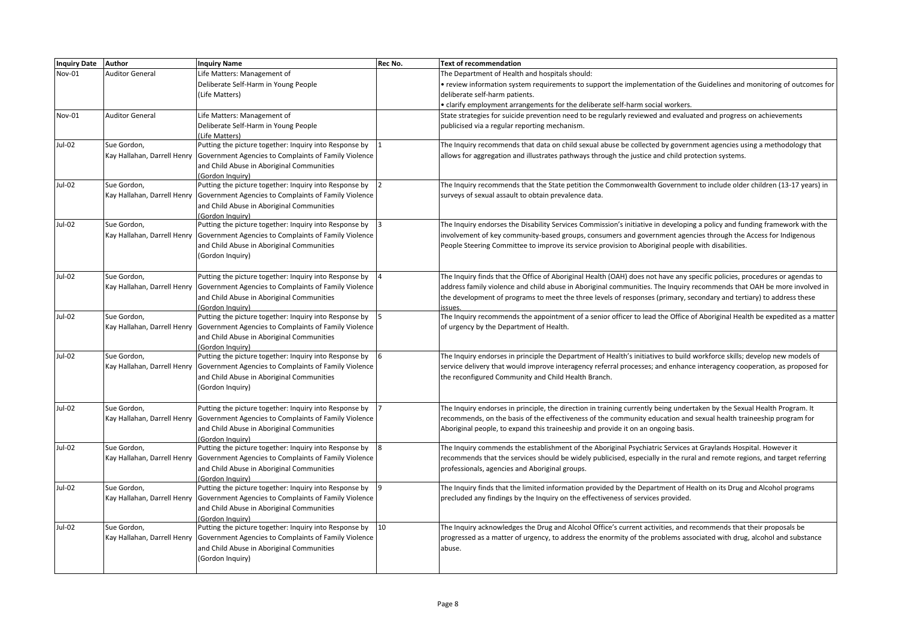| Inquiry Date | Author | Inquiry Name | Rec No. | Text of recommendation |
|---|---|---|---|---|
| Nov-01 | Auditor General | Life Matters: Management of Deliberate Self-Harm in Young People (Life Matters) | | The Department of Health and hospitals should: • review information system requirements to support the implementation of the Guidelines and monitoring of outcomes for deliberate self-harm patients. • clarify employment arrangements for the deliberate self-harm social workers. |
| Nov-01 | Auditor General | Life Matters: Management of Deliberate Self-Harm in Young People (Life Matters) | | State strategies for suicide prevention need to be regularly reviewed and evaluated and progress on achievements publicised via a regular reporting mechanism. |
| Jul-02 | Sue Gordon, Kay Hallahan, Darrell Henry | Putting the picture together: Inquiry into Response by Government Agencies to Complaints of Family Violence and Child Abuse in Aboriginal Communities (Gordon Inquiry) | 1 | The Inquiry recommends that data on child sexual abuse be collected by government agencies using a methodology that allows for aggregation and illustrates pathways through the justice and child protection systems. |
| Jul-02 | Sue Gordon, Kay Hallahan, Darrell Henry | Putting the picture together: Inquiry into Response by Government Agencies to Complaints of Family Violence and Child Abuse in Aboriginal Communities (Gordon Inquiry) | 2 | The Inquiry recommends that the State petition the Commonwealth Government to include older children (13-17 years) in surveys of sexual assault to obtain prevalence data. |
| Jul-02 | Sue Gordon, Kay Hallahan, Darrell Henry | Putting the picture together: Inquiry into Response by Government Agencies to Complaints of Family Violence and Child Abuse in Aboriginal Communities (Gordon Inquiry) | 3 | The Inquiry endorses the Disability Services Commission's initiative in developing a policy and funding framework with the involvement of key community-based groups, consumers and government agencies through the Access for Indigenous People Steering Committee to improve its service provision to Aboriginal people with disabilities. |
| Jul-02 | Sue Gordon, Kay Hallahan, Darrell Henry | Putting the picture together: Inquiry into Response by Government Agencies to Complaints of Family Violence and Child Abuse in Aboriginal Communities (Gordon Inquiry) | 4 | The Inquiry finds that the Office of Aboriginal Health (OAH) does not have any specific policies, procedures or agendas to address family violence and child abuse in Aboriginal communities. The Inquiry recommends that OAH be more involved in the development of programs to meet the three levels of responses (primary, secondary and tertiary) to address these issues. |
| Jul-02 | Sue Gordon, Kay Hallahan, Darrell Henry | Putting the picture together: Inquiry into Response by Government Agencies to Complaints of Family Violence and Child Abuse in Aboriginal Communities (Gordon Inquiry) | 5 | The Inquiry recommends the appointment of a senior officer to lead the Office of Aboriginal Health be expedited as a matter of urgency by the Department of Health. |
| Jul-02 | Sue Gordon, Kay Hallahan, Darrell Henry | Putting the picture together: Inquiry into Response by Government Agencies to Complaints of Family Violence and Child Abuse in Aboriginal Communities (Gordon Inquiry) | 6 | The Inquiry endorses in principle the Department of Health's initiatives to build workforce skills; develop new models of service delivery that would improve interagency referral processes; and enhance interagency cooperation, as proposed for the reconfigured Community and Child Health Branch. |
| Jul-02 | Sue Gordon, Kay Hallahan, Darrell Henry | Putting the picture together: Inquiry into Response by Government Agencies to Complaints of Family Violence and Child Abuse in Aboriginal Communities (Gordon Inquiry) | 7 | The Inquiry endorses in principle, the direction in training currently being undertaken by the Sexual Health Program. It recommends, on the basis of the effectiveness of the community education and sexual health traineeship program for Aboriginal people, to expand this traineeship and provide it on an ongoing basis. |
| Jul-02 | Sue Gordon, Kay Hallahan, Darrell Henry | Putting the picture together: Inquiry into Response by Government Agencies to Complaints of Family Violence and Child Abuse in Aboriginal Communities (Gordon Inquiry) | 8 | The Inquiry commends the establishment of the Aboriginal Psychiatric Services at Graylands Hospital. However it recommends that the services should be widely publicised, especially in the rural and remote regions, and target referring professionals, agencies and Aboriginal groups. |
| Jul-02 | Sue Gordon, Kay Hallahan, Darrell Henry | Putting the picture together: Inquiry into Response by Government Agencies to Complaints of Family Violence and Child Abuse in Aboriginal Communities (Gordon Inquiry) | 9 | The Inquiry finds that the limited information provided by the Department of Health on its Drug and Alcohol programs precluded any findings by the Inquiry on the effectiveness of services provided. |
| Jul-02 | Sue Gordon, Kay Hallahan, Darrell Henry | Putting the picture together: Inquiry into Response by Government Agencies to Complaints of Family Violence and Child Abuse in Aboriginal Communities (Gordon Inquiry) | 10 | The Inquiry acknowledges the Drug and Alcohol Office's current activities, and recommends that their proposals be progressed as a matter of urgency, to address the enormity of the problems associated with drug, alcohol and substance abuse. |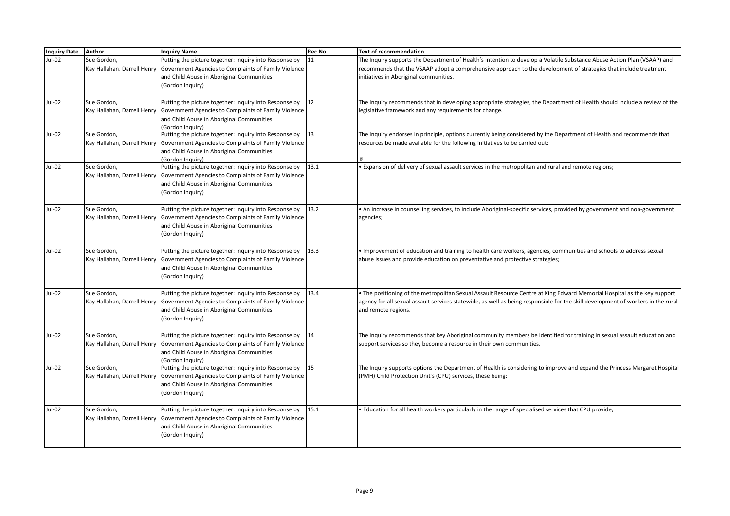| Inquiry Date | Author | Inquiry Name | Rec No. | Text of recommendation |
|---|---|---|---|---|
| Jul-02 | Sue Gordon, Kay Hallahan, Darrell Henry | Putting the picture together: Inquiry into Response by Government Agencies to Complaints of Family Violence and Child Abuse in Aboriginal Communities (Gordon Inquiry) | 11 | The Inquiry supports the Department of Health's intention to develop a Volatile Substance Abuse Action Plan (VSAAP) and recommends that the VSAAP adopt a comprehensive approach to the development of strategies that include treatment initiatives in Aboriginal communities. |
| Jul-02 | Sue Gordon, Kay Hallahan, Darrell Henry | Putting the picture together: Inquiry into Response by Government Agencies to Complaints of Family Violence and Child Abuse in Aboriginal Communities (Gordon Inquiry) | 12 | The Inquiry recommends that in developing appropriate strategies, the Department of Health should include a review of the legislative framework and any requirements for change. |
| Jul-02 | Sue Gordon, Kay Hallahan, Darrell Henry | Putting the picture together: Inquiry into Response by Government Agencies to Complaints of Family Violence and Child Abuse in Aboriginal Communities (Gordon Inquiry) | 13 | The Inquiry endorses in principle, options currently being considered by the Department of Health and recommends that resources be made available for the following initiatives to be carried out: |
| Jul-02 | Sue Gordon, Kay Hallahan, Darrell Henry | Putting the picture together: Inquiry into Response by Government Agencies to Complaints of Family Violence and Child Abuse in Aboriginal Communities (Gordon Inquiry) | 13.1 | • Expansion of delivery of sexual assault services in the metropolitan and rural and remote regions; |
| Jul-02 | Sue Gordon, Kay Hallahan, Darrell Henry | Putting the picture together: Inquiry into Response by Government Agencies to Complaints of Family Violence and Child Abuse in Aboriginal Communities (Gordon Inquiry) | 13.2 | • An increase in counselling services, to include Aboriginal-specific services, provided by government and non-government agencies; |
| Jul-02 | Sue Gordon, Kay Hallahan, Darrell Henry | Putting the picture together: Inquiry into Response by Government Agencies to Complaints of Family Violence and Child Abuse in Aboriginal Communities (Gordon Inquiry) | 13.3 | • Improvement of education and training to health care workers, agencies, communities and schools to address sexual abuse issues and provide education on preventative and protective strategies; |
| Jul-02 | Sue Gordon, Kay Hallahan, Darrell Henry | Putting the picture together: Inquiry into Response by Government Agencies to Complaints of Family Violence and Child Abuse in Aboriginal Communities (Gordon Inquiry) | 13.4 | • The positioning of the metropolitan Sexual Assault Resource Centre at King Edward Memorial Hospital as the key support agency for all sexual assault services statewide, as well as being responsible for the skill development of workers in the rural and remote regions. |
| Jul-02 | Sue Gordon, Kay Hallahan, Darrell Henry | Putting the picture together: Inquiry into Response by Government Agencies to Complaints of Family Violence and Child Abuse in Aboriginal Communities (Gordon Inquiry) | 14 | The Inquiry recommends that key Aboriginal community members be identified for training in sexual assault education and support services so they become a resource in their own communities. |
| Jul-02 | Sue Gordon, Kay Hallahan, Darrell Henry | Putting the picture together: Inquiry into Response by Government Agencies to Complaints of Family Violence and Child Abuse in Aboriginal Communities (Gordon Inquiry) | 15 | The Inquiry supports options the Department of Health is considering to improve and expand the Princess Margaret Hospital (PMH) Child Protection Unit's (CPU) services, these being: |
| Jul-02 | Sue Gordon, Kay Hallahan, Darrell Henry | Putting the picture together: Inquiry into Response by Government Agencies to Complaints of Family Violence and Child Abuse in Aboriginal Communities (Gordon Inquiry) | 15.1 | • Education for all health workers particularly in the range of specialised services that CPU provide; |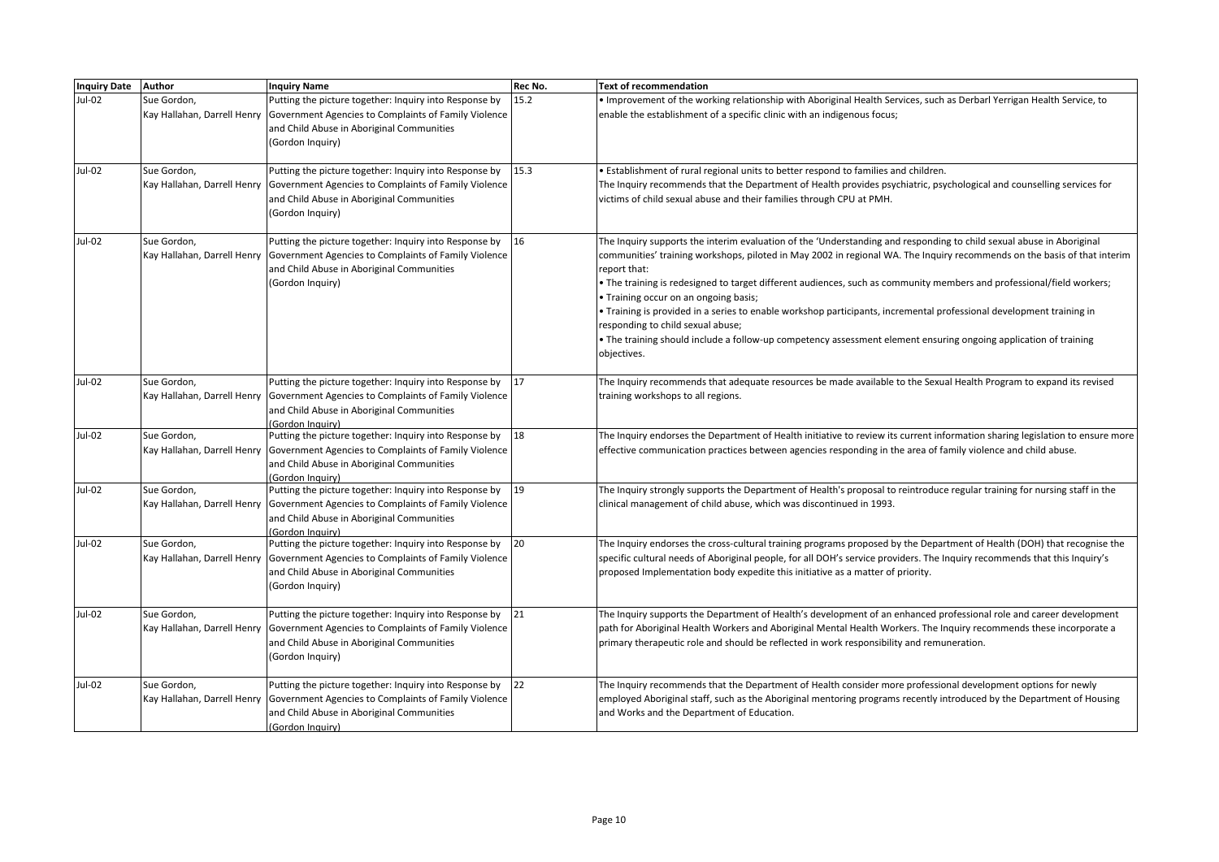| Inquiry Date | Author | Inquiry Name | Rec No. | Text of recommendation |
|---|---|---|---|---|
| Jul-02 | Sue Gordon, Kay Hallahan, Darrell Henry | Putting the picture together: Inquiry into Response by Government Agencies to Complaints of Family Violence and Child Abuse in Aboriginal Communities (Gordon Inquiry) | 15.2 | • Improvement of the working relationship with Aboriginal Health Services, such as Derbarl Yerrigan Health Service, to enable the establishment of a specific clinic with an indigenous focus; |
| Jul-02 | Sue Gordon, Kay Hallahan, Darrell Henry | Putting the picture together: Inquiry into Response by Government Agencies to Complaints of Family Violence and Child Abuse in Aboriginal Communities (Gordon Inquiry) | 15.3 | • Establishment of rural regional units to better respond to families and children.<br>The Inquiry recommends that the Department of Health provides psychiatric, psychological and counselling services for victims of child sexual abuse and their families through CPU at PMH. |
| Jul-02 | Sue Gordon, Kay Hallahan, Darrell Henry | Putting the picture together: Inquiry into Response by Government Agencies to Complaints of Family Violence and Child Abuse in Aboriginal Communities (Gordon Inquiry) | 16 | The Inquiry supports the interim evaluation of the 'Understanding and responding to child sexual abuse in Aboriginal communities' training workshops, piloted in May 2002 in regional WA. The Inquiry recommends on the basis of that interim report that:<br>• The training is redesigned to target different audiences, such as community members and professional/field workers;<br>• Training occur on an ongoing basis;<br>• Training is provided in a series to enable workshop participants, incremental professional development training in responding to child sexual abuse;<br>• The training should include a follow-up competency assessment element ensuring ongoing application of training objectives. |
| Jul-02 | Sue Gordon, Kay Hallahan, Darrell Henry | Putting the picture together: Inquiry into Response by Government Agencies to Complaints of Family Violence and Child Abuse in Aboriginal Communities (Gordon Inquiry) | 17 | The Inquiry recommends that adequate resources be made available to the Sexual Health Program to expand its revised training workshops to all regions. |
| Jul-02 | Sue Gordon, Kay Hallahan, Darrell Henry | Putting the picture together: Inquiry into Response by Government Agencies to Complaints of Family Violence and Child Abuse in Aboriginal Communities (Gordon Inquiry) | 18 | The Inquiry endorses the Department of Health initiative to review its current information sharing legislation to ensure more effective communication practices between agencies responding in the area of family violence and child abuse. |
| Jul-02 | Sue Gordon, Kay Hallahan, Darrell Henry | Putting the picture together: Inquiry into Response by Government Agencies to Complaints of Family Violence and Child Abuse in Aboriginal Communities (Gordon Inquiry) | 19 | The Inquiry strongly supports the Department of Health's proposal to reintroduce regular training for nursing staff in the clinical management of child abuse, which was discontinued in 1993. |
| Jul-02 | Sue Gordon, Kay Hallahan, Darrell Henry | Putting the picture together: Inquiry into Response by Government Agencies to Complaints of Family Violence and Child Abuse in Aboriginal Communities (Gordon Inquiry) | 20 | The Inquiry endorses the cross-cultural training programs proposed by the Department of Health (DOH) that recognise the specific cultural needs of Aboriginal people, for all DOH's service providers. The Inquiry recommends that this Inquiry's proposed Implementation body expedite this initiative as a matter of priority. |
| Jul-02 | Sue Gordon, Kay Hallahan, Darrell Henry | Putting the picture together: Inquiry into Response by Government Agencies to Complaints of Family Violence and Child Abuse in Aboriginal Communities (Gordon Inquiry) | 21 | The Inquiry supports the Department of Health's development of an enhanced professional role and career development path for Aboriginal Health Workers and Aboriginal Mental Health Workers. The Inquiry recommends these incorporate a primary therapeutic role and should be reflected in work responsibility and remuneration. |
| Jul-02 | Sue Gordon, Kay Hallahan, Darrell Henry | Putting the picture together: Inquiry into Response by Government Agencies to Complaints of Family Violence and Child Abuse in Aboriginal Communities (Gordon Inquiry) | 22 | The Inquiry recommends that the Department of Health consider more professional development options for newly employed Aboriginal staff, such as the Aboriginal mentoring programs recently introduced by the Department of Housing and Works and the Department of Education. |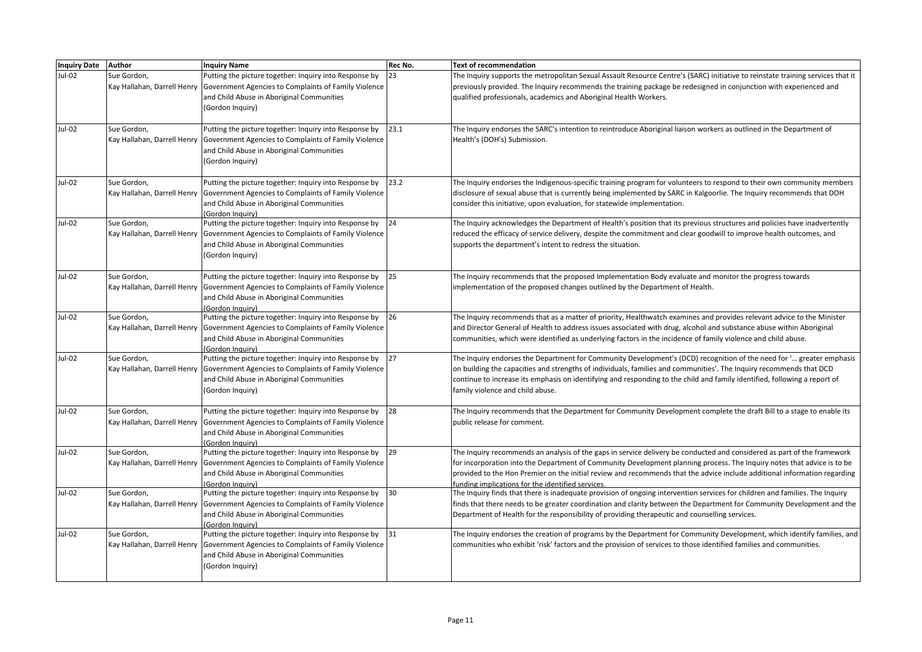| Inquiry Date | Author | Inquiry Name | Rec No. | Text of recommendation |
|---|---|---|---|---|
| Jul-02 | Sue Gordon, Kay Hallahan, Darrell Henry | Putting the picture together: Inquiry into Response by Government Agencies to Complaints of Family Violence and Child Abuse in Aboriginal Communities (Gordon Inquiry) | 23 | The Inquiry supports the metropolitan Sexual Assault Resource Centre's (SARC) initiative to reinstate training services that it previously provided. The Inquiry recommends the training package be redesigned in conjunction with experienced and qualified professionals, academics and Aboriginal Health Workers. |
| Jul-02 | Sue Gordon, Kay Hallahan, Darrell Henry | Putting the picture together: Inquiry into Response by Government Agencies to Complaints of Family Violence and Child Abuse in Aboriginal Communities (Gordon Inquiry) | 23.1 | The Inquiry endorses the SARC's intention to reintroduce Aboriginal liaison workers as outlined in the Department of Health's (DOH's) Submission. |
| Jul-02 | Sue Gordon, Kay Hallahan, Darrell Henry | Putting the picture together: Inquiry into Response by Government Agencies to Complaints of Family Violence and Child Abuse in Aboriginal Communities (Gordon Inquiry) | 23.2 | The Inquiry endorses the Indigenous-specific training program for volunteers to respond to their own community members disclosure of sexual abuse that is currently being implemented by SARC in Kalgoorlie. The Inquiry recommends that DOH consider this initiative, upon evaluation, for statewide implementation. |
| Jul-02 | Sue Gordon, Kay Hallahan, Darrell Henry | Putting the picture together: Inquiry into Response by Government Agencies to Complaints of Family Violence and Child Abuse in Aboriginal Communities (Gordon Inquiry) | 24 | The Inquiry acknowledges the Department of Health's position that its previous structures and policies have inadvertently reduced the efficacy of service delivery, despite the commitment and clear goodwill to improve health outcomes, and supports the department's intent to redress the situation. |
| Jul-02 | Sue Gordon, Kay Hallahan, Darrell Henry | Putting the picture together: Inquiry into Response by Government Agencies to Complaints of Family Violence and Child Abuse in Aboriginal Communities (Gordon Inquiry) | 25 | The Inquiry recommends that the proposed Implementation Body evaluate and monitor the progress towards implementation of the proposed changes outlined by the Department of Health. |
| Jul-02 | Sue Gordon, Kay Hallahan, Darrell Henry | Putting the picture together: Inquiry into Response by Government Agencies to Complaints of Family Violence and Child Abuse in Aboriginal Communities (Gordon Inquiry) | 26 | The Inquiry recommends that as a matter of priority, Healthwatch examines and provides relevant advice to the Minister and Director General of Health to address issues associated with drug, alcohol and substance abuse within Aboriginal communities, which were identified as underlying factors in the incidence of family violence and child abuse. |
| Jul-02 | Sue Gordon, Kay Hallahan, Darrell Henry | Putting the picture together: Inquiry into Response by Government Agencies to Complaints of Family Violence and Child Abuse in Aboriginal Communities (Gordon Inquiry) | 27 | The Inquiry endorses the Department for Community Development's (DCD) recognition of the need for '… greater emphasis on building the capacities and strengths of individuals, families and communities'. The Inquiry recommends that DCD continue to increase its emphasis on identifying and responding to the child and family identified, following a report of family violence and child abuse. |
| Jul-02 | Sue Gordon, Kay Hallahan, Darrell Henry | Putting the picture together: Inquiry into Response by Government Agencies to Complaints of Family Violence and Child Abuse in Aboriginal Communities (Gordon Inquiry) | 28 | The Inquiry recommends that the Department for Community Development complete the draft Bill to a stage to enable its public release for comment. |
| Jul-02 | Sue Gordon, Kay Hallahan, Darrell Henry | Putting the picture together: Inquiry into Response by Government Agencies to Complaints of Family Violence and Child Abuse in Aboriginal Communities (Gordon Inquiry) | 29 | The Inquiry recommends an analysis of the gaps in service delivery be conducted and considered as part of the framework for incorporation into the Department of Community Development planning process. The Inquiry notes that advice is to be provided to the Hon Premier on the initial review and recommends that the advice include additional information regarding funding implications for the identified services. |
| Jul-02 | Sue Gordon, Kay Hallahan, Darrell Henry | Putting the picture together: Inquiry into Response by Government Agencies to Complaints of Family Violence and Child Abuse in Aboriginal Communities (Gordon Inquiry) | 30 | The Inquiry finds that there is inadequate provision of ongoing intervention services for children and families. The Inquiry finds that there needs to be greater coordination and clarity between the Department for Community Development and the Department of Health for the responsibility of providing therapeutic and counselling services. |
| Jul-02 | Sue Gordon, Kay Hallahan, Darrell Henry | Putting the picture together: Inquiry into Response by Government Agencies to Complaints of Family Violence and Child Abuse in Aboriginal Communities (Gordon Inquiry) | 31 | The Inquiry endorses the creation of programs by the Department for Community Development, which identify families, and communities who exhibit 'risk' factors and the provision of services to those identified families and communities. |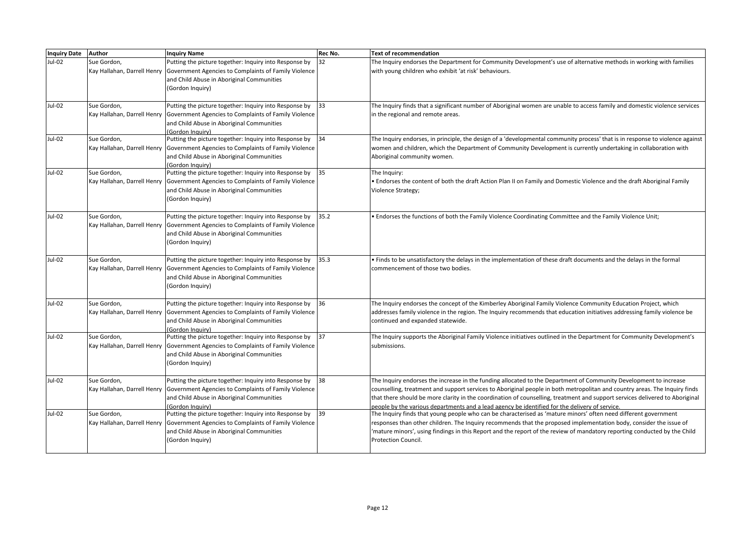| Inquiry Date | Author | Inquiry Name | Rec No. | Text of recommendation |
|---|---|---|---|---|
| Jul-02 | Sue Gordon, Kay Hallahan, Darrell Henry | Putting the picture together: Inquiry into Response by Government Agencies to Complaints of Family Violence and Child Abuse in Aboriginal Communities (Gordon Inquiry) | 32 | The Inquiry endorses the Department for Community Development's use of alternative methods in working with families with young children who exhibit 'at risk' behaviours. |
| Jul-02 | Sue Gordon, Kay Hallahan, Darrell Henry | Putting the picture together: Inquiry into Response by Government Agencies to Complaints of Family Violence and Child Abuse in Aboriginal Communities (Gordon Inquiry) | 33 | The Inquiry finds that a significant number of Aboriginal women are unable to access family and domestic violence services in the regional and remote areas. |
| Jul-02 | Sue Gordon, Kay Hallahan, Darrell Henry | Putting the picture together: Inquiry into Response by Government Agencies to Complaints of Family Violence and Child Abuse in Aboriginal Communities (Gordon Inquiry) | 34 | The Inquiry endorses, in principle, the design of a 'developmental community process' that is in response to violence against women and children, which the Department of Community Development is currently undertaking in collaboration with Aboriginal community women. |
| Jul-02 | Sue Gordon, Kay Hallahan, Darrell Henry | Putting the picture together: Inquiry into Response by Government Agencies to Complaints of Family Violence and Child Abuse in Aboriginal Communities (Gordon Inquiry) | 35 | The Inquiry:<br>• Endorses the content of both the draft Action Plan II on Family and Domestic Violence and the draft Aboriginal Family Violence Strategy; |
| Jul-02 | Sue Gordon, Kay Hallahan, Darrell Henry | Putting the picture together: Inquiry into Response by Government Agencies to Complaints of Family Violence and Child Abuse in Aboriginal Communities (Gordon Inquiry) | 35.2 | • Endorses the functions of both the Family Violence Coordinating Committee and the Family Violence Unit; |
| Jul-02 | Sue Gordon, Kay Hallahan, Darrell Henry | Putting the picture together: Inquiry into Response by Government Agencies to Complaints of Family Violence and Child Abuse in Aboriginal Communities (Gordon Inquiry) | 35.3 | • Finds to be unsatisfactory the delays in the implementation of these draft documents and the delays in the formal commencement of those two bodies. |
| Jul-02 | Sue Gordon, Kay Hallahan, Darrell Henry | Putting the picture together: Inquiry into Response by Government Agencies to Complaints of Family Violence and Child Abuse in Aboriginal Communities (Gordon Inquiry) | 36 | The Inquiry endorses the concept of the Kimberley Aboriginal Family Violence Community Education Project, which addresses family violence in the region. The Inquiry recommends that education initiatives addressing family violence be continued and expanded statewide. |
| Jul-02 | Sue Gordon, Kay Hallahan, Darrell Henry | Putting the picture together: Inquiry into Response by Government Agencies to Complaints of Family Violence and Child Abuse in Aboriginal Communities (Gordon Inquiry) | 37 | The Inquiry supports the Aboriginal Family Violence initiatives outlined in the Department for Community Development's submissions. |
| Jul-02 | Sue Gordon, Kay Hallahan, Darrell Henry | Putting the picture together: Inquiry into Response by Government Agencies to Complaints of Family Violence and Child Abuse in Aboriginal Communities (Gordon Inquiry) | 38 | The Inquiry endorses the increase in the funding allocated to the Department of Community Development to increase counselling, treatment and support services to Aboriginal people in both metropolitan and country areas. The Inquiry finds that there should be more clarity in the coordination of counselling, treatment and support services delivered to Aboriginal people by the various departments and a lead agency be identified for the delivery of service. |
| Jul-02 | Sue Gordon, Kay Hallahan, Darrell Henry | Putting the picture together: Inquiry into Response by Government Agencies to Complaints of Family Violence and Child Abuse in Aboriginal Communities (Gordon Inquiry) | 39 | The Inquiry finds that young people who can be characterised as 'mature minors' often need different government responses than other children. The Inquiry recommends that the proposed implementation body, consider the issue of 'mature minors', using findings in this Report and the report of the review of mandatory reporting conducted by the Child Protection Council. |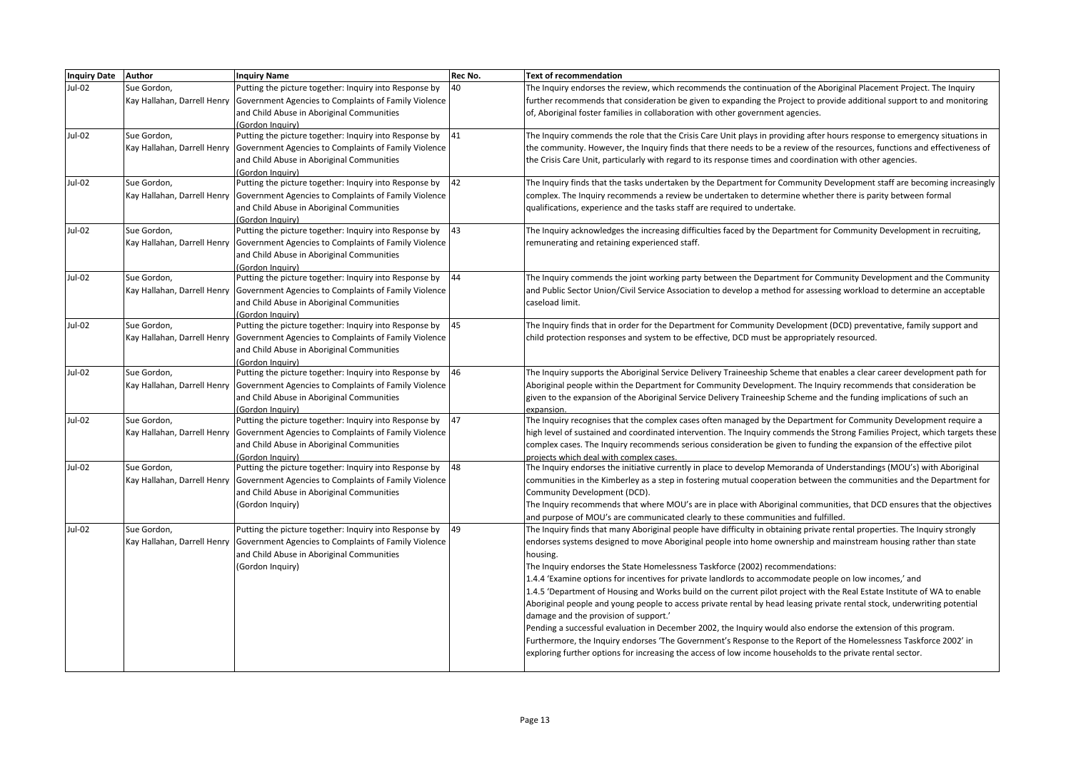| Inquiry Date | Author | Inquiry Name | Rec No. | Text of recommendation |
|---|---|---|---|---|
| Jul-02 | Sue Gordon, Kay Hallahan, Darrell Henry | Putting the picture together: Inquiry into Response by Government Agencies to Complaints of Family Violence and Child Abuse in Aboriginal Communities (Gordon Inquiry) | 40 | The Inquiry endorses the review, which recommends the continuation of the Aboriginal Placement Project. The Inquiry further recommends that consideration be given to expanding the Project to provide additional support to and monitoring of, Aboriginal foster families in collaboration with other government agencies. |
| Jul-02 | Sue Gordon, Kay Hallahan, Darrell Henry | Putting the picture together: Inquiry into Response by Government Agencies to Complaints of Family Violence and Child Abuse in Aboriginal Communities (Gordon Inquiry) | 41 | The Inquiry commends the role that the Crisis Care Unit plays in providing after hours response to emergency situations in the community. However, the Inquiry finds that there needs to be a review of the resources, functions and effectiveness of the Crisis Care Unit, particularly with regard to its response times and coordination with other agencies. |
| Jul-02 | Sue Gordon, Kay Hallahan, Darrell Henry | Putting the picture together: Inquiry into Response by Government Agencies to Complaints of Family Violence and Child Abuse in Aboriginal Communities (Gordon Inquiry) | 42 | The Inquiry finds that the tasks undertaken by the Department for Community Development staff are becoming increasingly complex. The Inquiry recommends a review be undertaken to determine whether there is parity between formal qualifications, experience and the tasks staff are required to undertake. |
| Jul-02 | Sue Gordon, Kay Hallahan, Darrell Henry | Putting the picture together: Inquiry into Response by Government Agencies to Complaints of Family Violence and Child Abuse in Aboriginal Communities (Gordon Inquiry) | 43 | The Inquiry acknowledges the increasing difficulties faced by the Department for Community Development in recruiting, remunerating and retaining experienced staff. |
| Jul-02 | Sue Gordon, Kay Hallahan, Darrell Henry | Putting the picture together: Inquiry into Response by Government Agencies to Complaints of Family Violence and Child Abuse in Aboriginal Communities (Gordon Inquiry) | 44 | The Inquiry commends the joint working party between the Department for Community Development and the Community and Public Sector Union/Civil Service Association to develop a method for assessing workload to determine an acceptable caseload limit. |
| Jul-02 | Sue Gordon, Kay Hallahan, Darrell Henry | Putting the picture together: Inquiry into Response by Government Agencies to Complaints of Family Violence and Child Abuse in Aboriginal Communities (Gordon Inquiry) | 45 | The Inquiry finds that in order for the Department for Community Development (DCD) preventative, family support and child protection responses and system to be effective, DCD must be appropriately resourced. |
| Jul-02 | Sue Gordon, Kay Hallahan, Darrell Henry | Putting the picture together: Inquiry into Response by Government Agencies to Complaints of Family Violence and Child Abuse in Aboriginal Communities (Gordon Inquiry) | 46 | The Inquiry supports the Aboriginal Service Delivery Traineeship Scheme that enables a clear career development path for Aboriginal people within the Department for Community Development. The Inquiry recommends that consideration be given to the expansion of the Aboriginal Service Delivery Traineeship Scheme and the funding implications of such an expansion. |
| Jul-02 | Sue Gordon, Kay Hallahan, Darrell Henry | Putting the picture together: Inquiry into Response by Government Agencies to Complaints of Family Violence and Child Abuse in Aboriginal Communities (Gordon Inquiry) | 47 | The Inquiry recognises that the complex cases often managed by the Department for Community Development require a high level of sustained and coordinated intervention. The Inquiry commends the Strong Families Project, which targets these complex cases. The Inquiry recommends serious consideration be given to funding the expansion of the effective pilot projects which deal with complex cases. |
| Jul-02 | Sue Gordon, Kay Hallahan, Darrell Henry | Putting the picture together: Inquiry into Response by Government Agencies to Complaints of Family Violence and Child Abuse in Aboriginal Communities (Gordon Inquiry) | 48 | The Inquiry endorses the initiative currently in place to develop Memoranda of Understandings (MOU's) with Aboriginal communities in the Kimberley as a step in fostering mutual cooperation between the communities and the Department for Community Development (DCD).<br>The Inquiry recommends that where MOU's are in place with Aboriginal communities, that DCD ensures that the objectives and purpose of MOU's are communicated clearly to these communities and fulfilled. |
| Jul-02 | Sue Gordon, Kay Hallahan, Darrell Henry | Putting the picture together: Inquiry into Response by Government Agencies to Complaints of Family Violence and Child Abuse in Aboriginal Communities (Gordon Inquiry) | 49 | The Inquiry finds that many Aboriginal people have difficulty in obtaining private rental properties. The Inquiry strongly endorses systems designed to move Aboriginal people into home ownership and mainstream housing rather than state housing.<br>The Inquiry endorses the State Homelessness Taskforce (2002) recommendations:<br>1.4.4 'Examine options for incentives for private landlords to accommodate people on low incomes,' and<br>1.4.5 'Department of Housing and Works build on the current pilot project with the Real Estate Institute of WA to enable Aboriginal people and young people to access private rental by head leasing private rental stock, underwriting potential damage and the provision of support.'<br>Pending a successful evaluation in December 2002, the Inquiry would also endorse the extension of this program.<br>Furthermore, the Inquiry endorses 'The Government's Response to the Report of the Homelessness Taskforce 2002' in exploring further options for increasing the access of low income households to the private rental sector. |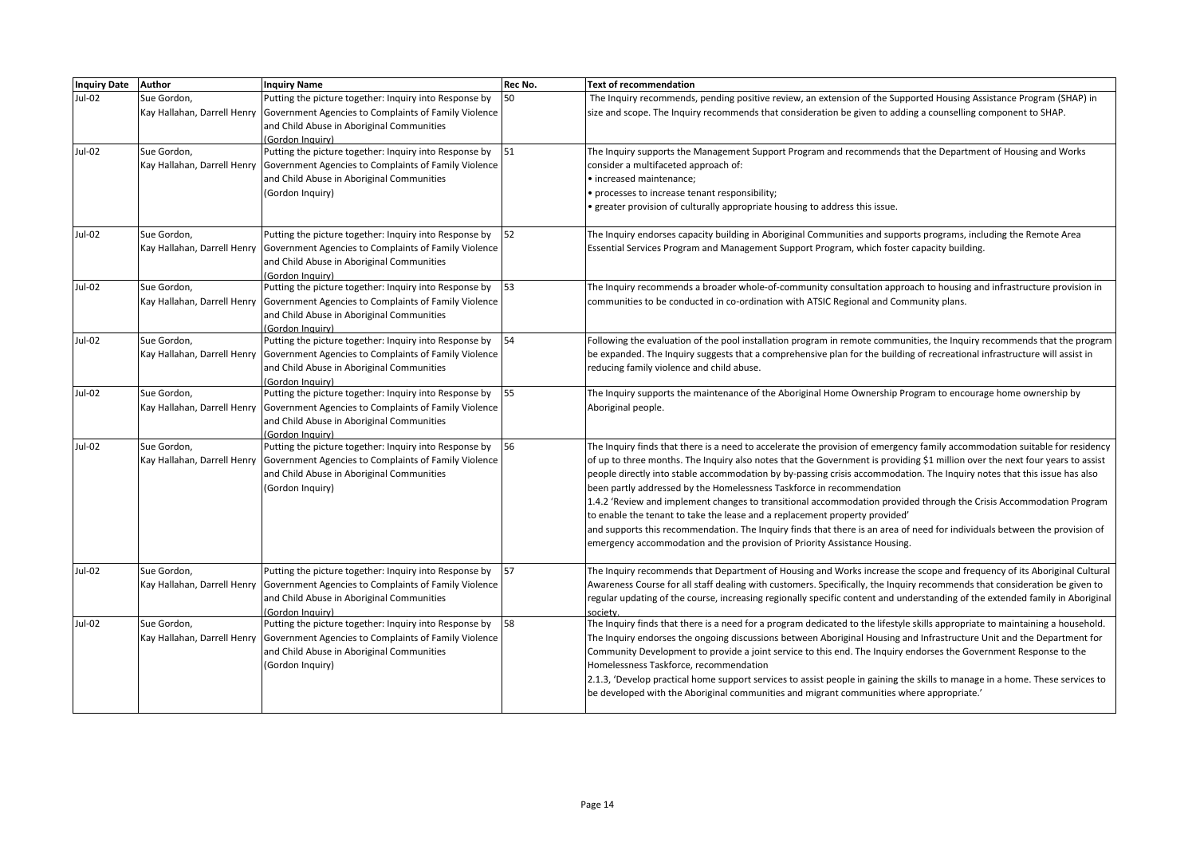| Inquiry Date | Author | Inquiry Name | Rec No. | Text of recommendation |
|---|---|---|---|---|
| Jul-02 | Sue Gordon, Kay Hallahan, Darrell Henry | Putting the picture together: Inquiry into Response by Government Agencies to Complaints of Family Violence and Child Abuse in Aboriginal Communities (Gordon Inquiry) | 50 | The Inquiry recommends, pending positive review, an extension of the Supported Housing Assistance Program (SHAP) in size and scope. The Inquiry recommends that consideration be given to adding a counselling component to SHAP. |
| Jul-02 | Sue Gordon, Kay Hallahan, Darrell Henry | Putting the picture together: Inquiry into Response by Government Agencies to Complaints of Family Violence and Child Abuse in Aboriginal Communities (Gordon Inquiry) | 51 | The Inquiry supports the Management Support Program and recommends that the Department of Housing and Works consider a multifaceted approach of:<br>• increased maintenance;<br>• processes to increase tenant responsibility;<br>• greater provision of culturally appropriate housing to address this issue. |
| Jul-02 | Sue Gordon, Kay Hallahan, Darrell Henry | Putting the picture together: Inquiry into Response by Government Agencies to Complaints of Family Violence and Child Abuse in Aboriginal Communities (Gordon Inquiry) | 52 | The Inquiry endorses capacity building in Aboriginal Communities and supports programs, including the Remote Area Essential Services Program and Management Support Program, which foster capacity building. |
| Jul-02 | Sue Gordon, Kay Hallahan, Darrell Henry | Putting the picture together: Inquiry into Response by Government Agencies to Complaints of Family Violence and Child Abuse in Aboriginal Communities (Gordon Inquiry) | 53 | The Inquiry recommends a broader whole-of-community consultation approach to housing and infrastructure provision in communities to be conducted in co-ordination with ATSIC Regional and Community plans. |
| Jul-02 | Sue Gordon, Kay Hallahan, Darrell Henry | Putting the picture together: Inquiry into Response by Government Agencies to Complaints of Family Violence and Child Abuse in Aboriginal Communities (Gordon Inquiry) | 54 | Following the evaluation of the pool installation program in remote communities, the Inquiry recommends that the program be expanded. The Inquiry suggests that a comprehensive plan for the building of recreational infrastructure will assist in reducing family violence and child abuse. |
| Jul-02 | Sue Gordon, Kay Hallahan, Darrell Henry | Putting the picture together: Inquiry into Response by Government Agencies to Complaints of Family Violence and Child Abuse in Aboriginal Communities (Gordon Inquiry) | 55 | The Inquiry supports the maintenance of the Aboriginal Home Ownership Program to encourage home ownership by Aboriginal people. |
| Jul-02 | Sue Gordon, Kay Hallahan, Darrell Henry | Putting the picture together: Inquiry into Response by Government Agencies to Complaints of Family Violence and Child Abuse in Aboriginal Communities (Gordon Inquiry) | 56 | The Inquiry finds that there is a need to accelerate the provision of emergency family accommodation suitable for residency of up to three months. The Inquiry also notes that the Government is providing $1 million over the next four years to assist people directly into stable accommodation by by-passing crisis accommodation. The Inquiry notes that this issue has also been partly addressed by the Homelessness Taskforce in recommendation<br>1.4.2 'Review and implement changes to transitional accommodation provided through the Crisis Accommodation Program to enable the tenant to take the lease and a replacement property provided'<br>and supports this recommendation. The Inquiry finds that there is an area of need for individuals between the provision of emergency accommodation and the provision of Priority Assistance Housing. |
| Jul-02 | Sue Gordon, Kay Hallahan, Darrell Henry | Putting the picture together: Inquiry into Response by Government Agencies to Complaints of Family Violence and Child Abuse in Aboriginal Communities (Gordon Inquiry) | 57 | The Inquiry recommends that Department of Housing and Works increase the scope and frequency of its Aboriginal Cultural Awareness Course for all staff dealing with customers. Specifically, the Inquiry recommends that consideration be given to regular updating of the course, increasing regionally specific content and understanding of the extended family in Aboriginal society. |
| Jul-02 | Sue Gordon, Kay Hallahan, Darrell Henry | Putting the picture together: Inquiry into Response by Government Agencies to Complaints of Family Violence and Child Abuse in Aboriginal Communities (Gordon Inquiry) | 58 | The Inquiry finds that there is a need for a program dedicated to the lifestyle skills appropriate to maintaining a household. The Inquiry endorses the ongoing discussions between Aboriginal Housing and Infrastructure Unit and the Department for Community Development to provide a joint service to this end. The Inquiry endorses the Government Response to the Homelessness Taskforce, recommendation<br>2.1.3, 'Develop practical home support services to assist people in gaining the skills to manage in a home. These services to be developed with the Aboriginal communities and migrant communities where appropriate.' |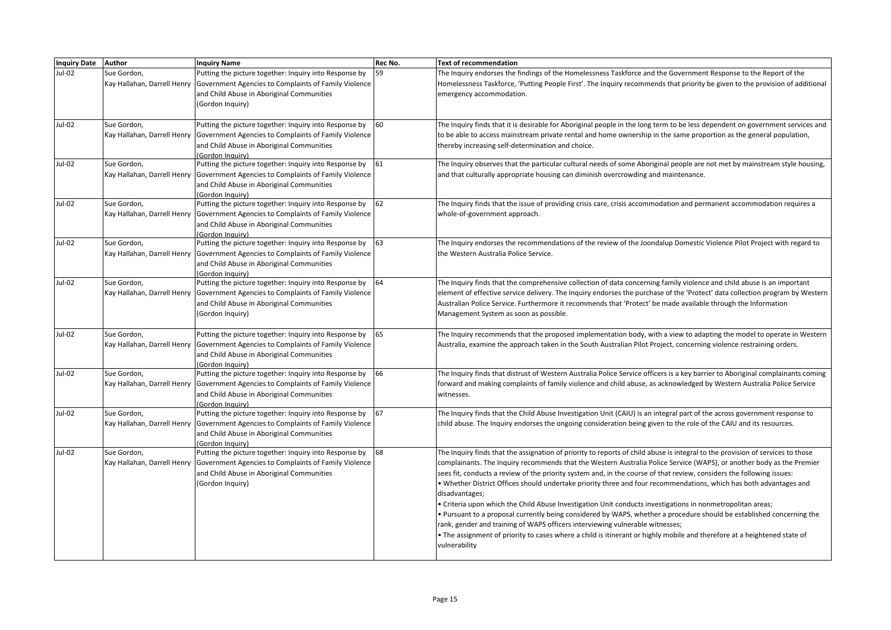| Inquiry Date | Author | Inquiry Name | Rec No. | Text of recommendation |
|---|---|---|---|---|
| Jul-02 | Sue Gordon, Kay Hallahan, Darrell Henry | Putting the picture together: Inquiry into Response by Government Agencies to Complaints of Family Violence and Child Abuse in Aboriginal Communities (Gordon Inquiry) | 59 | The Inquiry endorses the findings of the Homelessness Taskforce and the Government Response to the Report of the Homelessness Taskforce, 'Putting People First'. The Inquiry recommends that priority be given to the provision of additional emergency accommodation. |
| Jul-02 | Sue Gordon, Kay Hallahan, Darrell Henry | Putting the picture together: Inquiry into Response by Government Agencies to Complaints of Family Violence and Child Abuse in Aboriginal Communities (Gordon Inquiry) | 60 | The Inquiry finds that it is desirable for Aboriginal people in the long term to be less dependent on government services and to be able to access mainstream private rental and home ownership in the same proportion as the general population, thereby increasing self-determination and choice. |
| Jul-02 | Sue Gordon, Kay Hallahan, Darrell Henry | Putting the picture together: Inquiry into Response by Government Agencies to Complaints of Family Violence and Child Abuse in Aboriginal Communities (Gordon Inquiry) | 61 | The Inquiry observes that the particular cultural needs of some Aboriginal people are not met by mainstream style housing, and that culturally appropriate housing can diminish overcrowding and maintenance. |
| Jul-02 | Sue Gordon, Kay Hallahan, Darrell Henry | Putting the picture together: Inquiry into Response by Government Agencies to Complaints of Family Violence and Child Abuse in Aboriginal Communities (Gordon Inquiry) | 62 | The Inquiry finds that the issue of providing crisis care, crisis accommodation and permanent accommodation requires a whole-of-government approach. |
| Jul-02 | Sue Gordon, Kay Hallahan, Darrell Henry | Putting the picture together: Inquiry into Response by Government Agencies to Complaints of Family Violence and Child Abuse in Aboriginal Communities (Gordon Inquiry) | 63 | The Inquiry endorses the recommendations of the review of the Joondalup Domestic Violence Pilot Project with regard to the Western Australia Police Service. |
| Jul-02 | Sue Gordon, Kay Hallahan, Darrell Henry | Putting the picture together: Inquiry into Response by Government Agencies to Complaints of Family Violence and Child Abuse in Aboriginal Communities (Gordon Inquiry) | 64 | The Inquiry finds that the comprehensive collection of data concerning family violence and child abuse is an important element of effective service delivery. The Inquiry endorses the purchase of the 'Protect' data collection program by Western Australian Police Service. Furthermore it recommends that 'Protect' be made available through the Information Management System as soon as possible. |
| Jul-02 | Sue Gordon, Kay Hallahan, Darrell Henry | Putting the picture together: Inquiry into Response by Government Agencies to Complaints of Family Violence and Child Abuse in Aboriginal Communities (Gordon Inquiry) | 65 | The Inquiry recommends that the proposed implementation body, with a view to adapting the model to operate in Western Australia, examine the approach taken in the South Australian Pilot Project, concerning violence restraining orders. |
| Jul-02 | Sue Gordon, Kay Hallahan, Darrell Henry | Putting the picture together: Inquiry into Response by Government Agencies to Complaints of Family Violence and Child Abuse in Aboriginal Communities (Gordon Inquiry) | 66 | The Inquiry finds that distrust of Western Australia Police Service officers is a key barrier to Aboriginal complainants coming forward and making complaints of family violence and child abuse, as acknowledged by Western Australia Police Service witnesses. |
| Jul-02 | Sue Gordon, Kay Hallahan, Darrell Henry | Putting the picture together: Inquiry into Response by Government Agencies to Complaints of Family Violence and Child Abuse in Aboriginal Communities (Gordon Inquiry) | 67 | The Inquiry finds that the Child Abuse Investigation Unit (CAIU) is an integral part of the across government response to child abuse. The Inquiry endorses the ongoing consideration being given to the role of the CAIU and its resources. |
| Jul-02 | Sue Gordon, Kay Hallahan, Darrell Henry | Putting the picture together: Inquiry into Response by Government Agencies to Complaints of Family Violence and Child Abuse in Aboriginal Communities (Gordon Inquiry) | 68 | The Inquiry finds that the assignation of priority to reports of child abuse is integral to the provision of services to those complainants. The Inquiry recommends that the Western Australia Police Service (WAPS), or another body as the Premier sees fit, conducts a review of the priority system and, in the course of that review, considers the following issues:<br>• Whether District Offices should undertake priority three and four recommendations, which has both advantages and disadvantages;<br>• Criteria upon which the Child Abuse Investigation Unit conducts investigations in nonmetropolitan areas;<br>• Pursuant to a proposal currently being considered by WAPS, whether a procedure should be established concerning the rank, gender and training of WAPS officers interviewing vulnerable witnesses;<br>• The assignment of priority to cases where a child is itinerant or highly mobile and therefore at a heightened state of vulnerability |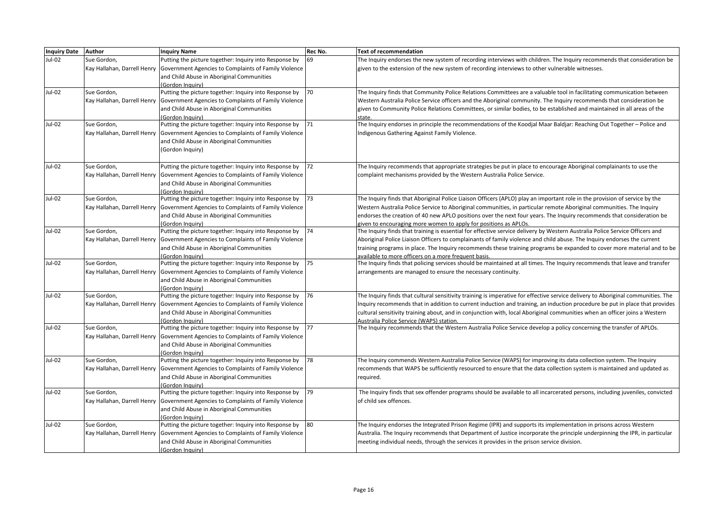| Inquiry Date | Author | Inquiry Name | Rec No. | Text of recommendation |
|---|---|---|---|---|
| Jul-02 | Sue Gordon, Kay Hallahan, Darrell Henry | Putting the picture together: Inquiry into Response by Government Agencies to Complaints of Family Violence and Child Abuse in Aboriginal Communities (Gordon Inquiry) | 69 | The Inquiry endorses the new system of recording interviews with children. The Inquiry recommends that consideration be given to the extension of the new system of recording interviews to other vulnerable witnesses. |
| Jul-02 | Sue Gordon, Kay Hallahan, Darrell Henry | Putting the picture together: Inquiry into Response by Government Agencies to Complaints of Family Violence and Child Abuse in Aboriginal Communities (Gordon Inquiry) | 70 | The Inquiry finds that Community Police Relations Committees are a valuable tool in facilitating communication between Western Australia Police Service officers and the Aboriginal community. The Inquiry recommends that consideration be given to Community Police Relations Committees, or similar bodies, to be established and maintained in all areas of the state. |
| Jul-02 | Sue Gordon, Kay Hallahan, Darrell Henry | Putting the picture together: Inquiry into Response by Government Agencies to Complaints of Family Violence and Child Abuse in Aboriginal Communities (Gordon Inquiry) | 71 | The Inquiry endorses in principle the recommendations of the Koodjal Maar Baldjar: Reaching Out Together – Police and Indigenous Gathering Against Family Violence. |
| Jul-02 | Sue Gordon, Kay Hallahan, Darrell Henry | Putting the picture together: Inquiry into Response by Government Agencies to Complaints of Family Violence and Child Abuse in Aboriginal Communities (Gordon Inquiry) | 72 | The Inquiry recommends that appropriate strategies be put in place to encourage Aboriginal complainants to use the complaint mechanisms provided by the Western Australia Police Service. |
| Jul-02 | Sue Gordon, Kay Hallahan, Darrell Henry | Putting the picture together: Inquiry into Response by Government Agencies to Complaints of Family Violence and Child Abuse in Aboriginal Communities (Gordon Inquiry) | 73 | The Inquiry finds that Aboriginal Police Liaison Officers (APLO) play an important role in the provision of service by the Western Australia Police Service to Aboriginal communities, in particular remote Aboriginal communities. The Inquiry endorses the creation of 40 new APLO positions over the next four years. The Inquiry recommends that consideration be given to encouraging more women to apply for positions as APLOs. |
| Jul-02 | Sue Gordon, Kay Hallahan, Darrell Henry | Putting the picture together: Inquiry into Response by Government Agencies to Complaints of Family Violence and Child Abuse in Aboriginal Communities (Gordon Inquiry) | 74 | The Inquiry finds that training is essential for effective service delivery by Western Australia Police Service Officers and Aboriginal Police Liaison Officers to complainants of family violence and child abuse. The Inquiry endorses the current training programs in place. The Inquiry recommends these training programs be expanded to cover more material and to be available to more officers on a more frequent basis. |
| Jul-02 | Sue Gordon, Kay Hallahan, Darrell Henry | Putting the picture together: Inquiry into Response by Government Agencies to Complaints of Family Violence and Child Abuse in Aboriginal Communities (Gordon Inquiry) | 75 | The Inquiry finds that policing services should be maintained at all times. The Inquiry recommends that leave and transfer arrangements are managed to ensure the necessary continuity. |
| Jul-02 | Sue Gordon, Kay Hallahan, Darrell Henry | Putting the picture together: Inquiry into Response by Government Agencies to Complaints of Family Violence and Child Abuse in Aboriginal Communities (Gordon Inquiry) | 76 | The Inquiry finds that cultural sensitivity training is imperative for effective service delivery to Aboriginal communities. The Inquiry recommends that in addition to current induction and training, an induction procedure be put in place that provides cultural sensitivity training about, and in conjunction with, local Aboriginal communities when an officer joins a Western Australia Police Service (WAPS) station. |
| Jul-02 | Sue Gordon, Kay Hallahan, Darrell Henry | Putting the picture together: Inquiry into Response by Government Agencies to Complaints of Family Violence and Child Abuse in Aboriginal Communities (Gordon Inquiry) | 77 | The Inquiry recommends that the Western Australia Police Service develop a policy concerning the transfer of APLOs. |
| Jul-02 | Sue Gordon, Kay Hallahan, Darrell Henry | Putting the picture together: Inquiry into Response by Government Agencies to Complaints of Family Violence and Child Abuse in Aboriginal Communities (Gordon Inquiry) | 78 | The Inquiry commends Western Australia Police Service (WAPS) for improving its data collection system. The Inquiry recommends that WAPS be sufficiently resourced to ensure that the data collection system is maintained and updated as required. |
| Jul-02 | Sue Gordon, Kay Hallahan, Darrell Henry | Putting the picture together: Inquiry into Response by Government Agencies to Complaints of Family Violence and Child Abuse in Aboriginal Communities (Gordon Inquiry) | 79 | The Inquiry finds that sex offender programs should be available to all incarcerated persons, including juveniles, convicted of child sex offences. |
| Jul-02 | Sue Gordon, Kay Hallahan, Darrell Henry | Putting the picture together: Inquiry into Response by Government Agencies to Complaints of Family Violence and Child Abuse in Aboriginal Communities (Gordon Inquiry) | 80 | The Inquiry endorses the Integrated Prison Regime (IPR) and supports its implementation in prisons across Western Australia. The Inquiry recommends that Department of Justice incorporate the principle underpinning the IPR, in particular meeting individual needs, through the services it provides in the prison service division. |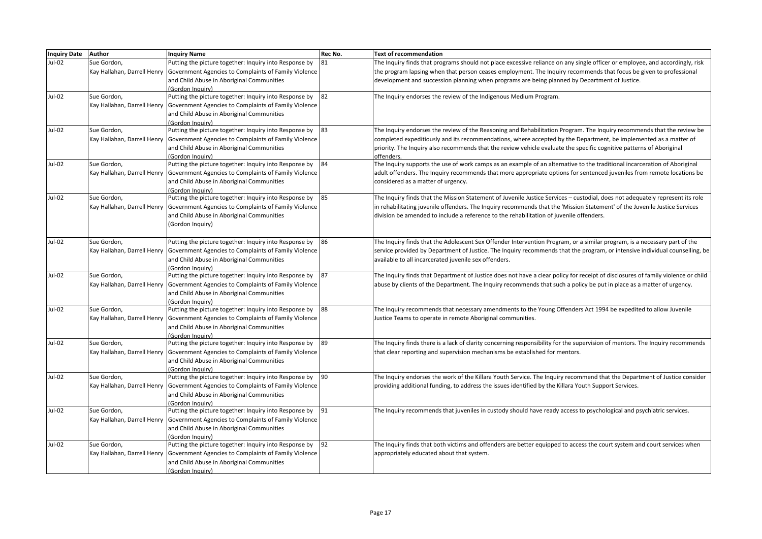| Inquiry Date | Author | Inquiry Name | Rec No. | Text of recommendation |
|---|---|---|---|---|
| Jul-02 | Sue Gordon, Kay Hallahan, Darrell Henry | Putting the picture together: Inquiry into Response by Government Agencies to Complaints of Family Violence and Child Abuse in Aboriginal Communities (Gordon Inquiry) | 81 | The Inquiry finds that programs should not place excessive reliance on any single officer or employee, and accordingly, risk the program lapsing when that person ceases employment. The Inquiry recommends that focus be given to professional development and succession planning when programs are being planned by Department of Justice. |
| Jul-02 | Sue Gordon, Kay Hallahan, Darrell Henry | Putting the picture together: Inquiry into Response by Government Agencies to Complaints of Family Violence and Child Abuse in Aboriginal Communities (Gordon Inquiry) | 82 | The Inquiry endorses the review of the Indigenous Medium Program. |
| Jul-02 | Sue Gordon, Kay Hallahan, Darrell Henry | Putting the picture together: Inquiry into Response by Government Agencies to Complaints of Family Violence and Child Abuse in Aboriginal Communities (Gordon Inquiry) | 83 | The Inquiry endorses the review of the Reasoning and Rehabilitation Program. The Inquiry recommends that the review be completed expeditiously and its recommendations, where accepted by the Department, be implemented as a matter of priority. The Inquiry also recommends that the review vehicle evaluate the specific cognitive patterns of Aboriginal offenders. |
| Jul-02 | Sue Gordon, Kay Hallahan, Darrell Henry | Putting the picture together: Inquiry into Response by Government Agencies to Complaints of Family Violence and Child Abuse in Aboriginal Communities (Gordon Inquiry) | 84 | The Inquiry supports the use of work camps as an example of an alternative to the traditional incarceration of Aboriginal adult offenders. The Inquiry recommends that more appropriate options for sentenced juveniles from remote locations be considered as a matter of urgency. |
| Jul-02 | Sue Gordon, Kay Hallahan, Darrell Henry | Putting the picture together: Inquiry into Response by Government Agencies to Complaints of Family Violence and Child Abuse in Aboriginal Communities (Gordon Inquiry) | 85 | The Inquiry finds that the Mission Statement of Juvenile Justice Services – custodial, does not adequately represent its role in rehabilitating juvenile offenders. The Inquiry recommends that the 'Mission Statement' of the Juvenile Justice Services division be amended to include a reference to the rehabilitation of juvenile offenders. |
| Jul-02 | Sue Gordon, Kay Hallahan, Darrell Henry | Putting the picture together: Inquiry into Response by Government Agencies to Complaints of Family Violence and Child Abuse in Aboriginal Communities (Gordon Inquiry) | 86 | The Inquiry finds that the Adolescent Sex Offender Intervention Program, or a similar program, is a necessary part of the service provided by Department of Justice. The Inquiry recommends that the program, or intensive individual counselling, be available to all incarcerated juvenile sex offenders. |
| Jul-02 | Sue Gordon, Kay Hallahan, Darrell Henry | Putting the picture together: Inquiry into Response by Government Agencies to Complaints of Family Violence and Child Abuse in Aboriginal Communities (Gordon Inquiry) | 87 | The Inquiry finds that Department of Justice does not have a clear policy for receipt of disclosures of family violence or child abuse by clients of the Department. The Inquiry recommends that such a policy be put in place as a matter of urgency. |
| Jul-02 | Sue Gordon, Kay Hallahan, Darrell Henry | Putting the picture together: Inquiry into Response by Government Agencies to Complaints of Family Violence and Child Abuse in Aboriginal Communities (Gordon Inquiry) | 88 | The Inquiry recommends that necessary amendments to the Young Offenders Act 1994 be expedited to allow Juvenile Justice Teams to operate in remote Aboriginal communities. |
| Jul-02 | Sue Gordon, Kay Hallahan, Darrell Henry | Putting the picture together: Inquiry into Response by Government Agencies to Complaints of Family Violence and Child Abuse in Aboriginal Communities (Gordon Inquiry) | 89 | The Inquiry finds there is a lack of clarity concerning responsibility for the supervision of mentors. The Inquiry recommends that clear reporting and supervision mechanisms be established for mentors. |
| Jul-02 | Sue Gordon, Kay Hallahan, Darrell Henry | Putting the picture together: Inquiry into Response by Government Agencies to Complaints of Family Violence and Child Abuse in Aboriginal Communities (Gordon Inquiry) | 90 | The Inquiry endorses the work of the Killara Youth Service. The Inquiry recommend that the Department of Justice consider providing additional funding, to address the issues identified by the Killara Youth Support Services. |
| Jul-02 | Sue Gordon, Kay Hallahan, Darrell Henry | Putting the picture together: Inquiry into Response by Government Agencies to Complaints of Family Violence and Child Abuse in Aboriginal Communities (Gordon Inquiry) | 91 | The Inquiry recommends that juveniles in custody should have ready access to psychological and psychiatric services. |
| Jul-02 | Sue Gordon, Kay Hallahan, Darrell Henry | Putting the picture together: Inquiry into Response by Government Agencies to Complaints of Family Violence and Child Abuse in Aboriginal Communities (Gordon Inquiry) | 92 | The Inquiry finds that both victims and offenders are better equipped to access the court system and court services when appropriately educated about that system. |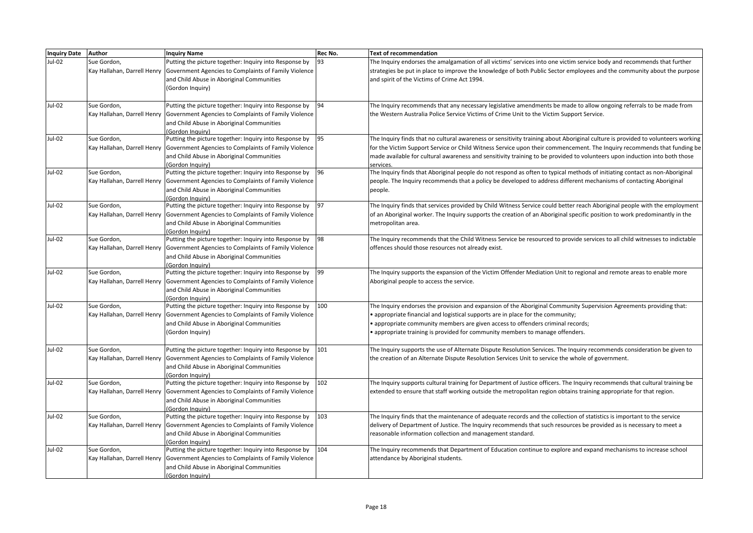| Inquiry Date | Author | Inquiry Name | Rec No. | Text of recommendation |
|---|---|---|---|---|
| Jul-02 | Sue Gordon, Kay Hallahan, Darrell Henry | Putting the picture together: Inquiry into Response by Government Agencies to Complaints of Family Violence and Child Abuse in Aboriginal Communities (Gordon Inquiry) | 93 | The Inquiry endorses the amalgamation of all victims' services into one victim service body and recommends that further strategies be put in place to improve the knowledge of both Public Sector employees and the community about the purpose and spirit of the Victims of Crime Act 1994. |
| Jul-02 | Sue Gordon, Kay Hallahan, Darrell Henry | Putting the picture together: Inquiry into Response by Government Agencies to Complaints of Family Violence and Child Abuse in Aboriginal Communities (Gordon Inquiry) | 94 | The Inquiry recommends that any necessary legislative amendments be made to allow ongoing referrals to be made from the Western Australia Police Service Victims of Crime Unit to the Victim Support Service. |
| Jul-02 | Sue Gordon, Kay Hallahan, Darrell Henry | Putting the picture together: Inquiry into Response by Government Agencies to Complaints of Family Violence and Child Abuse in Aboriginal Communities (Gordon Inquiry) | 95 | The Inquiry finds that no cultural awareness or sensitivity training about Aboriginal culture is provided to volunteers working for the Victim Support Service or Child Witness Service upon their commencement. The Inquiry recommends that funding be made available for cultural awareness and sensitivity training to be provided to volunteers upon induction into both those services. |
| Jul-02 | Sue Gordon, Kay Hallahan, Darrell Henry | Putting the picture together: Inquiry into Response by Government Agencies to Complaints of Family Violence and Child Abuse in Aboriginal Communities (Gordon Inquiry) | 96 | The Inquiry finds that Aboriginal people do not respond as often to typical methods of initiating contact as non-Aboriginal people. The Inquiry recommends that a policy be developed to address different mechanisms of contacting Aboriginal people. |
| Jul-02 | Sue Gordon, Kay Hallahan, Darrell Henry | Putting the picture together: Inquiry into Response by Government Agencies to Complaints of Family Violence and Child Abuse in Aboriginal Communities (Gordon Inquiry) | 97 | The Inquiry finds that services provided by Child Witness Service could better reach Aboriginal people with the employment of an Aboriginal worker. The Inquiry supports the creation of an Aboriginal specific position to work predominantly in the metropolitan area. |
| Jul-02 | Sue Gordon, Kay Hallahan, Darrell Henry | Putting the picture together: Inquiry into Response by Government Agencies to Complaints of Family Violence and Child Abuse in Aboriginal Communities (Gordon Inquiry) | 98 | The Inquiry recommends that the Child Witness Service be resourced to provide services to all child witnesses to indictable offences should those resources not already exist. |
| Jul-02 | Sue Gordon, Kay Hallahan, Darrell Henry | Putting the picture together: Inquiry into Response by Government Agencies to Complaints of Family Violence and Child Abuse in Aboriginal Communities (Gordon Inquiry) | 99 | The Inquiry supports the expansion of the Victim Offender Mediation Unit to regional and remote areas to enable more Aboriginal people to access the service. |
| Jul-02 | Sue Gordon, Kay Hallahan, Darrell Henry | Putting the picture together: Inquiry into Response by Government Agencies to Complaints of Family Violence and Child Abuse in Aboriginal Communities (Gordon Inquiry) | 100 | The Inquiry endorses the provision and expansion of the Aboriginal Community Supervision Agreements providing that: • appropriate financial and logistical supports are in place for the community; • appropriate community members are given access to offenders criminal records; • appropriate training is provided for community members to manage offenders. |
| Jul-02 | Sue Gordon, Kay Hallahan, Darrell Henry | Putting the picture together: Inquiry into Response by Government Agencies to Complaints of Family Violence and Child Abuse in Aboriginal Communities (Gordon Inquiry) | 101 | The Inquiry supports the use of Alternate Dispute Resolution Services. The Inquiry recommends consideration be given to the creation of an Alternate Dispute Resolution Services Unit to service the whole of government. |
| Jul-02 | Sue Gordon, Kay Hallahan, Darrell Henry | Putting the picture together: Inquiry into Response by Government Agencies to Complaints of Family Violence and Child Abuse in Aboriginal Communities (Gordon Inquiry) | 102 | The Inquiry supports cultural training for Department of Justice officers. The Inquiry recommends that cultural training be extended to ensure that staff working outside the metropolitan region obtains training appropriate for that region. |
| Jul-02 | Sue Gordon, Kay Hallahan, Darrell Henry | Putting the picture together: Inquiry into Response by Government Agencies to Complaints of Family Violence and Child Abuse in Aboriginal Communities (Gordon Inquiry) | 103 | The Inquiry finds that the maintenance of adequate records and the collection of statistics is important to the service delivery of Department of Justice. The Inquiry recommends that such resources be provided as is necessary to meet a reasonable information collection and management standard. |
| Jul-02 | Sue Gordon, Kay Hallahan, Darrell Henry | Putting the picture together: Inquiry into Response by Government Agencies to Complaints of Family Violence and Child Abuse in Aboriginal Communities (Gordon Inquiry) | 104 | The Inquiry recommends that Department of Education continue to explore and expand mechanisms to increase school attendance by Aboriginal students. |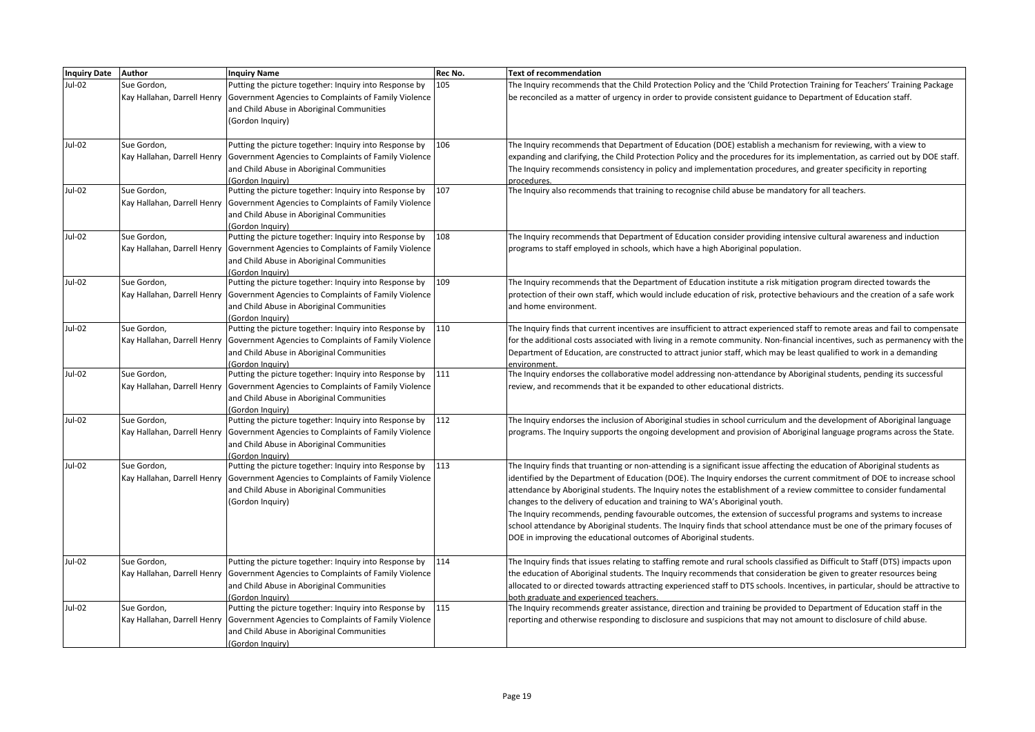| Inquiry Date | Author | Inquiry Name | Rec No. | Text of recommendation |
|---|---|---|---|---|
| Jul-02 | Sue Gordon, Kay Hallahan, Darrell Henry | Putting the picture together: Inquiry into Response by Government Agencies to Complaints of Family Violence and Child Abuse in Aboriginal Communities (Gordon Inquiry) | 105 | The Inquiry recommends that the Child Protection Policy and the 'Child Protection Training for Teachers' Training Package be reconciled as a matter of urgency in order to provide consistent guidance to Department of Education staff. |
| Jul-02 | Sue Gordon, Kay Hallahan, Darrell Henry | Putting the picture together: Inquiry into Response by Government Agencies to Complaints of Family Violence and Child Abuse in Aboriginal Communities (Gordon Inquiry) | 106 | The Inquiry recommends that Department of Education (DOE) establish a mechanism for reviewing, with a view to expanding and clarifying, the Child Protection Policy and the procedures for its implementation, as carried out by DOE staff. The Inquiry recommends consistency in policy and implementation procedures, and greater specificity in reporting procedures. |
| Jul-02 | Sue Gordon, Kay Hallahan, Darrell Henry | Putting the picture together: Inquiry into Response by Government Agencies to Complaints of Family Violence and Child Abuse in Aboriginal Communities (Gordon Inquiry) | 107 | The Inquiry also recommends that training to recognise child abuse be mandatory for all teachers. |
| Jul-02 | Sue Gordon, Kay Hallahan, Darrell Henry | Putting the picture together: Inquiry into Response by Government Agencies to Complaints of Family Violence and Child Abuse in Aboriginal Communities (Gordon Inquiry) | 108 | The Inquiry recommends that Department of Education consider providing intensive cultural awareness and induction programs to staff employed in schools, which have a high Aboriginal population. |
| Jul-02 | Sue Gordon, Kay Hallahan, Darrell Henry | Putting the picture together: Inquiry into Response by Government Agencies to Complaints of Family Violence and Child Abuse in Aboriginal Communities (Gordon Inquiry) | 109 | The Inquiry recommends that the Department of Education institute a risk mitigation program directed towards the protection of their own staff, which would include education of risk, protective behaviours and the creation of a safe work and home environment. |
| Jul-02 | Sue Gordon, Kay Hallahan, Darrell Henry | Putting the picture together: Inquiry into Response by Government Agencies to Complaints of Family Violence and Child Abuse in Aboriginal Communities (Gordon Inquiry) | 110 | The Inquiry finds that current incentives are insufficient to attract experienced staff to remote areas and fail to compensate for the additional costs associated with living in a remote community. Non-financial incentives, such as permanency with the Department of Education, are constructed to attract junior staff, which may be least qualified to work in a demanding environment. |
| Jul-02 | Sue Gordon, Kay Hallahan, Darrell Henry | Putting the picture together: Inquiry into Response by Government Agencies to Complaints of Family Violence and Child Abuse in Aboriginal Communities (Gordon Inquiry) | 111 | The Inquiry endorses the collaborative model addressing non-attendance by Aboriginal students, pending its successful review, and recommends that it be expanded to other educational districts. |
| Jul-02 | Sue Gordon, Kay Hallahan, Darrell Henry | Putting the picture together: Inquiry into Response by Government Agencies to Complaints of Family Violence and Child Abuse in Aboriginal Communities (Gordon Inquiry) | 112 | The Inquiry endorses the inclusion of Aboriginal studies in school curriculum and the development of Aboriginal language programs. The Inquiry supports the ongoing development and provision of Aboriginal language programs across the State. |
| Jul-02 | Sue Gordon, Kay Hallahan, Darrell Henry | Putting the picture together: Inquiry into Response by Government Agencies to Complaints of Family Violence and Child Abuse in Aboriginal Communities (Gordon Inquiry) | 113 | The Inquiry finds that truanting or non-attending is a significant issue affecting the education of Aboriginal students as identified by the Department of Education (DOE). The Inquiry endorses the current commitment of DOE to increase school attendance by Aboriginal students. The Inquiry notes the establishment of a review committee to consider fundamental changes to the delivery of education and training to WA's Aboriginal youth.<br>The Inquiry recommends, pending favourable outcomes, the extension of successful programs and systems to increase school attendance by Aboriginal students. The Inquiry finds that school attendance must be one of the primary focuses of DOE in improving the educational outcomes of Aboriginal students. |
| Jul-02 | Sue Gordon, Kay Hallahan, Darrell Henry | Putting the picture together: Inquiry into Response by Government Agencies to Complaints of Family Violence and Child Abuse in Aboriginal Communities (Gordon Inquiry) | 114 | The Inquiry finds that issues relating to staffing remote and rural schools classified as Difficult to Staff (DTS) impacts upon the education of Aboriginal students. The Inquiry recommends that consideration be given to greater resources being allocated to or directed towards attracting experienced staff to DTS schools. Incentives, in particular, should be attractive to both graduate and experienced teachers. |
| Jul-02 | Sue Gordon, Kay Hallahan, Darrell Henry | Putting the picture together: Inquiry into Response by Government Agencies to Complaints of Family Violence and Child Abuse in Aboriginal Communities (Gordon Inquiry) | 115 | The Inquiry recommends greater assistance, direction and training be provided to Department of Education staff in the reporting and otherwise responding to disclosure and suspicions that may not amount to disclosure of child abuse. |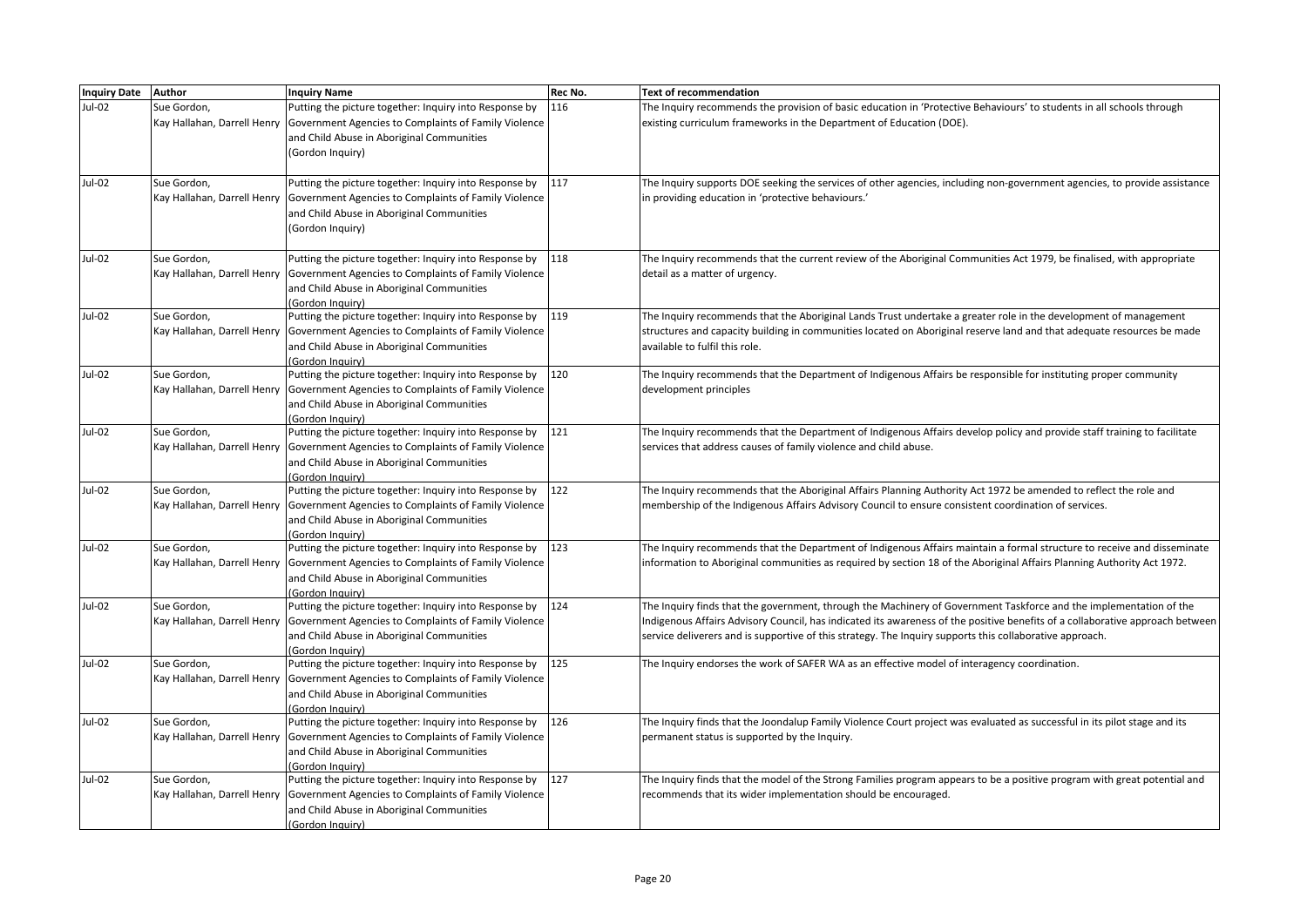| Inquiry Date | Author | Inquiry Name | Rec No. | Text of recommendation |
|---|---|---|---|---|
| Jul-02 | Sue Gordon, Kay Hallahan, Darrell Henry | Putting the picture together: Inquiry into Response by Government Agencies to Complaints of Family Violence and Child Abuse in Aboriginal Communities (Gordon Inquiry) | 116 | The Inquiry recommends the provision of basic education in 'Protective Behaviours' to students in all schools through existing curriculum frameworks in the Department of Education (DOE). |
| Jul-02 | Sue Gordon, Kay Hallahan, Darrell Henry | Putting the picture together: Inquiry into Response by Government Agencies to Complaints of Family Violence and Child Abuse in Aboriginal Communities (Gordon Inquiry) | 117 | The Inquiry supports DOE seeking the services of other agencies, including non-government agencies, to provide assistance in providing education in 'protective behaviours.' |
| Jul-02 | Sue Gordon, Kay Hallahan, Darrell Henry | Putting the picture together: Inquiry into Response by Government Agencies to Complaints of Family Violence and Child Abuse in Aboriginal Communities (Gordon Inquiry) | 118 | The Inquiry recommends that the current review of the Aboriginal Communities Act 1979, be finalised, with appropriate detail as a matter of urgency. |
| Jul-02 | Sue Gordon, Kay Hallahan, Darrell Henry | Putting the picture together: Inquiry into Response by Government Agencies to Complaints of Family Violence and Child Abuse in Aboriginal Communities (Gordon Inquiry) | 119 | The Inquiry recommends that the Aboriginal Lands Trust undertake a greater role in the development of management structures and capacity building in communities located on Aboriginal reserve land and that adequate resources be made available to fulfil this role. |
| Jul-02 | Sue Gordon, Kay Hallahan, Darrell Henry | Putting the picture together: Inquiry into Response by Government Agencies to Complaints of Family Violence and Child Abuse in Aboriginal Communities (Gordon Inquiry) | 120 | The Inquiry recommends that the Department of Indigenous Affairs be responsible for instituting proper community development principles |
| Jul-02 | Sue Gordon, Kay Hallahan, Darrell Henry | Putting the picture together: Inquiry into Response by Government Agencies to Complaints of Family Violence and Child Abuse in Aboriginal Communities (Gordon Inquiry) | 121 | The Inquiry recommends that the Department of Indigenous Affairs develop policy and provide staff training to facilitate services that address causes of family violence and child abuse. |
| Jul-02 | Sue Gordon, Kay Hallahan, Darrell Henry | Putting the picture together: Inquiry into Response by Government Agencies to Complaints of Family Violence and Child Abuse in Aboriginal Communities (Gordon Inquiry) | 122 | The Inquiry recommends that the Aboriginal Affairs Planning Authority Act 1972 be amended to reflect the role and membership of the Indigenous Affairs Advisory Council to ensure consistent coordination of services. |
| Jul-02 | Sue Gordon, Kay Hallahan, Darrell Henry | Putting the picture together: Inquiry into Response by Government Agencies to Complaints of Family Violence and Child Abuse in Aboriginal Communities (Gordon Inquiry) | 123 | The Inquiry recommends that the Department of Indigenous Affairs maintain a formal structure to receive and disseminate information to Aboriginal communities as required by section 18 of the Aboriginal Affairs Planning Authority Act 1972. |
| Jul-02 | Sue Gordon, Kay Hallahan, Darrell Henry | Putting the picture together: Inquiry into Response by Government Agencies to Complaints of Family Violence and Child Abuse in Aboriginal Communities (Gordon Inquiry) | 124 | The Inquiry finds that the government, through the Machinery of Government Taskforce and the implementation of the Indigenous Affairs Advisory Council, has indicated its awareness of the positive benefits of a collaborative approach between service deliverers and is supportive of this strategy. The Inquiry supports this collaborative approach. |
| Jul-02 | Sue Gordon, Kay Hallahan, Darrell Henry | Putting the picture together: Inquiry into Response by Government Agencies to Complaints of Family Violence and Child Abuse in Aboriginal Communities (Gordon Inquiry) | 125 | The Inquiry endorses the work of SAFER WA as an effective model of interagency coordination. |
| Jul-02 | Sue Gordon, Kay Hallahan, Darrell Henry | Putting the picture together: Inquiry into Response by Government Agencies to Complaints of Family Violence and Child Abuse in Aboriginal Communities (Gordon Inquiry) | 126 | The Inquiry finds that the Joondalup Family Violence Court project was evaluated as successful in its pilot stage and its permanent status is supported by the Inquiry. |
| Jul-02 | Sue Gordon, Kay Hallahan, Darrell Henry | Putting the picture together: Inquiry into Response by Government Agencies to Complaints of Family Violence and Child Abuse in Aboriginal Communities (Gordon Inquiry) | 127 | The Inquiry finds that the model of the Strong Families program appears to be a positive program with great potential and recommends that its wider implementation should be encouraged. |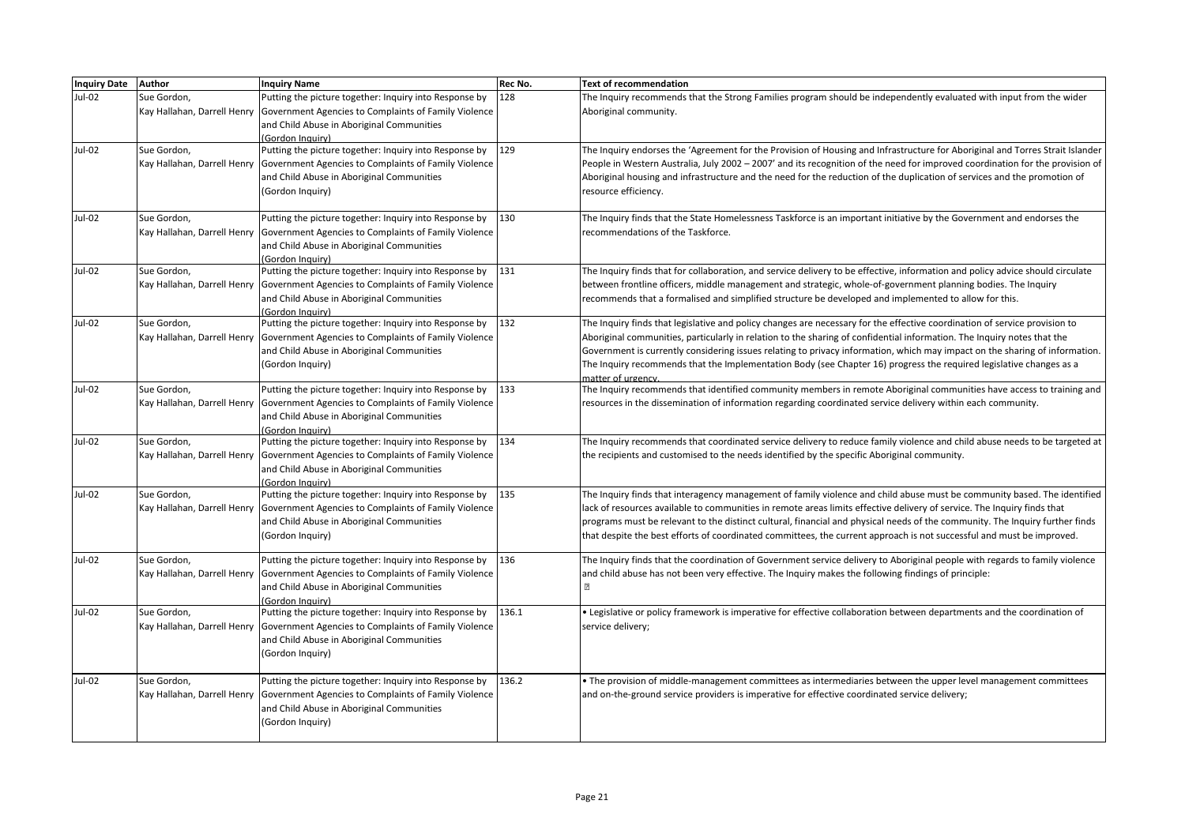| Inquiry Date | Author | Inquiry Name | Rec No. | Text of recommendation |
|---|---|---|---|---|
| Jul-02 | Sue Gordon, Kay Hallahan, Darrell Henry | Putting the picture together: Inquiry into Response by Government Agencies to Complaints of Family Violence and Child Abuse in Aboriginal Communities (Gordon Inquiry) | 128 | The Inquiry recommends that the Strong Families program should be independently evaluated with input from the wider Aboriginal community. |
| Jul-02 | Sue Gordon, Kay Hallahan, Darrell Henry | Putting the picture together: Inquiry into Response by Government Agencies to Complaints of Family Violence and Child Abuse in Aboriginal Communities (Gordon Inquiry) | 129 | The Inquiry endorses the 'Agreement for the Provision of Housing and Infrastructure for Aboriginal and Torres Strait Islander People in Western Australia, July 2002 – 2007' and its recognition of the need for improved coordination for the provision of Aboriginal housing and infrastructure and the need for the reduction of the duplication of services and the promotion of resource efficiency. |
| Jul-02 | Sue Gordon, Kay Hallahan, Darrell Henry | Putting the picture together: Inquiry into Response by Government Agencies to Complaints of Family Violence and Child Abuse in Aboriginal Communities (Gordon Inquiry) | 130 | The Inquiry finds that the State Homelessness Taskforce is an important initiative by the Government and endorses the recommendations of the Taskforce. |
| Jul-02 | Sue Gordon, Kay Hallahan, Darrell Henry | Putting the picture together: Inquiry into Response by Government Agencies to Complaints of Family Violence and Child Abuse in Aboriginal Communities (Gordon Inquiry) | 131 | The Inquiry finds that for collaboration, and service delivery to be effective, information and policy advice should circulate between frontline officers, middle management and strategic, whole-of-government planning bodies. The Inquiry recommends that a formalised and simplified structure be developed and implemented to allow for this. |
| Jul-02 | Sue Gordon, Kay Hallahan, Darrell Henry | Putting the picture together: Inquiry into Response by Government Agencies to Complaints of Family Violence and Child Abuse in Aboriginal Communities (Gordon Inquiry) | 132 | The Inquiry finds that legislative and policy changes are necessary for the effective coordination of service provision to Aboriginal communities, particularly in relation to the sharing of confidential information. The Inquiry notes that the Government is currently considering issues relating to privacy information, which may impact on the sharing of information. The Inquiry recommends that the Implementation Body (see Chapter 16) progress the required legislative changes as a matter of urgency. |
| Jul-02 | Sue Gordon, Kay Hallahan, Darrell Henry | Putting the picture together: Inquiry into Response by Government Agencies to Complaints of Family Violence and Child Abuse in Aboriginal Communities (Gordon Inquiry) | 133 | The Inquiry recommends that identified community members in remote Aboriginal communities have access to training and resources in the dissemination of information regarding coordinated service delivery within each community. |
| Jul-02 | Sue Gordon, Kay Hallahan, Darrell Henry | Putting the picture together: Inquiry into Response by Government Agencies to Complaints of Family Violence and Child Abuse in Aboriginal Communities (Gordon Inquiry) | 134 | The Inquiry recommends that coordinated service delivery to reduce family violence and child abuse needs to be targeted at the recipients and customised to the needs identified by the specific Aboriginal community. |
| Jul-02 | Sue Gordon, Kay Hallahan, Darrell Henry | Putting the picture together: Inquiry into Response by Government Agencies to Complaints of Family Violence and Child Abuse in Aboriginal Communities (Gordon Inquiry) | 135 | The Inquiry finds that interagency management of family violence and child abuse must be community based. The identified lack of resources available to communities in remote areas limits effective delivery of service. The Inquiry finds that programs must be relevant to the distinct cultural, financial and physical needs of the community. The Inquiry further finds that despite the best efforts of coordinated committees, the current approach is not successful and must be improved. |
| Jul-02 | Sue Gordon, Kay Hallahan, Darrell Henry | Putting the picture together: Inquiry into Response by Government Agencies to Complaints of Family Violence and Child Abuse in Aboriginal Communities (Gordon Inquiry) | 136 | The Inquiry finds that the coordination of Government service delivery to Aboriginal people with regards to family violence and child abuse has not been very effective. The Inquiry makes the following findings of principle: |
| Jul-02 | Sue Gordon, Kay Hallahan, Darrell Henry | Putting the picture together: Inquiry into Response by Government Agencies to Complaints of Family Violence and Child Abuse in Aboriginal Communities (Gordon Inquiry) | 136.1 | • Legislative or policy framework is imperative for effective collaboration between departments and the coordination of service delivery; |
| Jul-02 | Sue Gordon, Kay Hallahan, Darrell Henry | Putting the picture together: Inquiry into Response by Government Agencies to Complaints of Family Violence and Child Abuse in Aboriginal Communities (Gordon Inquiry) | 136.2 | • The provision of middle-management committees as intermediaries between the upper level management committees and on-the-ground service providers is imperative for effective coordinated service delivery; |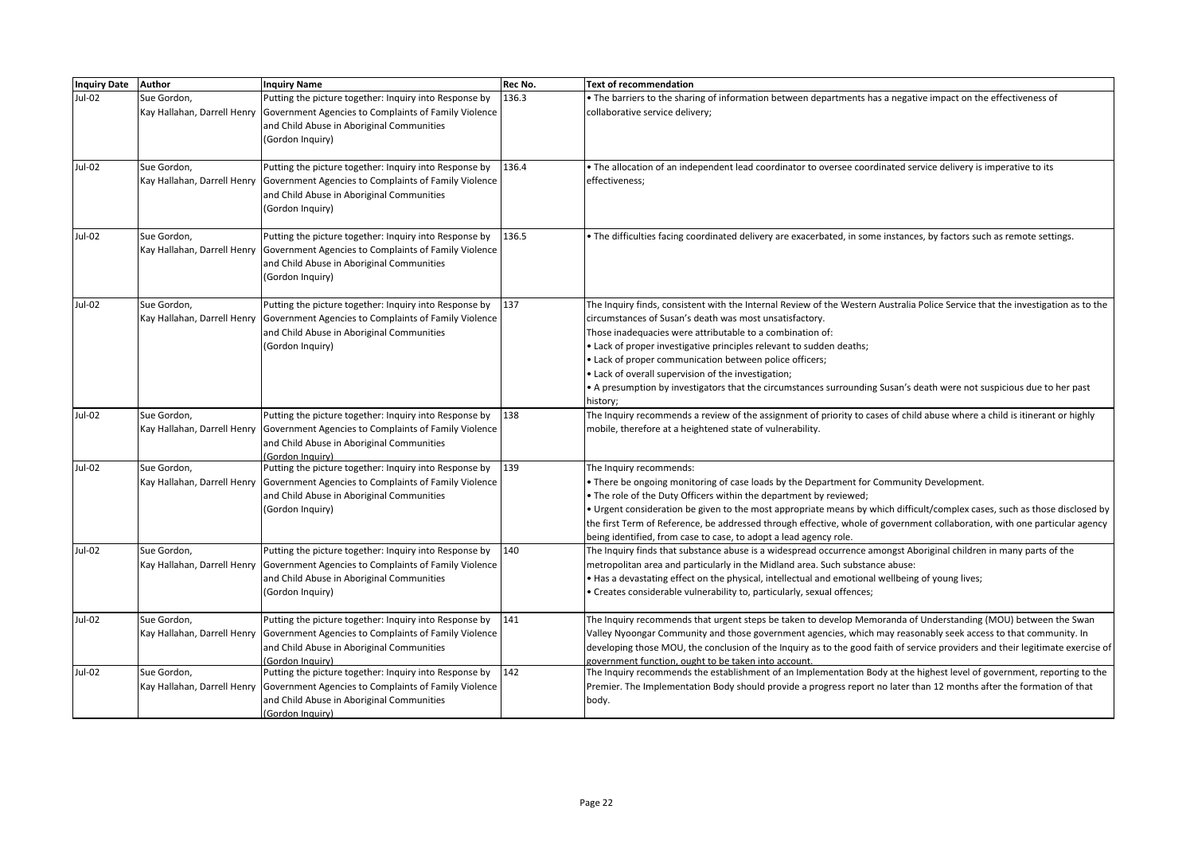| Inquiry Date | Author | Inquiry Name | Rec No. | Text of recommendation |
|---|---|---|---|---|
| Jul-02 | Sue Gordon, Kay Hallahan, Darrell Henry | Putting the picture together: Inquiry into Response by Government Agencies to Complaints of Family Violence and Child Abuse in Aboriginal Communities (Gordon Inquiry) | 136.3 | • The barriers to the sharing of information between departments has a negative impact on the effectiveness of collaborative service delivery; |
| Jul-02 | Sue Gordon, Kay Hallahan, Darrell Henry | Putting the picture together: Inquiry into Response by Government Agencies to Complaints of Family Violence and Child Abuse in Aboriginal Communities (Gordon Inquiry) | 136.4 | • The allocation of an independent lead coordinator to oversee coordinated service delivery is imperative to its effectiveness; |
| Jul-02 | Sue Gordon, Kay Hallahan, Darrell Henry | Putting the picture together: Inquiry into Response by Government Agencies to Complaints of Family Violence and Child Abuse in Aboriginal Communities (Gordon Inquiry) | 136.5 | • The difficulties facing coordinated delivery are exacerbated, in some instances, by factors such as remote settings. |
| Jul-02 | Sue Gordon, Kay Hallahan, Darrell Henry | Putting the picture together: Inquiry into Response by Government Agencies to Complaints of Family Violence and Child Abuse in Aboriginal Communities (Gordon Inquiry) | 137 | The Inquiry finds, consistent with the Internal Review of the Western Australia Police Service that the investigation as to the circumstances of Susan's death was most unsatisfactory.<br>Those inadequacies were attributable to a combination of:<br>• Lack of proper investigative principles relevant to sudden deaths;<br>• Lack of proper communication between police officers;<br>• Lack of overall supervision of the investigation;<br>• A presumption by investigators that the circumstances surrounding Susan's death were not suspicious due to her past history; |
| Jul-02 | Sue Gordon, Kay Hallahan, Darrell Henry | Putting the picture together: Inquiry into Response by Government Agencies to Complaints of Family Violence and Child Abuse in Aboriginal Communities (Gordon Inquiry) | 138 | The Inquiry recommends a review of the assignment of priority to cases of child abuse where a child is itinerant or highly mobile, therefore at a heightened state of vulnerability. |
| Jul-02 | Sue Gordon, Kay Hallahan, Darrell Henry | Putting the picture together: Inquiry into Response by Government Agencies to Complaints of Family Violence and Child Abuse in Aboriginal Communities (Gordon Inquiry) | 139 | The Inquiry recommends:<br>• There be ongoing monitoring of case loads by the Department for Community Development.<br>• The role of the Duty Officers within the department by reviewed;<br>• Urgent consideration be given to the most appropriate means by which difficult/complex cases, such as those disclosed by the first Term of Reference, be addressed through effective, whole of government collaboration, with one particular agency being identified, from case to case, to adopt a lead agency role. |
| Jul-02 | Sue Gordon, Kay Hallahan, Darrell Henry | Putting the picture together: Inquiry into Response by Government Agencies to Complaints of Family Violence and Child Abuse in Aboriginal Communities (Gordon Inquiry) | 140 | The Inquiry finds that substance abuse is a widespread occurrence amongst Aboriginal children in many parts of the metropolitan area and particularly in the Midland area. Such substance abuse:<br>• Has a devastating effect on the physical, intellectual and emotional wellbeing of young lives;<br>• Creates considerable vulnerability to, particularly, sexual offences; |
| Jul-02 | Sue Gordon, Kay Hallahan, Darrell Henry | Putting the picture together: Inquiry into Response by Government Agencies to Complaints of Family Violence and Child Abuse in Aboriginal Communities (Gordon Inquiry) | 141 | The Inquiry recommends that urgent steps be taken to develop Memoranda of Understanding (MOU) between the Swan Valley Nyoongar Community and those government agencies, which may reasonably seek access to that community. In developing those MOU, the conclusion of the Inquiry as to the good faith of service providers and their legitimate exercise of government function, ought to be taken into account. |
| Jul-02 | Sue Gordon, Kay Hallahan, Darrell Henry | Putting the picture together: Inquiry into Response by Government Agencies to Complaints of Family Violence and Child Abuse in Aboriginal Communities (Gordon Inquiry) | 142 | The Inquiry recommends the establishment of an Implementation Body at the highest level of government, reporting to the Premier. The Implementation Body should provide a progress report no later than 12 months after the formation of that body. |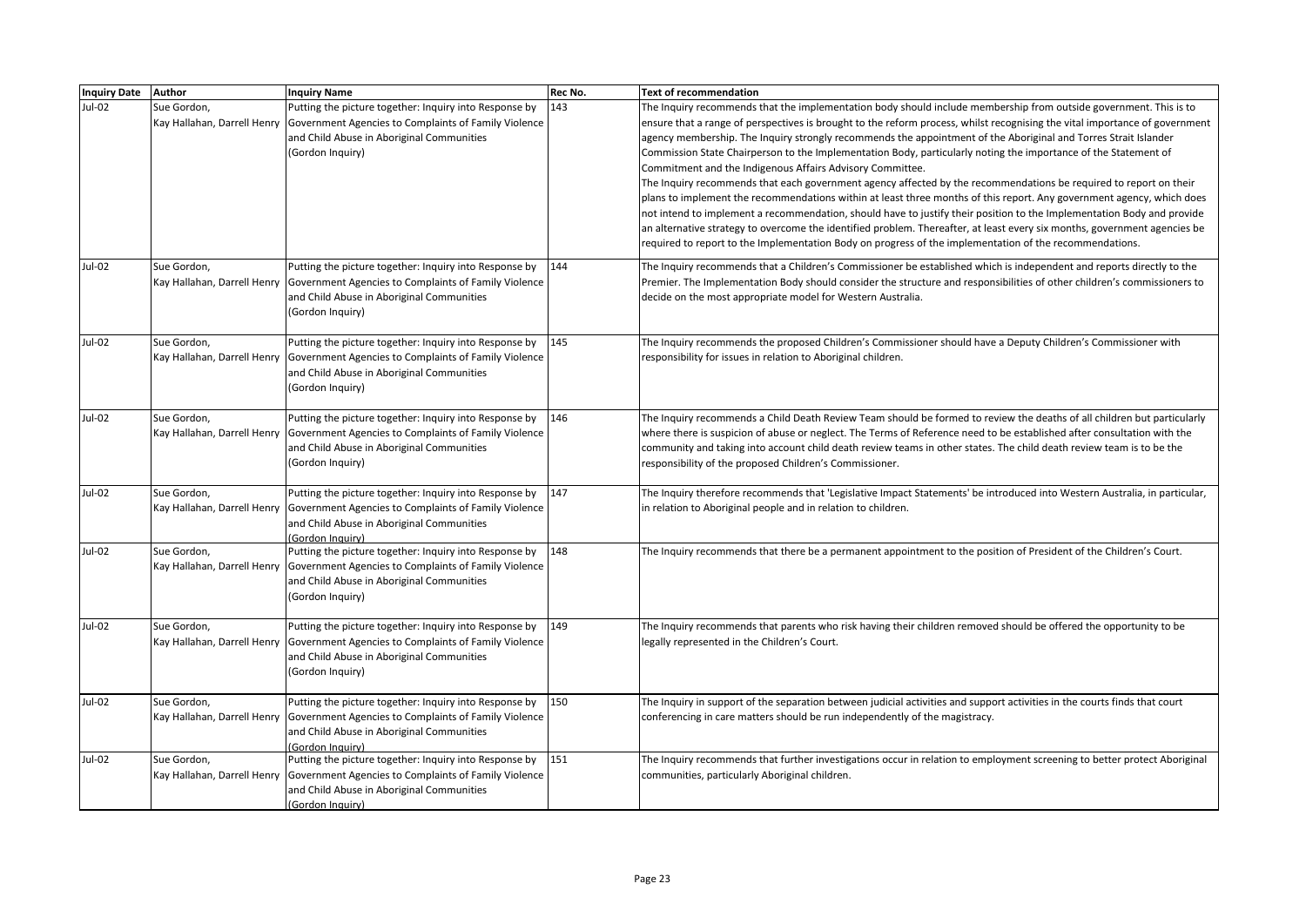| Inquiry Date | Author | Inquiry Name | Rec No. | Text of recommendation |
|---|---|---|---|---|
| Jul-02 | Sue Gordon, Kay Hallahan, Darrell Henry | Putting the picture together: Inquiry into Response by Government Agencies to Complaints of Family Violence and Child Abuse in Aboriginal Communities (Gordon Inquiry) | 143 | The Inquiry recommends that the implementation body should include membership from outside government. This is to ensure that a range of perspectives is brought to the reform process, whilst recognising the vital importance of government agency membership. The Inquiry strongly recommends the appointment of the Aboriginal and Torres Strait Islander Commission State Chairperson to the Implementation Body, particularly noting the importance of the Statement of Commitment and the Indigenous Affairs Advisory Committee.<br>The Inquiry recommends that each government agency affected by the recommendations be required to report on their plans to implement the recommendations within at least three months of this report. Any government agency, which does not intend to implement a recommendation, should have to justify their position to the Implementation Body and provide an alternative strategy to overcome the identified problem. Thereafter, at least every six months, government agencies be required to report to the Implementation Body on progress of the implementation of the recommendations. |
| Jul-02 | Sue Gordon, Kay Hallahan, Darrell Henry | Putting the picture together: Inquiry into Response by Government Agencies to Complaints of Family Violence and Child Abuse in Aboriginal Communities (Gordon Inquiry) | 144 | The Inquiry recommends that a Children's Commissioner be established which is independent and reports directly to the Premier. The Implementation Body should consider the structure and responsibilities of other children's commissioners to decide on the most appropriate model for Western Australia. |
| Jul-02 | Sue Gordon, Kay Hallahan, Darrell Henry | Putting the picture together: Inquiry into Response by Government Agencies to Complaints of Family Violence and Child Abuse in Aboriginal Communities (Gordon Inquiry) | 145 | The Inquiry recommends the proposed Children's Commissioner should have a Deputy Children's Commissioner with responsibility for issues in relation to Aboriginal children. |
| Jul-02 | Sue Gordon, Kay Hallahan, Darrell Henry | Putting the picture together: Inquiry into Response by Government Agencies to Complaints of Family Violence and Child Abuse in Aboriginal Communities (Gordon Inquiry) | 146 | The Inquiry recommends a Child Death Review Team should be formed to review the deaths of all children but particularly where there is suspicion of abuse or neglect. The Terms of Reference need to be established after consultation with the community and taking into account child death review teams in other states. The child death review team is to be the responsibility of the proposed Children's Commissioner. |
| Jul-02 | Sue Gordon, Kay Hallahan, Darrell Henry | Putting the picture together: Inquiry into Response by Government Agencies to Complaints of Family Violence and Child Abuse in Aboriginal Communities (Gordon Inquiry) | 147 | The Inquiry therefore recommends that 'Legislative Impact Statements' be introduced into Western Australia, in particular, in relation to Aboriginal people and in relation to children. |
| Jul-02 | Sue Gordon, Kay Hallahan, Darrell Henry | Putting the picture together: Inquiry into Response by Government Agencies to Complaints of Family Violence and Child Abuse in Aboriginal Communities (Gordon Inquiry) | 148 | The Inquiry recommends that there be a permanent appointment to the position of President of the Children's Court. |
| Jul-02 | Sue Gordon, Kay Hallahan, Darrell Henry | Putting the picture together: Inquiry into Response by Government Agencies to Complaints of Family Violence and Child Abuse in Aboriginal Communities (Gordon Inquiry) | 149 | The Inquiry recommends that parents who risk having their children removed should be offered the opportunity to be legally represented in the Children's Court. |
| Jul-02 | Sue Gordon, Kay Hallahan, Darrell Henry | Putting the picture together: Inquiry into Response by Government Agencies to Complaints of Family Violence and Child Abuse in Aboriginal Communities (Gordon Inquiry) | 150 | The Inquiry in support of the separation between judicial activities and support activities in the courts finds that court conferencing in care matters should be run independently of the magistracy. |
| Jul-02 | Sue Gordon, Kay Hallahan, Darrell Henry | Putting the picture together: Inquiry into Response by Government Agencies to Complaints of Family Violence and Child Abuse in Aboriginal Communities (Gordon Inquiry) | 151 | The Inquiry recommends that further investigations occur in relation to employment screening to better protect Aboriginal communities, particularly Aboriginal children. |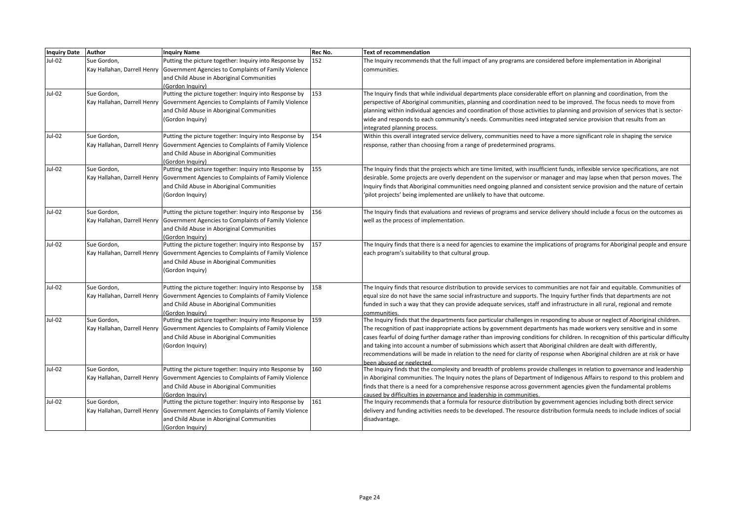| Inquiry Date | Author | Inquiry Name | Rec No. | Text of recommendation |
|---|---|---|---|---|
| Jul-02 | Sue Gordon, Kay Hallahan, Darrell Henry | Putting the picture together: Inquiry into Response by Government Agencies to Complaints of Family Violence and Child Abuse in Aboriginal Communities (Gordon Inquiry) | 152 | The Inquiry recommends that the full impact of any programs are considered before implementation in Aboriginal communities. |
| Jul-02 | Sue Gordon, Kay Hallahan, Darrell Henry | Putting the picture together: Inquiry into Response by Government Agencies to Complaints of Family Violence and Child Abuse in Aboriginal Communities (Gordon Inquiry) | 153 | The Inquiry finds that while individual departments place considerable effort on planning and coordination, from the perspective of Aboriginal communities, planning and coordination need to be improved. The focus needs to move from planning within individual agencies and coordination of those activities to planning and provision of services that is sector-wide and responds to each community's needs. Communities need integrated service provision that results from an integrated planning process. |
| Jul-02 | Sue Gordon, Kay Hallahan, Darrell Henry | Putting the picture together: Inquiry into Response by Government Agencies to Complaints of Family Violence and Child Abuse in Aboriginal Communities (Gordon Inquiry) | 154 | Within this overall integrated service delivery, communities need to have a more significant role in shaping the service response, rather than choosing from a range of predetermined programs. |
| Jul-02 | Sue Gordon, Kay Hallahan, Darrell Henry | Putting the picture together: Inquiry into Response by Government Agencies to Complaints of Family Violence and Child Abuse in Aboriginal Communities (Gordon Inquiry) | 155 | The Inquiry finds that the projects which are time limited, with insufficient funds, inflexible service specifications, are not desirable. Some projects are overly dependent on the supervisor or manager and may lapse when that person moves. The Inquiry finds that Aboriginal communities need ongoing planned and consistent service provision and the nature of certain 'pilot projects' being implemented are unlikely to have that outcome. |
| Jul-02 | Sue Gordon, Kay Hallahan, Darrell Henry | Putting the picture together: Inquiry into Response by Government Agencies to Complaints of Family Violence and Child Abuse in Aboriginal Communities (Gordon Inquiry) | 156 | The Inquiry finds that evaluations and reviews of programs and service delivery should include a focus on the outcomes as well as the process of implementation. |
| Jul-02 | Sue Gordon, Kay Hallahan, Darrell Henry | Putting the picture together: Inquiry into Response by Government Agencies to Complaints of Family Violence and Child Abuse in Aboriginal Communities (Gordon Inquiry) | 157 | The Inquiry finds that there is a need for agencies to examine the implications of programs for Aboriginal people and ensure each program's suitability to that cultural group. |
| Jul-02 | Sue Gordon, Kay Hallahan, Darrell Henry | Putting the picture together: Inquiry into Response by Government Agencies to Complaints of Family Violence and Child Abuse in Aboriginal Communities (Gordon Inquiry) | 158 | The Inquiry finds that resource distribution to provide services to communities are not fair and equitable. Communities of equal size do not have the same social infrastructure and supports. The Inquiry further finds that departments are not funded in such a way that they can provide adequate services, staff and infrastructure in all rural, regional and remote communities. |
| Jul-02 | Sue Gordon, Kay Hallahan, Darrell Henry | Putting the picture together: Inquiry into Response by Government Agencies to Complaints of Family Violence and Child Abuse in Aboriginal Communities (Gordon Inquiry) | 159 | The Inquiry finds that the departments face particular challenges in responding to abuse or neglect of Aboriginal children. The recognition of past inappropriate actions by government departments has made workers very sensitive and in some cases fearful of doing further damage rather than improving conditions for children. In recognition of this particular difficulty and taking into account a number of submissions which assert that Aboriginal children are dealt with differently, recommendations will be made in relation to the need for clarity of response when Aboriginal children are at risk or have been abused or neglected. |
| Jul-02 | Sue Gordon, Kay Hallahan, Darrell Henry | Putting the picture together: Inquiry into Response by Government Agencies to Complaints of Family Violence and Child Abuse in Aboriginal Communities (Gordon Inquiry) | 160 | The Inquiry finds that the complexity and breadth of problems provide challenges in relation to governance and leadership in Aboriginal communities. The Inquiry notes the plans of Department of Indigenous Affairs to respond to this problem and finds that there is a need for a comprehensive response across government agencies given the fundamental problems caused by difficulties in governance and leadership in communities. |
| Jul-02 | Sue Gordon, Kay Hallahan, Darrell Henry | Putting the picture together: Inquiry into Response by Government Agencies to Complaints of Family Violence and Child Abuse in Aboriginal Communities (Gordon Inquiry) | 161 | The Inquiry recommends that a formula for resource distribution by government agencies including both direct service delivery and funding activities needs to be developed. The resource distribution formula needs to include indices of social disadvantage. |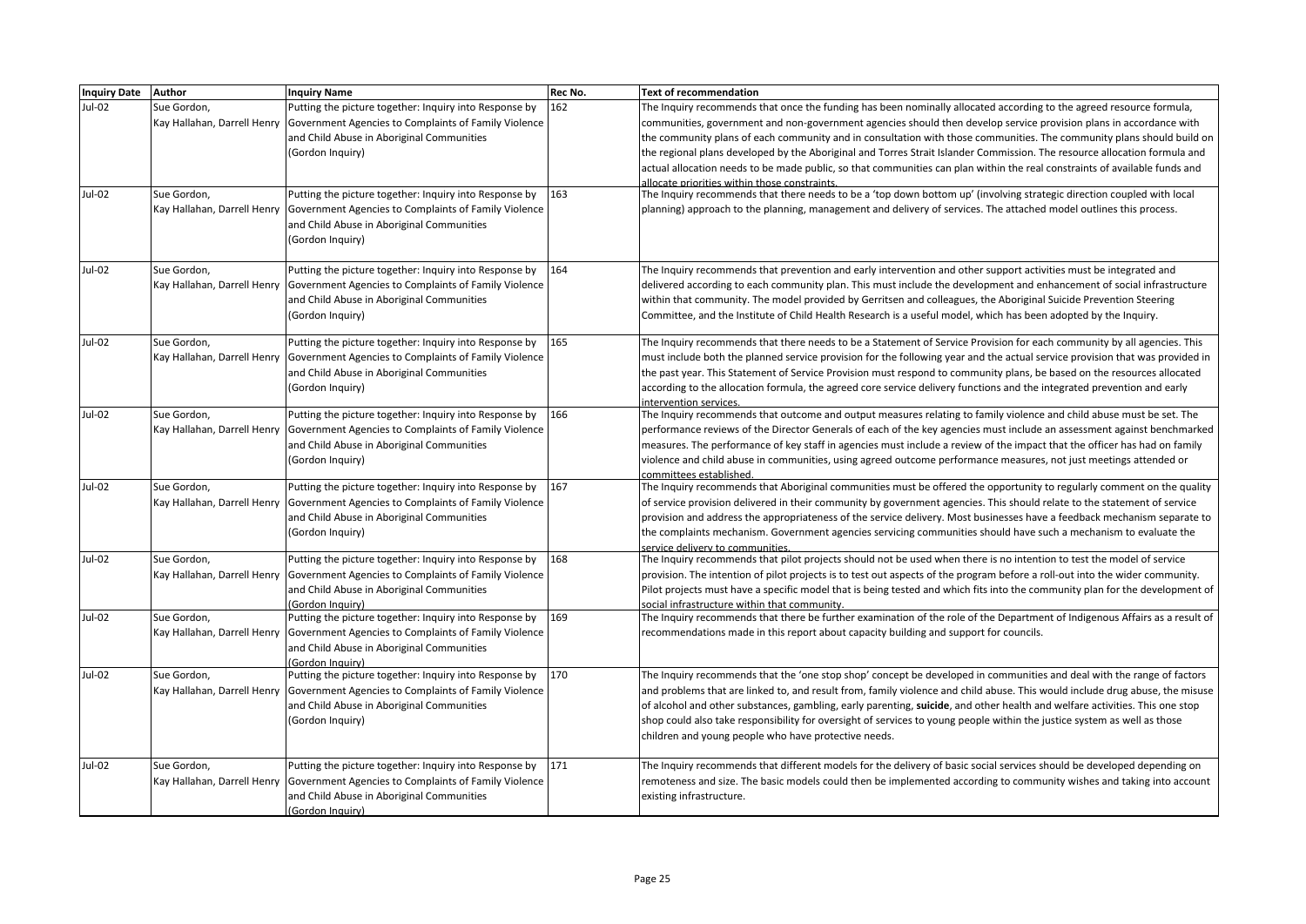| Inquiry Date | Author | Inquiry Name | Rec No. | Text of recommendation |
|---|---|---|---|---|
| Jul-02 | Sue Gordon, Kay Hallahan, Darrell Henry | Putting the picture together: Inquiry into Response by Government Agencies to Complaints of Family Violence and Child Abuse in Aboriginal Communities (Gordon Inquiry) | 162 | The Inquiry recommends that once the funding has been nominally allocated according to the agreed resource formula, communities, government and non-government agencies should then develop service provision plans in accordance with the community plans of each community and in consultation with those communities. The community plans should build on the regional plans developed by the Aboriginal and Torres Strait Islander Commission. The resource allocation formula and actual allocation needs to be made public, so that communities can plan within the real constraints of available funds and allocate priorities within those constraints. |
| Jul-02 | Sue Gordon, Kay Hallahan, Darrell Henry | Putting the picture together: Inquiry into Response by Government Agencies to Complaints of Family Violence and Child Abuse in Aboriginal Communities (Gordon Inquiry) | 163 | The Inquiry recommends that there needs to be a 'top down bottom up' (involving strategic direction coupled with local planning) approach to the planning, management and delivery of services. The attached model outlines this process. |
| Jul-02 | Sue Gordon, Kay Hallahan, Darrell Henry | Putting the picture together: Inquiry into Response by Government Agencies to Complaints of Family Violence and Child Abuse in Aboriginal Communities (Gordon Inquiry) | 164 | The Inquiry recommends that prevention and early intervention and other support activities must be integrated and delivered according to each community plan. This must include the development and enhancement of social infrastructure within that community. The model provided by Gerritsen and colleagues, the Aboriginal Suicide Prevention Steering Committee, and the Institute of Child Health Research is a useful model, which has been adopted by the Inquiry. |
| Jul-02 | Sue Gordon, Kay Hallahan, Darrell Henry | Putting the picture together: Inquiry into Response by Government Agencies to Complaints of Family Violence and Child Abuse in Aboriginal Communities (Gordon Inquiry) | 165 | The Inquiry recommends that there needs to be a Statement of Service Provision for each community by all agencies. This must include both the planned service provision for the following year and the actual service provision that was provided in the past year. This Statement of Service Provision must respond to community plans, be based on the resources allocated according to the allocation formula, the agreed core service delivery functions and the integrated prevention and early intervention services. |
| Jul-02 | Sue Gordon, Kay Hallahan, Darrell Henry | Putting the picture together: Inquiry into Response by Government Agencies to Complaints of Family Violence and Child Abuse in Aboriginal Communities (Gordon Inquiry) | 166 | The Inquiry recommends that outcome and output measures relating to family violence and child abuse must be set. The performance reviews of the Director Generals of each of the key agencies must include an assessment against benchmarked measures. The performance of key staff in agencies must include a review of the impact that the officer has had on family violence and child abuse in communities, using agreed outcome performance measures, not just meetings attended or committees established. |
| Jul-02 | Sue Gordon, Kay Hallahan, Darrell Henry | Putting the picture together: Inquiry into Response by Government Agencies to Complaints of Family Violence and Child Abuse in Aboriginal Communities (Gordon Inquiry) | 167 | The Inquiry recommends that Aboriginal communities must be offered the opportunity to regularly comment on the quality of service provision delivered in their community by government agencies. This should relate to the statement of service provision and address the appropriateness of the service delivery. Most businesses have a feedback mechanism separate to the complaints mechanism. Government agencies servicing communities should have such a mechanism to evaluate the service delivery to communities. |
| Jul-02 | Sue Gordon, Kay Hallahan, Darrell Henry | Putting the picture together: Inquiry into Response by Government Agencies to Complaints of Family Violence and Child Abuse in Aboriginal Communities (Gordon Inquiry) | 168 | The Inquiry recommends that pilot projects should not be used when there is no intention to test the model of service provision. The intention of pilot projects is to test out aspects of the program before a roll-out into the wider community. Pilot projects must have a specific model that is being tested and which fits into the community plan for the development of social infrastructure within that community. |
| Jul-02 | Sue Gordon, Kay Hallahan, Darrell Henry | Putting the picture together: Inquiry into Response by Government Agencies to Complaints of Family Violence and Child Abuse in Aboriginal Communities (Gordon Inquiry) | 169 | The Inquiry recommends that there be further examination of the role of the Department of Indigenous Affairs as a result of recommendations made in this report about capacity building and support for councils. |
| Jul-02 | Sue Gordon, Kay Hallahan, Darrell Henry | Putting the picture together: Inquiry into Response by Government Agencies to Complaints of Family Violence and Child Abuse in Aboriginal Communities (Gordon Inquiry) | 170 | The Inquiry recommends that the 'one stop shop' concept be developed in communities and deal with the range of factors and problems that are linked to, and result from, family violence and child abuse. This would include drug abuse, the misuse of alcohol and other substances, gambling, early parenting, **suicide**, and other health and welfare activities. This one stop shop could also take responsibility for oversight of services to young people within the justice system as well as those children and young people who have protective needs. |
| Jul-02 | Sue Gordon, Kay Hallahan, Darrell Henry | Putting the picture together: Inquiry into Response by Government Agencies to Complaints of Family Violence and Child Abuse in Aboriginal Communities (Gordon Inquiry) | 171 | The Inquiry recommends that different models for the delivery of basic social services should be developed depending on remoteness and size. The basic models could then be implemented according to community wishes and taking into account existing infrastructure. |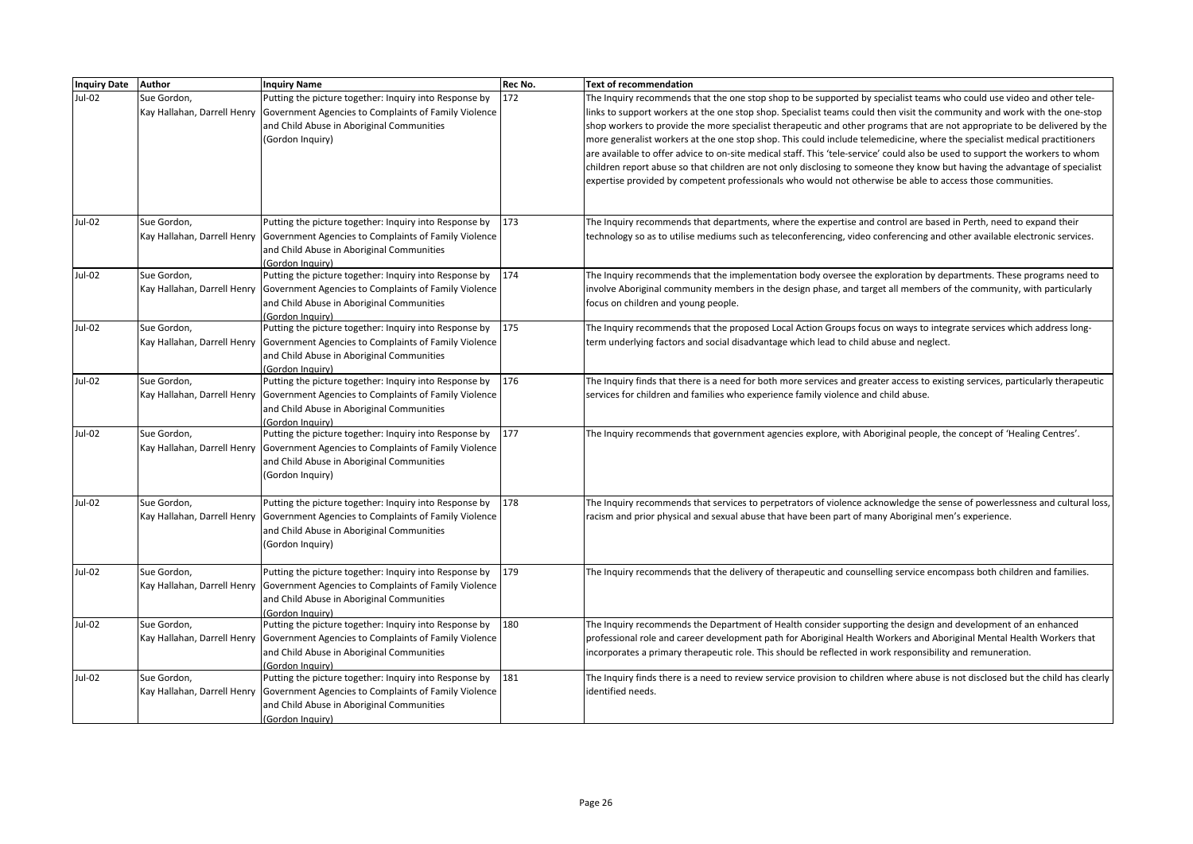| Inquiry Date | Author | Inquiry Name | Rec No. | Text of recommendation |
|---|---|---|---|---|
| Jul-02 | Sue Gordon, Kay Hallahan, Darrell Henry | Putting the picture together: Inquiry into Response by Government Agencies to Complaints of Family Violence and Child Abuse in Aboriginal Communities (Gordon Inquiry) | 172 | The Inquiry recommends that the one stop shop to be supported by specialist teams who could use video and other tele-links to support workers at the one stop shop. Specialist teams could then visit the community and work with the one-stop shop workers to provide the more specialist therapeutic and other programs that are not appropriate to be delivered by the more generalist workers at the one stop shop. This could include telemedicine, where the specialist medical practitioners are available to offer advice to on-site medical staff. This 'tele-service' could also be used to support the workers to whom children report abuse so that children are not only disclosing to someone they know but having the advantage of specialist expertise provided by competent professionals who would not otherwise be able to access those communities. |
| Jul-02 | Sue Gordon, Kay Hallahan, Darrell Henry | Putting the picture together: Inquiry into Response by Government Agencies to Complaints of Family Violence and Child Abuse in Aboriginal Communities (Gordon Inquiry) | 173 | The Inquiry recommends that departments, where the expertise and control are based in Perth, need to expand their technology so as to utilise mediums such as teleconferencing, video conferencing and other available electronic services. |
| Jul-02 | Sue Gordon, Kay Hallahan, Darrell Henry | Putting the picture together: Inquiry into Response by Government Agencies to Complaints of Family Violence and Child Abuse in Aboriginal Communities (Gordon Inquiry) | 174 | The Inquiry recommends that the implementation body oversee the exploration by departments. These programs need to involve Aboriginal community members in the design phase, and target all members of the community, with particularly focus on children and young people. |
| Jul-02 | Sue Gordon, Kay Hallahan, Darrell Henry | Putting the picture together: Inquiry into Response by Government Agencies to Complaints of Family Violence and Child Abuse in Aboriginal Communities (Gordon Inquiry) | 175 | The Inquiry recommends that the proposed Local Action Groups focus on ways to integrate services which address long-term underlying factors and social disadvantage which lead to child abuse and neglect. |
| Jul-02 | Sue Gordon, Kay Hallahan, Darrell Henry | Putting the picture together: Inquiry into Response by Government Agencies to Complaints of Family Violence and Child Abuse in Aboriginal Communities (Gordon Inquiry) | 176 | The Inquiry finds that there is a need for both more services and greater access to existing services, particularly therapeutic services for children and families who experience family violence and child abuse. |
| Jul-02 | Sue Gordon, Kay Hallahan, Darrell Henry | Putting the picture together: Inquiry into Response by Government Agencies to Complaints of Family Violence and Child Abuse in Aboriginal Communities (Gordon Inquiry) | 177 | The Inquiry recommends that government agencies explore, with Aboriginal people, the concept of 'Healing Centres'. |
| Jul-02 | Sue Gordon, Kay Hallahan, Darrell Henry | Putting the picture together: Inquiry into Response by Government Agencies to Complaints of Family Violence and Child Abuse in Aboriginal Communities (Gordon Inquiry) | 178 | The Inquiry recommends that services to perpetrators of violence acknowledge the sense of powerlessness and cultural loss, racism and prior physical and sexual abuse that have been part of many Aboriginal men's experience. |
| Jul-02 | Sue Gordon, Kay Hallahan, Darrell Henry | Putting the picture together: Inquiry into Response by Government Agencies to Complaints of Family Violence and Child Abuse in Aboriginal Communities (Gordon Inquiry) | 179 | The Inquiry recommends that the delivery of therapeutic and counselling service encompass both children and families. |
| Jul-02 | Sue Gordon, Kay Hallahan, Darrell Henry | Putting the picture together: Inquiry into Response by Government Agencies to Complaints of Family Violence and Child Abuse in Aboriginal Communities (Gordon Inquiry) | 180 | The Inquiry recommends the Department of Health consider supporting the design and development of an enhanced professional role and career development path for Aboriginal Health Workers and Aboriginal Mental Health Workers that incorporates a primary therapeutic role. This should be reflected in work responsibility and remuneration. |
| Jul-02 | Sue Gordon, Kay Hallahan, Darrell Henry | Putting the picture together: Inquiry into Response by Government Agencies to Complaints of Family Violence and Child Abuse in Aboriginal Communities (Gordon Inquiry) | 181 | The Inquiry finds there is a need to review service provision to children where abuse is not disclosed but the child has clearly identified needs. |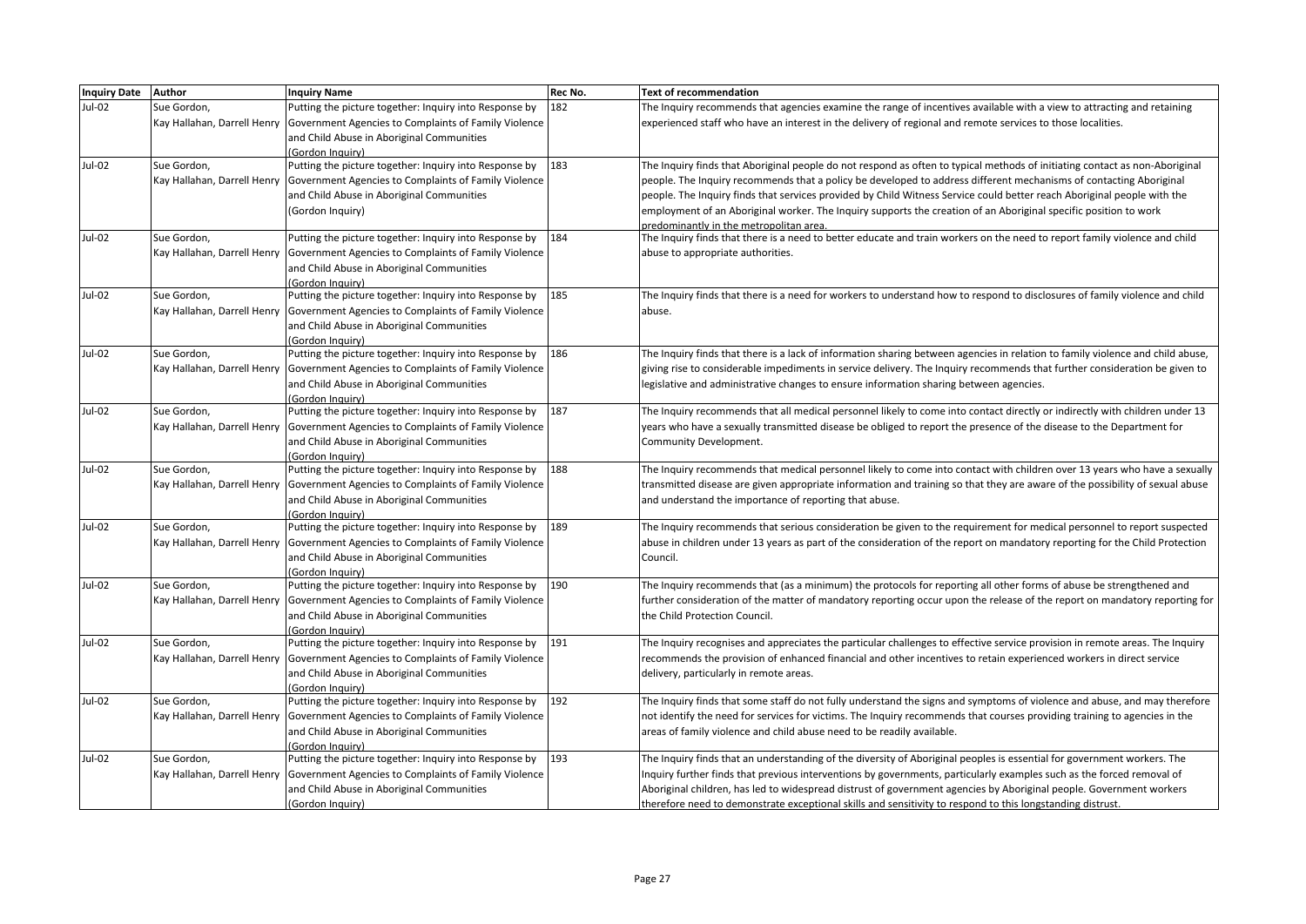| Inquiry Date | Author | Inquiry Name | Rec No. | Text of recommendation |
|---|---|---|---|---|
| Jul-02 | Sue Gordon, Kay Hallahan, Darrell Henry | Putting the picture together: Inquiry into Response by Government Agencies to Complaints of Family Violence and Child Abuse in Aboriginal Communities (Gordon Inquiry) | 182 | The Inquiry recommends that agencies examine the range of incentives available with a view to attracting and retaining experienced staff who have an interest in the delivery of regional and remote services to those localities. |
| Jul-02 | Sue Gordon, Kay Hallahan, Darrell Henry | Putting the picture together: Inquiry into Response by Government Agencies to Complaints of Family Violence and Child Abuse in Aboriginal Communities (Gordon Inquiry) | 183 | The Inquiry finds that Aboriginal people do not respond as often to typical methods of initiating contact as non-Aboriginal people. The Inquiry recommends that a policy be developed to address different mechanisms of contacting Aboriginal people. The Inquiry finds that services provided by Child Witness Service could better reach Aboriginal people with the employment of an Aboriginal worker. The Inquiry supports the creation of an Aboriginal specific position to work predominantly in the metropolitan area. |
| Jul-02 | Sue Gordon, Kay Hallahan, Darrell Henry | Putting the picture together: Inquiry into Response by Government Agencies to Complaints of Family Violence and Child Abuse in Aboriginal Communities (Gordon Inquiry) | 184 | The Inquiry finds that there is a need to better educate and train workers on the need to report family violence and child abuse to appropriate authorities. |
| Jul-02 | Sue Gordon, Kay Hallahan, Darrell Henry | Putting the picture together: Inquiry into Response by Government Agencies to Complaints of Family Violence and Child Abuse in Aboriginal Communities (Gordon Inquiry) | 185 | The Inquiry finds that there is a need for workers to understand how to respond to disclosures of family violence and child abuse. |
| Jul-02 | Sue Gordon, Kay Hallahan, Darrell Henry | Putting the picture together: Inquiry into Response by Government Agencies to Complaints of Family Violence and Child Abuse in Aboriginal Communities (Gordon Inquiry) | 186 | The Inquiry finds that there is a lack of information sharing between agencies in relation to family violence and child abuse, giving rise to considerable impediments in service delivery. The Inquiry recommends that further consideration be given to legislative and administrative changes to ensure information sharing between agencies. |
| Jul-02 | Sue Gordon, Kay Hallahan, Darrell Henry | Putting the picture together: Inquiry into Response by Government Agencies to Complaints of Family Violence and Child Abuse in Aboriginal Communities (Gordon Inquiry) | 187 | The Inquiry recommends that all medical personnel likely to come into contact directly or indirectly with children under 13 years who have a sexually transmitted disease be obliged to report the presence of the disease to the Department for Community Development. |
| Jul-02 | Sue Gordon, Kay Hallahan, Darrell Henry | Putting the picture together: Inquiry into Response by Government Agencies to Complaints of Family Violence and Child Abuse in Aboriginal Communities (Gordon Inquiry) | 188 | The Inquiry recommends that medical personnel likely to come into contact with children over 13 years who have a sexually transmitted disease are given appropriate information and training so that they are aware of the possibility of sexual abuse and understand the importance of reporting that abuse. |
| Jul-02 | Sue Gordon, Kay Hallahan, Darrell Henry | Putting the picture together: Inquiry into Response by Government Agencies to Complaints of Family Violence and Child Abuse in Aboriginal Communities (Gordon Inquiry) | 189 | The Inquiry recommends that serious consideration be given to the requirement for medical personnel to report suspected abuse in children under 13 years as part of the consideration of the report on mandatory reporting for the Child Protection Council. |
| Jul-02 | Sue Gordon, Kay Hallahan, Darrell Henry | Putting the picture together: Inquiry into Response by Government Agencies to Complaints of Family Violence and Child Abuse in Aboriginal Communities (Gordon Inquiry) | 190 | The Inquiry recommends that (as a minimum) the protocols for reporting all other forms of abuse be strengthened and further consideration of the matter of mandatory reporting occur upon the release of the report on mandatory reporting for the Child Protection Council. |
| Jul-02 | Sue Gordon, Kay Hallahan, Darrell Henry | Putting the picture together: Inquiry into Response by Government Agencies to Complaints of Family Violence and Child Abuse in Aboriginal Communities (Gordon Inquiry) | 191 | The Inquiry recognises and appreciates the particular challenges to effective service provision in remote areas. The Inquiry recommends the provision of enhanced financial and other incentives to retain experienced workers in direct service delivery, particularly in remote areas. |
| Jul-02 | Sue Gordon, Kay Hallahan, Darrell Henry | Putting the picture together: Inquiry into Response by Government Agencies to Complaints of Family Violence and Child Abuse in Aboriginal Communities (Gordon Inquiry) | 192 | The Inquiry finds that some staff do not fully understand the signs and symptoms of violence and abuse, and may therefore not identify the need for services for victims. The Inquiry recommends that courses providing training to agencies in the areas of family violence and child abuse need to be readily available. |
| Jul-02 | Sue Gordon, Kay Hallahan, Darrell Henry | Putting the picture together: Inquiry into Response by Government Agencies to Complaints of Family Violence and Child Abuse in Aboriginal Communities (Gordon Inquiry) | 193 | The Inquiry finds that an understanding of the diversity of Aboriginal peoples is essential for government workers. The Inquiry further finds that previous interventions by governments, particularly examples such as the forced removal of Aboriginal children, has led to widespread distrust of government agencies by Aboriginal people. Government workers therefore need to demonstrate exceptional skills and sensitivity to respond to this longstanding distrust. |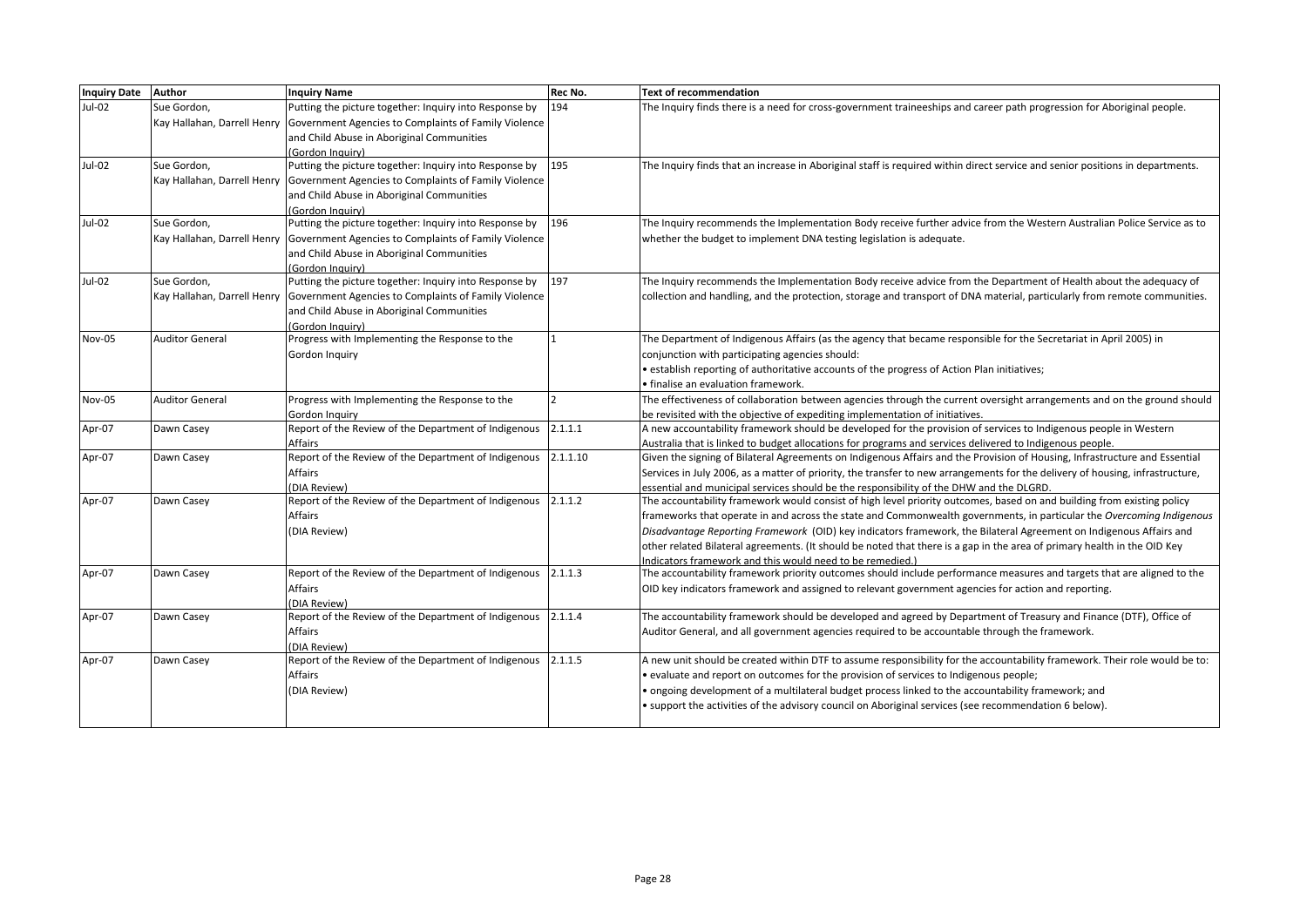| Inquiry Date | Author | Inquiry Name | Rec No. | Text of recommendation |
|---|---|---|---|---|
| Jul-02 | Sue Gordon, Kay Hallahan, Darrell Henry | Putting the picture together: Inquiry into Response by Government Agencies to Complaints of Family Violence and Child Abuse in Aboriginal Communities (Gordon Inquiry) | 194 | The Inquiry finds there is a need for cross-government traineeships and career path progression for Aboriginal people. |
| Jul-02 | Sue Gordon, Kay Hallahan, Darrell Henry | Putting the picture together: Inquiry into Response by Government Agencies to Complaints of Family Violence and Child Abuse in Aboriginal Communities (Gordon Inquiry) | 195 | The Inquiry finds that an increase in Aboriginal staff is required within direct service and senior positions in departments. |
| Jul-02 | Sue Gordon, Kay Hallahan, Darrell Henry | Putting the picture together: Inquiry into Response by Government Agencies to Complaints of Family Violence and Child Abuse in Aboriginal Communities (Gordon Inquiry) | 196 | The Inquiry recommends the Implementation Body receive further advice from the Western Australian Police Service as to whether the budget to implement DNA testing legislation is adequate. |
| Jul-02 | Sue Gordon, Kay Hallahan, Darrell Henry | Putting the picture together: Inquiry into Response by Government Agencies to Complaints of Family Violence and Child Abuse in Aboriginal Communities (Gordon Inquiry) | 197 | The Inquiry recommends the Implementation Body receive advice from the Department of Health about the adequacy of collection and handling, and the protection, storage and transport of DNA material, particularly from remote communities. |
| Nov-05 | Auditor General | Progress with Implementing the Response to the Gordon Inquiry | 1 | The Department of Indigenous Affairs (as the agency that became responsible for the Secretariat in April 2005) in conjunction with participating agencies should:<br>• establish reporting of authoritative accounts of the progress of Action Plan initiatives;<br>• finalise an evaluation framework. |
| Nov-05 | Auditor General | Progress with Implementing the Response to the Gordon Inquiry | 2 | The effectiveness of collaboration between agencies through the current oversight arrangements and on the ground should be revisited with the objective of expediting implementation of initiatives. |
| Apr-07 | Dawn Casey | Report of the Review of the Department of Indigenous Affairs | 2.1.1.1 | A new accountability framework should be developed for the provision of services to Indigenous people in Western Australia that is linked to budget allocations for programs and services delivered to Indigenous people. |
| Apr-07 | Dawn Casey | Report of the Review of the Department of Indigenous Affairs (DIA Review) | 2.1.1.10 | Given the signing of Bilateral Agreements on Indigenous Affairs and the Provision of Housing, Infrastructure and Essential Services in July 2006, as a matter of priority, the transfer to new arrangements for the delivery of housing, infrastructure, essential and municipal services should be the responsibility of the DHW and the DLGRD. |
| Apr-07 | Dawn Casey | Report of the Review of the Department of Indigenous Affairs (DIA Review) | 2.1.1.2 | The accountability framework would consist of high level priority outcomes, based on and building from existing policy frameworks that operate in and across the state and Commonwealth governments, in particular the *Overcoming Indigenous Disadvantage Reporting Framework* (OID) key indicators framework, the Bilateral Agreement on Indigenous Affairs and other related Bilateral agreements. (It should be noted that there is a gap in the area of primary health in the OID Key Indicators framework and this would need to be remedied.) |
| Apr-07 | Dawn Casey | Report of the Review of the Department of Indigenous Affairs (DIA Review) | 2.1.1.3 | The accountability framework priority outcomes should include performance measures and targets that are aligned to the OID key indicators framework and assigned to relevant government agencies for action and reporting. |
| Apr-07 | Dawn Casey | Report of the Review of the Department of Indigenous Affairs (DIA Review) | 2.1.1.4 | The accountability framework should be developed and agreed by Department of Treasury and Finance (DTF), Office of Auditor General, and all government agencies required to be accountable through the framework. |
| Apr-07 | Dawn Casey | Report of the Review of the Department of Indigenous Affairs (DIA Review) | 2.1.1.5 | A new unit should be created within DTF to assume responsibility for the accountability framework. Their role would be to:<br>• evaluate and report on outcomes for the provision of services to Indigenous people;<br>• ongoing development of a multilateral budget process linked to the accountability framework; and<br>• support the activities of the advisory council on Aboriginal services (see recommendation 6 below). |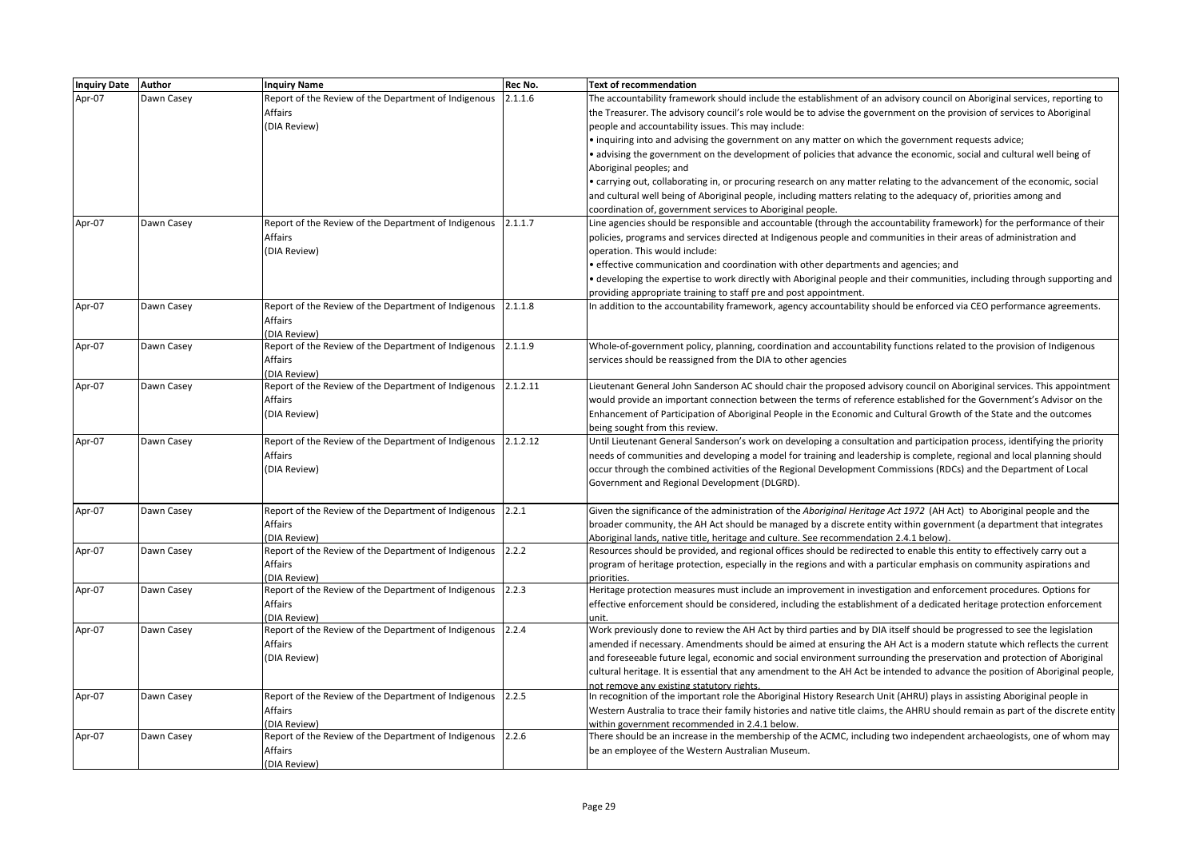| Inquiry Date | Author | Inquiry Name | Rec No. | Text of recommendation |
|---|---|---|---|---|
| Apr-07 | Dawn Casey | Report of the Review of the Department of Indigenous Affairs (DIA Review) | 2.1.1.6 | The accountability framework should include the establishment of an advisory council on Aboriginal services, reporting to the Treasurer. The advisory council's role would be to advise the government on the provision of services to Aboriginal people and accountability issues. This may include:<br>• inquiring into and advising the government on any matter on which the government requests advice;<br>• advising the government on the development of policies that advance the economic, social and cultural well being of Aboriginal peoples; and<br>• carrying out, collaborating in, or procuring research on any matter relating to the advancement of the economic, social and cultural well being of Aboriginal people, including matters relating to the adequacy of, priorities among and coordination of, government services to Aboriginal people. |
| Apr-07 | Dawn Casey | Report of the Review of the Department of Indigenous Affairs (DIA Review) | 2.1.1.7 | Line agencies should be responsible and accountable (through the accountability framework) for the performance of their policies, programs and services directed at Indigenous people and communities in their areas of administration and operation. This would include:<br>• effective communication and coordination with other departments and agencies; and<br>• developing the expertise to work directly with Aboriginal people and their communities, including through supporting and providing appropriate training to staff pre and post appointment. |
| Apr-07 | Dawn Casey | Report of the Review of the Department of Indigenous Affairs (DIA Review) | 2.1.1.8 | In addition to the accountability framework, agency accountability should be enforced via CEO performance agreements. |
| Apr-07 | Dawn Casey | Report of the Review of the Department of Indigenous Affairs (DIA Review) | 2.1.1.9 | Whole-of-government policy, planning, coordination and accountability functions related to the provision of Indigenous services should be reassigned from the DIA to other agencies |
| Apr-07 | Dawn Casey | Report of the Review of the Department of Indigenous Affairs (DIA Review) | 2.1.2.11 | Lieutenant General John Sanderson AC should chair the proposed advisory council on Aboriginal services. This appointment would provide an important connection between the terms of reference established for the Government's Advisor on the Enhancement of Participation of Aboriginal People in the Economic and Cultural Growth of the State and the outcomes being sought from this review. |
| Apr-07 | Dawn Casey | Report of the Review of the Department of Indigenous Affairs (DIA Review) | 2.1.2.12 | Until Lieutenant General Sanderson's work on developing a consultation and participation process, identifying the priority needs of communities and developing a model for training and leadership is complete, regional and local planning should occur through the combined activities of the Regional Development Commissions (RDCs) and the Department of Local Government and Regional Development (DLGRD). |
| Apr-07 | Dawn Casey | Report of the Review of the Department of Indigenous Affairs (DIA Review) | 2.2.1 | Given the significance of the administration of the *Aboriginal Heritage Act 1972* (AH Act) to Aboriginal people and the broader community, the AH Act should be managed by a discrete entity within government (a department that integrates Aboriginal lands, native title, heritage and culture. See recommendation 2.4.1 below). |
| Apr-07 | Dawn Casey | Report of the Review of the Department of Indigenous Affairs (DIA Review) | 2.2.2 | Resources should be provided, and regional offices should be redirected to enable this entity to effectively carry out a program of heritage protection, especially in the regions and with a particular emphasis on community aspirations and priorities. |
| Apr-07 | Dawn Casey | Report of the Review of the Department of Indigenous Affairs (DIA Review) | 2.2.3 | Heritage protection measures must include an improvement in investigation and enforcement procedures. Options for effective enforcement should be considered, including the establishment of a dedicated heritage protection enforcement unit. |
| Apr-07 | Dawn Casey | Report of the Review of the Department of Indigenous Affairs (DIA Review) | 2.2.4 | Work previously done to review the AH Act by third parties and by DIA itself should be progressed to see the legislation amended if necessary. Amendments should be aimed at ensuring the AH Act is a modern statute which reflects the current and foreseeable future legal, economic and social environment surrounding the preservation and protection of Aboriginal cultural heritage. It is essential that any amendment to the AH Act be intended to advance the position of Aboriginal people, not remove any existing statutory rights. |
| Apr-07 | Dawn Casey | Report of the Review of the Department of Indigenous Affairs (DIA Review) | 2.2.5 | In recognition of the important role the Aboriginal History Research Unit (AHRU) plays in assisting Aboriginal people in Western Australia to trace their family histories and native title claims, the AHRU should remain as part of the discrete entity within government recommended in 2.4.1 below. |
| Apr-07 | Dawn Casey | Report of the Review of the Department of Indigenous Affairs (DIA Review) | 2.2.6 | There should be an increase in the membership of the ACMC, including two independent archaeologists, one of whom may be an employee of the Western Australian Museum. |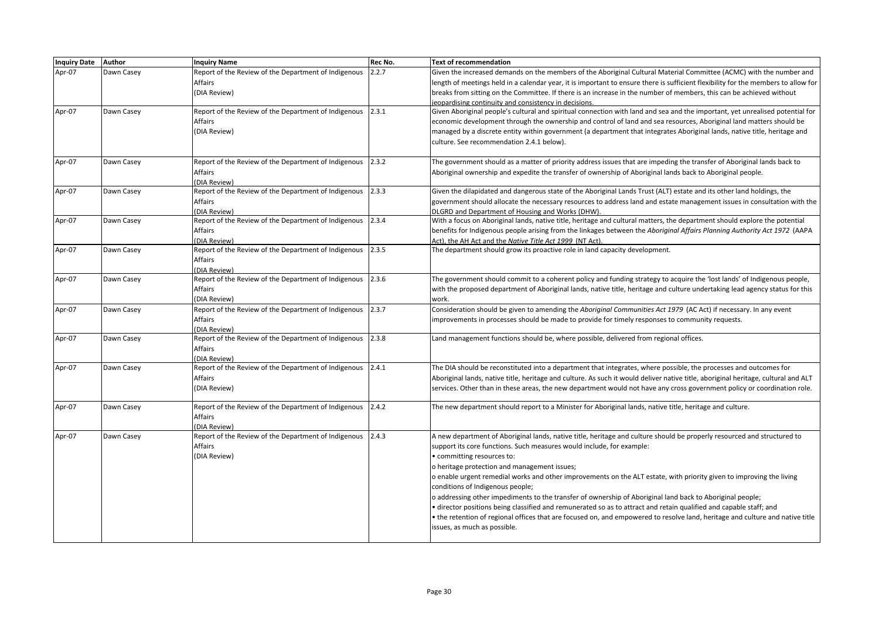| Inquiry Date | Author | Inquiry Name | Rec No. | Text of recommendation |
|---|---|---|---|---|
| Apr-07 | Dawn Casey | Report of the Review of the Department of Indigenous Affairs (DIA Review) | 2.2.7 | Given the increased demands on the members of the Aboriginal Cultural Material Committee (ACMC) with the number and length of meetings held in a calendar year, it is important to ensure there is sufficient flexibility for the members to allow for breaks from sitting on the Committee. If there is an increase in the number of members, this can be achieved without jeopardising continuity and consistency in decisions. |
| Apr-07 | Dawn Casey | Report of the Review of the Department of Indigenous Affairs (DIA Review) | 2.3.1 | Given Aboriginal people's cultural and spiritual connection with land and sea and the important, yet unrealised potential for economic development through the ownership and control of land and sea resources, Aboriginal land matters should be managed by a discrete entity within government (a department that integrates Aboriginal lands, native title, heritage and culture. See recommendation 2.4.1 below). |
| Apr-07 | Dawn Casey | Report of the Review of the Department of Indigenous Affairs (DIA Review) | 2.3.2 | The government should as a matter of priority address issues that are impeding the transfer of Aboriginal lands back to Aboriginal ownership and expedite the transfer of ownership of Aboriginal lands back to Aboriginal people. |
| Apr-07 | Dawn Casey | Report of the Review of the Department of Indigenous Affairs (DIA Review) | 2.3.3 | Given the dilapidated and dangerous state of the Aboriginal Lands Trust (ALT) estate and its other land holdings, the government should allocate the necessary resources to address land and estate management issues in consultation with the DLGRD and Department of Housing and Works (DHW). |
| Apr-07 | Dawn Casey | Report of the Review of the Department of Indigenous Affairs (DIA Review) | 2.3.4 | With a focus on Aboriginal lands, native title, heritage and cultural matters, the department should explore the potential benefits for Indigenous people arising from the linkages between the *Aboriginal Affairs Planning Authority Act 1972* (AAPA Act), the AH Act and the *Native Title Act 1999* (NT Act). |
| Apr-07 | Dawn Casey | Report of the Review of the Department of Indigenous Affairs (DIA Review) | 2.3.5 | The department should grow its proactive role in land capacity development. |
| Apr-07 | Dawn Casey | Report of the Review of the Department of Indigenous Affairs (DIA Review) | 2.3.6 | The government should commit to a coherent policy and funding strategy to acquire the 'lost lands' of Indigenous people, with the proposed department of Aboriginal lands, native title, heritage and culture undertaking lead agency status for this work. |
| Apr-07 | Dawn Casey | Report of the Review of the Department of Indigenous Affairs (DIA Review) | 2.3.7 | Consideration should be given to amending the *Aboriginal Communities Act 1979* (AC Act) if necessary. In any event improvements in processes should be made to provide for timely responses to community requests. |
| Apr-07 | Dawn Casey | Report of the Review of the Department of Indigenous Affairs (DIA Review) | 2.3.8 | Land management functions should be, where possible, delivered from regional offices. |
| Apr-07 | Dawn Casey | Report of the Review of the Department of Indigenous Affairs (DIA Review) | 2.4.1 | The DIA should be reconstituted into a department that integrates, where possible, the processes and outcomes for Aboriginal lands, native title, heritage and culture. As such it would deliver native title, aboriginal heritage, cultural and ALT services. Other than in these areas, the new department would not have any cross government policy or coordination role. |
| Apr-07 | Dawn Casey | Report of the Review of the Department of Indigenous Affairs (DIA Review) | 2.4.2 | The new department should report to a Minister for Aboriginal lands, native title, heritage and culture. |
| Apr-07 | Dawn Casey | Report of the Review of the Department of Indigenous Affairs (DIA Review) | 2.4.3 | A new department of Aboriginal lands, native title, heritage and culture should be properly resourced and structured to support its core functions. Such measures would include, for example:<br>• committing resources to:<br>o heritage protection and management issues;<br>o enable urgent remedial works and other improvements on the ALT estate, with priority given to improving the living conditions of Indigenous people;<br>o addressing other impediments to the transfer of ownership of Aboriginal land back to Aboriginal people;<br>• director positions being classified and remunerated so as to attract and retain qualified and capable staff; and<br>• the retention of regional offices that are focused on, and empowered to resolve land, heritage and culture and native title issues, as much as possible. |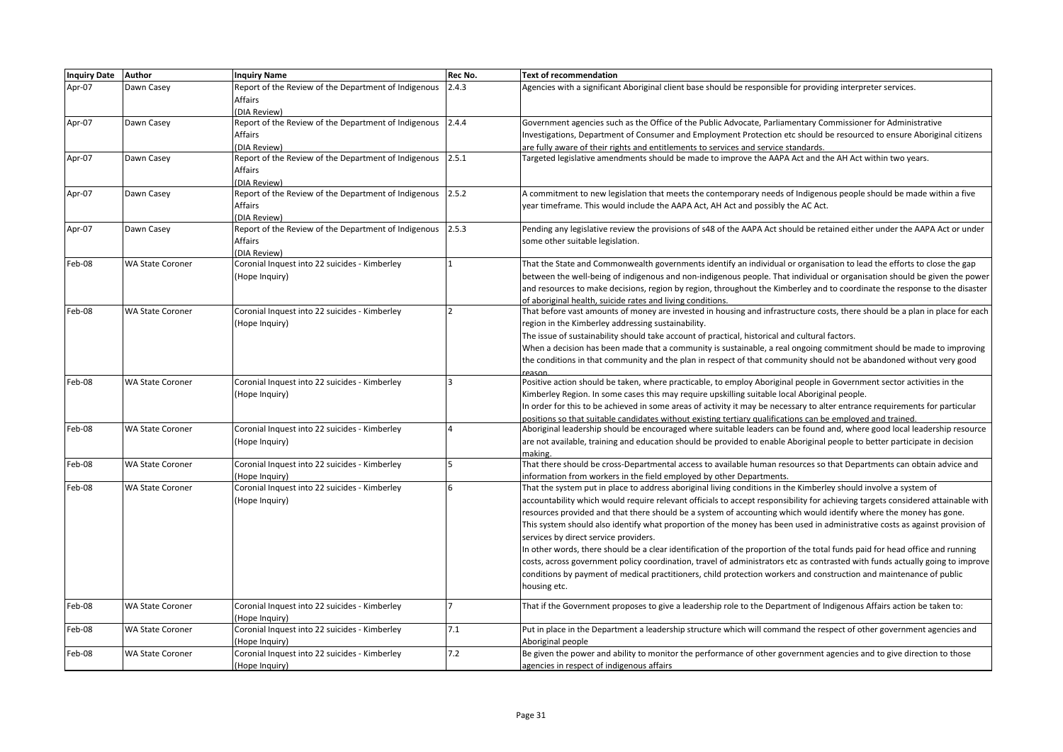| Inquiry Date | Author | Inquiry Name | Rec No. | Text of recommendation |
|---|---|---|---|---|
| Apr-07 | Dawn Casey | Report of the Review of the Department of Indigenous Affairs (DIA Review) | 2.4.3 | Agencies with a significant Aboriginal client base should be responsible for providing interpreter services. |
| Apr-07 | Dawn Casey | Report of the Review of the Department of Indigenous Affairs (DIA Review) | 2.4.4 | Government agencies such as the Office of the Public Advocate, Parliamentary Commissioner for Administrative Investigations, Department of Consumer and Employment Protection etc should be resourced to ensure Aboriginal citizens are fully aware of their rights and entitlements to services and service standards. |
| Apr-07 | Dawn Casey | Report of the Review of the Department of Indigenous Affairs (DIA Review) | 2.5.1 | Targeted legislative amendments should be made to improve the AAPA Act and the AH Act within two years. |
| Apr-07 | Dawn Casey | Report of the Review of the Department of Indigenous Affairs (DIA Review) | 2.5.2 | A commitment to new legislation that meets the contemporary needs of Indigenous people should be made within a five year timeframe. This would include the AAPA Act, AH Act and possibly the AC Act. |
| Apr-07 | Dawn Casey | Report of the Review of the Department of Indigenous Affairs (DIA Review) | 2.5.3 | Pending any legislative review the provisions of s48 of the AAPA Act should be retained either under the AAPA Act or under some other suitable legislation. |
| Feb-08 | WA State Coroner | Coronial Inquest into 22 suicides - Kimberley (Hope Inquiry) | 1 | That the State and Commonwealth governments identify an individual or organisation to lead the efforts to close the gap between the well-being of indigenous and non-indigenous people. That individual or organisation should be given the power and resources to make decisions, region by region, throughout the Kimberley and to coordinate the response to the disaster of aboriginal health, suicide rates and living conditions. |
| Feb-08 | WA State Coroner | Coronial Inquest into 22 suicides - Kimberley (Hope Inquiry) | 2 | That before vast amounts of money are invested in housing and infrastructure costs, there should be a plan in place for each region in the Kimberley addressing sustainability.<br>The issue of sustainability should take account of practical, historical and cultural factors.<br>When a decision has been made that a community is sustainable, a real ongoing commitment should be made to improving the conditions in that community and the plan in respect of that community should not be abandoned without very good reason. |
| Feb-08 | WA State Coroner | Coronial Inquest into 22 suicides - Kimberley (Hope Inquiry) | 3 | Positive action should be taken, where practicable, to employ Aboriginal people in Government sector activities in the Kimberley Region. In some cases this may require upskilling suitable local Aboriginal people.<br>In order for this to be achieved in some areas of activity it may be necessary to alter entrance requirements for particular positions so that suitable candidates without existing tertiary qualifications can be employed and trained. |
| Feb-08 | WA State Coroner | Coronial Inquest into 22 suicides - Kimberley (Hope Inquiry) | 4 | Aboriginal leadership should be encouraged where suitable leaders can be found and, where good local leadership resource are not available, training and education should be provided to enable Aboriginal people to better participate in decision making. |
| Feb-08 | WA State Coroner | Coronial Inquest into 22 suicides - Kimberley (Hope Inquiry) | 5 | That there should be cross-Departmental access to available human resources so that Departments can obtain advice and information from workers in the field employed by other Departments. |
| Feb-08 | WA State Coroner | Coronial Inquest into 22 suicides - Kimberley (Hope Inquiry) | 6 | That the system put in place to address aboriginal living conditions in the Kimberley should involve a system of accountability which would require relevant officials to accept responsibility for achieving targets considered attainable with resources provided and that there should be a system of accounting which would identify where the money has gone.<br>This system should also identify what proportion of the money has been used in administrative costs as against provision of services by direct service providers.<br>In other words, there should be a clear identification of the proportion of the total funds paid for head office and running costs, across government policy coordination, travel of administrators etc as contrasted with funds actually going to improve conditions by payment of medical practitioners, child protection workers and construction and maintenance of public housing etc. |
| Feb-08 | WA State Coroner | Coronial Inquest into 22 suicides - Kimberley (Hope Inquiry) | 7 | That if the Government proposes to give a leadership role to the Department of Indigenous Affairs action be taken to: |
| Feb-08 | WA State Coroner | Coronial Inquest into 22 suicides - Kimberley (Hope Inquiry) | 7.1 | Put in place in the Department a leadership structure which will command the respect of other government agencies and Aboriginal people |
| Feb-08 | WA State Coroner | Coronial Inquest into 22 suicides - Kimberley (Hope Inquiry) | 7.2 | Be given the power and ability to monitor the performance of other government agencies and to give direction to those agencies in respect of indigenous affairs |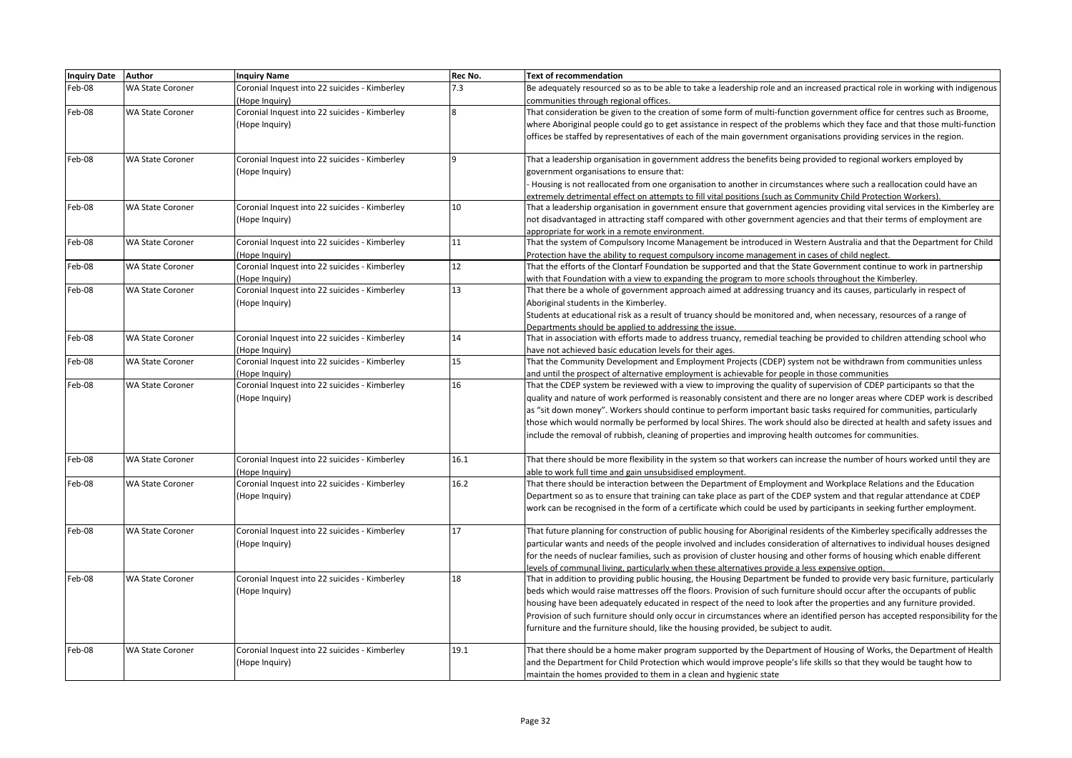| Inquiry Date | Author | Inquiry Name | Rec No. | Text of recommendation |
| --- | --- | --- | --- | --- |
| Feb-08 | WA State Coroner | Coronial Inquest into 22 suicides - Kimberley (Hope Inquiry) | 7.3 | Be adequately resourced so as to be able to take a leadership role and an increased practical role in working with indigenous communities through regional offices. |
| Feb-08 | WA State Coroner | Coronial Inquest into 22 suicides - Kimberley (Hope Inquiry) | 8 | That consideration be given to the creation of some form of multi-function government office for centres such as Broome, where Aboriginal people could go to get assistance in respect of the problems which they face and that those multi-function offices be staffed by representatives of each of the main government organisations providing services in the region. |
| Feb-08 | WA State Coroner | Coronial Inquest into 22 suicides - Kimberley (Hope Inquiry) | 9 | That a leadership organisation in government address the benefits being provided to regional workers employed by government organisations to ensure that:<br>- Housing is not reallocated from one organisation to another in circumstances where such a reallocation could have an extremely detrimental effect on attempts to fill vital positions (such as Community Child Protection Workers). |
| Feb-08 | WA State Coroner | Coronial Inquest into 22 suicides - Kimberley (Hope Inquiry) | 10 | That a leadership organisation in government ensure that government agencies providing vital services in the Kimberley are not disadvantaged in attracting staff compared with other government agencies and that their terms of employment are appropriate for work in a remote environment. |
| Feb-08 | WA State Coroner | Coronial Inquest into 22 suicides - Kimberley (Hope Inquiry) | 11 | That the system of Compulsory Income Management be introduced in Western Australia and that the Department for Child Protection have the ability to request compulsory income management in cases of child neglect. |
| Feb-08 | WA State Coroner | Coronial Inquest into 22 suicides - Kimberley (Hope Inquiry) | 12 | That the efforts of the Clontarf Foundation be supported and that the State Government continue to work in partnership with that Foundation with a view to expanding the program to more schools throughout the Kimberley. |
| Feb-08 | WA State Coroner | Coronial Inquest into 22 suicides - Kimberley (Hope Inquiry) | 13 | That there be a whole of government approach aimed at addressing truancy and its causes, particularly in respect of Aboriginal students in the Kimberley.<br>Students at educational risk as a result of truancy should be monitored and, when necessary, resources of a range of Departments should be applied to addressing the issue. |
| Feb-08 | WA State Coroner | Coronial Inquest into 22 suicides - Kimberley (Hope Inquiry) | 14 | That in association with efforts made to address truancy, remedial teaching be provided to children attending school who have not achieved basic education levels for their ages. |
| Feb-08 | WA State Coroner | Coronial Inquest into 22 suicides - Kimberley (Hope Inquiry) | 15 | That the Community Development and Employment Projects (CDEP) system not be withdrawn from communities unless and until the prospect of alternative employment is achievable for people in those communities |
| Feb-08 | WA State Coroner | Coronial Inquest into 22 suicides - Kimberley (Hope Inquiry) | 16 | That the CDEP system be reviewed with a view to improving the quality of supervision of CDEP participants so that the quality and nature of work performed is reasonably consistent and there are no longer areas where CDEP work is described as "sit down money". Workers should continue to perform important basic tasks required for communities, particularly those which would normally be performed by local Shires. The work should also be directed at health and safety issues and include the removal of rubbish, cleaning of properties and improving health outcomes for communities. |
| Feb-08 | WA State Coroner | Coronial Inquest into 22 suicides - Kimberley (Hope Inquiry) | 16.1 | That there should be more flexibility in the system so that workers can increase the number of hours worked until they are able to work full time and gain unsubsidised employment. |
| Feb-08 | WA State Coroner | Coronial Inquest into 22 suicides - Kimberley (Hope Inquiry) | 16.2 | That there should be interaction between the Department of Employment and Workplace Relations and the Education Department so as to ensure that training can take place as part of the CDEP system and that regular attendance at CDEP work can be recognised in the form of a certificate which could be used by participants in seeking further employment. |
| Feb-08 | WA State Coroner | Coronial Inquest into 22 suicides - Kimberley (Hope Inquiry) | 17 | That future planning for construction of public housing for Aboriginal residents of the Kimberley specifically addresses the particular wants and needs of the people involved and includes consideration of alternatives to individual houses designed for the needs of nuclear families, such as provision of cluster housing and other forms of housing which enable different levels of communal living, particularly when these alternatives provide a less expensive option. |
| Feb-08 | WA State Coroner | Coronial Inquest into 22 suicides - Kimberley (Hope Inquiry) | 18 | That in addition to providing public housing, the Housing Department be funded to provide very basic furniture, particularly beds which would raise mattresses off the floors. Provision of such furniture should occur after the occupants of public housing have been adequately educated in respect of the need to look after the properties and any furniture provided. Provision of such furniture should only occur in circumstances where an identified person has accepted responsibility for the furniture and the furniture should, like the housing provided, be subject to audit. |
| Feb-08 | WA State Coroner | Coronial Inquest into 22 suicides - Kimberley (Hope Inquiry) | 19.1 | That there should be a home maker program supported by the Department of Housing of Works, the Department of Health and the Department for Child Protection which would improve people's life skills so that they would be taught how to maintain the homes provided to them in a clean and hygienic state |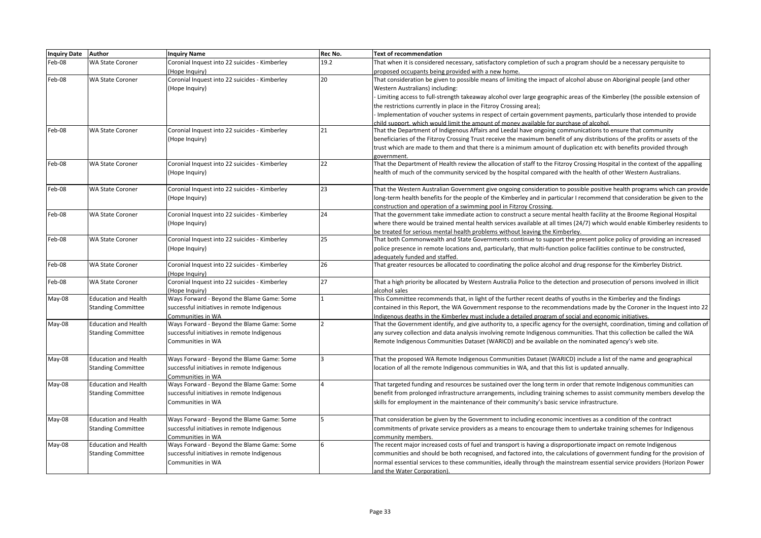| Inquiry Date | Author | Inquiry Name | Rec No. | Text of recommendation |
|---|---|---|---|---|
| Feb-08 | WA State Coroner | Coronial Inquest into 22 suicides - Kimberley (Hope Inquiry) | 19.2 | That when it is considered necessary, satisfactory completion of such a program should be a necessary perquisite to proposed occupants being provided with a new home. |
| Feb-08 | WA State Coroner | Coronial Inquest into 22 suicides - Kimberley (Hope Inquiry) | 20 | That consideration be given to possible means of limiting the impact of alcohol abuse on Aboriginal people (and other Western Australians) including:<br>- Limiting access to full-strength takeaway alcohol over large geographic areas of the Kimberley (the possible extension of the restrictions currently in place in the Fitzroy Crossing area);<br>- Implementation of voucher systems in respect of certain government payments, particularly those intended to provide child support, which would limit the amount of money available for purchase of alcohol. |
| Feb-08 | WA State Coroner | Coronial Inquest into 22 suicides - Kimberley (Hope Inquiry) | 21 | That the Department of Indigenous Affairs and Leedal have ongoing communications to ensure that community beneficiaries of the Fitzroy Crossing Trust receive the maximum benefit of any distributions of the profits or assets of the trust which are made to them and that there is a minimum amount of duplication etc with benefits provided through government. |
| Feb-08 | WA State Coroner | Coronial Inquest into 22 suicides - Kimberley (Hope Inquiry) | 22 | That the Department of Health review the allocation of staff to the Fitzroy Crossing Hospital in the context of the appalling health of much of the community serviced by the hospital compared with the health of other Western Australians. |
| Feb-08 | WA State Coroner | Coronial Inquest into 22 suicides - Kimberley (Hope Inquiry) | 23 | That the Western Australian Government give ongoing consideration to possible positive health programs which can provide long-term health benefits for the people of the Kimberley and in particular I recommend that consideration be given to the construction and operation of a swimming pool in Fitzroy Crossing. |
| Feb-08 | WA State Coroner | Coronial Inquest into 22 suicides - Kimberley (Hope Inquiry) | 24 | That the government take immediate action to construct a secure mental health facility at the Broome Regional Hospital where there would be trained mental health services available at all times (24/7) which would enable Kimberley residents to be treated for serious mental health problems without leaving the Kimberley. |
| Feb-08 | WA State Coroner | Coronial Inquest into 22 suicides - Kimberley (Hope Inquiry) | 25 | That both Commonwealth and State Governments continue to support the present police policy of providing an increased police presence in remote locations and, particularly, that multi-function police facilities continue to be constructed, adequately funded and staffed. |
| Feb-08 | WA State Coroner | Coronial Inquest into 22 suicides - Kimberley (Hope Inquiry) | 26 | That greater resources be allocated to coordinating the police alcohol and drug response for the Kimberley District. |
| Feb-08 | WA State Coroner | Coronial Inquest into 22 suicides - Kimberley (Hope Inquiry) | 27 | That a high priority be allocated by Western Australia Police to the detection and prosecution of persons involved in illicit alcohol sales |
| May-08 | Education and Health Standing Committee | Ways Forward - Beyond the Blame Game: Some successful initiatives in remote Indigenous Communities in WA | 1 | This Committee recommends that, in light of the further recent deaths of youths in the Kimberley and the findings contained in this Report, the WA Government response to the recommendations made by the Coroner in the Inquest into 22 Indigenous deaths in the Kimberley must include a detailed program of social and economic initiatives. |
| May-08 | Education and Health Standing Committee | Ways Forward - Beyond the Blame Game: Some successful initiatives in remote Indigenous Communities in WA | 2 | That the Government identify, and give authority to, a specific agency for the oversight, coordination, timing and collation of any survey collection and data analysis involving remote Indigenous communities. That this collection be called the WA Remote Indigenous Communities Dataset (WARICD) and be available on the nominated agency's web site. |
| May-08 | Education and Health Standing Committee | Ways Forward - Beyond the Blame Game: Some successful initiatives in remote Indigenous Communities in WA | 3 | That the proposed WA Remote Indigenous Communities Dataset (WARICD) include a list of the name and geographical location of all the remote Indigenous communities in WA, and that this list is updated annually. |
| May-08 | Education and Health Standing Committee | Ways Forward - Beyond the Blame Game: Some successful initiatives in remote Indigenous Communities in WA | 4 | That targeted funding and resources be sustained over the long term in order that remote Indigenous communities can benefit from prolonged infrastructure arrangements, including training schemes to assist community members develop the skills for employment in the maintenance of their community's basic service infrastructure. |
| May-08 | Education and Health Standing Committee | Ways Forward - Beyond the Blame Game: Some successful initiatives in remote Indigenous Communities in WA | 5 | That consideration be given by the Government to including economic incentives as a condition of the contract commitments of private service providers as a means to encourage them to undertake training schemes for Indigenous community members. |
| May-08 | Education and Health Standing Committee | Ways Forward - Beyond the Blame Game: Some successful initiatives in remote Indigenous Communities in WA | 6 | The recent major increased costs of fuel and transport is having a disproportionate impact on remote Indigenous communities and should be both recognised, and factored into, the calculations of government funding for the provision of normal essential services to these communities, ideally through the mainstream essential service providers (Horizon Power and the Water Corporation). |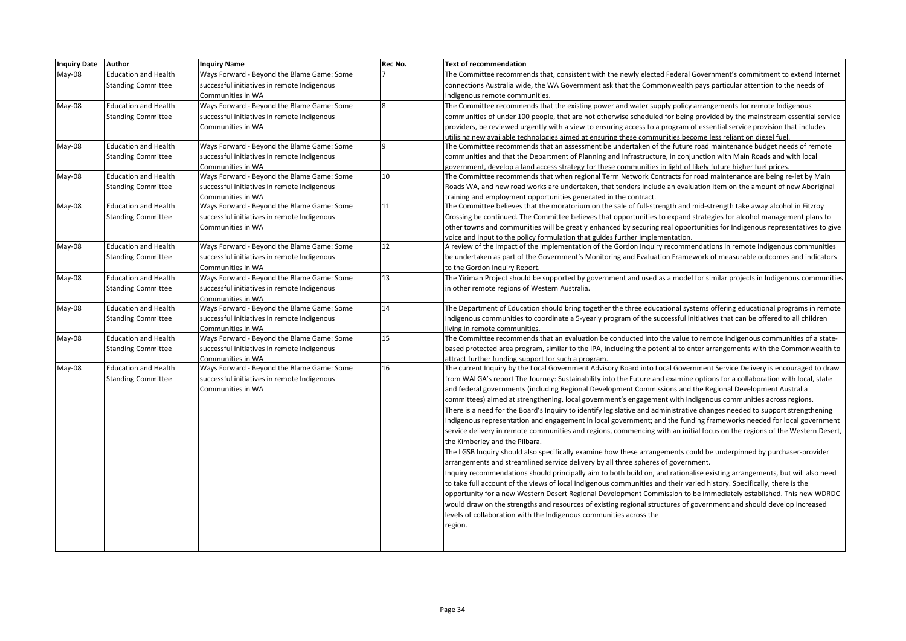| Inquiry Date | Author | Inquiry Name | Rec No. | Text of recommendation |
|---|---|---|---|---|
| May-08 | Education and Health Standing Committee | Ways Forward - Beyond the Blame Game: Some successful initiatives in remote Indigenous Communities in WA | 7 | The Committee recommends that, consistent with the newly elected Federal Government's commitment to extend Internet connections Australia wide, the WA Government ask that the Commonwealth pays particular attention to the needs of Indigenous remote communities. |
| May-08 | Education and Health Standing Committee | Ways Forward - Beyond the Blame Game: Some successful initiatives in remote Indigenous Communities in WA | 8 | The Committee recommends that the existing power and water supply policy arrangements for remote Indigenous communities of under 100 people, that are not otherwise scheduled for being provided by the mainstream essential service providers, be reviewed urgently with a view to ensuring access to a program of essential service provision that includes utilising new available technologies aimed at ensuring these communities become less reliant on diesel fuel. |
| May-08 | Education and Health Standing Committee | Ways Forward - Beyond the Blame Game: Some successful initiatives in remote Indigenous Communities in WA | 9 | The Committee recommends that an assessment be undertaken of the future road maintenance budget needs of remote communities and that the Department of Planning and Infrastructure, in conjunction with Main Roads and with local government, develop a land access strategy for these communities in light of likely future higher fuel prices. |
| May-08 | Education and Health Standing Committee | Ways Forward - Beyond the Blame Game: Some successful initiatives in remote Indigenous Communities in WA | 10 | The Committee recommends that when regional Term Network Contracts for road maintenance are being re-let by Main Roads WA, and new road works are undertaken, that tenders include an evaluation item on the amount of new Aboriginal training and employment opportunities generated in the contract. |
| May-08 | Education and Health Standing Committee | Ways Forward - Beyond the Blame Game: Some successful initiatives in remote Indigenous Communities in WA | 11 | The Committee believes that the moratorium on the sale of full-strength and mid-strength take away alcohol in Fitzroy Crossing be continued. The Committee believes that opportunities to expand strategies for alcohol management plans to other towns and communities will be greatly enhanced by securing real opportunities for Indigenous representatives to give voice and input to the policy formulation that guides further implementation. |
| May-08 | Education and Health Standing Committee | Ways Forward - Beyond the Blame Game: Some successful initiatives in remote Indigenous Communities in WA | 12 | A review of the impact of the implementation of the Gordon Inquiry recommendations in remote Indigenous communities be undertaken as part of the Government's Monitoring and Evaluation Framework of measurable outcomes and indicators to the Gordon Inquiry Report. |
| May-08 | Education and Health Standing Committee | Ways Forward - Beyond the Blame Game: Some successful initiatives in remote Indigenous Communities in WA | 13 | The Yiriman Project should be supported by government and used as a model for similar projects in Indigenous communities in other remote regions of Western Australia. |
| May-08 | Education and Health Standing Committee | Ways Forward - Beyond the Blame Game: Some successful initiatives in remote Indigenous Communities in WA | 14 | The Department of Education should bring together the three educational systems offering educational programs in remote Indigenous communities to coordinate a 5-yearly program of the successful initiatives that can be offered to all children living in remote communities. |
| May-08 | Education and Health Standing Committee | Ways Forward - Beyond the Blame Game: Some successful initiatives in remote Indigenous Communities in WA | 15 | The Committee recommends that an evaluation be conducted into the value to remote Indigenous communities of a state-based protected area program, similar to the IPA, including the potential to enter arrangements with the Commonwealth to attract further funding support for such a program. |
| May-08 | Education and Health Standing Committee | Ways Forward - Beyond the Blame Game: Some successful initiatives in remote Indigenous Communities in WA | 16 | The current Inquiry by the Local Government Advisory Board into Local Government Service Delivery is encouraged to draw from WALGA's report The Journey: Sustainability into the Future and examine options for a collaboration with local, state and federal governments (including Regional Development Commissions and the Regional Development Australia committees) aimed at strengthening, local government's engagement with Indigenous communities across regions. There is a need for the Board's Inquiry to identify legislative and administrative changes needed to support strengthening Indigenous representation and engagement in local government; and the funding frameworks needed for local government service delivery in remote communities and regions, commencing with an initial focus on the regions of the Western Desert, the Kimberley and the Pilbara. The LGSB Inquiry should also specifically examine how these arrangements could be underpinned by purchaser-provider arrangements and streamlined service delivery by all three spheres of government. Inquiry recommendations should principally aim to both build on, and rationalise existing arrangements, but will also need to take full account of the views of local Indigenous communities and their varied history. Specifically, there is the opportunity for a new Western Desert Regional Development Commission to be immediately established. This new WDRDC would draw on the strengths and resources of existing regional structures of government and should develop increased levels of collaboration with the Indigenous communities across the region. |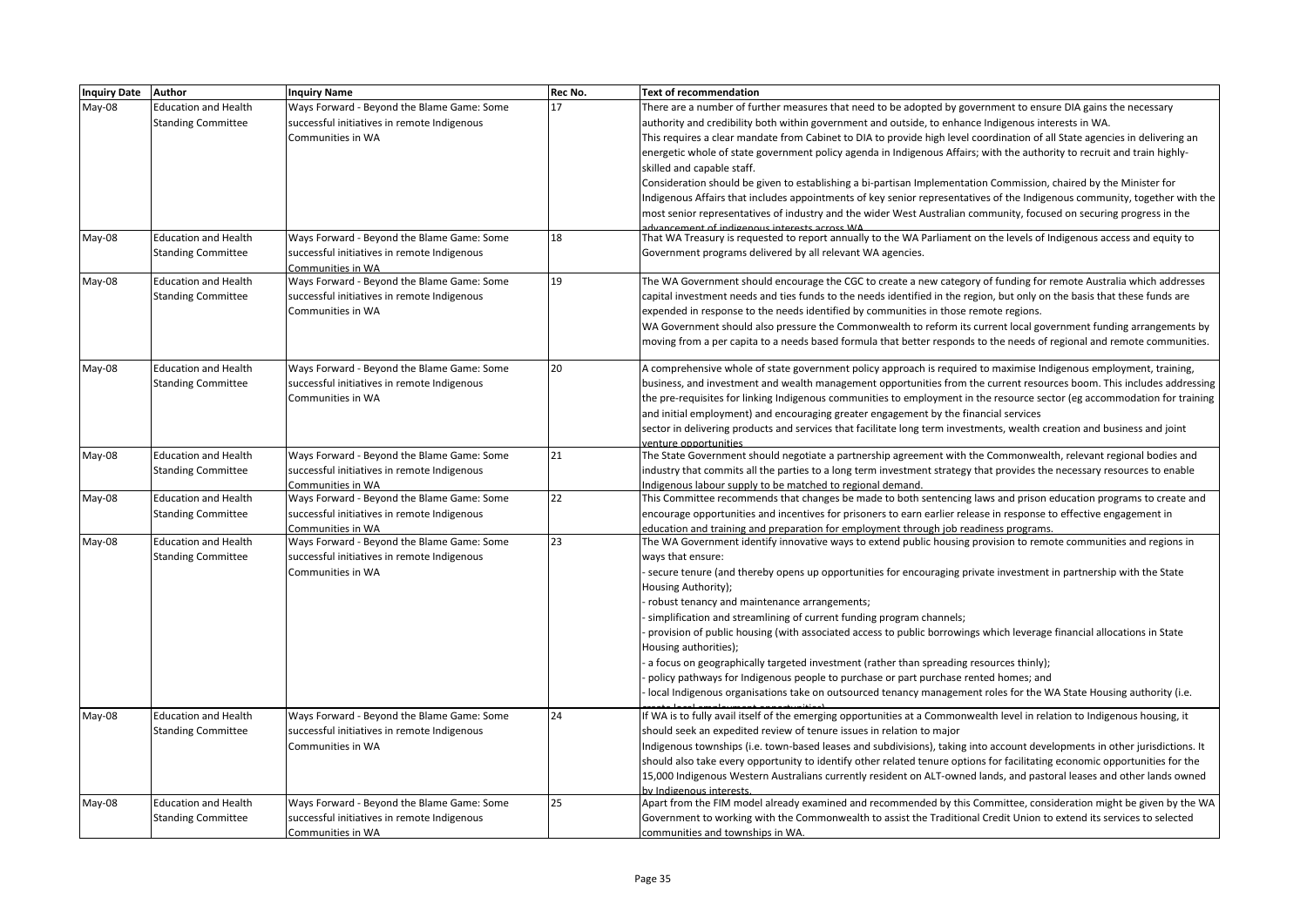| Inquiry Date | Author | Inquiry Name | Rec No. | Text of recommendation |
|---|---|---|---|---|
| May-08 | Education and Health Standing Committee | Ways Forward - Beyond the Blame Game: Some successful initiatives in remote Indigenous Communities in WA | 17 | There are a number of further measures that need to be adopted by government to ensure DIA gains the necessary authority and credibility both within government and outside, to enhance Indigenous interests in WA.<br>This requires a clear mandate from Cabinet to DIA to provide high level coordination of all State agencies in delivering an energetic whole of state government policy agenda in Indigenous Affairs; with the authority to recruit and train highly-skilled and capable staff.<br>Consideration should be given to establishing a bi-partisan Implementation Commission, chaired by the Minister for Indigenous Affairs that includes appointments of key senior representatives of the Indigenous community, together with the most senior representatives of industry and the wider West Australian community, focused on securing progress in the advancement of indigenous interests across WA |
| May-08 | Education and Health Standing Committee | Ways Forward - Beyond the Blame Game: Some successful initiatives in remote Indigenous Communities in WA | 18 | That WA Treasury is requested to report annually to the WA Parliament on the levels of Indigenous access and equity to Government programs delivered by all relevant WA agencies. |
| May-08 | Education and Health Standing Committee | Ways Forward - Beyond the Blame Game: Some successful initiatives in remote Indigenous Communities in WA | 19 | The WA Government should encourage the CGC to create a new category of funding for remote Australia which addresses capital investment needs and ties funds to the needs identified in the region, but only on the basis that these funds are expended in response to the needs identified by communities in those remote regions.<br>WA Government should also pressure the Commonwealth to reform its current local government funding arrangements by moving from a per capita to a needs based formula that better responds to the needs of regional and remote communities. |
| May-08 | Education and Health Standing Committee | Ways Forward - Beyond the Blame Game: Some successful initiatives in remote Indigenous Communities in WA | 20 | A comprehensive whole of state government policy approach is required to maximise Indigenous employment, training, business, and investment and wealth management opportunities from the current resources boom. This includes addressing the pre-requisites for linking Indigenous communities to employment in the resource sector (eg accommodation for training and initial employment) and encouraging greater engagement by the financial services<br>sector in delivering products and services that facilitate long term investments, wealth creation and business and joint venture opportunities |
| May-08 | Education and Health Standing Committee | Ways Forward - Beyond the Blame Game: Some successful initiatives in remote Indigenous Communities in WA | 21 | The State Government should negotiate a partnership agreement with the Commonwealth, relevant regional bodies and industry that commits all the parties to a long term investment strategy that provides the necessary resources to enable Indigenous labour supply to be matched to regional demand. |
| May-08 | Education and Health Standing Committee | Ways Forward - Beyond the Blame Game: Some successful initiatives in remote Indigenous Communities in WA | 22 | This Committee recommends that changes be made to both sentencing laws and prison education programs to create and encourage opportunities and incentives for prisoners to earn earlier release in response to effective engagement in education and training and preparation for employment through job readiness programs. |
| May-08 | Education and Health Standing Committee | Ways Forward - Beyond the Blame Game: Some successful initiatives in remote Indigenous Communities in WA | 23 | The WA Government identify innovative ways to extend public housing provision to remote communities and regions in ways that ensure:<br>- secure tenure (and thereby opens up opportunities for encouraging private investment in partnership with the State Housing Authority);<br>- robust tenancy and maintenance arrangements;<br>- simplification and streamlining of current funding program channels;<br>- provision of public housing (with associated access to public borrowings which leverage financial allocations in State Housing authorities);<br>- a focus on geographically targeted investment (rather than spreading resources thinly);<br>- policy pathways for Indigenous people to purchase or part purchase rented homes; and<br>- local Indigenous organisations take on outsourced tenancy management roles for the WA State Housing authority (i.e. create local employment opportunities) |
| May-08 | Education and Health Standing Committee | Ways Forward - Beyond the Blame Game: Some successful initiatives in remote Indigenous Communities in WA | 24 | If WA is to fully avail itself of the emerging opportunities at a Commonwealth level in relation to Indigenous housing, it should seek an expedited review of tenure issues in relation to major<br>Indigenous townships (i.e. town-based leases and subdivisions), taking into account developments in other jurisdictions. It should also take every opportunity to identify other related tenure options for facilitating economic opportunities for the 15,000 Indigenous Western Australians currently resident on ALT-owned lands, and pastoral leases and other lands owned by Indigenous interests. |
| May-08 | Education and Health Standing Committee | Ways Forward - Beyond the Blame Game: Some successful initiatives in remote Indigenous Communities in WA | 25 | Apart from the FIM model already examined and recommended by this Committee, consideration might be given by the WA Government to working with the Commonwealth to assist the Traditional Credit Union to extend its services to selected communities and townships in WA. |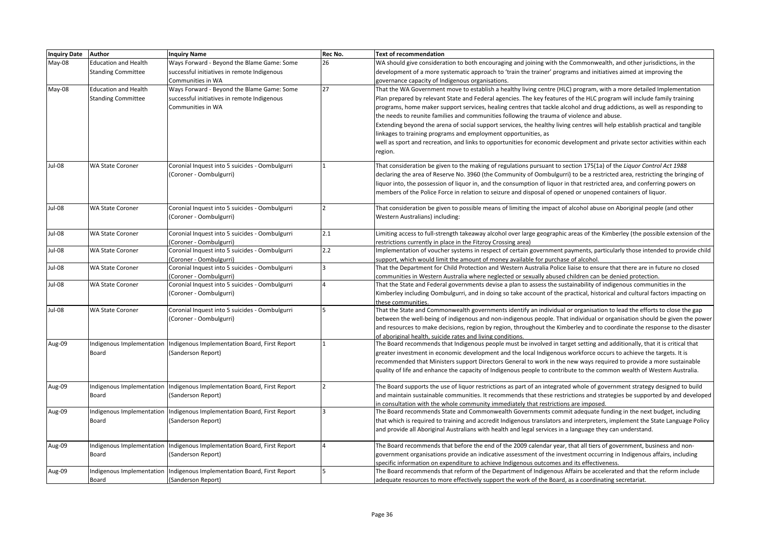| Inquiry Date | Author | Inquiry Name | Rec No. | Text of recommendation |
|---|---|---|---|---|
| May-08 | Education and Health Standing Committee | Ways Forward - Beyond the Blame Game: Some successful initiatives in remote Indigenous Communities in WA | 26 | WA should give consideration to both encouraging and joining with the Commonwealth, and other jurisdictions, in the development of a more systematic approach to 'train the trainer' programs and initiatives aimed at improving the governance capacity of Indigenous organisations. |
| May-08 | Education and Health Standing Committee | Ways Forward - Beyond the Blame Game: Some successful initiatives in remote Indigenous Communities in WA | 27 | That the WA Government move to establish a healthy living centre (HLC) program, with a more detailed Implementation Plan prepared by relevant State and Federal agencies. The key features of the HLC program will include family training programs, home maker support services, healing centres that tackle alcohol and drug addictions, as well as responding to the needs to reunite families and communities following the trauma of violence and abuse. Extending beyond the arena of social support services, the healthy living centres will help establish practical and tangible linkages to training programs and employment opportunities, as well as sport and recreation, and links to opportunities for economic development and private sector activities within each region. |
| Jul-08 | WA State Coroner | Coronial Inquest into 5 suicides - Oombulgurri (Coroner - Oombulgurri) | 1 | That consideration be given to the making of regulations pursuant to section 175(1a) of the *Liquor Control Act 1988* declaring the area of Reserve No. 3960 (the Community of Oombulgurri) to be a restricted area, restricting the bringing of liquor into, the possession of liquor in, and the consumption of liquor in that restricted area, and conferring powers on members of the Police Force in relation to seizure and disposal of opened or unopened containers of liquor. |
| Jul-08 | WA State Coroner | Coronial Inquest into 5 suicides - Oombulgurri (Coroner - Oombulgurri) | 2 | That consideration be given to possible means of limiting the impact of alcohol abuse on Aboriginal people (and other Western Australians) including: |
| Jul-08 | WA State Coroner | Coronial Inquest into 5 suicides - Oombulgurri (Coroner - Oombulgurri) | 2.1 | Limiting access to full-strength takeaway alcohol over large geographic areas of the Kimberley (the possible extension of the restrictions currently in place in the Fitzroy Crossing area) |
| Jul-08 | WA State Coroner | Coronial Inquest into 5 suicides - Oombulgurri (Coroner - Oombulgurri) | 2.2 | Implementation of voucher systems in respect of certain government payments, particularly those intended to provide child support, which would limit the amount of money available for purchase of alcohol. |
| Jul-08 | WA State Coroner | Coronial Inquest into 5 suicides - Oombulgurri (Coroner - Oombulgurri) | 3 | That the Department for Child Protection and Western Australia Police liaise to ensure that there are in future no closed communities in Western Australia where neglected or sexually abused children can be denied protection. |
| Jul-08 | WA State Coroner | Coronial Inquest into 5 suicides - Oombulgurri (Coroner - Oombulgurri) | 4 | That the State and Federal governments devise a plan to assess the sustainability of indigenous communities in the Kimberley including Oombulgurri, and in doing so take account of the practical, historical and cultural factors impacting on these communities. |
| Jul-08 | WA State Coroner | Coronial Inquest into 5 suicides - Oombulgurri (Coroner - Oombulgurri) | 5 | That the State and Commonwealth governments identify an individual or organisation to lead the efforts to close the gap between the well-being of indigenous and non-indigenous people. That individual or organisation should be given the power and resources to make decisions, region by region, throughout the Kimberley and to coordinate the response to the disaster of aboriginal health, suicide rates and living conditions. |
| Aug-09 | Indigenous Implementation Board | Indigenous Implementation Board, First Report (Sanderson Report) | 1 | The Board recommends that Indigenous people must be involved in target setting and additionally, that it is critical that greater investment in economic development and the local Indigenous workforce occurs to achieve the targets. It is recommended that Ministers support Directors General to work in the new ways required to provide a more sustainable quality of life and enhance the capacity of Indigenous people to contribute to the common wealth of Western Australia. |
| Aug-09 | Indigenous Implementation Board | Indigenous Implementation Board, First Report (Sanderson Report) | 2 | The Board supports the use of liquor restrictions as part of an integrated whole of government strategy designed to build and maintain sustainable communities. It recommends that these restrictions and strategies be supported by and developed in consultation with the whole community immediately that restrictions are imposed. |
| Aug-09 | Indigenous Implementation Board | Indigenous Implementation Board, First Report (Sanderson Report) | 3 | The Board recommends State and Commonwealth Governments commit adequate funding in the next budget, including that which is required to training and accredit Indigenous translators and interpreters, implement the State Language Policy and provide all Aboriginal Australians with health and legal services in a language they can understand. |
| Aug-09 | Indigenous Implementation Board | Indigenous Implementation Board, First Report (Sanderson Report) | 4 | The Board recommends that before the end of the 2009 calendar year, that all tiers of government, business and non-government organisations provide an indicative assessment of the investment occurring in Indigenous affairs, including specific information on expenditure to achieve Indigenous outcomes and its effectiveness. |
| Aug-09 | Indigenous Implementation Board | Indigenous Implementation Board, First Report (Sanderson Report) | 5 | The Board recommends that reform of the Department of Indigenous Affairs be accelerated and that the reform include adequate resources to more effectively support the work of the Board, as a coordinating secretariat. |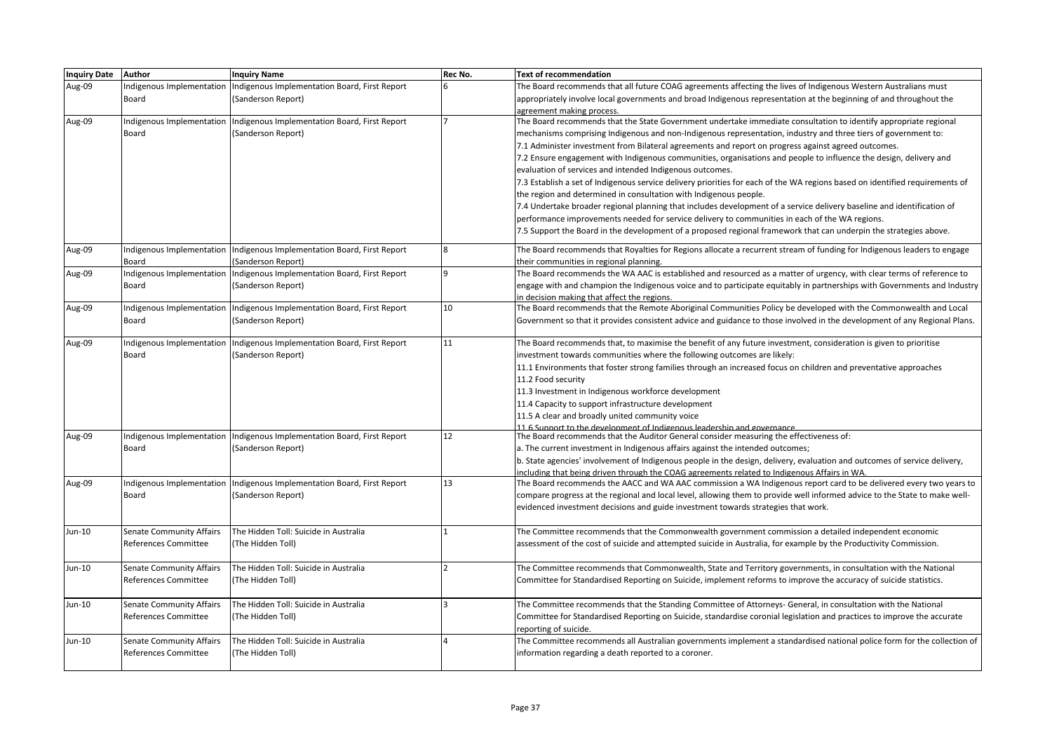| Inquiry Date | Author | Inquiry Name | Rec No. | Text of recommendation |
|---|---|---|---|---|
| Aug-09 | Indigenous Implementation Board | Indigenous Implementation Board, First Report (Sanderson Report) | 6 | The Board recommends that all future COAG agreements affecting the lives of Indigenous Western Australians must appropriately involve local governments and broad Indigenous representation at the beginning of and throughout the agreement making process. |
| Aug-09 | Indigenous Implementation Board | Indigenous Implementation Board, First Report (Sanderson Report) | 7 | The Board recommends that the State Government undertake immediate consultation to identify appropriate regional mechanisms comprising Indigenous and non-Indigenous representation, industry and three tiers of government to:<br>7.1 Administer investment from Bilateral agreements and report on progress against agreed outcomes.<br>7.2 Ensure engagement with Indigenous communities, organisations and people to influence the design, delivery and evaluation of services and intended Indigenous outcomes.<br>7.3 Establish a set of Indigenous service delivery priorities for each of the WA regions based on identified requirements of the region and determined in consultation with Indigenous people.<br>7.4 Undertake broader regional planning that includes development of a service delivery baseline and identification of performance improvements needed for service delivery to communities in each of the WA regions.<br>7.5 Support the Board in the development of a proposed regional framework that can underpin the strategies above. |
| Aug-09 | Indigenous Implementation Board | Indigenous Implementation Board, First Report (Sanderson Report) | 8 | The Board recommends that Royalties for Regions allocate a recurrent stream of funding for Indigenous leaders to engage their communities in regional planning. |
| Aug-09 | Indigenous Implementation Board | Indigenous Implementation Board, First Report (Sanderson Report) | 9 | The Board recommends the WA AAC is established and resourced as a matter of urgency, with clear terms of reference to engage with and champion the Indigenous voice and to participate equitably in partnerships with Governments and Industry in decision making that affect the regions. |
| Aug-09 | Indigenous Implementation Board | Indigenous Implementation Board, First Report (Sanderson Report) | 10 | The Board recommends that the Remote Aboriginal Communities Policy be developed with the Commonwealth and Local Government so that it provides consistent advice and guidance to those involved in the development of any Regional Plans. |
| Aug-09 | Indigenous Implementation Board | Indigenous Implementation Board, First Report (Sanderson Report) | 11 | The Board recommends that, to maximise the benefit of any future investment, consideration is given to prioritise investment towards communities where the following outcomes are likely:<br>11.1 Environments that foster strong families through an increased focus on children and preventative approaches<br>11.2 Food security<br>11.3 Investment in Indigenous workforce development<br>11.4 Capacity to support infrastructure development<br>11.5 A clear and broadly united community voice<br>11.6 Support to the development of Indigenous leadership and governance |
| Aug-09 | Indigenous Implementation Board | Indigenous Implementation Board, First Report (Sanderson Report) | 12 | The Board recommends that the Auditor General consider measuring the effectiveness of:<br>a. The current investment in Indigenous affairs against the intended outcomes;<br>b. State agencies' involvement of Indigenous people in the design, delivery, evaluation and outcomes of service delivery, including that being driven through the COAG agreements related to Indigenous Affairs in WA. |
| Aug-09 | Indigenous Implementation Board | Indigenous Implementation Board, First Report (Sanderson Report) | 13 | The Board recommends the AACC and WA AAC commission a WA Indigenous report card to be delivered every two years to compare progress at the regional and local level, allowing them to provide well informed advice to the State to make well-evidenced investment decisions and guide investment towards strategies that work. |
| Jun-10 | Senate Community Affairs References Committee | The Hidden Toll: Suicide in Australia (The Hidden Toll) | 1 | The Committee recommends that the Commonwealth government commission a detailed independent economic assessment of the cost of suicide and attempted suicide in Australia, for example by the Productivity Commission. |
| Jun-10 | Senate Community Affairs References Committee | The Hidden Toll: Suicide in Australia (The Hidden Toll) | 2 | The Committee recommends that Commonwealth, State and Territory governments, in consultation with the National Committee for Standardised Reporting on Suicide, implement reforms to improve the accuracy of suicide statistics. |
| Jun-10 | Senate Community Affairs References Committee | The Hidden Toll: Suicide in Australia (The Hidden Toll) | 3 | The Committee recommends that the Standing Committee of Attorneys- General, in consultation with the National Committee for Standardised Reporting on Suicide, standardise coronial legislation and practices to improve the accurate reporting of suicide. |
| Jun-10 | Senate Community Affairs References Committee | The Hidden Toll: Suicide in Australia (The Hidden Toll) | 4 | The Committee recommends all Australian governments implement a standardised national police form for the collection of information regarding a death reported to a coroner. |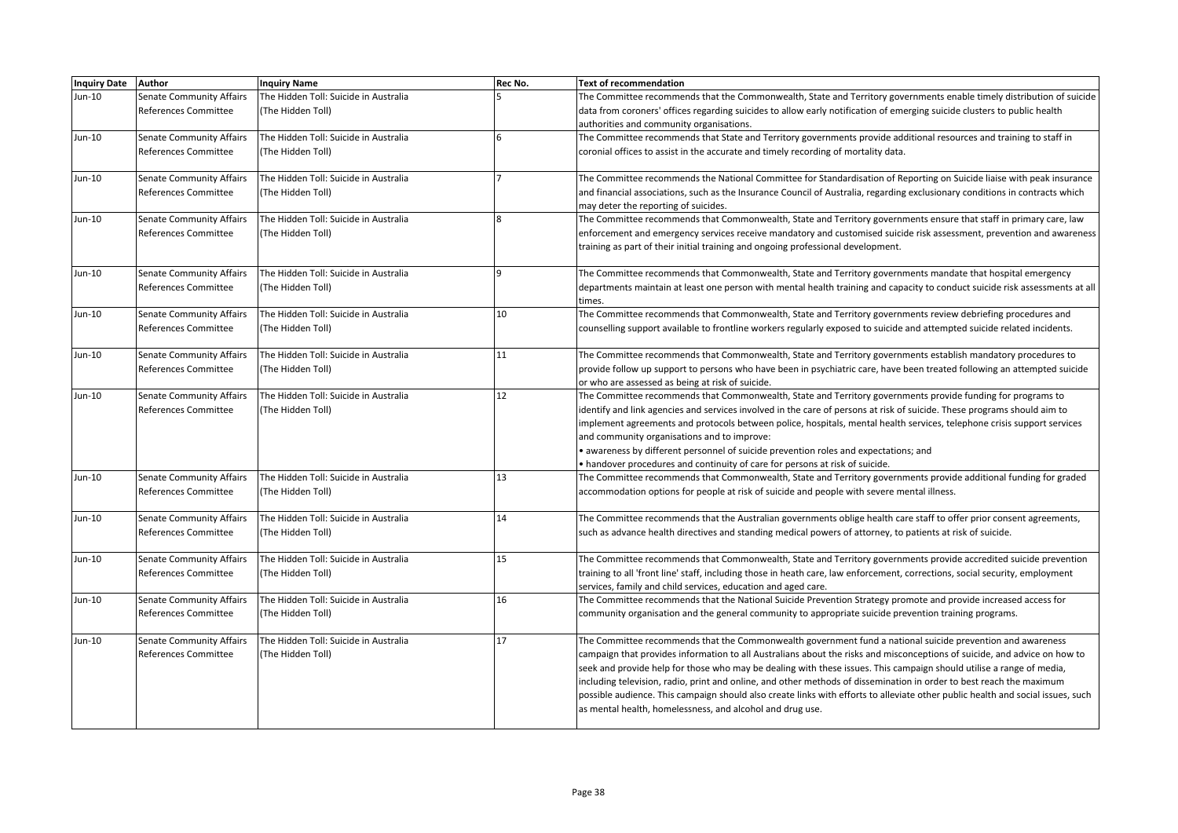| Inquiry Date | Author | Inquiry Name | Rec No. | Text of recommendation |
| --- | --- | --- | --- | --- |
| Jun-10 | Senate Community Affairs References Committee | The Hidden Toll: Suicide in Australia (The Hidden Toll) | 5 | The Committee recommends that the Commonwealth, State and Territory governments enable timely distribution of suicide data from coroners' offices regarding suicides to allow early notification of emerging suicide clusters to public health authorities and community organisations. |
| Jun-10 | Senate Community Affairs References Committee | The Hidden Toll: Suicide in Australia (The Hidden Toll) | 6 | The Committee recommends that State and Territory governments provide additional resources and training to staff in coronial offices to assist in the accurate and timely recording of mortality data. |
| Jun-10 | Senate Community Affairs References Committee | The Hidden Toll: Suicide in Australia (The Hidden Toll) | 7 | The Committee recommends the National Committee for Standardisation of Reporting on Suicide liaise with peak insurance and financial associations, such as the Insurance Council of Australia, regarding exclusionary conditions in contracts which may deter the reporting of suicides. |
| Jun-10 | Senate Community Affairs References Committee | The Hidden Toll: Suicide in Australia (The Hidden Toll) | 8 | The Committee recommends that Commonwealth, State and Territory governments ensure that staff in primary care, law enforcement and emergency services receive mandatory and customised suicide risk assessment, prevention and awareness training as part of their initial training and ongoing professional development. |
| Jun-10 | Senate Community Affairs References Committee | The Hidden Toll: Suicide in Australia (The Hidden Toll) | 9 | The Committee recommends that Commonwealth, State and Territory governments mandate that hospital emergency departments maintain at least one person with mental health training and capacity to conduct suicide risk assessments at all times. |
| Jun-10 | Senate Community Affairs References Committee | The Hidden Toll: Suicide in Australia (The Hidden Toll) | 10 | The Committee recommends that Commonwealth, State and Territory governments review debriefing procedures and counselling support available to frontline workers regularly exposed to suicide and attempted suicide related incidents. |
| Jun-10 | Senate Community Affairs References Committee | The Hidden Toll: Suicide in Australia (The Hidden Toll) | 11 | The Committee recommends that Commonwealth, State and Territory governments establish mandatory procedures to provide follow up support to persons who have been in psychiatric care, have been treated following an attempted suicide or who are assessed as being at risk of suicide. |
| Jun-10 | Senate Community Affairs References Committee | The Hidden Toll: Suicide in Australia (The Hidden Toll) | 12 | The Committee recommends that Commonwealth, State and Territory governments provide funding for programs to identify and link agencies and services involved in the care of persons at risk of suicide. These programs should aim to implement agreements and protocols between police, hospitals, mental health services, telephone crisis support services and community organisations and to improve:<br>• awareness by different personnel of suicide prevention roles and expectations; and<br>• handover procedures and continuity of care for persons at risk of suicide. |
| Jun-10 | Senate Community Affairs References Committee | The Hidden Toll: Suicide in Australia (The Hidden Toll) | 13 | The Committee recommends that Commonwealth, State and Territory governments provide additional funding for graded accommodation options for people at risk of suicide and people with severe mental illness. |
| Jun-10 | Senate Community Affairs References Committee | The Hidden Toll: Suicide in Australia (The Hidden Toll) | 14 | The Committee recommends that the Australian governments oblige health care staff to offer prior consent agreements, such as advance health directives and standing medical powers of attorney, to patients at risk of suicide. |
| Jun-10 | Senate Community Affairs References Committee | The Hidden Toll: Suicide in Australia (The Hidden Toll) | 15 | The Committee recommends that Commonwealth, State and Territory governments provide accredited suicide prevention training to all 'front line' staff, including those in heath care, law enforcement, corrections, social security, employment services, family and child services, education and aged care. |
| Jun-10 | Senate Community Affairs References Committee | The Hidden Toll: Suicide in Australia (The Hidden Toll) | 16 | The Committee recommends that the National Suicide Prevention Strategy promote and provide increased access for community organisation and the general community to appropriate suicide prevention training programs. |
| Jun-10 | Senate Community Affairs References Committee | The Hidden Toll: Suicide in Australia (The Hidden Toll) | 17 | The Committee recommends that the Commonwealth government fund a national suicide prevention and awareness campaign that provides information to all Australians about the risks and misconceptions of suicide, and advice on how to seek and provide help for those who may be dealing with these issues. This campaign should utilise a range of media, including television, radio, print and online, and other methods of dissemination in order to best reach the maximum possible audience. This campaign should also create links with efforts to alleviate other public health and social issues, such as mental health, homelessness, and alcohol and drug use. |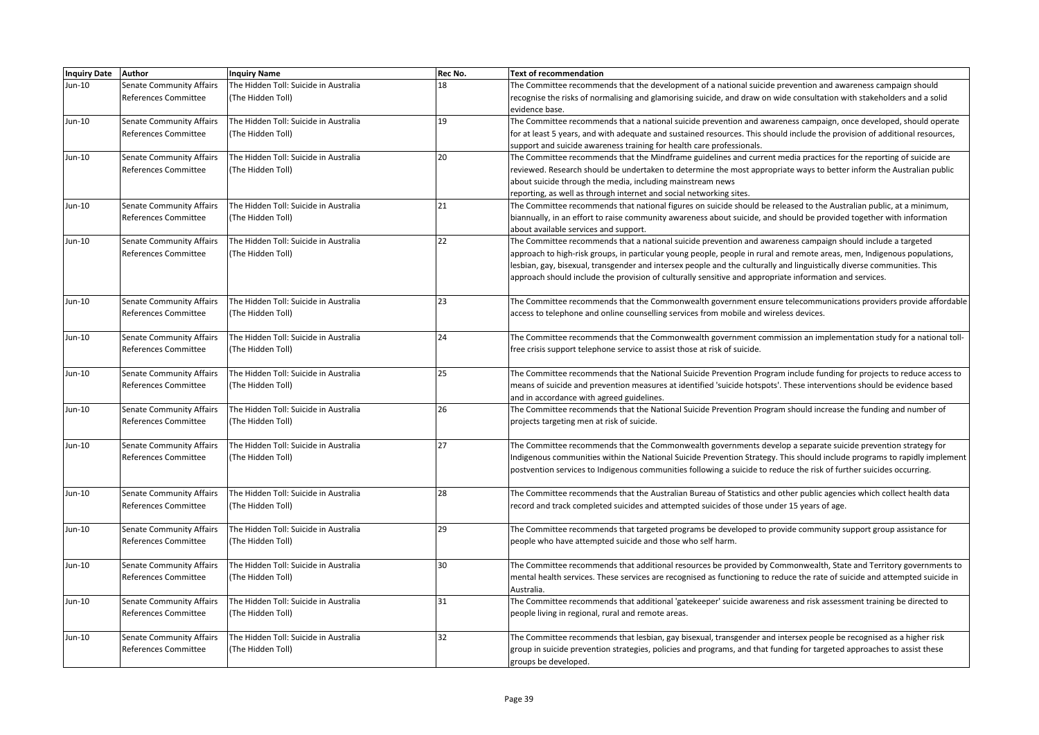| Inquiry Date | Author | Inquiry Name | Rec No. | Text of recommendation |
|---|---|---|---|---|
| Jun-10 | Senate Community Affairs References Committee | The Hidden Toll: Suicide in Australia (The Hidden Toll) | 18 | The Committee recommends that the development of a national suicide prevention and awareness campaign should recognise the risks of normalising and glamorising suicide, and draw on wide consultation with stakeholders and a solid evidence base. |
| Jun-10 | Senate Community Affairs References Committee | The Hidden Toll: Suicide in Australia (The Hidden Toll) | 19 | The Committee recommends that a national suicide prevention and awareness campaign, once developed, should operate for at least 5 years, and with adequate and sustained resources. This should include the provision of additional resources, support and suicide awareness training for health care professionals. |
| Jun-10 | Senate Community Affairs References Committee | The Hidden Toll: Suicide in Australia (The Hidden Toll) | 20 | The Committee recommends that the Mindframe guidelines and current media practices for the reporting of suicide are reviewed. Research should be undertaken to determine the most appropriate ways to better inform the Australian public about suicide through the media, including mainstream news reporting, as well as through internet and social networking sites. |
| Jun-10 | Senate Community Affairs References Committee | The Hidden Toll: Suicide in Australia (The Hidden Toll) | 21 | The Committee recommends that national figures on suicide should be released to the Australian public, at a minimum, biannually, in an effort to raise community awareness about suicide, and should be provided together with information about available services and support. |
| Jun-10 | Senate Community Affairs References Committee | The Hidden Toll: Suicide in Australia (The Hidden Toll) | 22 | The Committee recommends that a national suicide prevention and awareness campaign should include a targeted approach to high-risk groups, in particular young people, people in rural and remote areas, men, Indigenous populations, lesbian, gay, bisexual, transgender and intersex people and the culturally and linguistically diverse communities. This approach should include the provision of culturally sensitive and appropriate information and services. |
| Jun-10 | Senate Community Affairs References Committee | The Hidden Toll: Suicide in Australia (The Hidden Toll) | 23 | The Committee recommends that the Commonwealth government ensure telecommunications providers provide affordable access to telephone and online counselling services from mobile and wireless devices. |
| Jun-10 | Senate Community Affairs References Committee | The Hidden Toll: Suicide in Australia (The Hidden Toll) | 24 | The Committee recommends that the Commonwealth government commission an implementation study for a national toll-free crisis support telephone service to assist those at risk of suicide. |
| Jun-10 | Senate Community Affairs References Committee | The Hidden Toll: Suicide in Australia (The Hidden Toll) | 25 | The Committee recommends that the National Suicide Prevention Program include funding for projects to reduce access to means of suicide and prevention measures at identified 'suicide hotspots'. These interventions should be evidence based and in accordance with agreed guidelines. |
| Jun-10 | Senate Community Affairs References Committee | The Hidden Toll: Suicide in Australia (The Hidden Toll) | 26 | The Committee recommends that the National Suicide Prevention Program should increase the funding and number of projects targeting men at risk of suicide. |
| Jun-10 | Senate Community Affairs References Committee | The Hidden Toll: Suicide in Australia (The Hidden Toll) | 27 | The Committee recommends that the Commonwealth governments develop a separate suicide prevention strategy for Indigenous communities within the National Suicide Prevention Strategy. This should include programs to rapidly implement postvention services to Indigenous communities following a suicide to reduce the risk of further suicides occurring. |
| Jun-10 | Senate Community Affairs References Committee | The Hidden Toll: Suicide in Australia (The Hidden Toll) | 28 | The Committee recommends that the Australian Bureau of Statistics and other public agencies which collect health data record and track completed suicides and attempted suicides of those under 15 years of age. |
| Jun-10 | Senate Community Affairs References Committee | The Hidden Toll: Suicide in Australia (The Hidden Toll) | 29 | The Committee recommends that targeted programs be developed to provide community support group assistance for people who have attempted suicide and those who self harm. |
| Jun-10 | Senate Community Affairs References Committee | The Hidden Toll: Suicide in Australia (The Hidden Toll) | 30 | The Committee recommends that additional resources be provided by Commonwealth, State and Territory governments to mental health services. These services are recognised as functioning to reduce the rate of suicide and attempted suicide in Australia. |
| Jun-10 | Senate Community Affairs References Committee | The Hidden Toll: Suicide in Australia (The Hidden Toll) | 31 | The Committee recommends that additional 'gatekeeper' suicide awareness and risk assessment training be directed to people living in regional, rural and remote areas. |
| Jun-10 | Senate Community Affairs References Committee | The Hidden Toll: Suicide in Australia (The Hidden Toll) | 32 | The Committee recommends that lesbian, gay bisexual, transgender and intersex people be recognised as a higher risk group in suicide prevention strategies, policies and programs, and that funding for targeted approaches to assist these groups be developed. |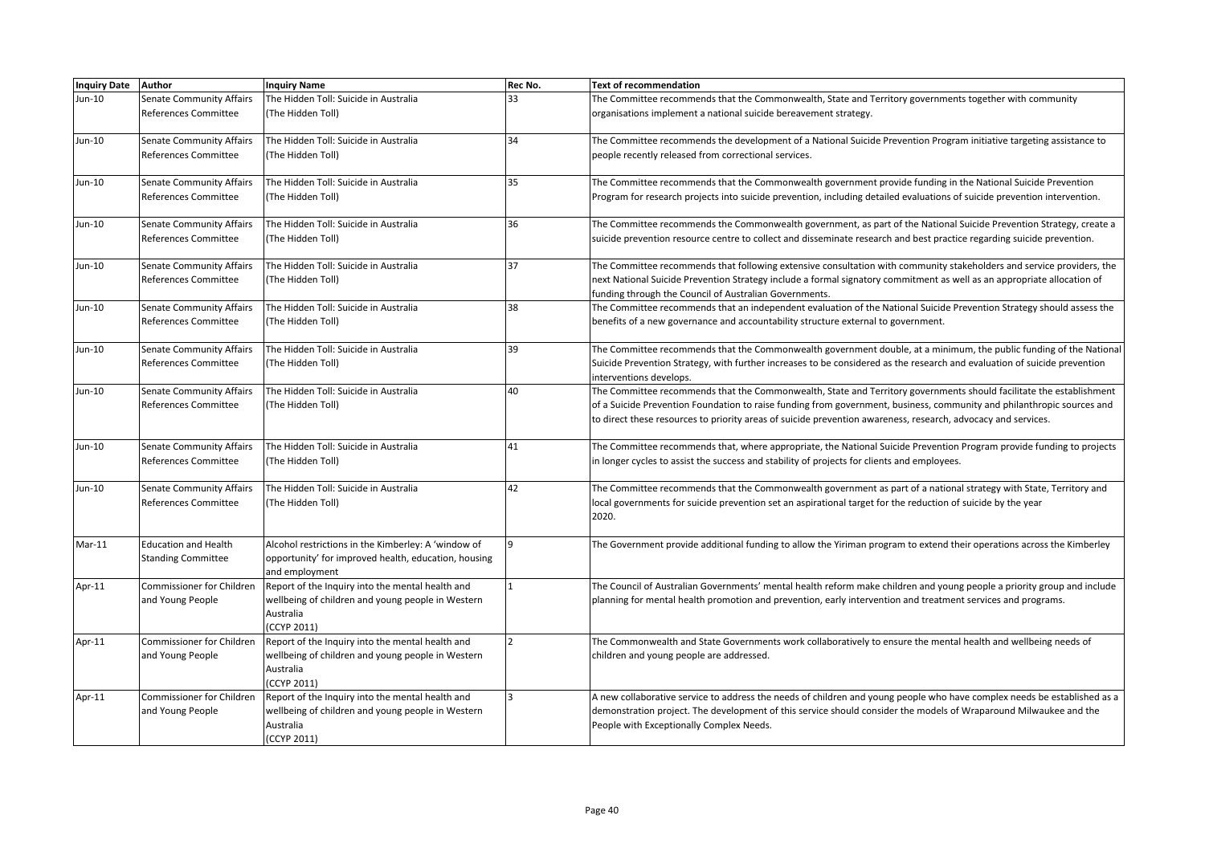| Inquiry Date | Author | Inquiry Name | Rec No. | Text of recommendation |
|---|---|---|---|---|
| Jun-10 | Senate Community Affairs References Committee | The Hidden Toll: Suicide in Australia (The Hidden Toll) | 33 | The Committee recommends that the Commonwealth, State and Territory governments together with community organisations implement a national suicide bereavement strategy. |
| Jun-10 | Senate Community Affairs References Committee | The Hidden Toll: Suicide in Australia (The Hidden Toll) | 34 | The Committee recommends the development of a National Suicide Prevention Program initiative targeting assistance to people recently released from correctional services. |
| Jun-10 | Senate Community Affairs References Committee | The Hidden Toll: Suicide in Australia (The Hidden Toll) | 35 | The Committee recommends that the Commonwealth government provide funding in the National Suicide Prevention Program for research projects into suicide prevention, including detailed evaluations of suicide prevention intervention. |
| Jun-10 | Senate Community Affairs References Committee | The Hidden Toll: Suicide in Australia (The Hidden Toll) | 36 | The Committee recommends the Commonwealth government, as part of the National Suicide Prevention Strategy, create a suicide prevention resource centre to collect and disseminate research and best practice regarding suicide prevention. |
| Jun-10 | Senate Community Affairs References Committee | The Hidden Toll: Suicide in Australia (The Hidden Toll) | 37 | The Committee recommends that following extensive consultation with community stakeholders and service providers, the next National Suicide Prevention Strategy include a formal signatory commitment as well as an appropriate allocation of funding through the Council of Australian Governments. |
| Jun-10 | Senate Community Affairs References Committee | The Hidden Toll: Suicide in Australia (The Hidden Toll) | 38 | The Committee recommends that an independent evaluation of the National Suicide Prevention Strategy should assess the benefits of a new governance and accountability structure external to government. |
| Jun-10 | Senate Community Affairs References Committee | The Hidden Toll: Suicide in Australia (The Hidden Toll) | 39 | The Committee recommends that the Commonwealth government double, at a minimum, the public funding of the National Suicide Prevention Strategy, with further increases to be considered as the research and evaluation of suicide prevention interventions develops. |
| Jun-10 | Senate Community Affairs References Committee | The Hidden Toll: Suicide in Australia (The Hidden Toll) | 40 | The Committee recommends that the Commonwealth, State and Territory governments should facilitate the establishment of a Suicide Prevention Foundation to raise funding from government, business, community and philanthropic sources and to direct these resources to priority areas of suicide prevention awareness, research, advocacy and services. |
| Jun-10 | Senate Community Affairs References Committee | The Hidden Toll: Suicide in Australia (The Hidden Toll) | 41 | The Committee recommends that, where appropriate, the National Suicide Prevention Program provide funding to projects in longer cycles to assist the success and stability of projects for clients and employees. |
| Jun-10 | Senate Community Affairs References Committee | The Hidden Toll: Suicide in Australia (The Hidden Toll) | 42 | The Committee recommends that the Commonwealth government as part of a national strategy with State, Territory and local governments for suicide prevention set an aspirational target for the reduction of suicide by the year 2020. |
| Mar-11 | Education and Health Standing Committee | Alcohol restrictions in the Kimberley: A 'window of opportunity' for improved health, education, housing and employment | 9 | The Government provide additional funding to allow the Yiriman program to extend their operations across the Kimberley |
| Apr-11 | Commissioner for Children and Young People | Report of the Inquiry into the mental health and wellbeing of children and young people in Western Australia (CCYP 2011) | 1 | The Council of Australian Governments' mental health reform make children and young people a priority group and include planning for mental health promotion and prevention, early intervention and treatment services and programs. |
| Apr-11 | Commissioner for Children and Young People | Report of the Inquiry into the mental health and wellbeing of children and young people in Western Australia (CCYP 2011) | 2 | The Commonwealth and State Governments work collaboratively to ensure the mental health and wellbeing needs of children and young people are addressed. |
| Apr-11 | Commissioner for Children and Young People | Report of the Inquiry into the mental health and wellbeing of children and young people in Western Australia (CCYP 2011) | 3 | A new collaborative service to address the needs of children and young people who have complex needs be established as a demonstration project. The development of this service should consider the models of Wraparound Milwaukee and the People with Exceptionally Complex Needs. |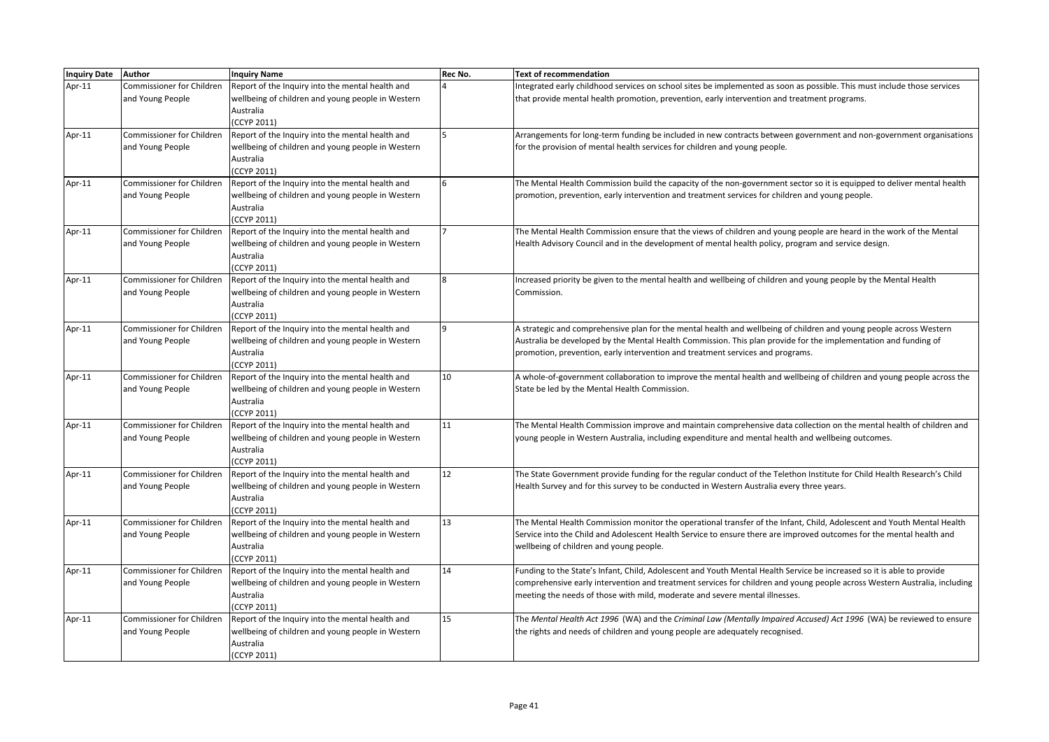| Inquiry Date | Author | Inquiry Name | Rec No. | Text of recommendation |
| --- | --- | --- | --- | --- |
| Apr-11 | Commissioner for Children and Young People | Report of the Inquiry into the mental health and wellbeing of children and young people in Western Australia (CCYP 2011) | 4 | Integrated early childhood services on school sites be implemented as soon as possible. This must include those services that provide mental health promotion, prevention, early intervention and treatment programs. |
| Apr-11 | Commissioner for Children and Young People | Report of the Inquiry into the mental health and wellbeing of children and young people in Western Australia (CCYP 2011) | 5 | Arrangements for long-term funding be included in new contracts between government and non-government organisations for the provision of mental health services for children and young people. |
| Apr-11 | Commissioner for Children and Young People | Report of the Inquiry into the mental health and wellbeing of children and young people in Western Australia (CCYP 2011) | 6 | The Mental Health Commission build the capacity of the non-government sector so it is equipped to deliver mental health promotion, prevention, early intervention and treatment services for children and young people. |
| Apr-11 | Commissioner for Children and Young People | Report of the Inquiry into the mental health and wellbeing of children and young people in Western Australia (CCYP 2011) | 7 | The Mental Health Commission ensure that the views of children and young people are heard in the work of the Mental Health Advisory Council and in the development of mental health policy, program and service design. |
| Apr-11 | Commissioner for Children and Young People | Report of the Inquiry into the mental health and wellbeing of children and young people in Western Australia (CCYP 2011) | 8 | Increased priority be given to the mental health and wellbeing of children and young people by the Mental Health Commission. |
| Apr-11 | Commissioner for Children and Young People | Report of the Inquiry into the mental health and wellbeing of children and young people in Western Australia (CCYP 2011) | 9 | A strategic and comprehensive plan for the mental health and wellbeing of children and young people across Western Australia be developed by the Mental Health Commission. This plan provide for the implementation and funding of promotion, prevention, early intervention and treatment services and programs. |
| Apr-11 | Commissioner for Children and Young People | Report of the Inquiry into the mental health and wellbeing of children and young people in Western Australia (CCYP 2011) | 10 | A whole-of-government collaboration to improve the mental health and wellbeing of children and young people across the State be led by the Mental Health Commission. |
| Apr-11 | Commissioner for Children and Young People | Report of the Inquiry into the mental health and wellbeing of children and young people in Western Australia (CCYP 2011) | 11 | The Mental Health Commission improve and maintain comprehensive data collection on the mental health of children and young people in Western Australia, including expenditure and mental health and wellbeing outcomes. |
| Apr-11 | Commissioner for Children and Young People | Report of the Inquiry into the mental health and wellbeing of children and young people in Western Australia (CCYP 2011) | 12 | The State Government provide funding for the regular conduct of the Telethon Institute for Child Health Research's Child Health Survey and for this survey to be conducted in Western Australia every three years. |
| Apr-11 | Commissioner for Children and Young People | Report of the Inquiry into the mental health and wellbeing of children and young people in Western Australia (CCYP 2011) | 13 | The Mental Health Commission monitor the operational transfer of the Infant, Child, Adolescent and Youth Mental Health Service into the Child and Adolescent Health Service to ensure there are improved outcomes for the mental health and wellbeing of children and young people. |
| Apr-11 | Commissioner for Children and Young People | Report of the Inquiry into the mental health and wellbeing of children and young people in Western Australia (CCYP 2011) | 14 | Funding to the State's Infant, Child, Adolescent and Youth Mental Health Service be increased so it is able to provide comprehensive early intervention and treatment services for children and young people across Western Australia, including meeting the needs of those with mild, moderate and severe mental illnesses. |
| Apr-11 | Commissioner for Children and Young People | Report of the Inquiry into the mental health and wellbeing of children and young people in Western Australia (CCYP 2011) | 15 | The *Mental Health Act 1996* (WA) and the *Criminal Law (Mentally Impaired Accused) Act 1996* (WA) be reviewed to ensure the rights and needs of children and young people are adequately recognised. |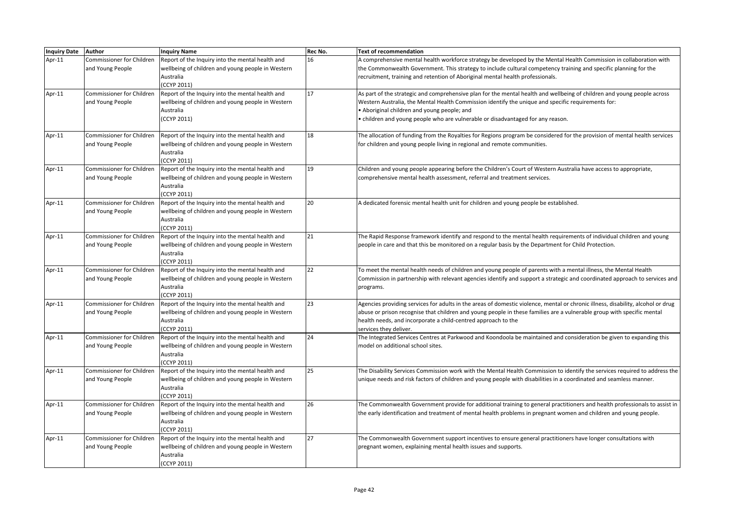| Inquiry Date | Author | Inquiry Name | Rec No. | Text of recommendation |
|---|---|---|---|---|
| Apr-11 | Commissioner for Children and Young People | Report of the Inquiry into the mental health and wellbeing of children and young people in Western Australia (CCYP 2011) | 16 | A comprehensive mental health workforce strategy be developed by the Mental Health Commission in collaboration with the Commonwealth Government. This strategy to include cultural competency training and specific planning for the recruitment, training and retention of Aboriginal mental health professionals. |
| Apr-11 | Commissioner for Children and Young People | Report of the Inquiry into the mental health and wellbeing of children and young people in Western Australia (CCYP 2011) | 17 | As part of the strategic and comprehensive plan for the mental health and wellbeing of children and young people across Western Australia, the Mental Health Commission identify the unique and specific requirements for: • Aboriginal children and young people; and • children and young people who are vulnerable or disadvantaged for any reason. |
| Apr-11 | Commissioner for Children and Young People | Report of the Inquiry into the mental health and wellbeing of children and young people in Western Australia (CCYP 2011) | 18 | The allocation of funding from the Royalties for Regions program be considered for the provision of mental health services for children and young people living in regional and remote communities. |
| Apr-11 | Commissioner for Children and Young People | Report of the Inquiry into the mental health and wellbeing of children and young people in Western Australia (CCYP 2011) | 19 | Children and young people appearing before the Children's Court of Western Australia have access to appropriate, comprehensive mental health assessment, referral and treatment services. |
| Apr-11 | Commissioner for Children and Young People | Report of the Inquiry into the mental health and wellbeing of children and young people in Western Australia (CCYP 2011) | 20 | A dedicated forensic mental health unit for children and young people be established. |
| Apr-11 | Commissioner for Children and Young People | Report of the Inquiry into the mental health and wellbeing of children and young people in Western Australia (CCYP 2011) | 21 | The Rapid Response framework identify and respond to the mental health requirements of individual children and young people in care and that this be monitored on a regular basis by the Department for Child Protection. |
| Apr-11 | Commissioner for Children and Young People | Report of the Inquiry into the mental health and wellbeing of children and young people in Western Australia (CCYP 2011) | 22 | To meet the mental health needs of children and young people of parents with a mental illness, the Mental Health Commission in partnership with relevant agencies identify and support a strategic and coordinated approach to services and programs. |
| Apr-11 | Commissioner for Children and Young People | Report of the Inquiry into the mental health and wellbeing of children and young people in Western Australia (CCYP 2011) | 23 | Agencies providing services for adults in the areas of domestic violence, mental or chronic illness, disability, alcohol or drug abuse or prison recognise that children and young people in these families are a vulnerable group with specific mental health needs, and incorporate a child-centred approach to the services they deliver. |
| Apr-11 | Commissioner for Children and Young People | Report of the Inquiry into the mental health and wellbeing of children and young people in Western Australia (CCYP 2011) | 24 | The Integrated Services Centres at Parkwood and Koondoola be maintained and consideration be given to expanding this model on additional school sites. |
| Apr-11 | Commissioner for Children and Young People | Report of the Inquiry into the mental health and wellbeing of children and young people in Western Australia (CCYP 2011) | 25 | The Disability Services Commission work with the Mental Health Commission to identify the services required to address the unique needs and risk factors of children and young people with disabilities in a coordinated and seamless manner. |
| Apr-11 | Commissioner for Children and Young People | Report of the Inquiry into the mental health and wellbeing of children and young people in Western Australia (CCYP 2011) | 26 | The Commonwealth Government provide for additional training to general practitioners and health professionals to assist in the early identification and treatment of mental health problems in pregnant women and children and young people. |
| Apr-11 | Commissioner for Children and Young People | Report of the Inquiry into the mental health and wellbeing of children and young people in Western Australia (CCYP 2011) | 27 | The Commonwealth Government support incentives to ensure general practitioners have longer consultations with pregnant women, explaining mental health issues and supports. |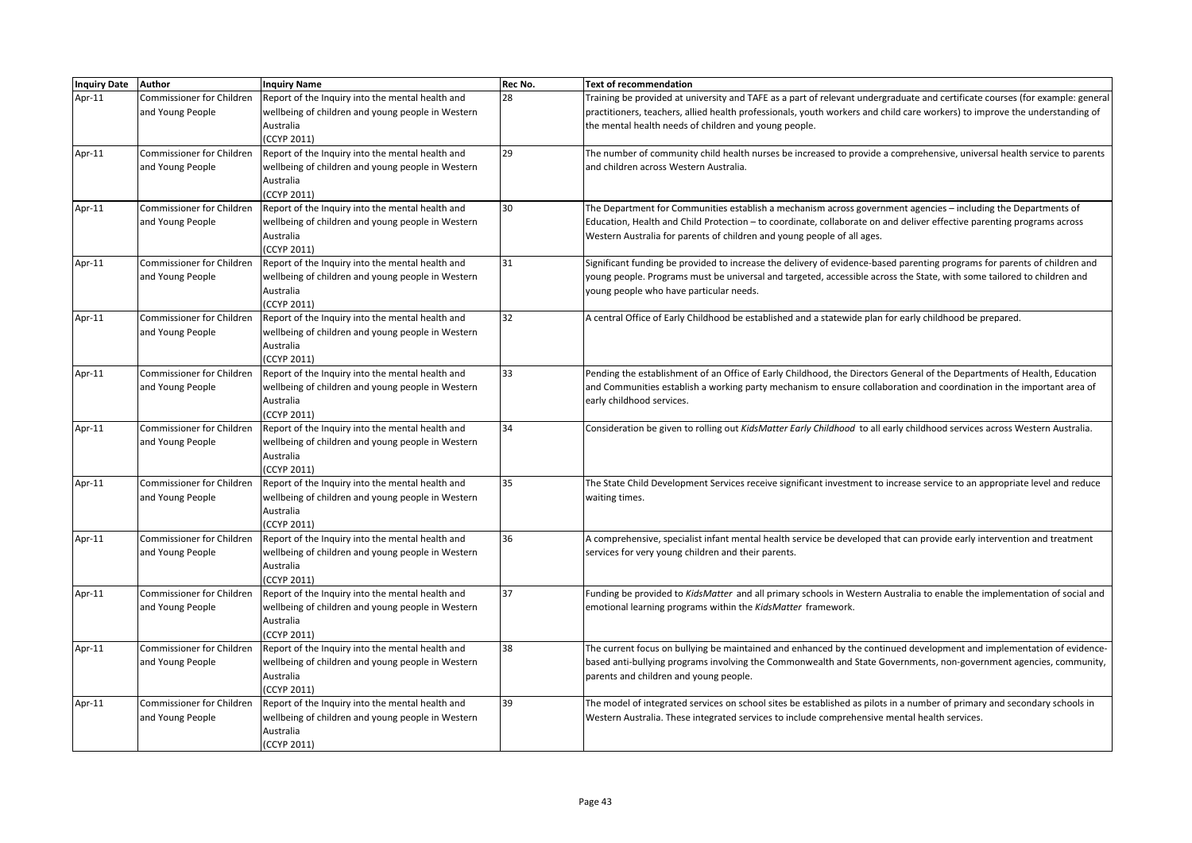| Inquiry Date | Author | Inquiry Name | Rec No. | Text of recommendation |
|---|---|---|---|---|
| Apr-11 | Commissioner for Children and Young People | Report of the Inquiry into the mental health and wellbeing of children and young people in Western Australia (CCYP 2011) | 28 | Training be provided at university and TAFE as a part of relevant undergraduate and certificate courses (for example: general practitioners, teachers, allied health professionals, youth workers and child care workers) to improve the understanding of the mental health needs of children and young people. |
| Apr-11 | Commissioner for Children and Young People | Report of the Inquiry into the mental health and wellbeing of children and young people in Western Australia (CCYP 2011) | 29 | The number of community child health nurses be increased to provide a comprehensive, universal health service to parents and children across Western Australia. |
| Apr-11 | Commissioner for Children and Young People | Report of the Inquiry into the mental health and wellbeing of children and young people in Western Australia (CCYP 2011) | 30 | The Department for Communities establish a mechanism across government agencies – including the Departments of Education, Health and Child Protection – to coordinate, collaborate on and deliver effective parenting programs across Western Australia for parents of children and young people of all ages. |
| Apr-11 | Commissioner for Children and Young People | Report of the Inquiry into the mental health and wellbeing of children and young people in Western Australia (CCYP 2011) | 31 | Significant funding be provided to increase the delivery of evidence-based parenting programs for parents of children and young people. Programs must be universal and targeted, accessible across the State, with some tailored to children and young people who have particular needs. |
| Apr-11 | Commissioner for Children and Young People | Report of the Inquiry into the mental health and wellbeing of children and young people in Western Australia (CCYP 2011) | 32 | A central Office of Early Childhood be established and a statewide plan for early childhood be prepared. |
| Apr-11 | Commissioner for Children and Young People | Report of the Inquiry into the mental health and wellbeing of children and young people in Western Australia (CCYP 2011) | 33 | Pending the establishment of an Office of Early Childhood, the Directors General of the Departments of Health, Education and Communities establish a working party mechanism to ensure collaboration and coordination in the important area of early childhood services. |
| Apr-11 | Commissioner for Children and Young People | Report of the Inquiry into the mental health and wellbeing of children and young people in Western Australia (CCYP 2011) | 34 | Consideration be given to rolling out *KidsMatter Early Childhood* to all early childhood services across Western Australia. |
| Apr-11 | Commissioner for Children and Young People | Report of the Inquiry into the mental health and wellbeing of children and young people in Western Australia (CCYP 2011) | 35 | The State Child Development Services receive significant investment to increase service to an appropriate level and reduce waiting times. |
| Apr-11 | Commissioner for Children and Young People | Report of the Inquiry into the mental health and wellbeing of children and young people in Western Australia (CCYP 2011) | 36 | A comprehensive, specialist infant mental health service be developed that can provide early intervention and treatment services for very young children and their parents. |
| Apr-11 | Commissioner for Children and Young People | Report of the Inquiry into the mental health and wellbeing of children and young people in Western Australia (CCYP 2011) | 37 | Funding be provided to *KidsMatter* and all primary schools in Western Australia to enable the implementation of social and emotional learning programs within the *KidsMatter* framework. |
| Apr-11 | Commissioner for Children and Young People | Report of the Inquiry into the mental health and wellbeing of children and young people in Western Australia (CCYP 2011) | 38 | The current focus on bullying be maintained and enhanced by the continued development and implementation of evidence-based anti-bullying programs involving the Commonwealth and State Governments, non-government agencies, community, parents and children and young people. |
| Apr-11 | Commissioner for Children and Young People | Report of the Inquiry into the mental health and wellbeing of children and young people in Western Australia (CCYP 2011) | 39 | The model of integrated services on school sites be established as pilots in a number of primary and secondary schools in Western Australia. These integrated services to include comprehensive mental health services. |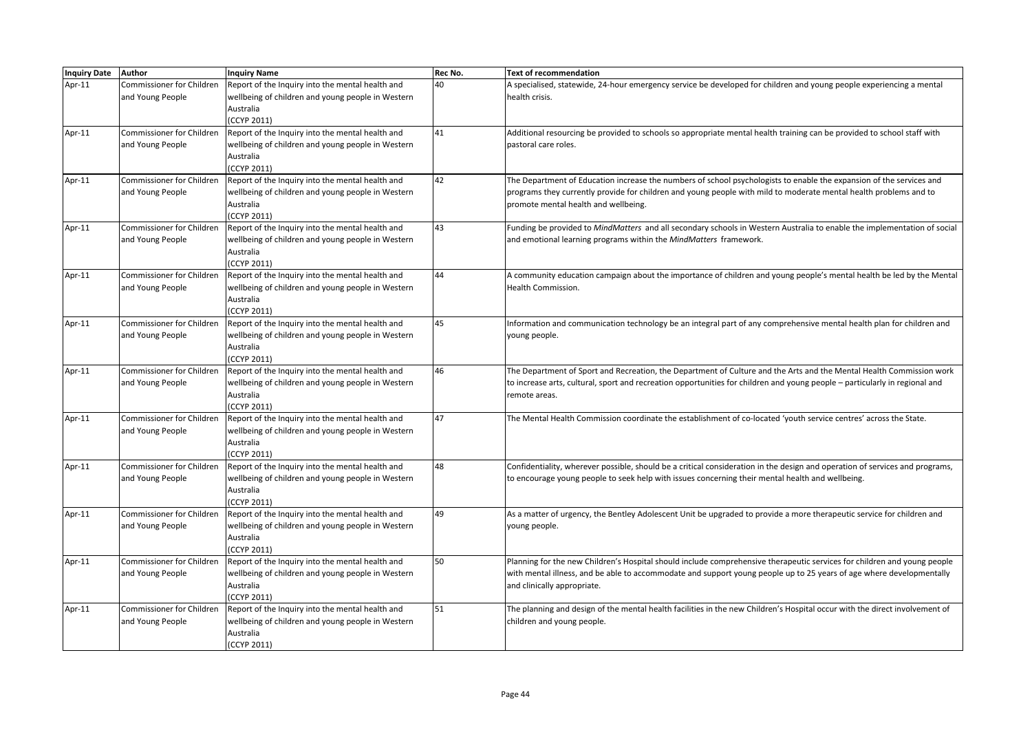| Inquiry Date | Author | Inquiry Name | Rec No. | Text of recommendation |
| --- | --- | --- | --- | --- |
| Apr-11 | Commissioner for Children and Young People | Report of the Inquiry into the mental health and wellbeing of children and young people in Western Australia (CCYP 2011) | 40 | A specialised, statewide, 24-hour emergency service be developed for children and young people experiencing a mental health crisis. |
| Apr-11 | Commissioner for Children and Young People | Report of the Inquiry into the mental health and wellbeing of children and young people in Western Australia (CCYP 2011) | 41 | Additional resourcing be provided to schools so appropriate mental health training can be provided to school staff with pastoral care roles. |
| Apr-11 | Commissioner for Children and Young People | Report of the Inquiry into the mental health and wellbeing of children and young people in Western Australia (CCYP 2011) | 42 | The Department of Education increase the numbers of school psychologists to enable the expansion of the services and programs they currently provide for children and young people with mild to moderate mental health problems and to promote mental health and wellbeing. |
| Apr-11 | Commissioner for Children and Young People | Report of the Inquiry into the mental health and wellbeing of children and young people in Western Australia (CCYP 2011) | 43 | Funding be provided to *MindMatters* and all secondary schools in Western Australia to enable the implementation of social and emotional learning programs within the *MindMatters* framework. |
| Apr-11 | Commissioner for Children and Young People | Report of the Inquiry into the mental health and wellbeing of children and young people in Western Australia (CCYP 2011) | 44 | A community education campaign about the importance of children and young people's mental health be led by the Mental Health Commission. |
| Apr-11 | Commissioner for Children and Young People | Report of the Inquiry into the mental health and wellbeing of children and young people in Western Australia (CCYP 2011) | 45 | Information and communication technology be an integral part of any comprehensive mental health plan for children and young people. |
| Apr-11 | Commissioner for Children and Young People | Report of the Inquiry into the mental health and wellbeing of children and young people in Western Australia (CCYP 2011) | 46 | The Department of Sport and Recreation, the Department of Culture and the Arts and the Mental Health Commission work to increase arts, cultural, sport and recreation opportunities for children and young people – particularly in regional and remote areas. |
| Apr-11 | Commissioner for Children and Young People | Report of the Inquiry into the mental health and wellbeing of children and young people in Western Australia (CCYP 2011) | 47 | The Mental Health Commission coordinate the establishment of co-located 'youth service centres' across the State. |
| Apr-11 | Commissioner for Children and Young People | Report of the Inquiry into the mental health and wellbeing of children and young people in Western Australia (CCYP 2011) | 48 | Confidentiality, wherever possible, should be a critical consideration in the design and operation of services and programs, to encourage young people to seek help with issues concerning their mental health and wellbeing. |
| Apr-11 | Commissioner for Children and Young People | Report of the Inquiry into the mental health and wellbeing of children and young people in Western Australia (CCYP 2011) | 49 | As a matter of urgency, the Bentley Adolescent Unit be upgraded to provide a more therapeutic service for children and young people. |
| Apr-11 | Commissioner for Children and Young People | Report of the Inquiry into the mental health and wellbeing of children and young people in Western Australia (CCYP 2011) | 50 | Planning for the new Children's Hospital should include comprehensive therapeutic services for children and young people with mental illness, and be able to accommodate and support young people up to 25 years of age where developmentally and clinically appropriate. |
| Apr-11 | Commissioner for Children and Young People | Report of the Inquiry into the mental health and wellbeing of children and young people in Western Australia (CCYP 2011) | 51 | The planning and design of the mental health facilities in the new Children's Hospital occur with the direct involvement of children and young people. |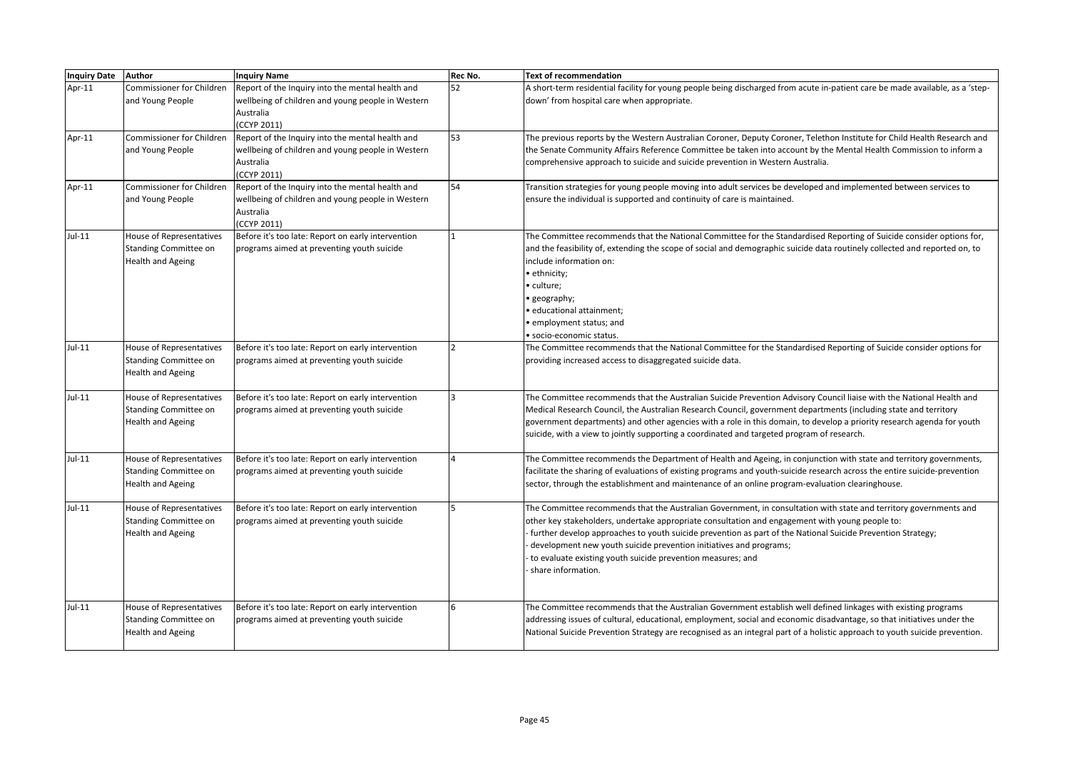| Inquiry Date | Author | Inquiry Name | Rec No. | Text of recommendation |
|---|---|---|---|---|
| Apr-11 | Commissioner for Children and Young People | Report of the Inquiry into the mental health and wellbeing of children and young people in Western Australia (CCYP 2011) | 52 | A short-term residential facility for young people being discharged from acute in-patient care be made available, as a 'step-down' from hospital care when appropriate. |
| Apr-11 | Commissioner for Children and Young People | Report of the Inquiry into the mental health and wellbeing of children and young people in Western Australia (CCYP 2011) | 53 | The previous reports by the Western Australian Coroner, Deputy Coroner, Telethon Institute for Child Health Research and the Senate Community Affairs Reference Committee be taken into account by the Mental Health Commission to inform a comprehensive approach to suicide and suicide prevention in Western Australia. |
| Apr-11 | Commissioner for Children and Young People | Report of the Inquiry into the mental health and wellbeing of children and young people in Western Australia (CCYP 2011) | 54 | Transition strategies for young people moving into adult services be developed and implemented between services to ensure the individual is supported and continuity of care is maintained. |
| Jul-11 | House of Representatives Standing Committee on Health and Ageing | Before it's too late: Report on early intervention programs aimed at preventing youth suicide | 1 | The Committee recommends that the National Committee for the Standardised Reporting of Suicide consider options for, and the feasibility of, extending the scope of social and demographic suicide data routinely collected and reported on, to include information on:<br>• ethnicity;<br>• culture;<br>• geography;<br>• educational attainment;<br>• employment status; and<br>• socio-economic status. |
| Jul-11 | House of Representatives Standing Committee on Health and Ageing | Before it's too late: Report on early intervention programs aimed at preventing youth suicide | 2 | The Committee recommends that the National Committee for the Standardised Reporting of Suicide consider options for providing increased access to disaggregated suicide data. |
| Jul-11 | House of Representatives Standing Committee on Health and Ageing | Before it's too late: Report on early intervention programs aimed at preventing youth suicide | 3 | The Committee recommends that the Australian Suicide Prevention Advisory Council liaise with the National Health and Medical Research Council, the Australian Research Council, government departments (including state and territory government departments) and other agencies with a role in this domain, to develop a priority research agenda for youth suicide, with a view to jointly supporting a coordinated and targeted program of research. |
| Jul-11 | House of Representatives Standing Committee on Health and Ageing | Before it's too late: Report on early intervention programs aimed at preventing youth suicide | 4 | The Committee recommends the Department of Health and Ageing, in conjunction with state and territory governments, facilitate the sharing of evaluations of existing programs and youth-suicide research across the entire suicide-prevention sector, through the establishment and maintenance of an online program-evaluation clearinghouse. |
| Jul-11 | House of Representatives Standing Committee on Health and Ageing | Before it's too late: Report on early intervention programs aimed at preventing youth suicide | 5 | The Committee recommends that the Australian Government, in consultation with state and territory governments and other key stakeholders, undertake appropriate consultation and engagement with young people to:<br>- further develop approaches to youth suicide prevention as part of the National Suicide Prevention Strategy;<br>- development new youth suicide prevention initiatives and programs;<br>- to evaluate existing youth suicide prevention measures; and<br>- share information. |
| Jul-11 | House of Representatives Standing Committee on Health and Ageing | Before it's too late: Report on early intervention programs aimed at preventing youth suicide | 6 | The Committee recommends that the Australian Government establish well defined linkages with existing programs addressing issues of cultural, educational, employment, social and economic disadvantage, so that initiatives under the National Suicide Prevention Strategy are recognised as an integral part of a holistic approach to youth suicide prevention. |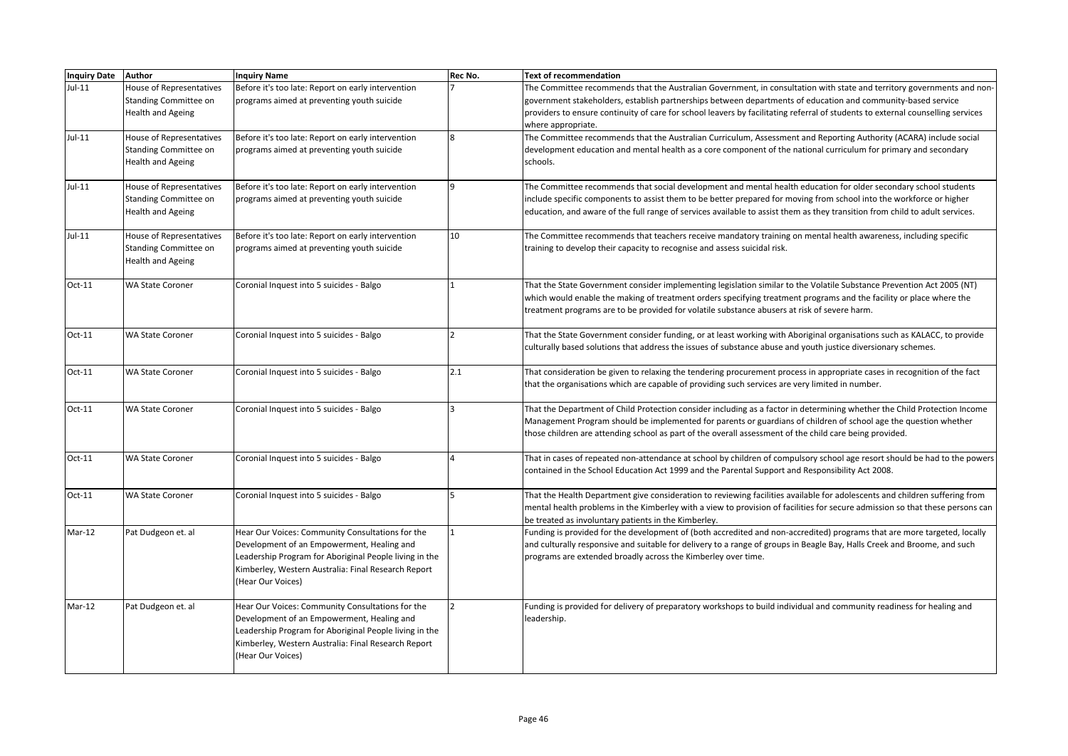| Inquiry Date | Author | Inquiry Name | Rec No. | Text of recommendation |
|---|---|---|---|---|
| Jul-11 | House of Representatives Standing Committee on Health and Ageing | Before it's too late: Report on early intervention programs aimed at preventing youth suicide | 7 | The Committee recommends that the Australian Government, in consultation with state and territory governments and non-government stakeholders, establish partnerships between departments of education and community-based service providers to ensure continuity of care for school leavers by facilitating referral of students to external counselling services where appropriate. |
| Jul-11 | House of Representatives Standing Committee on Health and Ageing | Before it's too late: Report on early intervention programs aimed at preventing youth suicide | 8 | The Committee recommends that the Australian Curriculum, Assessment and Reporting Authority (ACARA) include social development education and mental health as a core component of the national curriculum for primary and secondary schools. |
| Jul-11 | House of Representatives Standing Committee on Health and Ageing | Before it's too late: Report on early intervention programs aimed at preventing youth suicide | 9 | The Committee recommends that social development and mental health education for older secondary school students include specific components to assist them to be better prepared for moving from school into the workforce or higher education, and aware of the full range of services available to assist them as they transition from child to adult services. |
| Jul-11 | House of Representatives Standing Committee on Health and Ageing | Before it's too late: Report on early intervention programs aimed at preventing youth suicide | 10 | The Committee recommends that teachers receive mandatory training on mental health awareness, including specific training to develop their capacity to recognise and assess suicidal risk. |
| Oct-11 | WA State Coroner | Coronial Inquest into 5 suicides - Balgo | 1 | That the State Government consider implementing legislation similar to the Volatile Substance Prevention Act 2005 (NT) which would enable the making of treatment orders specifying treatment programs and the facility or place where the treatment programs are to be provided for volatile substance abusers at risk of severe harm. |
| Oct-11 | WA State Coroner | Coronial Inquest into 5 suicides - Balgo | 2 | That the State Government consider funding, or at least working with Aboriginal organisations such as KALACC, to provide culturally based solutions that address the issues of substance abuse and youth justice diversionary schemes. |
| Oct-11 | WA State Coroner | Coronial Inquest into 5 suicides - Balgo | 2.1 | That consideration be given to relaxing the tendering procurement process in appropriate cases in recognition of the fact that the organisations which are capable of providing such services are very limited in number. |
| Oct-11 | WA State Coroner | Coronial Inquest into 5 suicides - Balgo | 3 | That the Department of Child Protection consider including as a factor in determining whether the Child Protection Income Management Program should be implemented for parents or guardians of children of school age the question whether those children are attending school as part of the overall assessment of the child care being provided. |
| Oct-11 | WA State Coroner | Coronial Inquest into 5 suicides - Balgo | 4 | That in cases of repeated non-attendance at school by children of compulsory school age resort should be had to the powers contained in the School Education Act 1999 and the Parental Support and Responsibility Act 2008. |
| Oct-11 | WA State Coroner | Coronial Inquest into 5 suicides - Balgo | 5 | That the Health Department give consideration to reviewing facilities available for adolescents and children suffering from mental health problems in the Kimberley with a view to provision of facilities for secure admission so that these persons can be treated as involuntary patients in the Kimberley. |
| Mar-12 | Pat Dudgeon et. al | Hear Our Voices: Community Consultations for the Development of an Empowerment, Healing and Leadership Program for Aboriginal People living in the Kimberley, Western Australia: Final Research Report (Hear Our Voices) | 1 | Funding is provided for the development of (both accredited and non-accredited) programs that are more targeted, locally and culturally responsive and suitable for delivery to a range of groups in Beagle Bay, Halls Creek and Broome, and such programs are extended broadly across the Kimberley over time. |
| Mar-12 | Pat Dudgeon et. al | Hear Our Voices: Community Consultations for the Development of an Empowerment, Healing and Leadership Program for Aboriginal People living in the Kimberley, Western Australia: Final Research Report (Hear Our Voices) | 2 | Funding is provided for delivery of preparatory workshops to build individual and community readiness for healing and leadership. |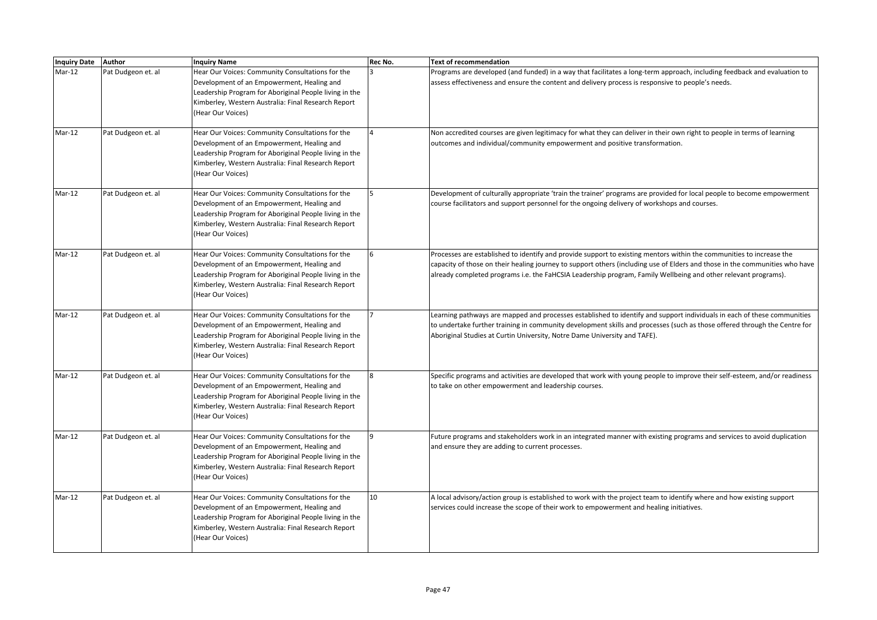| Inquiry Date | Author | Inquiry Name | Rec No. | Text of recommendation |
| --- | --- | --- | --- | --- |
| Mar-12 | Pat Dudgeon et. al | Hear Our Voices: Community Consultations for the Development of an Empowerment, Healing and Leadership Program for Aboriginal People living in the Kimberley, Western Australia: Final Research Report (Hear Our Voices) | 3 | Programs are developed (and funded) in a way that facilitates a long-term approach, including feedback and evaluation to assess effectiveness and ensure the content and delivery process is responsive to people's needs. |
| Mar-12 | Pat Dudgeon et. al | Hear Our Voices: Community Consultations for the Development of an Empowerment, Healing and Leadership Program for Aboriginal People living in the Kimberley, Western Australia: Final Research Report (Hear Our Voices) | 4 | Non accredited courses are given legitimacy for what they can deliver in their own right to people in terms of learning outcomes and individual/community empowerment and positive transformation. |
| Mar-12 | Pat Dudgeon et. al | Hear Our Voices: Community Consultations for the Development of an Empowerment, Healing and Leadership Program for Aboriginal People living in the Kimberley, Western Australia: Final Research Report (Hear Our Voices) | 5 | Development of culturally appropriate 'train the trainer' programs are provided for local people to become empowerment course facilitators and support personnel for the ongoing delivery of workshops and courses. |
| Mar-12 | Pat Dudgeon et. al | Hear Our Voices: Community Consultations for the Development of an Empowerment, Healing and Leadership Program for Aboriginal People living in the Kimberley, Western Australia: Final Research Report (Hear Our Voices) | 6 | Processes are established to identify and provide support to existing mentors within the communities to increase the capacity of those on their healing journey to support others (including use of Elders and those in the communities who have already completed programs i.e. the FaHCSIA Leadership program, Family Wellbeing and other relevant programs). |
| Mar-12 | Pat Dudgeon et. al | Hear Our Voices: Community Consultations for the Development of an Empowerment, Healing and Leadership Program for Aboriginal People living in the Kimberley, Western Australia: Final Research Report (Hear Our Voices) | 7 | Learning pathways are mapped and processes established to identify and support individuals in each of these communities to undertake further training in community development skills and processes (such as those offered through the Centre for Aboriginal Studies at Curtin University, Notre Dame University and TAFE). |
| Mar-12 | Pat Dudgeon et. al | Hear Our Voices: Community Consultations for the Development of an Empowerment, Healing and Leadership Program for Aboriginal People living in the Kimberley, Western Australia: Final Research Report (Hear Our Voices) | 8 | Specific programs and activities are developed that work with young people to improve their self-esteem, and/or readiness to take on other empowerment and leadership courses. |
| Mar-12 | Pat Dudgeon et. al | Hear Our Voices: Community Consultations for the Development of an Empowerment, Healing and Leadership Program for Aboriginal People living in the Kimberley, Western Australia: Final Research Report (Hear Our Voices) | 9 | Future programs and stakeholders work in an integrated manner with existing programs and services to avoid duplication and ensure they are adding to current processes. |
| Mar-12 | Pat Dudgeon et. al | Hear Our Voices: Community Consultations for the Development of an Empowerment, Healing and Leadership Program for Aboriginal People living in the Kimberley, Western Australia: Final Research Report (Hear Our Voices) | 10 | A local advisory/action group is established to work with the project team to identify where and how existing support services could increase the scope of their work to empowerment and healing initiatives. |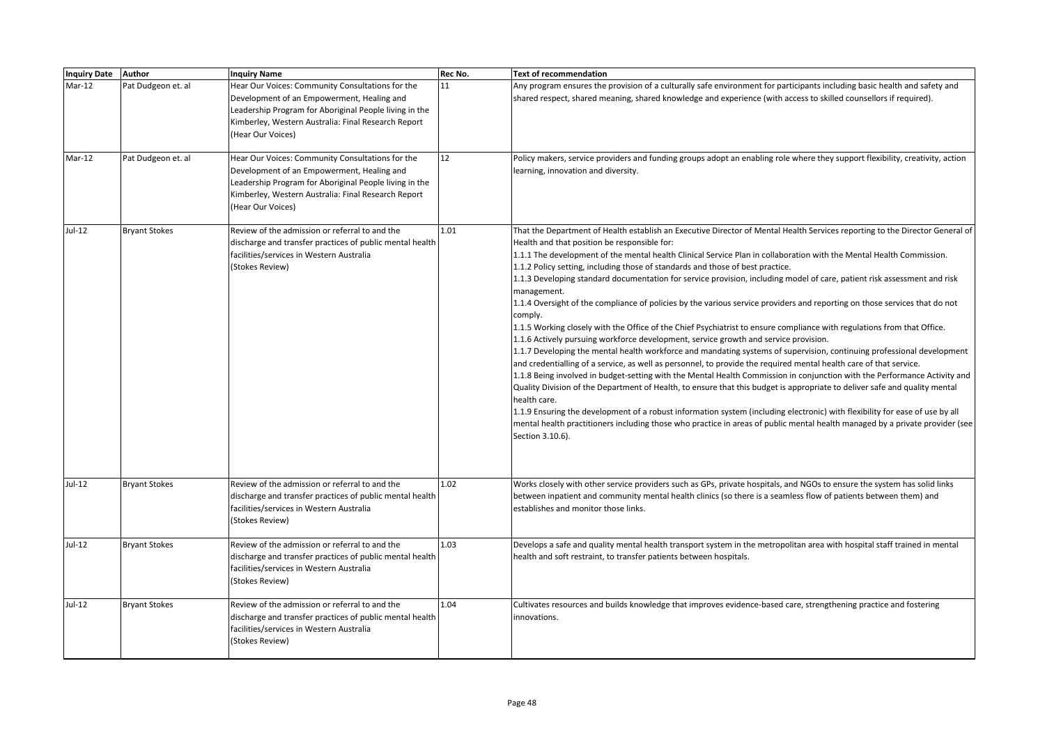| Inquiry Date | Author | Inquiry Name | Rec No. | Text of recommendation |
|---|---|---|---|---|
| Mar-12 | Pat Dudgeon et. al | Hear Our Voices: Community Consultations for the Development of an Empowerment, Healing and Leadership Program for Aboriginal People living in the Kimberley, Western Australia: Final Research Report (Hear Our Voices) | 11 | Any program ensures the provision of a culturally safe environment for participants including basic health and safety and shared respect, shared meaning, shared knowledge and experience (with access to skilled counsellors if required). |
| Mar-12 | Pat Dudgeon et. al | Hear Our Voices: Community Consultations for the Development of an Empowerment, Healing and Leadership Program for Aboriginal People living in the Kimberley, Western Australia: Final Research Report (Hear Our Voices) | 12 | Policy makers, service providers and funding groups adopt an enabling role where they support flexibility, creativity, action learning, innovation and diversity. |
| Jul-12 | Bryant Stokes | Review of the admission or referral to and the discharge and transfer practices of public mental health facilities/services in Western Australia (Stokes Review) | 1.01 | That the Department of Health establish an Executive Director of Mental Health Services reporting to the Director General of Health and that position be responsible for:<br>1.1.1 The development of the mental health Clinical Service Plan in collaboration with the Mental Health Commission.<br>1.1.2 Policy setting, including those of standards and those of best practice.<br>1.1.3 Developing standard documentation for service provision, including model of care, patient risk assessment and risk management.<br>1.1.4 Oversight of the compliance of policies by the various service providers and reporting on those services that do not comply.<br>1.1.5 Working closely with the Office of the Chief Psychiatrist to ensure compliance with regulations from that Office.<br>1.1.6 Actively pursuing workforce development, service growth and service provision.<br>1.1.7 Developing the mental health workforce and mandating systems of supervision, continuing professional development and credentialling of a service, as well as personnel, to provide the required mental health care of that service.<br>1.1.8 Being involved in budget-setting with the Mental Health Commission in conjunction with the Performance Activity and Quality Division of the Department of Health, to ensure that this budget is appropriate to deliver safe and quality mental health care.<br>1.1.9 Ensuring the development of a robust information system (including electronic) with flexibility for ease of use by all mental health practitioners including those who practice in areas of public mental health managed by a private provider (see Section 3.10.6). |
| Jul-12 | Bryant Stokes | Review of the admission or referral to and the discharge and transfer practices of public mental health facilities/services in Western Australia (Stokes Review) | 1.02 | Works closely with other service providers such as GPs, private hospitals, and NGOs to ensure the system has solid links between inpatient and community mental health clinics (so there is a seamless flow of patients between them) and establishes and monitor those links. |
| Jul-12 | Bryant Stokes | Review of the admission or referral to and the discharge and transfer practices of public mental health facilities/services in Western Australia (Stokes Review) | 1.03 | Develops a safe and quality mental health transport system in the metropolitan area with hospital staff trained in mental health and soft restraint, to transfer patients between hospitals. |
| Jul-12 | Bryant Stokes | Review of the admission or referral to and the discharge and transfer practices of public mental health facilities/services in Western Australia (Stokes Review) | 1.04 | Cultivates resources and builds knowledge that improves evidence-based care, strengthening practice and fostering innovations. |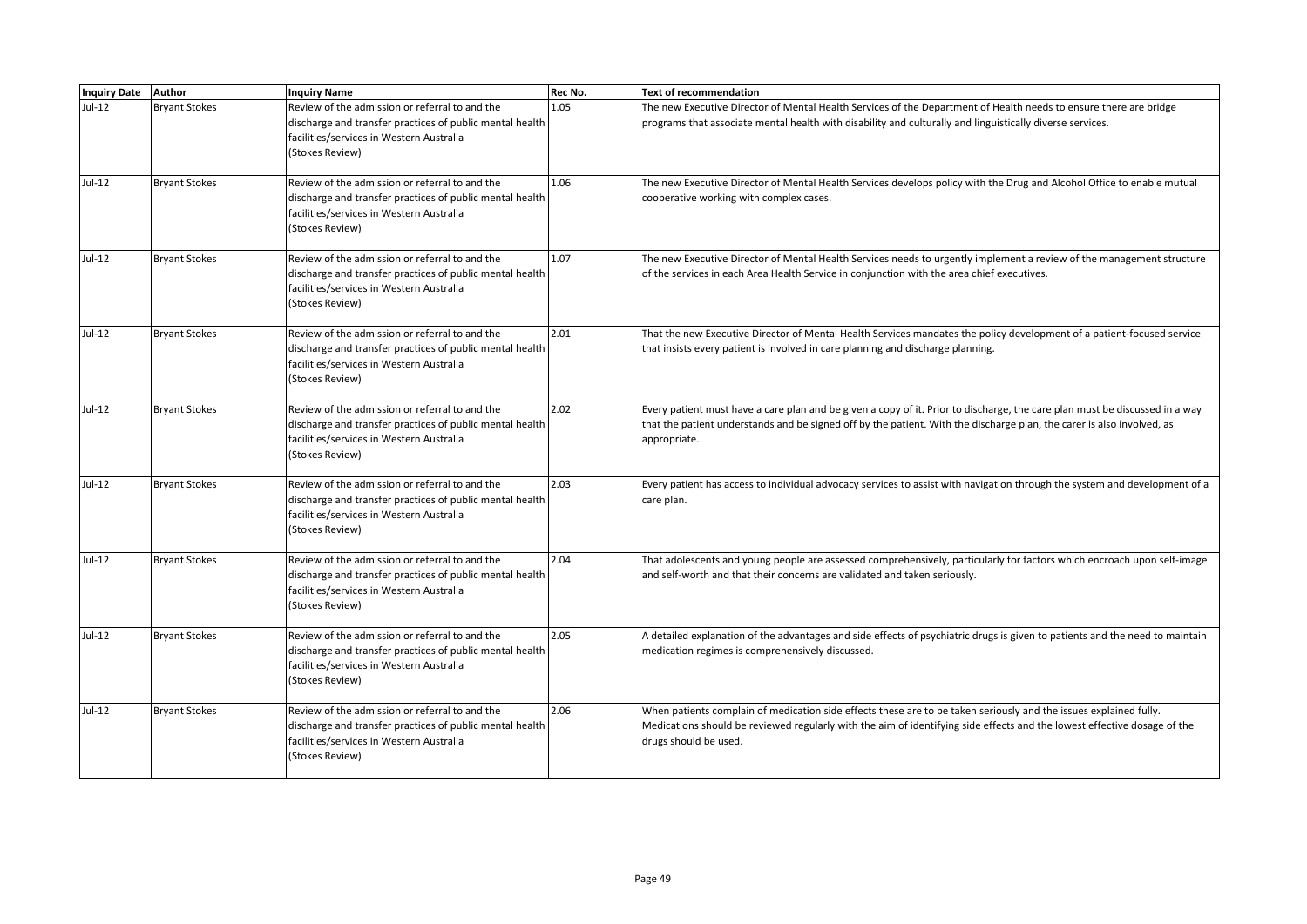| Inquiry Date | Author | Inquiry Name | Rec No. | Text of recommendation |
|---|---|---|---|---|
| Jul-12 | Bryant Stokes | Review of the admission or referral to and the discharge and transfer practices of public mental health facilities/services in Western Australia (Stokes Review) | 1.05 | The new Executive Director of Mental Health Services of the Department of Health needs to ensure there are bridge programs that associate mental health with disability and culturally and linguistically diverse services. |
| Jul-12 | Bryant Stokes | Review of the admission or referral to and the discharge and transfer practices of public mental health facilities/services in Western Australia (Stokes Review) | 1.06 | The new Executive Director of Mental Health Services develops policy with the Drug and Alcohol Office to enable mutual cooperative working with complex cases. |
| Jul-12 | Bryant Stokes | Review of the admission or referral to and the discharge and transfer practices of public mental health facilities/services in Western Australia (Stokes Review) | 1.07 | The new Executive Director of Mental Health Services needs to urgently implement a review of the management structure of the services in each Area Health Service in conjunction with the area chief executives. |
| Jul-12 | Bryant Stokes | Review of the admission or referral to and the discharge and transfer practices of public mental health facilities/services in Western Australia (Stokes Review) | 2.01 | That the new Executive Director of Mental Health Services mandates the policy development of a patient-focused service that insists every patient is involved in care planning and discharge planning. |
| Jul-12 | Bryant Stokes | Review of the admission or referral to and the discharge and transfer practices of public mental health facilities/services in Western Australia (Stokes Review) | 2.02 | Every patient must have a care plan and be given a copy of it. Prior to discharge, the care plan must be discussed in a way that the patient understands and be signed off by the patient. With the discharge plan, the carer is also involved, as appropriate. |
| Jul-12 | Bryant Stokes | Review of the admission or referral to and the discharge and transfer practices of public mental health facilities/services in Western Australia (Stokes Review) | 2.03 | Every patient has access to individual advocacy services to assist with navigation through the system and development of a care plan. |
| Jul-12 | Bryant Stokes | Review of the admission or referral to and the discharge and transfer practices of public mental health facilities/services in Western Australia (Stokes Review) | 2.04 | That adolescents and young people are assessed comprehensively, particularly for factors which encroach upon self-image and self-worth and that their concerns are validated and taken seriously. |
| Jul-12 | Bryant Stokes | Review of the admission or referral to and the discharge and transfer practices of public mental health facilities/services in Western Australia (Stokes Review) | 2.05 | A detailed explanation of the advantages and side effects of psychiatric drugs is given to patients and the need to maintain medication regimes is comprehensively discussed. |
| Jul-12 | Bryant Stokes | Review of the admission or referral to and the discharge and transfer practices of public mental health facilities/services in Western Australia (Stokes Review) | 2.06 | When patients complain of medication side effects these are to be taken seriously and the issues explained fully. Medications should be reviewed regularly with the aim of identifying side effects and the lowest effective dosage of the drugs should be used. |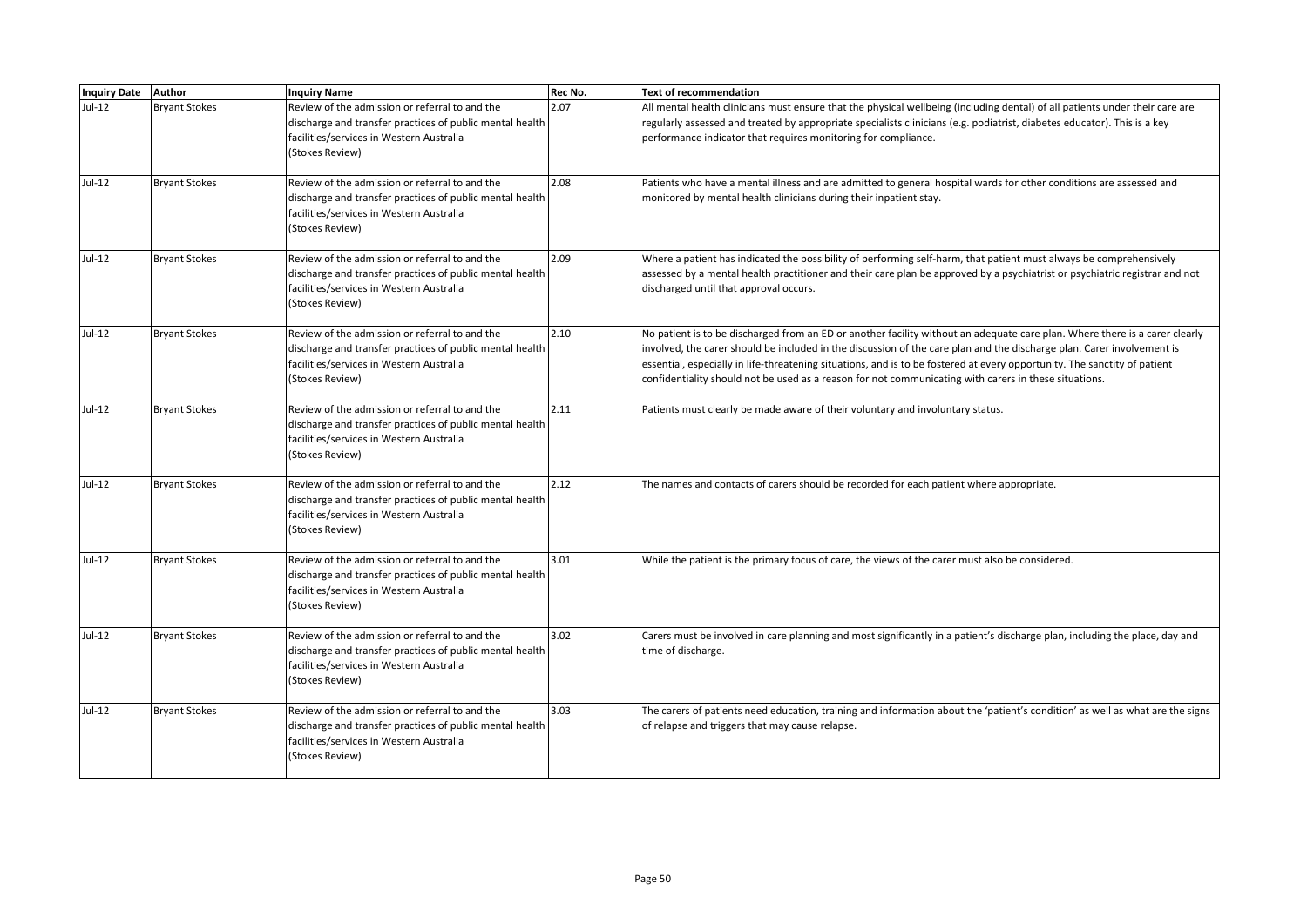| Inquiry Date | Author | Inquiry Name | Rec No. | Text of recommendation |
|---|---|---|---|---|
| Jul-12 | Bryant Stokes | Review of the admission or referral to and the discharge and transfer practices of public mental health facilities/services in Western Australia (Stokes Review) | 2.07 | All mental health clinicians must ensure that the physical wellbeing (including dental) of all patients under their care are regularly assessed and treated by appropriate specialists clinicians (e.g. podiatrist, diabetes educator). This is a key performance indicator that requires monitoring for compliance. |
| Jul-12 | Bryant Stokes | Review of the admission or referral to and the discharge and transfer practices of public mental health facilities/services in Western Australia (Stokes Review) | 2.08 | Patients who have a mental illness and are admitted to general hospital wards for other conditions are assessed and monitored by mental health clinicians during their inpatient stay. |
| Jul-12 | Bryant Stokes | Review of the admission or referral to and the discharge and transfer practices of public mental health facilities/services in Western Australia (Stokes Review) | 2.09 | Where a patient has indicated the possibility of performing self-harm, that patient must always be comprehensively assessed by a mental health practitioner and their care plan be approved by a psychiatrist or psychiatric registrar and not discharged until that approval occurs. |
| Jul-12 | Bryant Stokes | Review of the admission or referral to and the discharge and transfer practices of public mental health facilities/services in Western Australia (Stokes Review) | 2.10 | No patient is to be discharged from an ED or another facility without an adequate care plan. Where there is a carer clearly involved, the carer should be included in the discussion of the care plan and the discharge plan. Carer involvement is essential, especially in life-threatening situations, and is to be fostered at every opportunity. The sanctity of patient confidentiality should not be used as a reason for not communicating with carers in these situations. |
| Jul-12 | Bryant Stokes | Review of the admission or referral to and the discharge and transfer practices of public mental health facilities/services in Western Australia (Stokes Review) | 2.11 | Patients must clearly be made aware of their voluntary and involuntary status. |
| Jul-12 | Bryant Stokes | Review of the admission or referral to and the discharge and transfer practices of public mental health facilities/services in Western Australia (Stokes Review) | 2.12 | The names and contacts of carers should be recorded for each patient where appropriate. |
| Jul-12 | Bryant Stokes | Review of the admission or referral to and the discharge and transfer practices of public mental health facilities/services in Western Australia (Stokes Review) | 3.01 | While the patient is the primary focus of care, the views of the carer must also be considered. |
| Jul-12 | Bryant Stokes | Review of the admission or referral to and the discharge and transfer practices of public mental health facilities/services in Western Australia (Stokes Review) | 3.02 | Carers must be involved in care planning and most significantly in a patient's discharge plan, including the place, day and time of discharge. |
| Jul-12 | Bryant Stokes | Review of the admission or referral to and the discharge and transfer practices of public mental health facilities/services in Western Australia (Stokes Review) | 3.03 | The carers of patients need education, training and information about the 'patient's condition' as well as what are the signs of relapse and triggers that may cause relapse. |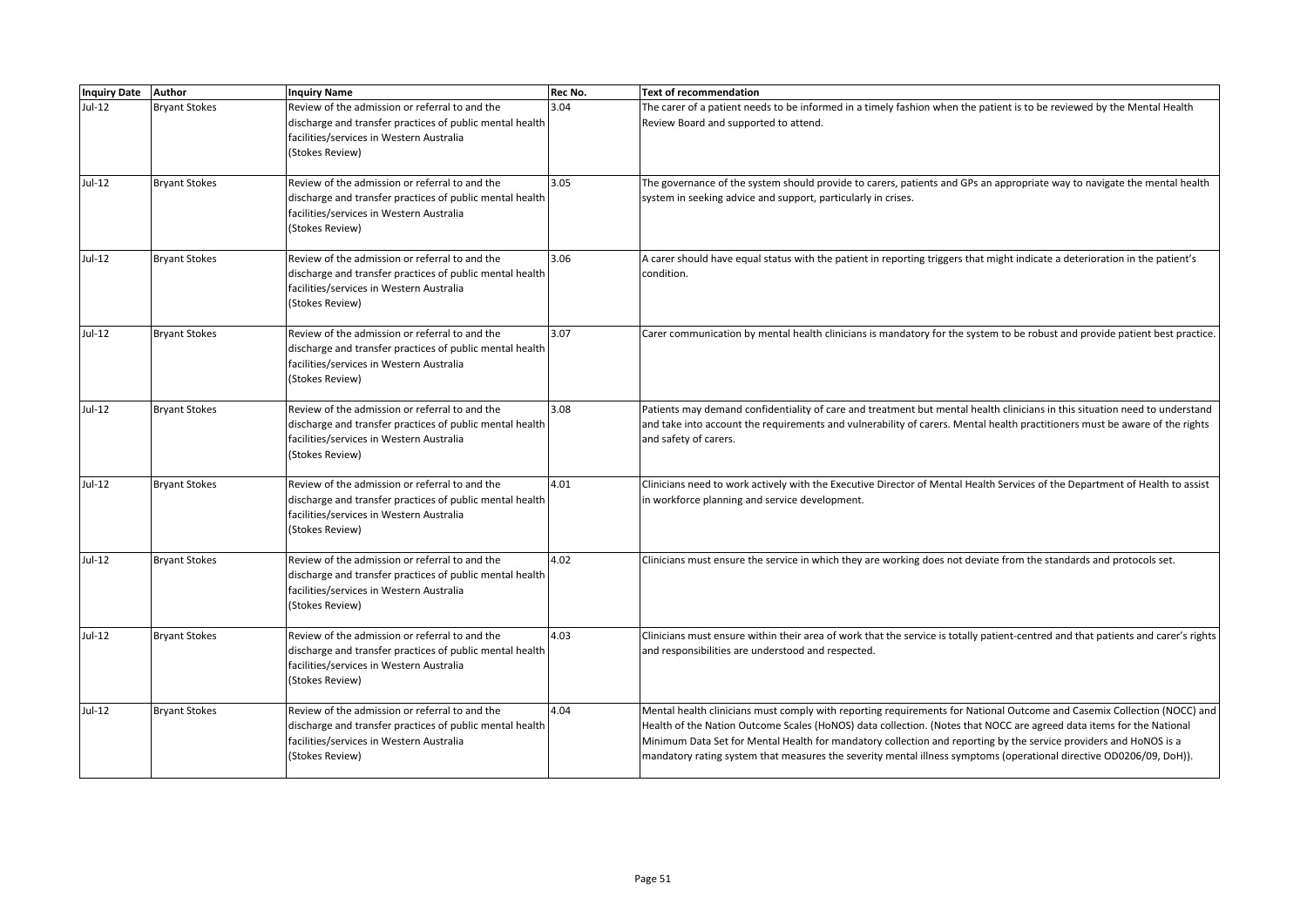| Inquiry Date | Author | Inquiry Name | Rec No. | Text of recommendation |
|---|---|---|---|---|
| Jul-12 | Bryant Stokes | Review of the admission or referral to and the discharge and transfer practices of public mental health facilities/services in Western Australia (Stokes Review) | 3.04 | The carer of a patient needs to be informed in a timely fashion when the patient is to be reviewed by the Mental Health Review Board and supported to attend. |
| Jul-12 | Bryant Stokes | Review of the admission or referral to and the discharge and transfer practices of public mental health facilities/services in Western Australia (Stokes Review) | 3.05 | The governance of the system should provide to carers, patients and GPs an appropriate way to navigate the mental health system in seeking advice and support, particularly in crises. |
| Jul-12 | Bryant Stokes | Review of the admission or referral to and the discharge and transfer practices of public mental health facilities/services in Western Australia (Stokes Review) | 3.06 | A carer should have equal status with the patient in reporting triggers that might indicate a deterioration in the patient's condition. |
| Jul-12 | Bryant Stokes | Review of the admission or referral to and the discharge and transfer practices of public mental health facilities/services in Western Australia (Stokes Review) | 3.07 | Carer communication by mental health clinicians is mandatory for the system to be robust and provide patient best practice. |
| Jul-12 | Bryant Stokes | Review of the admission or referral to and the discharge and transfer practices of public mental health facilities/services in Western Australia (Stokes Review) | 3.08 | Patients may demand confidentiality of care and treatment but mental health clinicians in this situation need to understand and take into account the requirements and vulnerability of carers. Mental health practitioners must be aware of the rights and safety of carers. |
| Jul-12 | Bryant Stokes | Review of the admission or referral to and the discharge and transfer practices of public mental health facilities/services in Western Australia (Stokes Review) | 4.01 | Clinicians need to work actively with the Executive Director of Mental Health Services of the Department of Health to assist in workforce planning and service development. |
| Jul-12 | Bryant Stokes | Review of the admission or referral to and the discharge and transfer practices of public mental health facilities/services in Western Australia (Stokes Review) | 4.02 | Clinicians must ensure the service in which they are working does not deviate from the standards and protocols set. |
| Jul-12 | Bryant Stokes | Review of the admission or referral to and the discharge and transfer practices of public mental health facilities/services in Western Australia (Stokes Review) | 4.03 | Clinicians must ensure within their area of work that the service is totally patient-centred and that patients and carer's rights and responsibilities are understood and respected. |
| Jul-12 | Bryant Stokes | Review of the admission or referral to and the discharge and transfer practices of public mental health facilities/services in Western Australia (Stokes Review) | 4.04 | Mental health clinicians must comply with reporting requirements for National Outcome and Casemix Collection (NOCC) and Health of the Nation Outcome Scales (HoNOS) data collection. (Notes that NOCC are agreed data items for the National Minimum Data Set for Mental Health for mandatory collection and reporting by the service providers and HoNOS is a mandatory rating system that measures the severity mental illness symptoms (operational directive OD0206/09, DoH)). |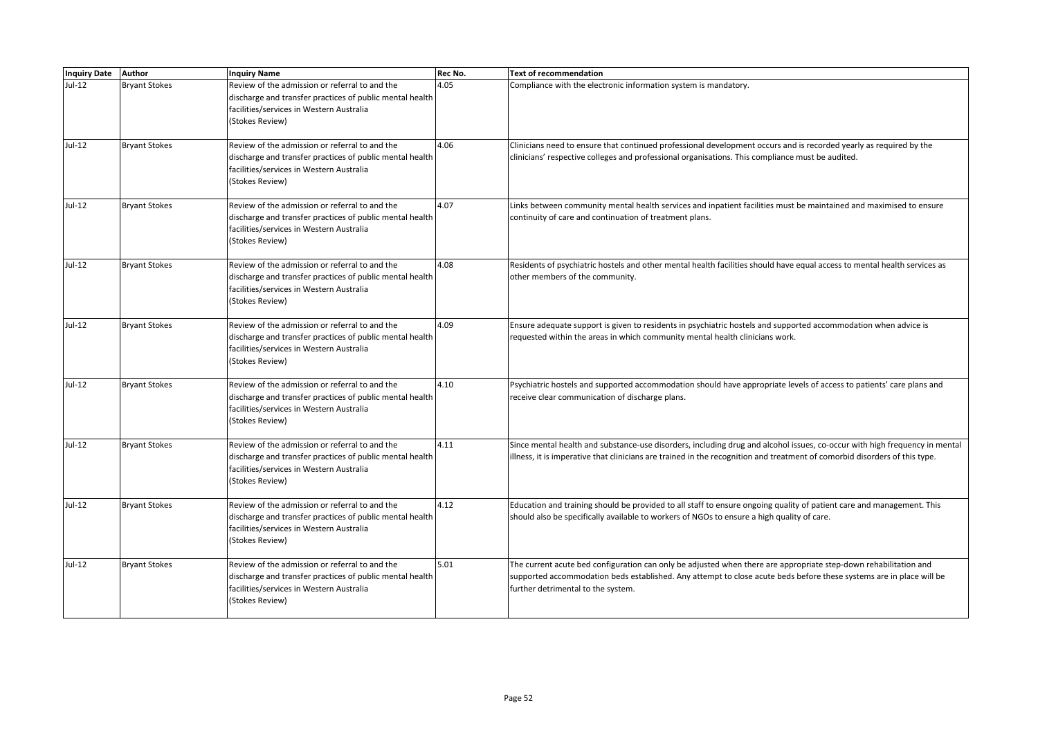| Inquiry Date | Author | Inquiry Name | Rec No. | Text of recommendation |
|---|---|---|---|---|
| Jul-12 | Bryant Stokes | Review of the admission or referral to and the discharge and transfer practices of public mental health facilities/services in Western Australia (Stokes Review) | 4.05 | Compliance with the electronic information system is mandatory. |
| Jul-12 | Bryant Stokes | Review of the admission or referral to and the discharge and transfer practices of public mental health facilities/services in Western Australia (Stokes Review) | 4.06 | Clinicians need to ensure that continued professional development occurs and is recorded yearly as required by the clinicians' respective colleges and professional organisations. This compliance must be audited. |
| Jul-12 | Bryant Stokes | Review of the admission or referral to and the discharge and transfer practices of public mental health facilities/services in Western Australia (Stokes Review) | 4.07 | Links between community mental health services and inpatient facilities must be maintained and maximised to ensure continuity of care and continuation of treatment plans. |
| Jul-12 | Bryant Stokes | Review of the admission or referral to and the discharge and transfer practices of public mental health facilities/services in Western Australia (Stokes Review) | 4.08 | Residents of psychiatric hostels and other mental health facilities should have equal access to mental health services as other members of the community. |
| Jul-12 | Bryant Stokes | Review of the admission or referral to and the discharge and transfer practices of public mental health facilities/services in Western Australia (Stokes Review) | 4.09 | Ensure adequate support is given to residents in psychiatric hostels and supported accommodation when advice is requested within the areas in which community mental health clinicians work. |
| Jul-12 | Bryant Stokes | Review of the admission or referral to and the discharge and transfer practices of public mental health facilities/services in Western Australia (Stokes Review) | 4.10 | Psychiatric hostels and supported accommodation should have appropriate levels of access to patients' care plans and receive clear communication of discharge plans. |
| Jul-12 | Bryant Stokes | Review of the admission or referral to and the discharge and transfer practices of public mental health facilities/services in Western Australia (Stokes Review) | 4.11 | Since mental health and substance-use disorders, including drug and alcohol issues, co-occur with high frequency in mental illness, it is imperative that clinicians are trained in the recognition and treatment of comorbid disorders of this type. |
| Jul-12 | Bryant Stokes | Review of the admission or referral to and the discharge and transfer practices of public mental health facilities/services in Western Australia (Stokes Review) | 4.12 | Education and training should be provided to all staff to ensure ongoing quality of patient care and management. This should also be specifically available to workers of NGOs to ensure a high quality of care. |
| Jul-12 | Bryant Stokes | Review of the admission or referral to and the discharge and transfer practices of public mental health facilities/services in Western Australia (Stokes Review) | 5.01 | The current acute bed configuration can only be adjusted when there are appropriate step-down rehabilitation and supported accommodation beds established. Any attempt to close acute beds before these systems are in place will be further detrimental to the system. |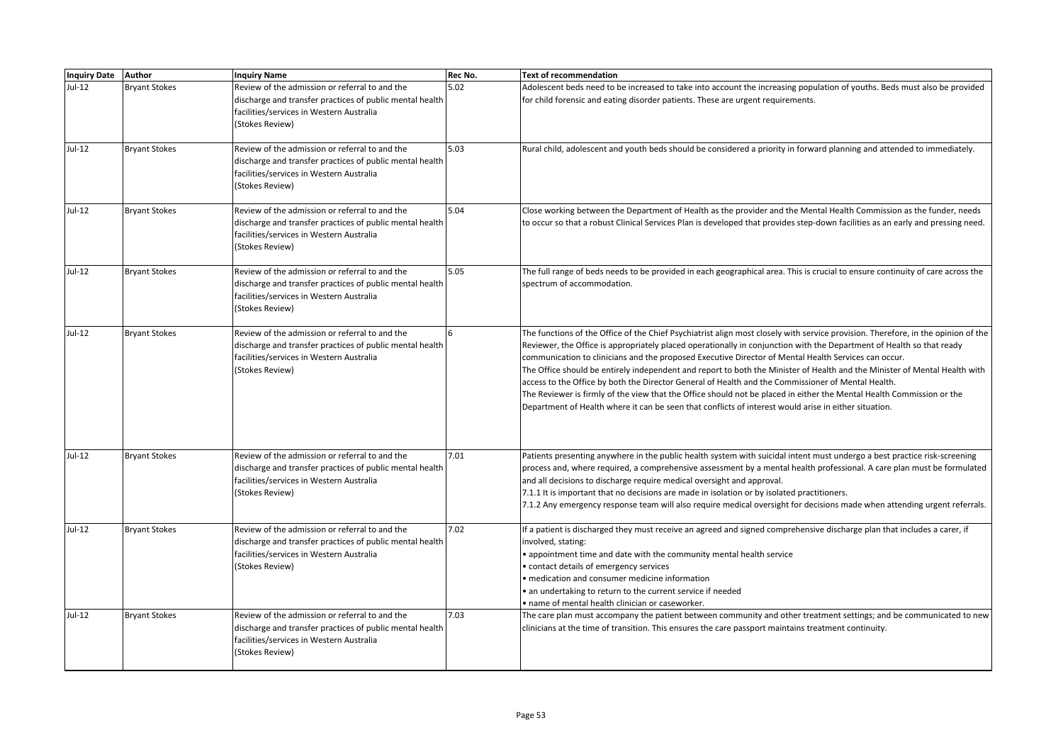| Inquiry Date | Author | Inquiry Name | Rec No. | Text of recommendation |
|---|---|---|---|---|
| Jul-12 | Bryant Stokes | Review of the admission or referral to and the discharge and transfer practices of public mental health facilities/services in Western Australia (Stokes Review) | 5.02 | Adolescent beds need to be increased to take into account the increasing population of youths. Beds must also be provided for child forensic and eating disorder patients. These are urgent requirements. |
| Jul-12 | Bryant Stokes | Review of the admission or referral to and the discharge and transfer practices of public mental health facilities/services in Western Australia (Stokes Review) | 5.03 | Rural child, adolescent and youth beds should be considered a priority in forward planning and attended to immediately. |
| Jul-12 | Bryant Stokes | Review of the admission or referral to and the discharge and transfer practices of public mental health facilities/services in Western Australia (Stokes Review) | 5.04 | Close working between the Department of Health as the provider and the Mental Health Commission as the funder, needs to occur so that a robust Clinical Services Plan is developed that provides step-down facilities as an early and pressing need. |
| Jul-12 | Bryant Stokes | Review of the admission or referral to and the discharge and transfer practices of public mental health facilities/services in Western Australia (Stokes Review) | 5.05 | The full range of beds needs to be provided in each geographical area. This is crucial to ensure continuity of care across the spectrum of accommodation. |
| Jul-12 | Bryant Stokes | Review of the admission or referral to and the discharge and transfer practices of public mental health facilities/services in Western Australia (Stokes Review) | 6 | The functions of the Office of the Chief Psychiatrist align most closely with service provision. Therefore, in the opinion of the Reviewer, the Office is appropriately placed operationally in conjunction with the Department of Health so that ready communication to clinicians and the proposed Executive Director of Mental Health Services can occur.<br>The Office should be entirely independent and report to both the Minister of Health and the Minister of Mental Health with access to the Office by both the Director General of Health and the Commissioner of Mental Health.<br>The Reviewer is firmly of the view that the Office should not be placed in either the Mental Health Commission or the Department of Health where it can be seen that conflicts of interest would arise in either situation. |
| Jul-12 | Bryant Stokes | Review of the admission or referral to and the discharge and transfer practices of public mental health facilities/services in Western Australia (Stokes Review) | 7.01 | Patients presenting anywhere in the public health system with suicidal intent must undergo a best practice risk-screening process and, where required, a comprehensive assessment by a mental health professional. A care plan must be formulated and all decisions to discharge require medical oversight and approval.<br>7.1.1 It is important that no decisions are made in isolation or by isolated practitioners.<br>7.1.2 Any emergency response team will also require medical oversight for decisions made when attending urgent referrals. |
| Jul-12 | Bryant Stokes | Review of the admission or referral to and the discharge and transfer practices of public mental health facilities/services in Western Australia (Stokes Review) | 7.02 | If a patient is discharged they must receive an agreed and signed comprehensive discharge plan that includes a carer, if involved, stating:<br>• appointment time and date with the community mental health service<br>• contact details of emergency services<br>• medication and consumer medicine information<br>• an undertaking to return to the current service if needed<br>• name of mental health clinician or caseworker. |
| Jul-12 | Bryant Stokes | Review of the admission or referral to and the discharge and transfer practices of public mental health facilities/services in Western Australia (Stokes Review) | 7.03 | The care plan must accompany the patient between community and other treatment settings; and be communicated to new clinicians at the time of transition. This ensures the care passport maintains treatment continuity. |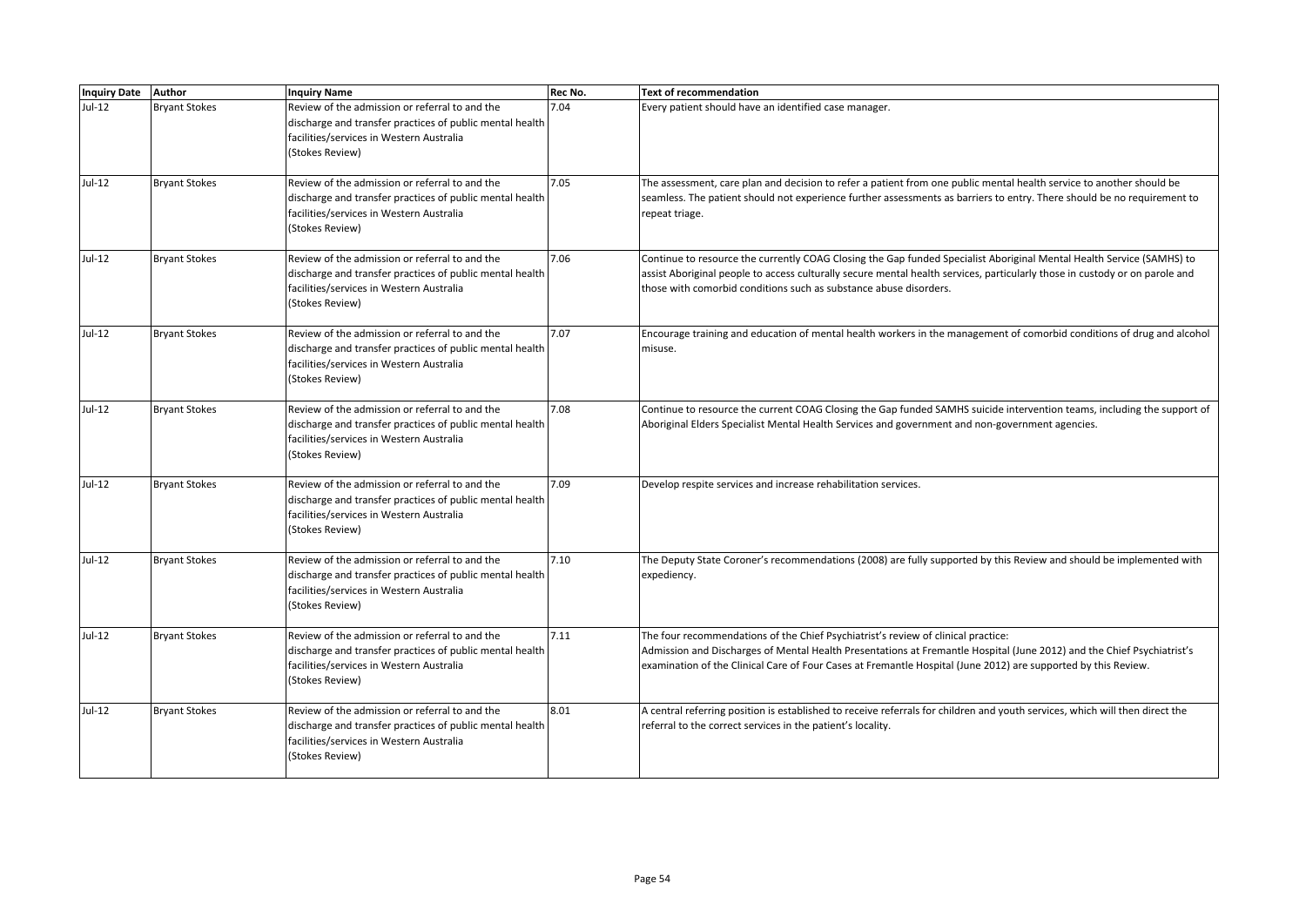| Inquiry Date | Author | Inquiry Name | Rec No. | Text of recommendation |
| --- | --- | --- | --- | --- |
| Jul-12 | Bryant Stokes | Review of the admission or referral to and the discharge and transfer practices of public mental health facilities/services in Western Australia (Stokes Review) | 7.04 | Every patient should have an identified case manager. |
| Jul-12 | Bryant Stokes | Review of the admission or referral to and the discharge and transfer practices of public mental health facilities/services in Western Australia (Stokes Review) | 7.05 | The assessment, care plan and decision to refer a patient from one public mental health service to another should be seamless. The patient should not experience further assessments as barriers to entry. There should be no requirement to repeat triage. |
| Jul-12 | Bryant Stokes | Review of the admission or referral to and the discharge and transfer practices of public mental health facilities/services in Western Australia (Stokes Review) | 7.06 | Continue to resource the currently COAG Closing the Gap funded Specialist Aboriginal Mental Health Service (SAMHS) to assist Aboriginal people to access culturally secure mental health services, particularly those in custody or on parole and those with comorbid conditions such as substance abuse disorders. |
| Jul-12 | Bryant Stokes | Review of the admission or referral to and the discharge and transfer practices of public mental health facilities/services in Western Australia (Stokes Review) | 7.07 | Encourage training and education of mental health workers in the management of comorbid conditions of drug and alcohol misuse. |
| Jul-12 | Bryant Stokes | Review of the admission or referral to and the discharge and transfer practices of public mental health facilities/services in Western Australia (Stokes Review) | 7.08 | Continue to resource the current COAG Closing the Gap funded SAMHS suicide intervention teams, including the support of Aboriginal Elders Specialist Mental Health Services and government and non-government agencies. |
| Jul-12 | Bryant Stokes | Review of the admission or referral to and the discharge and transfer practices of public mental health facilities/services in Western Australia (Stokes Review) | 7.09 | Develop respite services and increase rehabilitation services. |
| Jul-12 | Bryant Stokes | Review of the admission or referral to and the discharge and transfer practices of public mental health facilities/services in Western Australia (Stokes Review) | 7.10 | The Deputy State Coroner's recommendations (2008) are fully supported by this Review and should be implemented with expediency. |
| Jul-12 | Bryant Stokes | Review of the admission or referral to and the discharge and transfer practices of public mental health facilities/services in Western Australia (Stokes Review) | 7.11 | The four recommendations of the Chief Psychiatrist's review of clinical practice: Admission and Discharges of Mental Health Presentations at Fremantle Hospital (June 2012) and the Chief Psychiatrist's examination of the Clinical Care of Four Cases at Fremantle Hospital (June 2012) are supported by this Review. |
| Jul-12 | Bryant Stokes | Review of the admission or referral to and the discharge and transfer practices of public mental health facilities/services in Western Australia (Stokes Review) | 8.01 | A central referring position is established to receive referrals for children and youth services, which will then direct the referral to the correct services in the patient's locality. |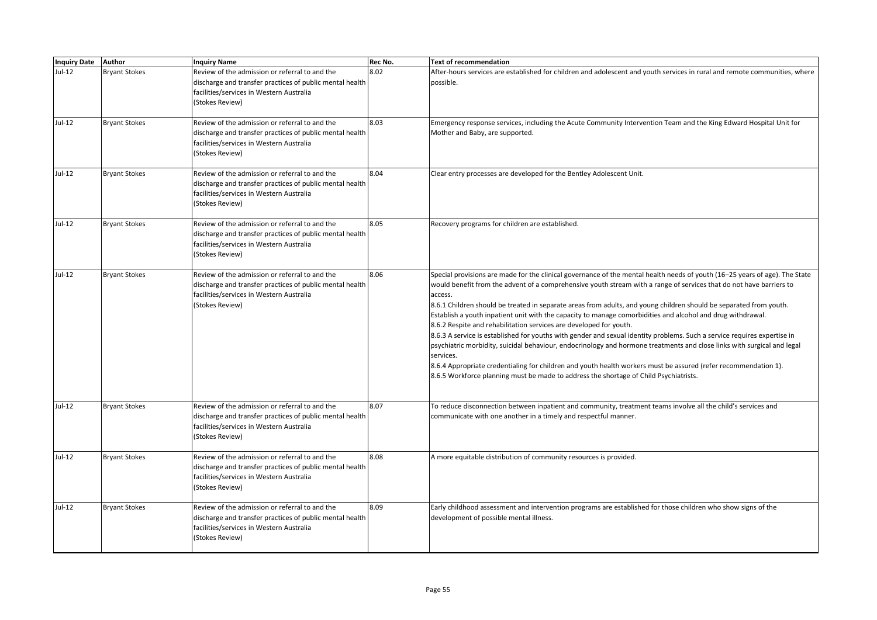| Inquiry Date | Author | Inquiry Name | Rec No. | Text of recommendation |
| --- | --- | --- | --- | --- |
| Jul-12 | Bryant Stokes | Review of the admission or referral to and the discharge and transfer practices of public mental health facilities/services in Western Australia (Stokes Review) | 8.02 | After-hours services are established for children and adolescent and youth services in rural and remote communities, where possible. |
| Jul-12 | Bryant Stokes | Review of the admission or referral to and the discharge and transfer practices of public mental health facilities/services in Western Australia (Stokes Review) | 8.03 | Emergency response services, including the Acute Community Intervention Team and the King Edward Hospital Unit for Mother and Baby, are supported. |
| Jul-12 | Bryant Stokes | Review of the admission or referral to and the discharge and transfer practices of public mental health facilities/services in Western Australia (Stokes Review) | 8.04 | Clear entry processes are developed for the Bentley Adolescent Unit. |
| Jul-12 | Bryant Stokes | Review of the admission or referral to and the discharge and transfer practices of public mental health facilities/services in Western Australia (Stokes Review) | 8.05 | Recovery programs for children are established. |
| Jul-12 | Bryant Stokes | Review of the admission or referral to and the discharge and transfer practices of public mental health facilities/services in Western Australia (Stokes Review) | 8.06 | Special provisions are made for the clinical governance of the mental health needs of youth (16–25 years of age). The State would benefit from the advent of a comprehensive youth stream with a range of services that do not have barriers to access.<br>8.6.1 Children should be treated in separate areas from adults, and young children should be separated from youth. Establish a youth inpatient unit with the capacity to manage comorbidities and alcohol and drug withdrawal.<br>8.6.2 Respite and rehabilitation services are developed for youth.<br>8.6.3 A service is established for youths with gender and sexual identity problems. Such a service requires expertise in psychiatric morbidity, suicidal behaviour, endocrinology and hormone treatments and close links with surgical and legal services.<br>8.6.4 Appropriate credentialing for children and youth health workers must be assured (refer recommendation 1).<br>8.6.5 Workforce planning must be made to address the shortage of Child Psychiatrists. |
| Jul-12 | Bryant Stokes | Review of the admission or referral to and the discharge and transfer practices of public mental health facilities/services in Western Australia (Stokes Review) | 8.07 | To reduce disconnection between inpatient and community, treatment teams involve all the child's services and communicate with one another in a timely and respectful manner. |
| Jul-12 | Bryant Stokes | Review of the admission or referral to and the discharge and transfer practices of public mental health facilities/services in Western Australia (Stokes Review) | 8.08 | A more equitable distribution of community resources is provided. |
| Jul-12 | Bryant Stokes | Review of the admission or referral to and the discharge and transfer practices of public mental health facilities/services in Western Australia (Stokes Review) | 8.09 | Early childhood assessment and intervention programs are established for those children who show signs of the development of possible mental illness. |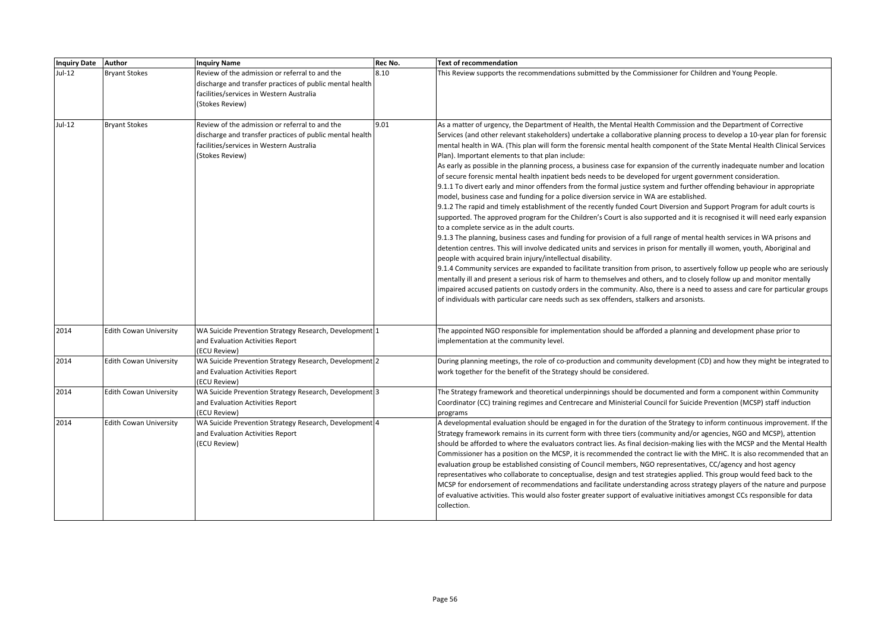| Inquiry Date | Author | Inquiry Name | Rec No. | Text of recommendation |
|---|---|---|---|---|
| Jul-12 | Bryant Stokes | Review of the admission or referral to and the discharge and transfer practices of public mental health facilities/services in Western Australia (Stokes Review) | 8.10 | This Review supports the recommendations submitted by the Commissioner for Children and Young People. |
| Jul-12 | Bryant Stokes | Review of the admission or referral to and the discharge and transfer practices of public mental health facilities/services in Western Australia (Stokes Review) | 9.01 | As a matter of urgency, the Department of Health, the Mental Health Commission and the Department of Corrective Services (and other relevant stakeholders) undertake a collaborative planning process to develop a 10-year plan for forensic mental health in WA. (This plan will form the forensic mental health component of the State Mental Health Clinical Services Plan). Important elements to that plan include:<br>As early as possible in the planning process, a business case for expansion of the currently inadequate number and location of secure forensic mental health inpatient beds needs to be developed for urgent government consideration.<br>9.1.1 To divert early and minor offenders from the formal justice system and further offending behaviour in appropriate model, business case and funding for a police diversion service in WA are established.<br>9.1.2 The rapid and timely establishment of the recently funded Court Diversion and Support Program for adult courts is supported. The approved program for the Children's Court is also supported and it is recognised it will need early expansion to a complete service as in the adult courts.<br>9.1.3 The planning, business cases and funding for provision of a full range of mental health services in WA prisons and detention centres. This will involve dedicated units and services in prison for mentally ill women, youth, Aboriginal and people with acquired brain injury/intellectual disability.<br>9.1.4 Community services are expanded to facilitate transition from prison, to assertively follow up people who are seriously mentally ill and present a serious risk of harm to themselves and others, and to closely follow up and monitor mentally impaired accused patients on custody orders in the community. Also, there is a need to assess and care for particular groups of individuals with particular care needs such as sex offenders, stalkers and arsonists. |
| 2014 | Edith Cowan University | WA Suicide Prevention Strategy Research, Development and Evaluation Activities Report (ECU Review) | 1 | The appointed NGO responsible for implementation should be afforded a planning and development phase prior to implementation at the community level. |
| 2014 | Edith Cowan University | WA Suicide Prevention Strategy Research, Development and Evaluation Activities Report (ECU Review) | 2 | During planning meetings, the role of co-production and community development (CD) and how they might be integrated to work together for the benefit of the Strategy should be considered. |
| 2014 | Edith Cowan University | WA Suicide Prevention Strategy Research, Development and Evaluation Activities Report (ECU Review) | 3 | The Strategy framework and theoretical underpinnings should be documented and form a component within Community Coordinator (CC) training regimes and Centrecare and Ministerial Council for Suicide Prevention (MCSP) staff induction programs |
| 2014 | Edith Cowan University | WA Suicide Prevention Strategy Research, Development and Evaluation Activities Report (ECU Review) | 4 | A developmental evaluation should be engaged in for the duration of the Strategy to inform continuous improvement. If the Strategy framework remains in its current form with three tiers (community and/or agencies, NGO and MCSP), attention should be afforded to where the evaluators contract lies. As final decision-making lies with the MCSP and the Mental Health Commissioner has a position on the MCSP, it is recommended the contract lie with the MHC. It is also recommended that an evaluation group be established consisting of Council members, NGO representatives, CC/agency and host agency representatives who collaborate to conceptualise, design and test strategies applied. This group would feed back to the MCSP for endorsement of recommendations and facilitate understanding across strategy players of the nature and purpose of evaluative activities. This would also foster greater support of evaluative initiatives amongst CCs responsible for data collection. |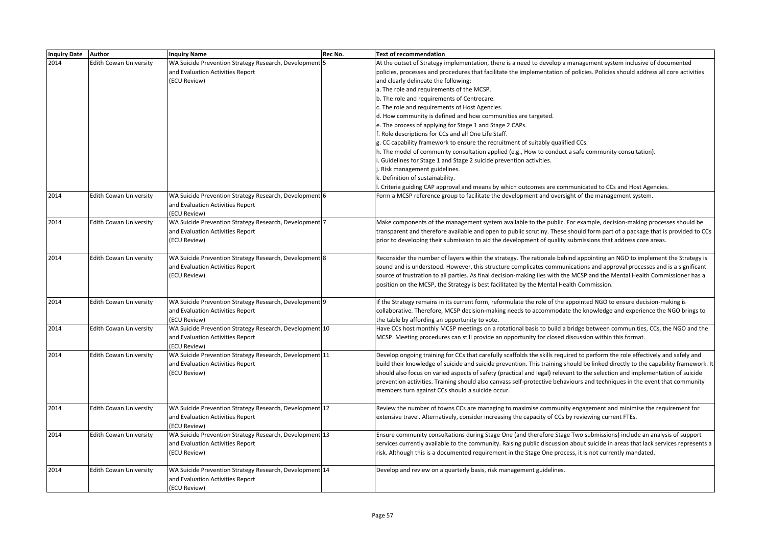| Inquiry Date | Author | Inquiry Name | Rec No. | Text of recommendation |
|---|---|---|---|---|
| 2014 | Edith Cowan University | WA Suicide Prevention Strategy Research, Development and Evaluation Activities Report (ECU Review) | 5 | At the outset of Strategy implementation, there is a need to develop a management system inclusive of documented policies, processes and procedures that facilitate the implementation of policies. Policies should address all core activities and clearly delineate the following:<br>a. The role and requirements of the MCSP.<br>b. The role and requirements of Centrecare.<br>c. The role and requirements of Host Agencies.<br>d. How community is defined and how communities are targeted.<br>e. The process of applying for Stage 1 and Stage 2 CAPs.<br>f. Role descriptions for CCs and all One Life Staff.<br>g. CC capability framework to ensure the recruitment of suitably qualified CCs.<br>h. The model of community consultation applied (e.g., How to conduct a safe community consultation).<br>i. Guidelines for Stage 1 and Stage 2 suicide prevention activities.<br>j. Risk management guidelines.<br>k. Definition of sustainability.<br>l. Criteria guiding CAP approval and means by which outcomes are communicated to CCs and Host Agencies. |
| 2014 | Edith Cowan University | WA Suicide Prevention Strategy Research, Development and Evaluation Activities Report (ECU Review) | 6 | Form a MCSP reference group to facilitate the development and oversight of the management system. |
| 2014 | Edith Cowan University | WA Suicide Prevention Strategy Research, Development and Evaluation Activities Report (ECU Review) | 7 | Make components of the management system available to the public. For example, decision-making processes should be transparent and therefore available and open to public scrutiny. These should form part of a package that is provided to CCs prior to developing their submission to aid the development of quality submissions that address core areas. |
| 2014 | Edith Cowan University | WA Suicide Prevention Strategy Research, Development and Evaluation Activities Report (ECU Review) | 8 | Reconsider the number of layers within the strategy. The rationale behind appointing an NGO to implement the Strategy is sound and is understood. However, this structure complicates communications and approval processes and is a significant source of frustration to all parties. As final decision-making lies with the MCSP and the Mental Health Commissioner has a position on the MCSP, the Strategy is best facilitated by the Mental Health Commission. |
| 2014 | Edith Cowan University | WA Suicide Prevention Strategy Research, Development and Evaluation Activities Report (ECU Review) | 9 | If the Strategy remains in its current form, reformulate the role of the appointed NGO to ensure decision-making is collaborative. Therefore, MCSP decision-making needs to accommodate the knowledge and experience the NGO brings to the table by affording an opportunity to vote. |
| 2014 | Edith Cowan University | WA Suicide Prevention Strategy Research, Development and Evaluation Activities Report (ECU Review) | 10 | Have CCs host monthly MCSP meetings on a rotational basis to build a bridge between communities, CCs, the NGO and the MCSP. Meeting procedures can still provide an opportunity for closed discussion within this format. |
| 2014 | Edith Cowan University | WA Suicide Prevention Strategy Research, Development and Evaluation Activities Report (ECU Review) | 11 | Develop ongoing training for CCs that carefully scaffolds the skills required to perform the role effectively and safely and build their knowledge of suicide and suicide prevention. This training should be linked directly to the capability framework. It should also focus on varied aspects of safety (practical and legal) relevant to the selection and implementation of suicide prevention activities. Training should also canvass self-protective behaviours and techniques in the event that community members turn against CCs should a suicide occur. |
| 2014 | Edith Cowan University | WA Suicide Prevention Strategy Research, Development and Evaluation Activities Report (ECU Review) | 12 | Review the number of towns CCs are managing to maximise community engagement and minimise the requirement for extensive travel. Alternatively, consider increasing the capacity of CCs by reviewing current FTEs. |
| 2014 | Edith Cowan University | WA Suicide Prevention Strategy Research, Development and Evaluation Activities Report (ECU Review) | 13 | Ensure community consultations during Stage One (and therefore Stage Two submissions) include an analysis of support services currently available to the community. Raising public discussion about suicide in areas that lack services represents a risk. Although this is a documented requirement in the Stage One process, it is not currently mandated. |
| 2014 | Edith Cowan University | WA Suicide Prevention Strategy Research, Development and Evaluation Activities Report (ECU Review) | 14 | Develop and review on a quarterly basis, risk management guidelines. |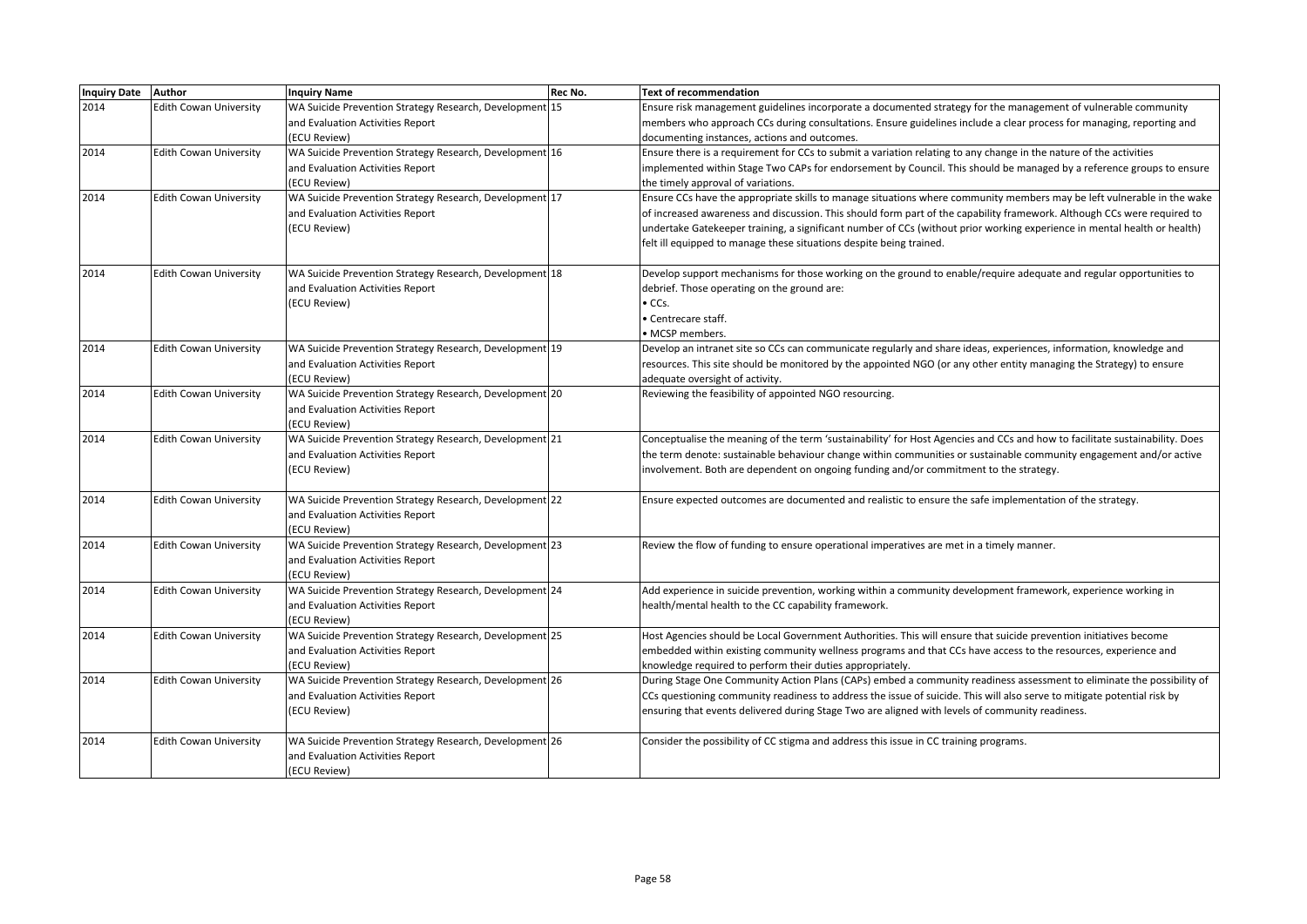| Inquiry Date | Author | Inquiry Name | Rec No. | Text of recommendation |
|---|---|---|---|---|
| 2014 | Edith Cowan University | WA Suicide Prevention Strategy Research, Development and Evaluation Activities Report (ECU Review) | 15 | Ensure risk management guidelines incorporate a documented strategy for the management of vulnerable community members who approach CCs during consultations. Ensure guidelines include a clear process for managing, reporting and documenting instances, actions and outcomes. |
| 2014 | Edith Cowan University | WA Suicide Prevention Strategy Research, Development and Evaluation Activities Report (ECU Review) | 16 | Ensure there is a requirement for CCs to submit a variation relating to any change in the nature of the activities implemented within Stage Two CAPs for endorsement by Council. This should be managed by a reference groups to ensure the timely approval of variations. |
| 2014 | Edith Cowan University | WA Suicide Prevention Strategy Research, Development and Evaluation Activities Report (ECU Review) | 17 | Ensure CCs have the appropriate skills to manage situations where community members may be left vulnerable in the wake of increased awareness and discussion. This should form part of the capability framework. Although CCs were required to undertake Gatekeeper training, a significant number of CCs (without prior working experience in mental health or health) felt ill equipped to manage these situations despite being trained. |
| 2014 | Edith Cowan University | WA Suicide Prevention Strategy Research, Development and Evaluation Activities Report (ECU Review) | 18 | Develop support mechanisms for those working on the ground to enable/require adequate and regular opportunities to debrief. Those operating on the ground are:<br>• CCs.<br>• Centrecare staff.<br>• MCSP members. |
| 2014 | Edith Cowan University | WA Suicide Prevention Strategy Research, Development and Evaluation Activities Report (ECU Review) | 19 | Develop an intranet site so CCs can communicate regularly and share ideas, experiences, information, knowledge and resources. This site should be monitored by the appointed NGO (or any other entity managing the Strategy) to ensure adequate oversight of activity. |
| 2014 | Edith Cowan University | WA Suicide Prevention Strategy Research, Development and Evaluation Activities Report (ECU Review) | 20 | Reviewing the feasibility of appointed NGO resourcing. |
| 2014 | Edith Cowan University | WA Suicide Prevention Strategy Research, Development and Evaluation Activities Report (ECU Review) | 21 | Conceptualise the meaning of the term 'sustainability' for Host Agencies and CCs and how to facilitate sustainability. Does the term denote: sustainable behaviour change within communities or sustainable community engagement and/or active involvement. Both are dependent on ongoing funding and/or commitment to the strategy. |
| 2014 | Edith Cowan University | WA Suicide Prevention Strategy Research, Development and Evaluation Activities Report (ECU Review) | 22 | Ensure expected outcomes are documented and realistic to ensure the safe implementation of the strategy. |
| 2014 | Edith Cowan University | WA Suicide Prevention Strategy Research, Development and Evaluation Activities Report (ECU Review) | 23 | Review the flow of funding to ensure operational imperatives are met in a timely manner. |
| 2014 | Edith Cowan University | WA Suicide Prevention Strategy Research, Development and Evaluation Activities Report (ECU Review) | 24 | Add experience in suicide prevention, working within a community development framework, experience working in health/mental health to the CC capability framework. |
| 2014 | Edith Cowan University | WA Suicide Prevention Strategy Research, Development and Evaluation Activities Report (ECU Review) | 25 | Host Agencies should be Local Government Authorities. This will ensure that suicide prevention initiatives become embedded within existing community wellness programs and that CCs have access to the resources, experience and knowledge required to perform their duties appropriately. |
| 2014 | Edith Cowan University | WA Suicide Prevention Strategy Research, Development and Evaluation Activities Report (ECU Review) | 26 | During Stage One Community Action Plans (CAPs) embed a community readiness assessment to eliminate the possibility of CCs questioning community readiness to address the issue of suicide. This will also serve to mitigate potential risk by ensuring that events delivered during Stage Two are aligned with levels of community readiness. |
| 2014 | Edith Cowan University | WA Suicide Prevention Strategy Research, Development and Evaluation Activities Report (ECU Review) | 26 | Consider the possibility of CC stigma and address this issue in CC training programs. |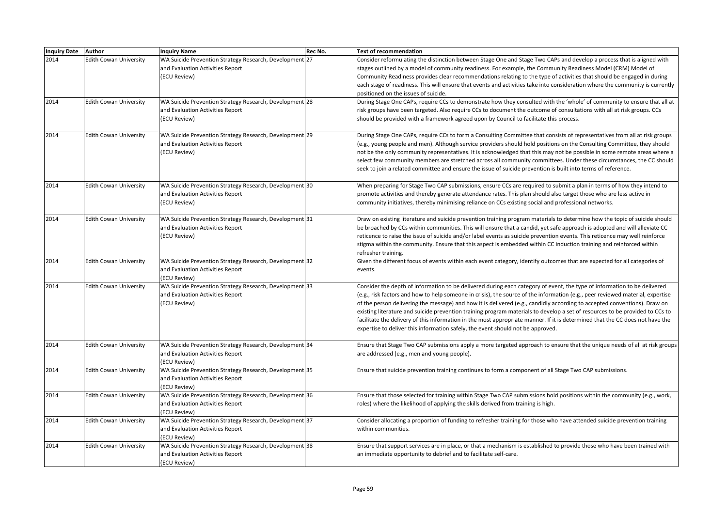| Inquiry Date | Author | Inquiry Name | Rec No. | Text of recommendation |
|---|---|---|---|---|
| 2014 | Edith Cowan University | WA Suicide Prevention Strategy Research, Development and Evaluation Activities Report (ECU Review) | 27 | Consider reformulating the distinction between Stage One and Stage Two CAPs and develop a process that is aligned with stages outlined by a model of community readiness. For example, the Community Readiness Model (CRM) Model of Community Readiness provides clear recommendations relating to the type of activities that should be engaged in during each stage of readiness. This will ensure that events and activities take into consideration where the community is currently positioned on the issues of suicide. |
| 2014 | Edith Cowan University | WA Suicide Prevention Strategy Research, Development and Evaluation Activities Report (ECU Review) | 28 | During Stage One CAPs, require CCs to demonstrate how they consulted with the 'whole' of community to ensure that all at risk groups have been targeted. Also require CCs to document the outcome of consultations with all at risk groups. CCs should be provided with a framework agreed upon by Council to facilitate this process. |
| 2014 | Edith Cowan University | WA Suicide Prevention Strategy Research, Development and Evaluation Activities Report (ECU Review) | 29 | During Stage One CAPs, require CCs to form a Consulting Committee that consists of representatives from all at risk groups (e.g., young people and men). Although service providers should hold positions on the Consulting Committee, they should not be the only community representatives. It is acknowledged that this may not be possible in some remote areas where a select few community members are stretched across all community committees. Under these circumstances, the CC should seek to join a related committee and ensure the issue of suicide prevention is built into terms of reference. |
| 2014 | Edith Cowan University | WA Suicide Prevention Strategy Research, Development and Evaluation Activities Report (ECU Review) | 30 | When preparing for Stage Two CAP submissions, ensure CCs are required to submit a plan in terms of how they intend to promote activities and thereby generate attendance rates. This plan should also target those who are less active in community initiatives, thereby minimising reliance on CCs existing social and professional networks. |
| 2014 | Edith Cowan University | WA Suicide Prevention Strategy Research, Development and Evaluation Activities Report (ECU Review) | 31 | Draw on existing literature and suicide prevention training program materials to determine how the topic of suicide should be broached by CCs within communities. This will ensure that a candid, yet safe approach is adopted and will alleviate CC reticence to raise the issue of suicide and/or label events as suicide prevention events. This reticence may well reinforce stigma within the community. Ensure that this aspect is embedded within CC induction training and reinforced within refresher training. |
| 2014 | Edith Cowan University | WA Suicide Prevention Strategy Research, Development and Evaluation Activities Report (ECU Review) | 32 | Given the different focus of events within each event category, identify outcomes that are expected for all categories of events. |
| 2014 | Edith Cowan University | WA Suicide Prevention Strategy Research, Development and Evaluation Activities Report (ECU Review) | 33 | Consider the depth of information to be delivered during each category of event, the type of information to be delivered (e.g., risk factors and how to help someone in crisis), the source of the information (e.g., peer reviewed material, expertise of the person delivering the message) and how it is delivered (e.g., candidly according to accepted conventions). Draw on existing literature and suicide prevention training program materials to develop a set of resources to be provided to CCs to facilitate the delivery of this information in the most appropriate manner. If it is determined that the CC does not have the expertise to deliver this information safely, the event should not be approved. |
| 2014 | Edith Cowan University | WA Suicide Prevention Strategy Research, Development and Evaluation Activities Report (ECU Review) | 34 | Ensure that Stage Two CAP submissions apply a more targeted approach to ensure that the unique needs of all at risk groups are addressed (e.g., men and young people). |
| 2014 | Edith Cowan University | WA Suicide Prevention Strategy Research, Development and Evaluation Activities Report (ECU Review) | 35 | Ensure that suicide prevention training continues to form a component of all Stage Two CAP submissions. |
| 2014 | Edith Cowan University | WA Suicide Prevention Strategy Research, Development and Evaluation Activities Report (ECU Review) | 36 | Ensure that those selected for training within Stage Two CAP submissions hold positions within the community (e.g., work, roles) where the likelihood of applying the skills derived from training is high. |
| 2014 | Edith Cowan University | WA Suicide Prevention Strategy Research, Development and Evaluation Activities Report (ECU Review) | 37 | Consider allocating a proportion of funding to refresher training for those who have attended suicide prevention training within communities. |
| 2014 | Edith Cowan University | WA Suicide Prevention Strategy Research, Development and Evaluation Activities Report (ECU Review) | 38 | Ensure that support services are in place, or that a mechanism is established to provide those who have been trained with an immediate opportunity to debrief and to facilitate self-care. |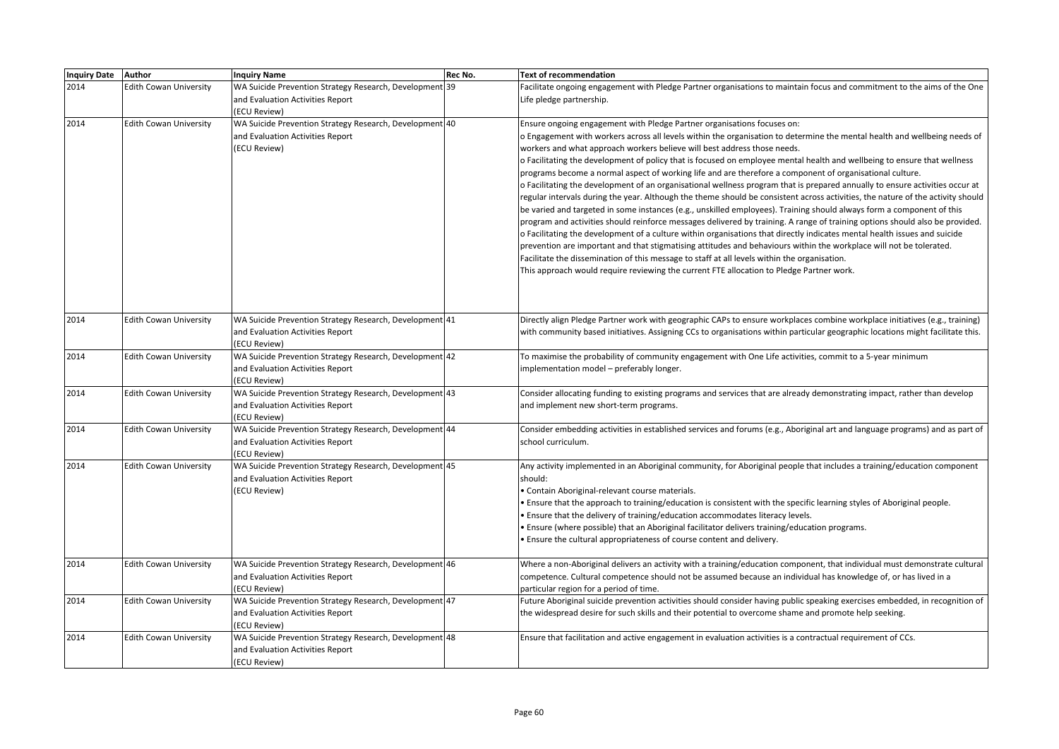| Inquiry Date | Author | Inquiry Name | Rec No. | Text of recommendation |
|---|---|---|---|---|
| 2014 | Edith Cowan University | WA Suicide Prevention Strategy Research, Development and Evaluation Activities Report (ECU Review) | 39 | Facilitate ongoing engagement with Pledge Partner organisations to maintain focus and commitment to the aims of the One Life pledge partnership. |
| 2014 | Edith Cowan University | WA Suicide Prevention Strategy Research, Development and Evaluation Activities Report (ECU Review) | 40 | Ensure ongoing engagement with Pledge Partner organisations focuses on:<br>o Engagement with workers across all levels within the organisation to determine the mental health and wellbeing needs of workers and what approach workers believe will best address those needs.<br>o Facilitating the development of policy that is focused on employee mental health and wellbeing to ensure that wellness programs become a normal aspect of working life and are therefore a component of organisational culture.<br>o Facilitating the development of an organisational wellness program that is prepared annually to ensure activities occur at regular intervals during the year. Although the theme should be consistent across activities, the nature of the activity should be varied and targeted in some instances (e.g., unskilled employees). Training should always form a component of this program and activities should reinforce messages delivered by training. A range of training options should also be provided.<br>o Facilitating the development of a culture within organisations that directly indicates mental health issues and suicide prevention are important and that stigmatising attitudes and behaviours within the workplace will not be tolerated. Facilitate the dissemination of this message to staff at all levels within the organisation.<br>This approach would require reviewing the current FTE allocation to Pledge Partner work. |
| 2014 | Edith Cowan University | WA Suicide Prevention Strategy Research, Development and Evaluation Activities Report (ECU Review) | 41 | Directly align Pledge Partner work with geographic CAPs to ensure workplaces combine workplace initiatives (e.g., training) with community based initiatives. Assigning CCs to organisations within particular geographic locations might facilitate this. |
| 2014 | Edith Cowan University | WA Suicide Prevention Strategy Research, Development and Evaluation Activities Report (ECU Review) | 42 | To maximise the probability of community engagement with One Life activities, commit to a 5-year minimum implementation model – preferably longer. |
| 2014 | Edith Cowan University | WA Suicide Prevention Strategy Research, Development and Evaluation Activities Report (ECU Review) | 43 | Consider allocating funding to existing programs and services that are already demonstrating impact, rather than develop and implement new short-term programs. |
| 2014 | Edith Cowan University | WA Suicide Prevention Strategy Research, Development and Evaluation Activities Report (ECU Review) | 44 | Consider embedding activities in established services and forums (e.g., Aboriginal art and language programs) and as part of school curriculum. |
| 2014 | Edith Cowan University | WA Suicide Prevention Strategy Research, Development and Evaluation Activities Report (ECU Review) | 45 | Any activity implemented in an Aboriginal community, for Aboriginal people that includes a training/education component should:<br>• Contain Aboriginal-relevant course materials.<br>• Ensure that the approach to training/education is consistent with the specific learning styles of Aboriginal people.<br>• Ensure that the delivery of training/education accommodates literacy levels.<br>• Ensure (where possible) that an Aboriginal facilitator delivers training/education programs.<br>• Ensure the cultural appropriateness of course content and delivery. |
| 2014 | Edith Cowan University | WA Suicide Prevention Strategy Research, Development and Evaluation Activities Report (ECU Review) | 46 | Where a non-Aboriginal delivers an activity with a training/education component, that individual must demonstrate cultural competence. Cultural competence should not be assumed because an individual has knowledge of, or has lived in a particular region for a period of time. |
| 2014 | Edith Cowan University | WA Suicide Prevention Strategy Research, Development and Evaluation Activities Report (ECU Review) | 47 | Future Aboriginal suicide prevention activities should consider having public speaking exercises embedded, in recognition of the widespread desire for such skills and their potential to overcome shame and promote help seeking. |
| 2014 | Edith Cowan University | WA Suicide Prevention Strategy Research, Development and Evaluation Activities Report (ECU Review) | 48 | Ensure that facilitation and active engagement in evaluation activities is a contractual requirement of CCs. |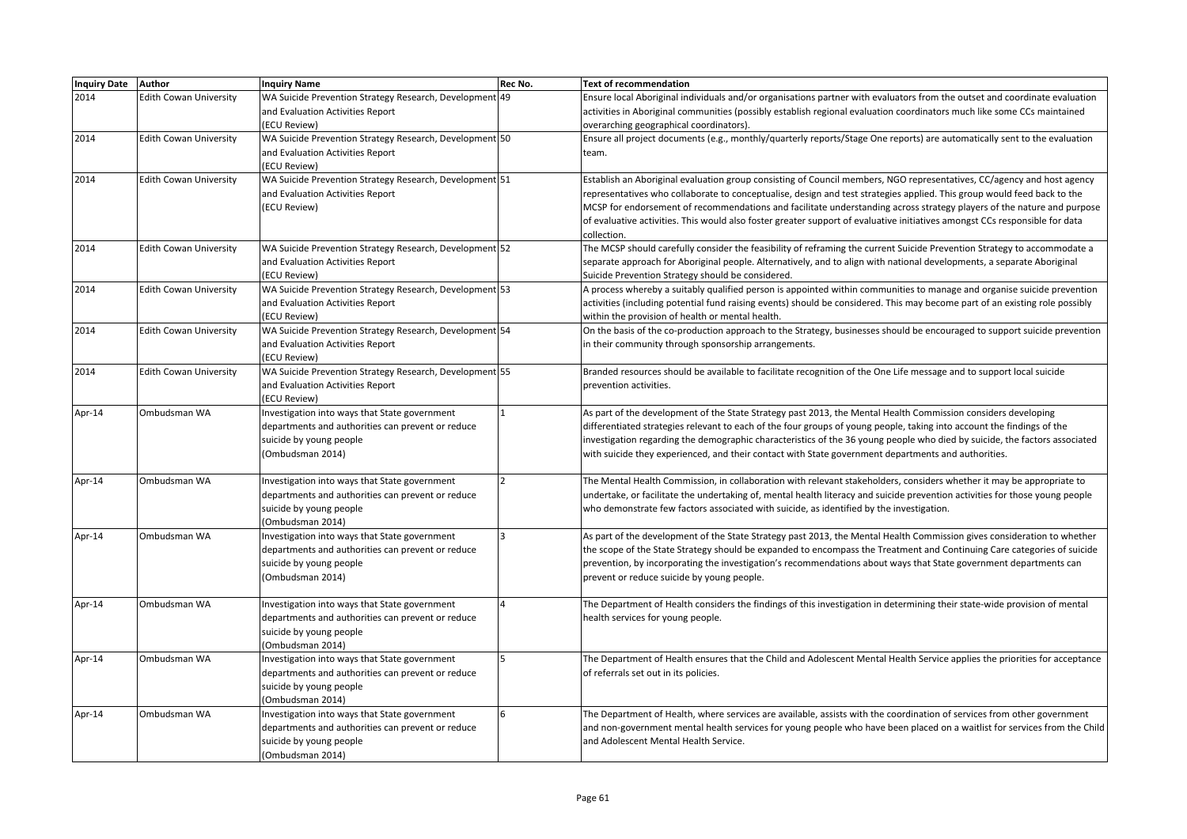| Inquiry Date | Author | Inquiry Name | Rec No. | Text of recommendation |
|---|---|---|---|---|
| 2014 | Edith Cowan University | WA Suicide Prevention Strategy Research, Development and Evaluation Activities Report (ECU Review) | 49 | Ensure local Aboriginal individuals and/or organisations partner with evaluators from the outset and coordinate evaluation activities in Aboriginal communities (possibly establish regional evaluation coordinators much like some CCs maintained overarching geographical coordinators). |
| 2014 | Edith Cowan University | WA Suicide Prevention Strategy Research, Development and Evaluation Activities Report (ECU Review) | 50 | Ensure all project documents (e.g., monthly/quarterly reports/Stage One reports) are automatically sent to the evaluation team. |
| 2014 | Edith Cowan University | WA Suicide Prevention Strategy Research, Development and Evaluation Activities Report (ECU Review) | 51 | Establish an Aboriginal evaluation group consisting of Council members, NGO representatives, CC/agency and host agency representatives who collaborate to conceptualise, design and test strategies applied. This group would feed back to the MCSP for endorsement of recommendations and facilitate understanding across strategy players of the nature and purpose of evaluative activities. This would also foster greater support of evaluative initiatives amongst CCs responsible for data collection. |
| 2014 | Edith Cowan University | WA Suicide Prevention Strategy Research, Development and Evaluation Activities Report (ECU Review) | 52 | The MCSP should carefully consider the feasibility of reframing the current Suicide Prevention Strategy to accommodate a separate approach for Aboriginal people. Alternatively, and to align with national developments, a separate Aboriginal Suicide Prevention Strategy should be considered. |
| 2014 | Edith Cowan University | WA Suicide Prevention Strategy Research, Development and Evaluation Activities Report (ECU Review) | 53 | A process whereby a suitably qualified person is appointed within communities to manage and organise suicide prevention activities (including potential fund raising events) should be considered. This may become part of an existing role possibly within the provision of health or mental health. |
| 2014 | Edith Cowan University | WA Suicide Prevention Strategy Research, Development and Evaluation Activities Report (ECU Review) | 54 | On the basis of the co-production approach to the Strategy, businesses should be encouraged to support suicide prevention in their community through sponsorship arrangements. |
| 2014 | Edith Cowan University | WA Suicide Prevention Strategy Research, Development and Evaluation Activities Report (ECU Review) | 55 | Branded resources should be available to facilitate recognition of the One Life message and to support local suicide prevention activities. |
| Apr-14 | Ombudsman WA | Investigation into ways that State government departments and authorities can prevent or reduce suicide by young people (Ombudsman 2014) | 1 | As part of the development of the State Strategy past 2013, the Mental Health Commission considers developing differentiated strategies relevant to each of the four groups of young people, taking into account the findings of the investigation regarding the demographic characteristics of the 36 young people who died by suicide, the factors associated with suicide they experienced, and their contact with State government departments and authorities. |
| Apr-14 | Ombudsman WA | Investigation into ways that State government departments and authorities can prevent or reduce suicide by young people (Ombudsman 2014) | 2 | The Mental Health Commission, in collaboration with relevant stakeholders, considers whether it may be appropriate to undertake, or facilitate the undertaking of, mental health literacy and suicide prevention activities for those young people who demonstrate few factors associated with suicide, as identified by the investigation. |
| Apr-14 | Ombudsman WA | Investigation into ways that State government departments and authorities can prevent or reduce suicide by young people (Ombudsman 2014) | 3 | As part of the development of the State Strategy past 2013, the Mental Health Commission gives consideration to whether the scope of the State Strategy should be expanded to encompass the Treatment and Continuing Care categories of suicide prevention, by incorporating the investigation's recommendations about ways that State government departments can prevent or reduce suicide by young people. |
| Apr-14 | Ombudsman WA | Investigation into ways that State government departments and authorities can prevent or reduce suicide by young people (Ombudsman 2014) | 4 | The Department of Health considers the findings of this investigation in determining their state-wide provision of mental health services for young people. |
| Apr-14 | Ombudsman WA | Investigation into ways that State government departments and authorities can prevent or reduce suicide by young people (Ombudsman 2014) | 5 | The Department of Health ensures that the Child and Adolescent Mental Health Service applies the priorities for acceptance of referrals set out in its policies. |
| Apr-14 | Ombudsman WA | Investigation into ways that State government departments and authorities can prevent or reduce suicide by young people (Ombudsman 2014) | 6 | The Department of Health, where services are available, assists with the coordination of services from other government and non-government mental health services for young people who have been placed on a waitlist for services from the Child and Adolescent Mental Health Service. |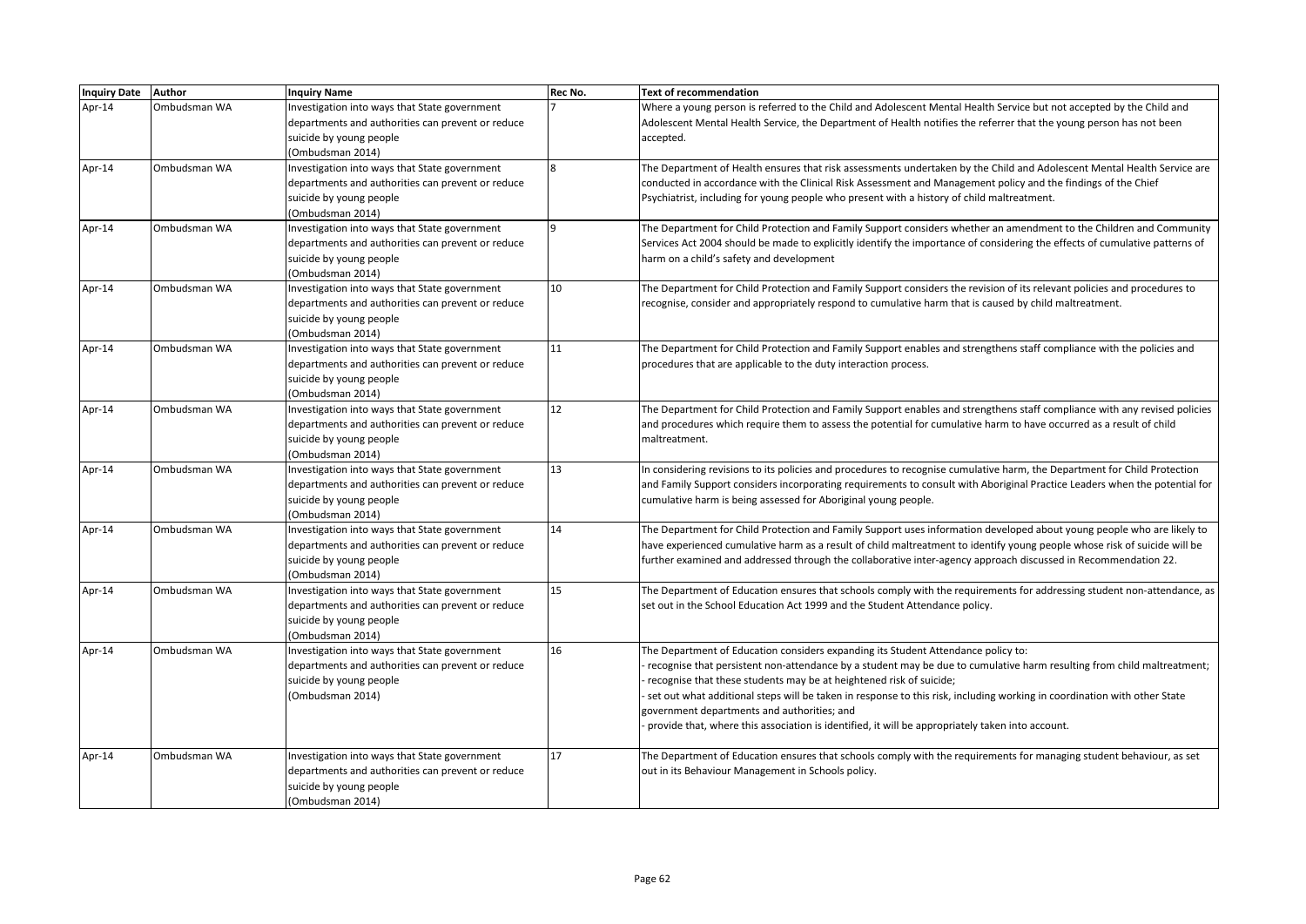| Inquiry Date | Author | Inquiry Name | Rec No. | Text of recommendation |
|---|---|---|---|---|
| Apr-14 | Ombudsman WA | Investigation into ways that State government departments and authorities can prevent or reduce suicide by young people (Ombudsman 2014) | 7 | Where a young person is referred to the Child and Adolescent Mental Health Service but not accepted by the Child and Adolescent Mental Health Service, the Department of Health notifies the referrer that the young person has not been accepted. |
| Apr-14 | Ombudsman WA | Investigation into ways that State government departments and authorities can prevent or reduce suicide by young people (Ombudsman 2014) | 8 | The Department of Health ensures that risk assessments undertaken by the Child and Adolescent Mental Health Service are conducted in accordance with the Clinical Risk Assessment and Management policy and the findings of the Chief Psychiatrist, including for young people who present with a history of child maltreatment. |
| Apr-14 | Ombudsman WA | Investigation into ways that State government departments and authorities can prevent or reduce suicide by young people (Ombudsman 2014) | 9 | The Department for Child Protection and Family Support considers whether an amendment to the Children and Community Services Act 2004 should be made to explicitly identify the importance of considering the effects of cumulative patterns of harm on a child's safety and development |
| Apr-14 | Ombudsman WA | Investigation into ways that State government departments and authorities can prevent or reduce suicide by young people (Ombudsman 2014) | 10 | The Department for Child Protection and Family Support considers the revision of its relevant policies and procedures to recognise, consider and appropriately respond to cumulative harm that is caused by child maltreatment. |
| Apr-14 | Ombudsman WA | Investigation into ways that State government departments and authorities can prevent or reduce suicide by young people (Ombudsman 2014) | 11 | The Department for Child Protection and Family Support enables and strengthens staff compliance with the policies and procedures that are applicable to the duty interaction process. |
| Apr-14 | Ombudsman WA | Investigation into ways that State government departments and authorities can prevent or reduce suicide by young people (Ombudsman 2014) | 12 | The Department for Child Protection and Family Support enables and strengthens staff compliance with any revised policies and procedures which require them to assess the potential for cumulative harm to have occurred as a result of child maltreatment. |
| Apr-14 | Ombudsman WA | Investigation into ways that State government departments and authorities can prevent or reduce suicide by young people (Ombudsman 2014) | 13 | In considering revisions to its policies and procedures to recognise cumulative harm, the Department for Child Protection and Family Support considers incorporating requirements to consult with Aboriginal Practice Leaders when the potential for cumulative harm is being assessed for Aboriginal young people. |
| Apr-14 | Ombudsman WA | Investigation into ways that State government departments and authorities can prevent or reduce suicide by young people (Ombudsman 2014) | 14 | The Department for Child Protection and Family Support uses information developed about young people who are likely to have experienced cumulative harm as a result of child maltreatment to identify young people whose risk of suicide will be further examined and addressed through the collaborative inter-agency approach discussed in Recommendation 22. |
| Apr-14 | Ombudsman WA | Investigation into ways that State government departments and authorities can prevent or reduce suicide by young people (Ombudsman 2014) | 15 | The Department of Education ensures that schools comply with the requirements for addressing student non-attendance, as set out in the School Education Act 1999 and the Student Attendance policy. |
| Apr-14 | Ombudsman WA | Investigation into ways that State government departments and authorities can prevent or reduce suicide by young people (Ombudsman 2014) | 16 | The Department of Education considers expanding its Student Attendance policy to:<br>- recognise that persistent non-attendance by a student may be due to cumulative harm resulting from child maltreatment;<br>- recognise that these students may be at heightened risk of suicide;<br>- set out what additional steps will be taken in response to this risk, including working in coordination with other State government departments and authorities; and<br>- provide that, where this association is identified, it will be appropriately taken into account. |
| Apr-14 | Ombudsman WA | Investigation into ways that State government departments and authorities can prevent or reduce suicide by young people (Ombudsman 2014) | 17 | The Department of Education ensures that schools comply with the requirements for managing student behaviour, as set out in its Behaviour Management in Schools policy. |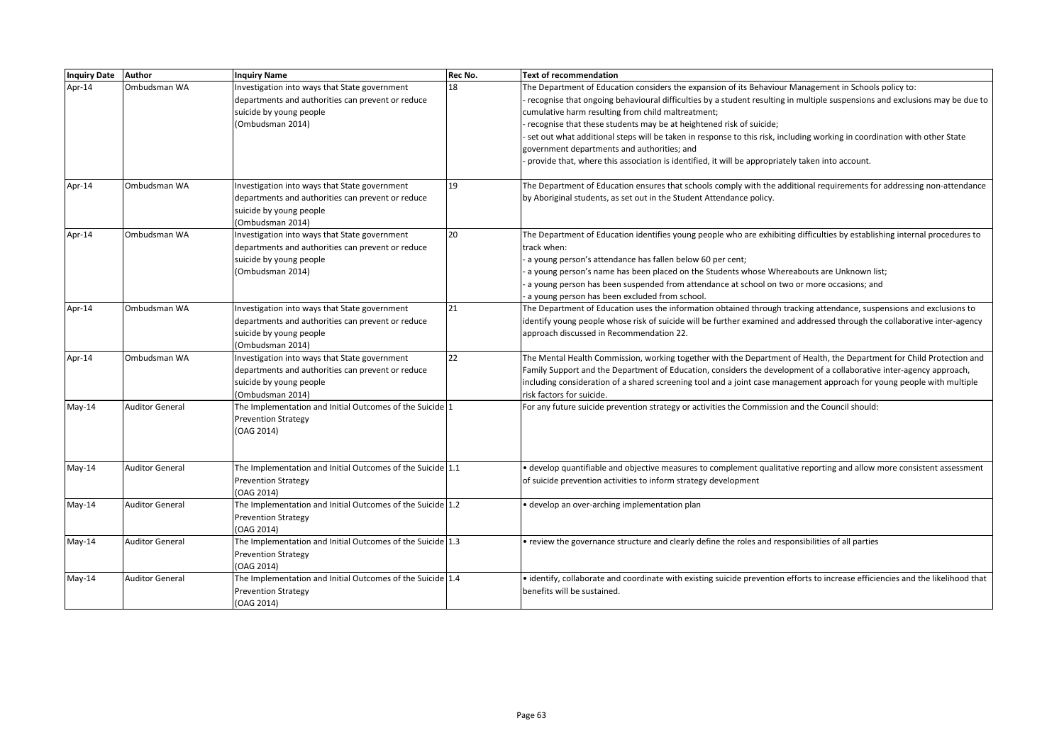| Inquiry Date | Author | Inquiry Name | Rec No. | Text of recommendation |
|---|---|---|---|---|
| Apr-14 | Ombudsman WA | Investigation into ways that State government departments and authorities can prevent or reduce suicide by young people (Ombudsman 2014) | 18 | The Department of Education considers the expansion of its Behaviour Management in Schools policy to:<br>- recognise that ongoing behavioural difficulties by a student resulting in multiple suspensions and exclusions may be due to cumulative harm resulting from child maltreatment;<br>- recognise that these students may be at heightened risk of suicide;<br>- set out what additional steps will be taken in response to this risk, including working in coordination with other State government departments and authorities; and<br>- provide that, where this association is identified, it will be appropriately taken into account. |
| Apr-14 | Ombudsman WA | Investigation into ways that State government departments and authorities can prevent or reduce suicide by young people (Ombudsman 2014) | 19 | The Department of Education ensures that schools comply with the additional requirements for addressing non-attendance by Aboriginal students, as set out in the Student Attendance policy. |
| Apr-14 | Ombudsman WA | Investigation into ways that State government departments and authorities can prevent or reduce suicide by young people (Ombudsman 2014) | 20 | The Department of Education identifies young people who are exhibiting difficulties by establishing internal procedures to track when:<br>- a young person's attendance has fallen below 60 per cent;<br>- a young person's name has been placed on the Students whose Whereabouts are Unknown list;<br>- a young person has been suspended from attendance at school on two or more occasions; and<br>- a young person has been excluded from school. |
| Apr-14 | Ombudsman WA | Investigation into ways that State government departments and authorities can prevent or reduce suicide by young people (Ombudsman 2014) | 21 | The Department of Education uses the information obtained through tracking attendance, suspensions and exclusions to identify young people whose risk of suicide will be further examined and addressed through the collaborative inter-agency approach discussed in Recommendation 22. |
| Apr-14 | Ombudsman WA | Investigation into ways that State government departments and authorities can prevent or reduce suicide by young people (Ombudsman 2014) | 22 | The Mental Health Commission, working together with the Department of Health, the Department for Child Protection and Family Support and the Department of Education, considers the development of a collaborative inter-agency approach, including consideration of a shared screening tool and a joint case management approach for young people with multiple risk factors for suicide. |
| May-14 | Auditor General | The Implementation and Initial Outcomes of the Suicide Prevention Strategy (OAG 2014) | 1 | For any future suicide prevention strategy or activities the Commission and the Council should: |
| May-14 | Auditor General | The Implementation and Initial Outcomes of the Suicide Prevention Strategy (OAG 2014) | 1.1 | • develop quantifiable and objective measures to complement qualitative reporting and allow more consistent assessment of suicide prevention activities to inform strategy development |
| May-14 | Auditor General | The Implementation and Initial Outcomes of the Suicide Prevention Strategy (OAG 2014) | 1.2 | • develop an over-arching implementation plan |
| May-14 | Auditor General | The Implementation and Initial Outcomes of the Suicide Prevention Strategy (OAG 2014) | 1.3 | • review the governance structure and clearly define the roles and responsibilities of all parties |
| May-14 | Auditor General | The Implementation and Initial Outcomes of the Suicide Prevention Strategy (OAG 2014) | 1.4 | • identify, collaborate and coordinate with existing suicide prevention efforts to increase efficiencies and the likelihood that benefits will be sustained. |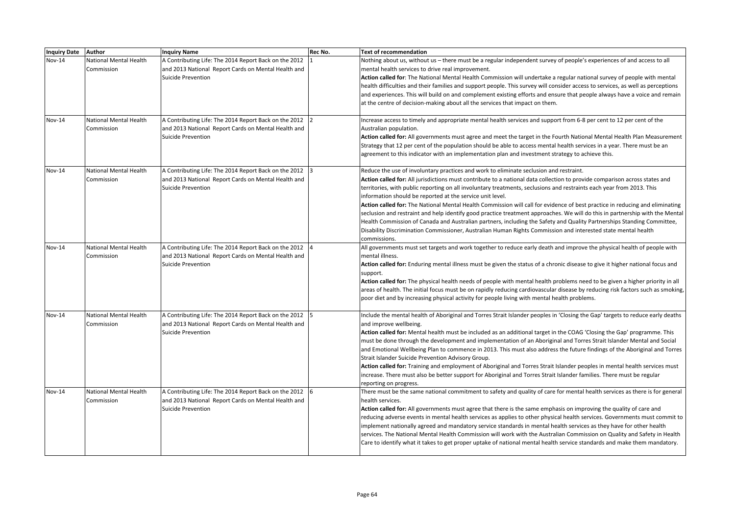| Inquiry Date | Author | Inquiry Name | Rec No. | Text of recommendation |
|---|---|---|---|---|
| Nov-14 | National Mental Health Commission | A Contributing Life: The 2014 Report Back on the 2012 and 2013 National Report Cards on Mental Health and Suicide Prevention | 1 | Nothing about us, without us – there must be a regular independent survey of people's experiences of and access to all mental health services to drive real improvement.<br>**Action called for**: The National Mental Health Commission will undertake a regular national survey of people with mental health difficulties and their families and support people. This survey will consider access to services, as well as perceptions and experiences. This will build on and complement existing efforts and ensure that people always have a voice and remain at the centre of decision-making about all the services that impact on them. |
| Nov-14 | National Mental Health Commission | A Contributing Life: The 2014 Report Back on the 2012 and 2013 National Report Cards on Mental Health and Suicide Prevention | 2 | Increase access to timely and appropriate mental health services and support from 6-8 per cent to 12 per cent of the Australian population.<br>**Action called for:** All governments must agree and meet the target in the Fourth National Mental Health Plan Measurement Strategy that 12 per cent of the population should be able to access mental health services in a year. There must be an agreement to this indicator with an implementation plan and investment strategy to achieve this. |
| Nov-14 | National Mental Health Commission | A Contributing Life: The 2014 Report Back on the 2012 and 2013 National Report Cards on Mental Health and Suicide Prevention | 3 | Reduce the use of involuntary practices and work to eliminate seclusion and restraint.<br>**Action called for:** All jurisdictions must contribute to a national data collection to provide comparison across states and territories, with public reporting on all involuntary treatments, seclusions and restraints each year from 2013. This information should be reported at the service unit level.<br>**Action called for:** The National Mental Health Commission will call for evidence of best practice in reducing and eliminating seclusion and restraint and help identify good practice treatment approaches. We will do this in partnership with the Mental Health Commission of Canada and Australian partners, including the Safety and Quality Partnerships Standing Committee, Disability Discrimination Commissioner, Australian Human Rights Commission and interested state mental health commissions. |
| Nov-14 | National Mental Health Commission | A Contributing Life: The 2014 Report Back on the 2012 and 2013 National Report Cards on Mental Health and Suicide Prevention | 4 | All governments must set targets and work together to reduce early death and improve the physical health of people with mental illness.<br>**Action called for:** Enduring mental illness must be given the status of a chronic disease to give it higher national focus and support.<br>**Action called for:** The physical health needs of people with mental health problems need to be given a higher priority in all areas of health. The initial focus must be on rapidly reducing cardiovascular disease by reducing risk factors such as smoking, poor diet and by increasing physical activity for people living with mental health problems. |
| Nov-14 | National Mental Health Commission | A Contributing Life: The 2014 Report Back on the 2012 and 2013 National Report Cards on Mental Health and Suicide Prevention | 5 | Include the mental health of Aboriginal and Torres Strait Islander peoples in 'Closing the Gap' targets to reduce early deaths and improve wellbeing.<br>**Action called for:** Mental health must be included as an additional target in the COAG 'Closing the Gap' programme. This must be done through the development and implementation of an Aboriginal and Torres Strait Islander Mental and Social and Emotional Wellbeing Plan to commence in 2013. This must also address the future findings of the Aboriginal and Torres Strait Islander Suicide Prevention Advisory Group.<br>**Action called for:** Training and employment of Aboriginal and Torres Strait Islander peoples in mental health services must increase. There must also be better support for Aboriginal and Torres Strait Islander families. There must be regular reporting on progress. |
| Nov-14 | National Mental Health Commission | A Contributing Life: The 2014 Report Back on the 2012 and 2013 National Report Cards on Mental Health and Suicide Prevention | 6 | There must be the same national commitment to safety and quality of care for mental health services as there is for general health services.<br>**Action called for:** All governments must agree that there is the same emphasis on improving the quality of care and reducing adverse events in mental health services as applies to other physical health services. Governments must commit to implement nationally agreed and mandatory service standards in mental health services as they have for other health services. The National Mental Health Commission will work with the Australian Commission on Quality and Safety in Health Care to identify what it takes to get proper uptake of national mental health service standards and make them mandatory. |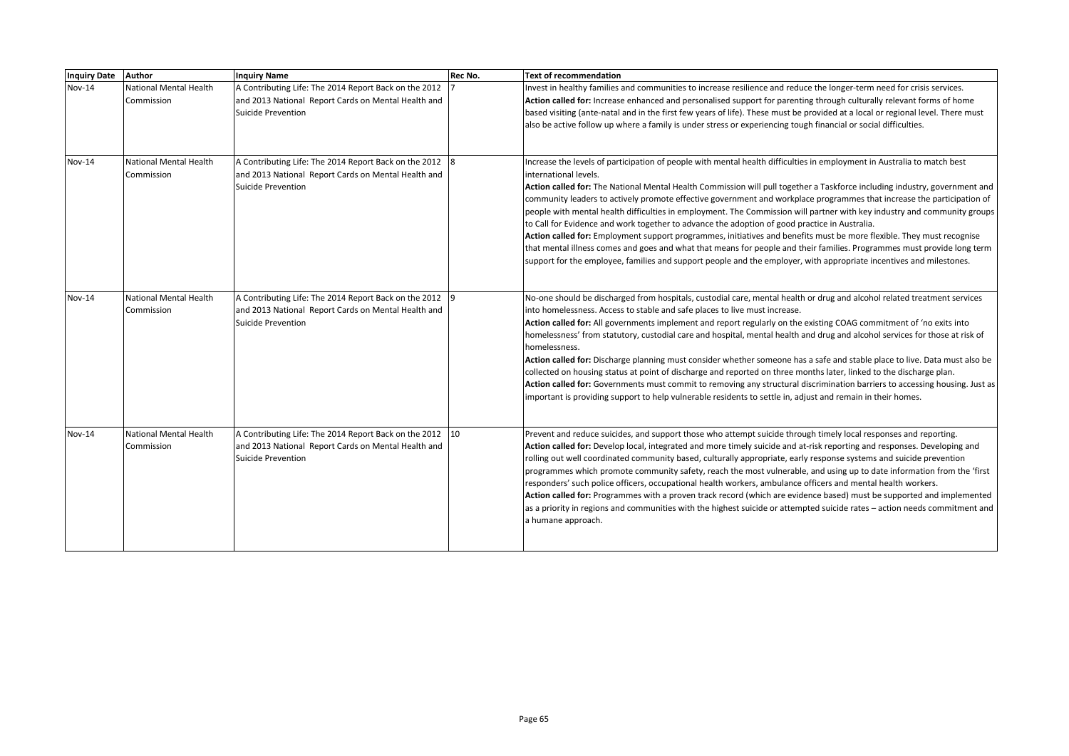| Inquiry Date | Author | Inquiry Name | Rec No. | Text of recommendation |
|---|---|---|---|---|
| Nov-14 | National Mental Health Commission | A Contributing Life: The 2014 Report Back on the 2012 and 2013 National Report Cards on Mental Health and Suicide Prevention | 7 | Invest in healthy families and communities to increase resilience and reduce the longer-term need for crisis services. **Action called for:** Increase enhanced and personalised support for parenting through culturally relevant forms of home based visiting (ante-natal and in the first few years of life). These must be provided at a local or regional level. There must also be active follow up where a family is under stress or experiencing tough financial or social difficulties. |
| Nov-14 | National Mental Health Commission | A Contributing Life: The 2014 Report Back on the 2012 and 2013 National Report Cards on Mental Health and Suicide Prevention | 8 | Increase the levels of participation of people with mental health difficulties in employment in Australia to match best international levels. **Action called for:** The National Mental Health Commission will pull together a Taskforce including industry, government and community leaders to actively promote effective government and workplace programmes that increase the participation of people with mental health difficulties in employment. The Commission will partner with key industry and community groups to Call for Evidence and work together to advance the adoption of good practice in Australia. **Action called for:** Employment support programmes, initiatives and benefits must be more flexible. They must recognise that mental illness comes and goes and what that means for people and their families. Programmes must provide long term support for the employee, families and support people and the employer, with appropriate incentives and milestones. |
| Nov-14 | National Mental Health Commission | A Contributing Life: The 2014 Report Back on the 2012 and 2013 National Report Cards on Mental Health and Suicide Prevention | 9 | No-one should be discharged from hospitals, custodial care, mental health or drug and alcohol related treatment services into homelessness. Access to stable and safe places to live must increase. **Action called for:** All governments implement and report regularly on the existing COAG commitment of 'no exits into homelessness' from statutory, custodial care and hospital, mental health and drug and alcohol services for those at risk of homelessness. **Action called for:** Discharge planning must consider whether someone has a safe and stable place to live. Data must also be collected on housing status at point of discharge and reported on three months later, linked to the discharge plan. **Action called for:** Governments must commit to removing any structural discrimination barriers to accessing housing. Just as important is providing support to help vulnerable residents to settle in, adjust and remain in their homes. |
| Nov-14 | National Mental Health Commission | A Contributing Life: The 2014 Report Back on the 2012 and 2013 National Report Cards on Mental Health and Suicide Prevention | 10 | Prevent and reduce suicides, and support those who attempt suicide through timely local responses and reporting. **Action called for:** Develop local, integrated and more timely suicide and at-risk reporting and responses. Developing and rolling out well coordinated community based, culturally appropriate, early response systems and suicide prevention programmes which promote community safety, reach the most vulnerable, and using up to date information from the 'first responders' such police officers, occupational health workers, ambulance officers and mental health workers. **Action called for:** Programmes with a proven track record (which are evidence based) must be supported and implemented as a priority in regions and communities with the highest suicide or attempted suicide rates – action needs commitment and a humane approach. |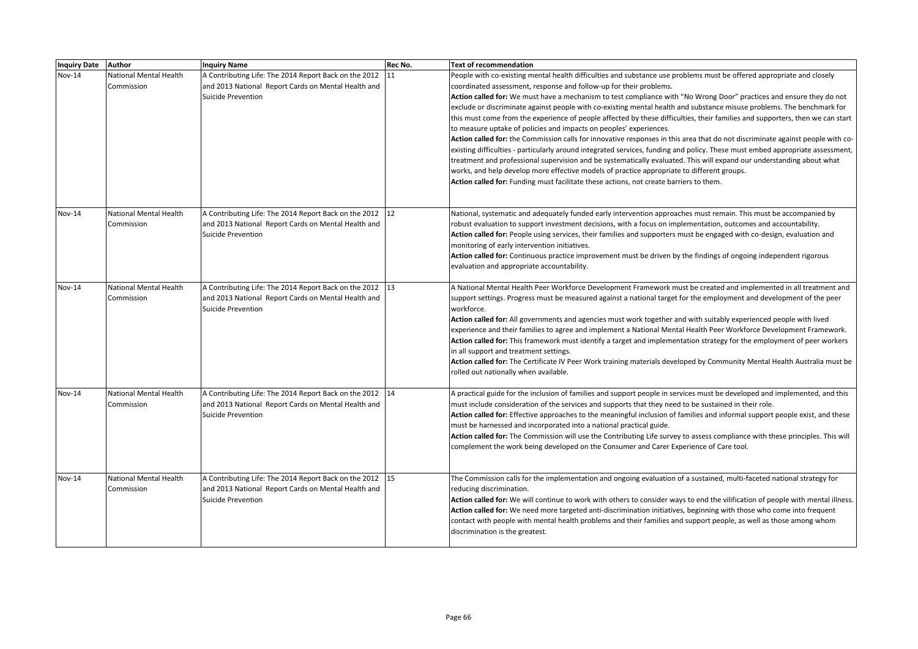| Inquiry Date | Author | Inquiry Name | Rec No. | Text of recommendation |
|---|---|---|---|---|
| Nov-14 | National Mental Health Commission | A Contributing Life: The 2014 Report Back on the 2012 and 2013 National Report Cards on Mental Health and Suicide Prevention | 11 | People with co-existing mental health difficulties and substance use problems must be offered appropriate and closely coordinated assessment, response and follow-up for their problems.<br>**Action called for:** We must have a mechanism to test compliance with "No Wrong Door" practices and ensure they do not exclude or discriminate against people with co-existing mental health and substance misuse problems. The benchmark for this must come from the experience of people affected by these difficulties, their families and supporters, then we can start to measure uptake of policies and impacts on peoples' experiences.<br>**Action called for:** the Commission calls for innovative responses in this area that do not discriminate against people with co-existing difficulties - particularly around integrated services, funding and policy. These must embed appropriate assessment, treatment and professional supervision and be systematically evaluated. This will expand our understanding about what works, and help develop more effective models of practice appropriate to different groups.<br>**Action called for:** Funding must facilitate these actions, not create barriers to them. |
| Nov-14 | National Mental Health Commission | A Contributing Life: The 2014 Report Back on the 2012 and 2013 National Report Cards on Mental Health and Suicide Prevention | 12 | National, systematic and adequately funded early intervention approaches must remain. This must be accompanied by robust evaluation to support investment decisions, with a focus on implementation, outcomes and accountability.<br>**Action called for:** People using services, their families and supporters must be engaged with co-design, evaluation and monitoring of early intervention initiatives.<br>**Action called for:** Continuous practice improvement must be driven by the findings of ongoing independent rigorous evaluation and appropriate accountability. |
| Nov-14 | National Mental Health Commission | A Contributing Life: The 2014 Report Back on the 2012 and 2013 National Report Cards on Mental Health and Suicide Prevention | 13 | A National Mental Health Peer Workforce Development Framework must be created and implemented in all treatment and support settings. Progress must be measured against a national target for the employment and development of the peer workforce.<br>**Action called for:** All governments and agencies must work together and with suitably experienced people with lived experience and their families to agree and implement a National Mental Health Peer Workforce Development Framework.<br>**Action called for:** This framework must identify a target and implementation strategy for the employment of peer workers in all support and treatment settings.<br>**Action called for:** The Certificate IV Peer Work training materials developed by Community Mental Health Australia must be rolled out nationally when available. |
| Nov-14 | National Mental Health Commission | A Contributing Life: The 2014 Report Back on the 2012 and 2013 National Report Cards on Mental Health and Suicide Prevention | 14 | A practical guide for the inclusion of families and support people in services must be developed and implemented, and this must include consideration of the services and supports that they need to be sustained in their role.<br>**Action called for:** Effective approaches to the meaningful inclusion of families and informal support people exist, and these must be harnessed and incorporated into a national practical guide.<br>**Action called for:** The Commission will use the Contributing Life survey to assess compliance with these principles. This will complement the work being developed on the Consumer and Carer Experience of Care tool. |
| Nov-14 | National Mental Health Commission | A Contributing Life: The 2014 Report Back on the 2012 and 2013 National Report Cards on Mental Health and Suicide Prevention | 15 | The Commission calls for the implementation and ongoing evaluation of a sustained, multi-faceted national strategy for reducing discrimination.<br>**Action called for:** We will continue to work with others to consider ways to end the vilification of people with mental illness.<br>**Action called for:** We need more targeted anti-discrimination initiatives, beginning with those who come into frequent contact with people with mental health problems and their families and support people, as well as those among whom discrimination is the greatest. |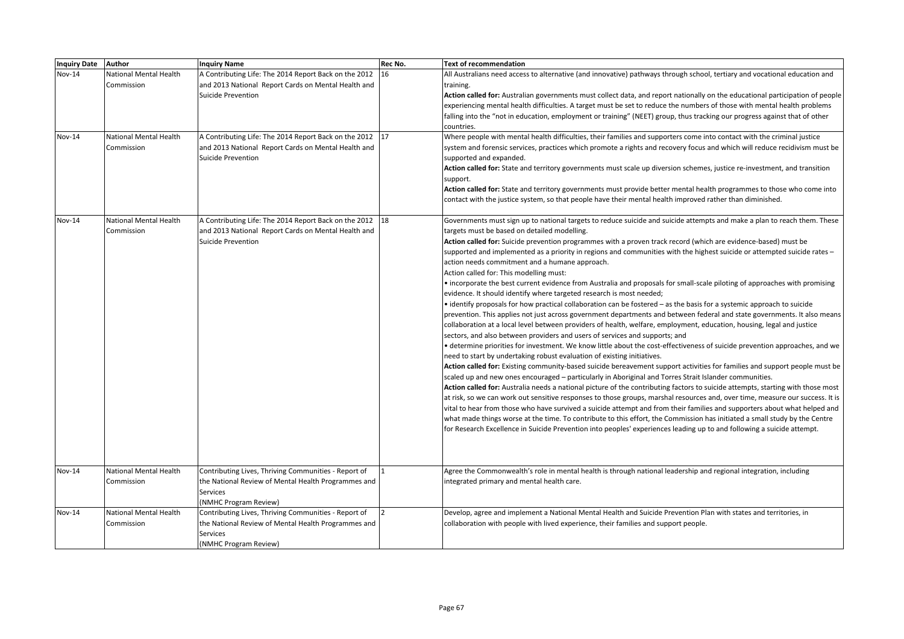| Inquiry Date | Author | Inquiry Name | Rec No. | Text of recommendation |
|---|---|---|---|---|
| Nov-14 | National Mental Health Commission | A Contributing Life: The 2014 Report Back on the 2012 and 2013 National Report Cards on Mental Health and Suicide Prevention | 16 | All Australians need access to alternative (and innovative) pathways through school, tertiary and vocational education and training.<br>**Action called for:** Australian governments must collect data, and report nationally on the educational participation of people experiencing mental health difficulties. A target must be set to reduce the numbers of those with mental health problems falling into the "not in education, employment or training" (NEET) group, thus tracking our progress against that of other countries. |
| Nov-14 | National Mental Health Commission | A Contributing Life: The 2014 Report Back on the 2012 and 2013 National Report Cards on Mental Health and Suicide Prevention | 17 | Where people with mental health difficulties, their families and supporters come into contact with the criminal justice system and forensic services, practices which promote a rights and recovery focus and which will reduce recidivism must be supported and expanded.<br>**Action called for:** State and territory governments must scale up diversion schemes, justice re-investment, and transition support.<br>**Action called for:** State and territory governments must provide better mental health programmes to those who come into contact with the justice system, so that people have their mental health improved rather than diminished. |
| Nov-14 | National Mental Health Commission | A Contributing Life: The 2014 Report Back on the 2012 and 2013 National Report Cards on Mental Health and Suicide Prevention | 18 | Governments must sign up to national targets to reduce suicide and suicide attempts and make a plan to reach them. These targets must be based on detailed modelling.<br>**Action called for:** Suicide prevention programmes with a proven track record (which are evidence-based) must be supported and implemented as a priority in regions and communities with the highest suicide or attempted suicide rates – action needs commitment and a humane approach.<br>Action called for: This modelling must:<br>• incorporate the best current evidence from Australia and proposals for small-scale piloting of approaches with promising evidence. It should identify where targeted research is most needed;<br>• identify proposals for how practical collaboration can be fostered – as the basis for a systemic approach to suicide prevention. This applies not just across government departments and between federal and state governments. It also means collaboration at a local level between providers of health, welfare, employment, education, housing, legal and justice sectors, and also between providers and users of services and supports; and<br>• determine priorities for investment. We know little about the cost-effectiveness of suicide prevention approaches, and we need to start by undertaking robust evaluation of existing initiatives.<br>**Action called for:** Existing community-based suicide bereavement support activities for families and support people must be scaled up and new ones encouraged – particularly in Aboriginal and Torres Strait Islander communities.<br>**Action called for:** Australia needs a national picture of the contributing factors to suicide attempts, starting with those most at risk, so we can work out sensitive responses to those groups, marshal resources and, over time, measure our success. It is vital to hear from those who have survived a suicide attempt and from their families and supporters about what helped and what made things worse at the time. To contribute to this effort, the Commission has initiated a small study by the Centre for Research Excellence in Suicide Prevention into peoples' experiences leading up to and following a suicide attempt. |
| Nov-14 | National Mental Health Commission | Contributing Lives, Thriving Communities - Report of the National Review of Mental Health Programmes and Services (NMHC Program Review) | 1 | Agree the Commonwealth's role in mental health is through national leadership and regional integration, including integrated primary and mental health care. |
| Nov-14 | National Mental Health Commission | Contributing Lives, Thriving Communities - Report of the National Review of Mental Health Programmes and Services (NMHC Program Review) | 2 | Develop, agree and implement a National Mental Health and Suicide Prevention Plan with states and territories, in collaboration with people with lived experience, their families and support people. |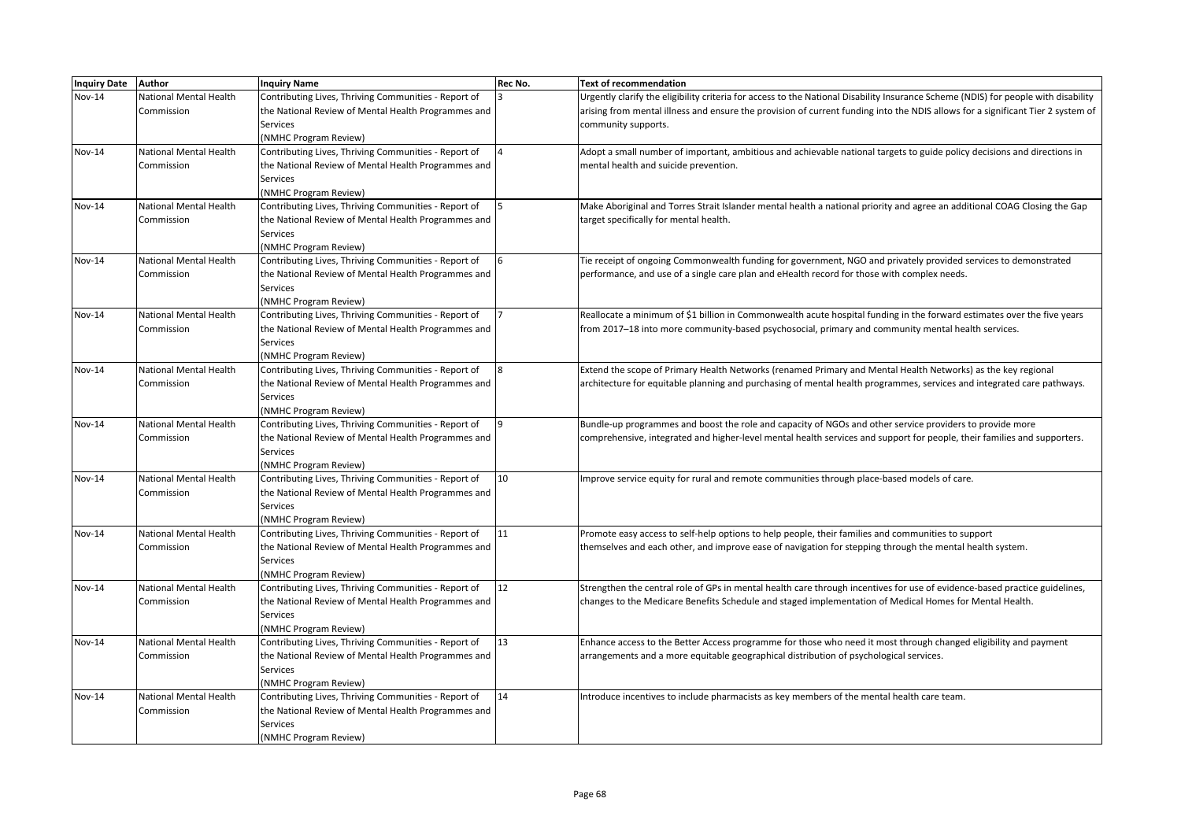| Inquiry Date | Author | Inquiry Name | Rec No. | Text of recommendation |
| --- | --- | --- | --- | --- |
| Nov-14 | National Mental Health Commission | Contributing Lives, Thriving Communities - Report of the National Review of Mental Health Programmes and Services (NMHC Program Review) | 3 | Urgently clarify the eligibility criteria for access to the National Disability Insurance Scheme (NDIS) for people with disability arising from mental illness and ensure the provision of current funding into the NDIS allows for a significant Tier 2 system of community supports. |
| Nov-14 | National Mental Health Commission | Contributing Lives, Thriving Communities - Report of the National Review of Mental Health Programmes and Services (NMHC Program Review) | 4 | Adopt a small number of important, ambitious and achievable national targets to guide policy decisions and directions in mental health and suicide prevention. |
| Nov-14 | National Mental Health Commission | Contributing Lives, Thriving Communities - Report of the National Review of Mental Health Programmes and Services (NMHC Program Review) | 5 | Make Aboriginal and Torres Strait Islander mental health a national priority and agree an additional COAG Closing the Gap target specifically for mental health. |
| Nov-14 | National Mental Health Commission | Contributing Lives, Thriving Communities - Report of the National Review of Mental Health Programmes and Services (NMHC Program Review) | 6 | Tie receipt of ongoing Commonwealth funding for government, NGO and privately provided services to demonstrated performance, and use of a single care plan and eHealth record for those with complex needs. |
| Nov-14 | National Mental Health Commission | Contributing Lives, Thriving Communities - Report of the National Review of Mental Health Programmes and Services (NMHC Program Review) | 7 | Reallocate a minimum of $1 billion in Commonwealth acute hospital funding in the forward estimates over the five years from 2017–18 into more community-based psychosocial, primary and community mental health services. |
| Nov-14 | National Mental Health Commission | Contributing Lives, Thriving Communities - Report of the National Review of Mental Health Programmes and Services (NMHC Program Review) | 8 | Extend the scope of Primary Health Networks (renamed Primary and Mental Health Networks) as the key regional architecture for equitable planning and purchasing of mental health programmes, services and integrated care pathways. |
| Nov-14 | National Mental Health Commission | Contributing Lives, Thriving Communities - Report of the National Review of Mental Health Programmes and Services (NMHC Program Review) | 9 | Bundle-up programmes and boost the role and capacity of NGOs and other service providers to provide more comprehensive, integrated and higher-level mental health services and support for people, their families and supporters. |
| Nov-14 | National Mental Health Commission | Contributing Lives, Thriving Communities - Report of the National Review of Mental Health Programmes and Services (NMHC Program Review) | 10 | Improve service equity for rural and remote communities through place-based models of care. |
| Nov-14 | National Mental Health Commission | Contributing Lives, Thriving Communities - Report of the National Review of Mental Health Programmes and Services (NMHC Program Review) | 11 | Promote easy access to self-help options to help people, their families and communities to support themselves and each other, and improve ease of navigation for stepping through the mental health system. |
| Nov-14 | National Mental Health Commission | Contributing Lives, Thriving Communities - Report of the National Review of Mental Health Programmes and Services (NMHC Program Review) | 12 | Strengthen the central role of GPs in mental health care through incentives for use of evidence-based practice guidelines, changes to the Medicare Benefits Schedule and staged implementation of Medical Homes for Mental Health. |
| Nov-14 | National Mental Health Commission | Contributing Lives, Thriving Communities - Report of the National Review of Mental Health Programmes and Services (NMHC Program Review) | 13 | Enhance access to the Better Access programme for those who need it most through changed eligibility and payment arrangements and a more equitable geographical distribution of psychological services. |
| Nov-14 | National Mental Health Commission | Contributing Lives, Thriving Communities - Report of the National Review of Mental Health Programmes and Services (NMHC Program Review) | 14 | Introduce incentives to include pharmacists as key members of the mental health care team. |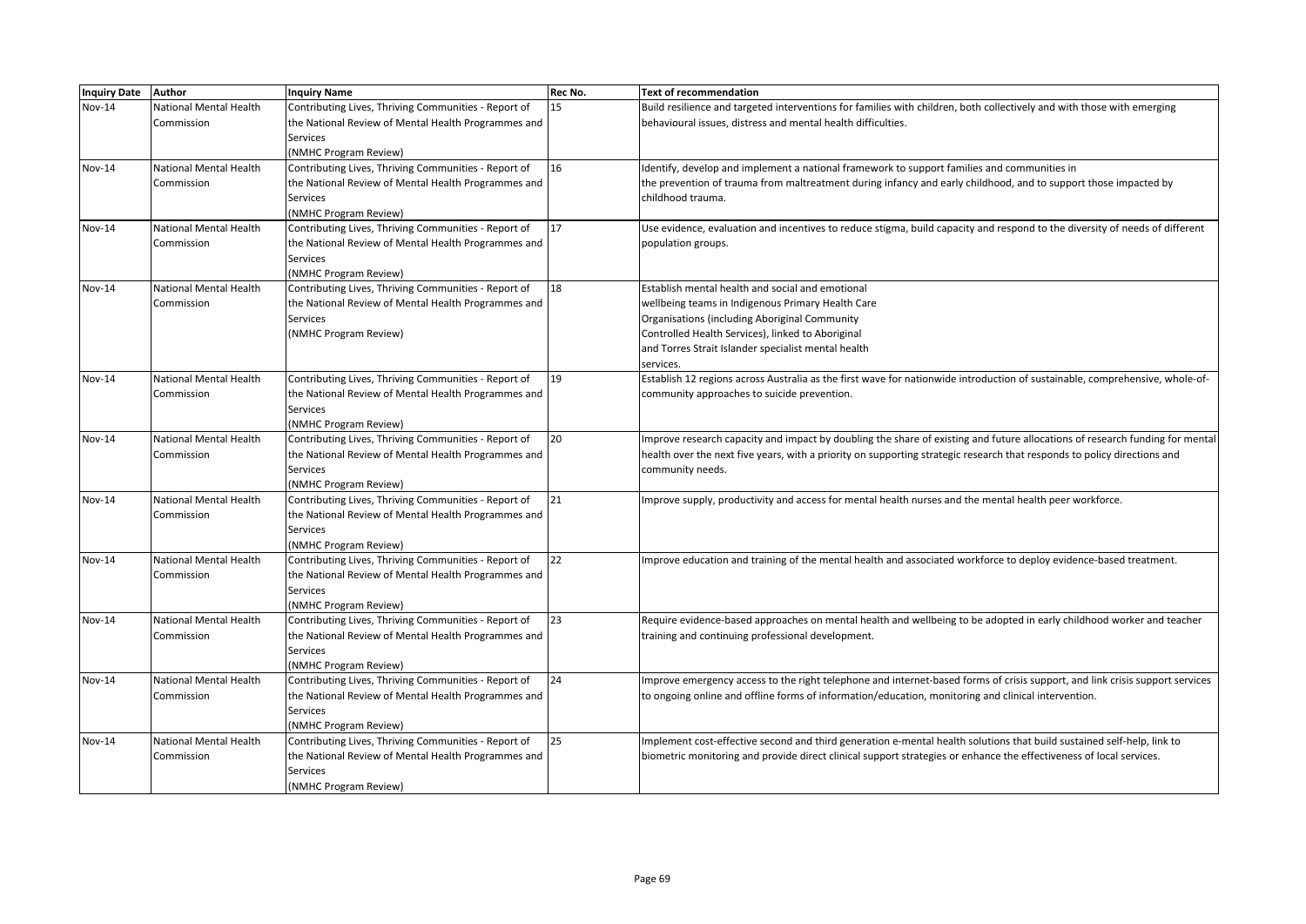| Inquiry Date | Author | Inquiry Name | Rec No. | Text of recommendation |
|---|---|---|---|---|
| Nov-14 | National Mental Health Commission | Contributing Lives, Thriving Communities - Report of the National Review of Mental Health Programmes and Services (NMHC Program Review) | 15 | Build resilience and targeted interventions for families with children, both collectively and with those with emerging behavioural issues, distress and mental health difficulties. |
| Nov-14 | National Mental Health Commission | Contributing Lives, Thriving Communities - Report of the National Review of Mental Health Programmes and Services (NMHC Program Review) | 16 | Identify, develop and implement a national framework to support families and communities in the prevention of trauma from maltreatment during infancy and early childhood, and to support those impacted by childhood trauma. |
| Nov-14 | National Mental Health Commission | Contributing Lives, Thriving Communities - Report of the National Review of Mental Health Programmes and Services (NMHC Program Review) | 17 | Use evidence, evaluation and incentives to reduce stigma, build capacity and respond to the diversity of needs of different population groups. |
| Nov-14 | National Mental Health Commission | Contributing Lives, Thriving Communities - Report of the National Review of Mental Health Programmes and Services (NMHC Program Review) | 18 | Establish mental health and social and emotional wellbeing teams in Indigenous Primary Health Care Organisations (including Aboriginal Community Controlled Health Services), linked to Aboriginal and Torres Strait Islander specialist mental health services. |
| Nov-14 | National Mental Health Commission | Contributing Lives, Thriving Communities - Report of the National Review of Mental Health Programmes and Services (NMHC Program Review) | 19 | Establish 12 regions across Australia as the first wave for nationwide introduction of sustainable, comprehensive, whole-of-community approaches to suicide prevention. |
| Nov-14 | National Mental Health Commission | Contributing Lives, Thriving Communities - Report of the National Review of Mental Health Programmes and Services (NMHC Program Review) | 20 | Improve research capacity and impact by doubling the share of existing and future allocations of research funding for mental health over the next five years, with a priority on supporting strategic research that responds to policy directions and community needs. |
| Nov-14 | National Mental Health Commission | Contributing Lives, Thriving Communities - Report of the National Review of Mental Health Programmes and Services (NMHC Program Review) | 21 | Improve supply, productivity and access for mental health nurses and the mental health peer workforce. |
| Nov-14 | National Mental Health Commission | Contributing Lives, Thriving Communities - Report of the National Review of Mental Health Programmes and Services (NMHC Program Review) | 22 | Improve education and training of the mental health and associated workforce to deploy evidence-based treatment. |
| Nov-14 | National Mental Health Commission | Contributing Lives, Thriving Communities - Report of the National Review of Mental Health Programmes and Services (NMHC Program Review) | 23 | Require evidence-based approaches on mental health and wellbeing to be adopted in early childhood worker and teacher training and continuing professional development. |
| Nov-14 | National Mental Health Commission | Contributing Lives, Thriving Communities - Report of the National Review of Mental Health Programmes and Services (NMHC Program Review) | 24 | Improve emergency access to the right telephone and internet-based forms of crisis support, and link crisis support services to ongoing online and offline forms of information/education, monitoring and clinical intervention. |
| Nov-14 | National Mental Health Commission | Contributing Lives, Thriving Communities - Report of the National Review of Mental Health Programmes and Services (NMHC Program Review) | 25 | Implement cost-effective second and third generation e-mental health solutions that build sustained self-help, link to biometric monitoring and provide direct clinical support strategies or enhance the effectiveness of local services. |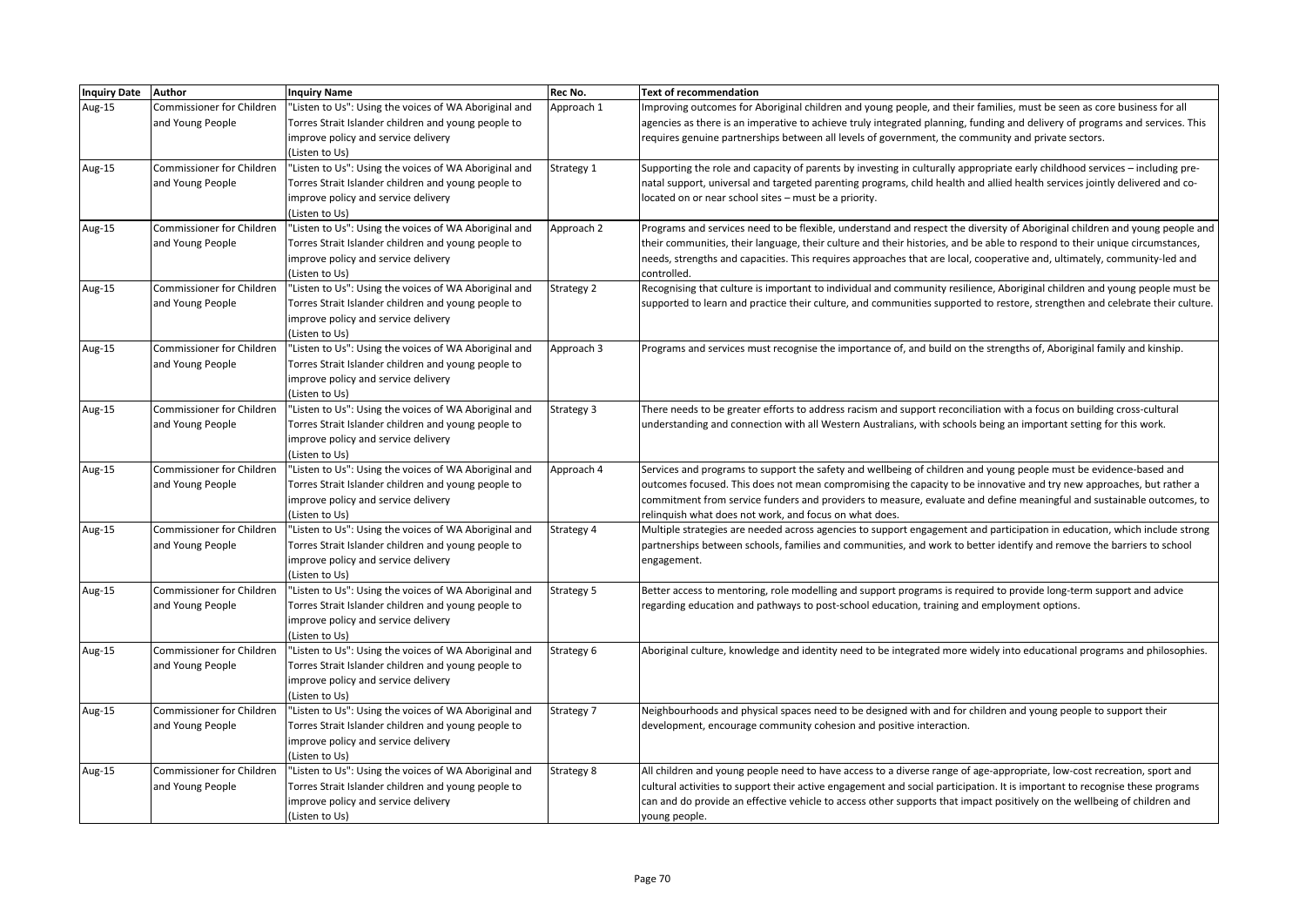| Inquiry Date | Author | Inquiry Name | Rec No. | Text of recommendation |
|---|---|---|---|---|
| Aug-15 | Commissioner for Children and Young People | "Listen to Us": Using the voices of WA Aboriginal and Torres Strait Islander children and young people to improve policy and service delivery (Listen to Us) | Approach 1 | Improving outcomes for Aboriginal children and young people, and their families, must be seen as core business for all agencies as there is an imperative to achieve truly integrated planning, funding and delivery of programs and services. This requires genuine partnerships between all levels of government, the community and private sectors. |
| Aug-15 | Commissioner for Children and Young People | "Listen to Us": Using the voices of WA Aboriginal and Torres Strait Islander children and young people to improve policy and service delivery (Listen to Us) | Strategy 1 | Supporting the role and capacity of parents by investing in culturally appropriate early childhood services – including pre-natal support, universal and targeted parenting programs, child health and allied health services jointly delivered and co-located on or near school sites – must be a priority. |
| Aug-15 | Commissioner for Children and Young People | "Listen to Us": Using the voices of WA Aboriginal and Torres Strait Islander children and young people to improve policy and service delivery (Listen to Us) | Approach 2 | Programs and services need to be flexible, understand and respect the diversity of Aboriginal children and young people and their communities, their language, their culture and their histories, and be able to respond to their unique circumstances, needs, strengths and capacities. This requires approaches that are local, cooperative and, ultimately, community-led and controlled. |
| Aug-15 | Commissioner for Children and Young People | "Listen to Us": Using the voices of WA Aboriginal and Torres Strait Islander children and young people to improve policy and service delivery (Listen to Us) | Strategy 2 | Recognising that culture is important to individual and community resilience, Aboriginal children and young people must be supported to learn and practice their culture, and communities supported to restore, strengthen and celebrate their culture. |
| Aug-15 | Commissioner for Children and Young People | "Listen to Us": Using the voices of WA Aboriginal and Torres Strait Islander children and young people to improve policy and service delivery (Listen to Us) | Approach 3 | Programs and services must recognise the importance of, and build on the strengths of, Aboriginal family and kinship. |
| Aug-15 | Commissioner for Children and Young People | "Listen to Us": Using the voices of WA Aboriginal and Torres Strait Islander children and young people to improve policy and service delivery (Listen to Us) | Strategy 3 | There needs to be greater efforts to address racism and support reconciliation with a focus on building cross-cultural understanding and connection with all Western Australians, with schools being an important setting for this work. |
| Aug-15 | Commissioner for Children and Young People | "Listen to Us": Using the voices of WA Aboriginal and Torres Strait Islander children and young people to improve policy and service delivery (Listen to Us) | Approach 4 | Services and programs to support the safety and wellbeing of children and young people must be evidence-based and outcomes focused. This does not mean compromising the capacity to be innovative and try new approaches, but rather a commitment from service funders and providers to measure, evaluate and define meaningful and sustainable outcomes, to relinquish what does not work, and focus on what does. |
| Aug-15 | Commissioner for Children and Young People | "Listen to Us": Using the voices of WA Aboriginal and Torres Strait Islander children and young people to improve policy and service delivery (Listen to Us) | Strategy 4 | Multiple strategies are needed across agencies to support engagement and participation in education, which include strong partnerships between schools, families and communities, and work to better identify and remove the barriers to school engagement. |
| Aug-15 | Commissioner for Children and Young People | "Listen to Us": Using the voices of WA Aboriginal and Torres Strait Islander children and young people to improve policy and service delivery (Listen to Us) | Strategy 5 | Better access to mentoring, role modelling and support programs is required to provide long-term support and advice regarding education and pathways to post-school education, training and employment options. |
| Aug-15 | Commissioner for Children and Young People | "Listen to Us": Using the voices of WA Aboriginal and Torres Strait Islander children and young people to improve policy and service delivery (Listen to Us) | Strategy 6 | Aboriginal culture, knowledge and identity need to be integrated more widely into educational programs and philosophies. |
| Aug-15 | Commissioner for Children and Young People | "Listen to Us": Using the voices of WA Aboriginal and Torres Strait Islander children and young people to improve policy and service delivery (Listen to Us) | Strategy 7 | Neighbourhoods and physical spaces need to be designed with and for children and young people to support their development, encourage community cohesion and positive interaction. |
| Aug-15 | Commissioner for Children and Young People | "Listen to Us": Using the voices of WA Aboriginal and Torres Strait Islander children and young people to improve policy and service delivery (Listen to Us) | Strategy 8 | All children and young people need to have access to a diverse range of age-appropriate, low-cost recreation, sport and cultural activities to support their active engagement and social participation. It is important to recognise these programs can and do provide an effective vehicle to access other supports that impact positively on the wellbeing of children and young people. |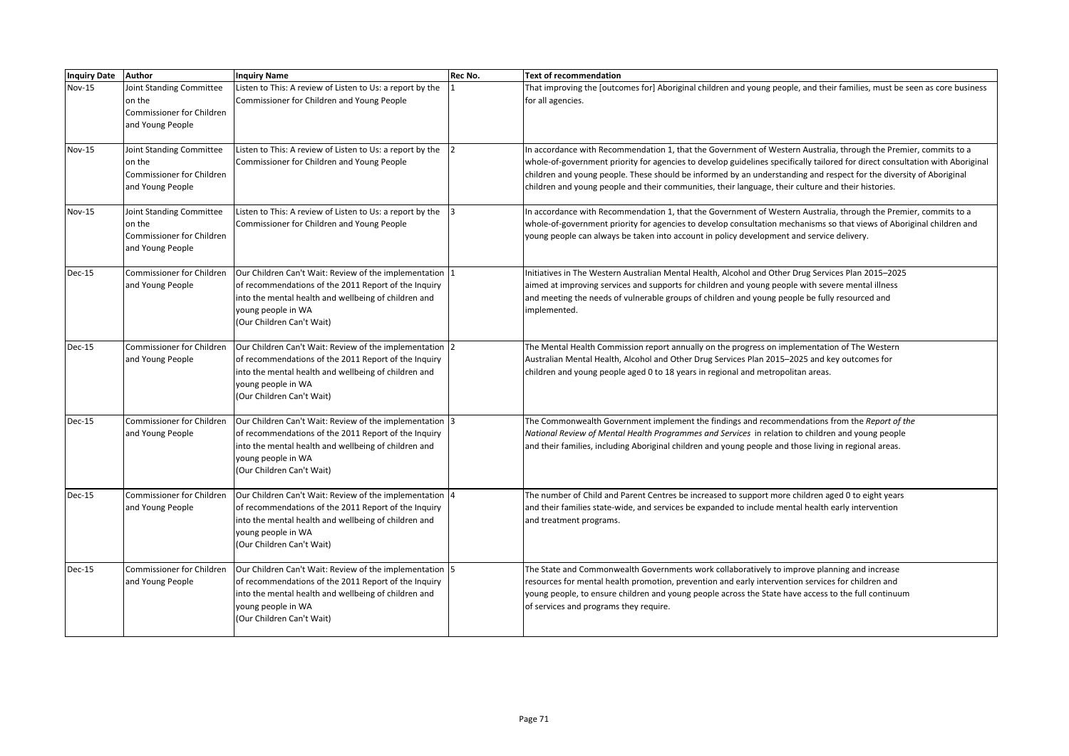| Inquiry Date | Author | Inquiry Name | Rec No. | Text of recommendation |
|---|---|---|---|---|
| Nov-15 | Joint Standing Committee on the Commissioner for Children and Young People | Listen to This: A review of Listen to Us: a report by the Commissioner for Children and Young People | 1 | That improving the [outcomes for] Aboriginal children and young people, and their families, must be seen as core business for all agencies. |
| Nov-15 | Joint Standing Committee on the Commissioner for Children and Young People | Listen to This: A review of Listen to Us: a report by the Commissioner for Children and Young People | 2 | In accordance with Recommendation 1, that the Government of Western Australia, through the Premier, commits to a whole-of-government priority for agencies to develop guidelines specifically tailored for direct consultation with Aboriginal children and young people. These should be informed by an understanding and respect for the diversity of Aboriginal children and young people and their communities, their language, their culture and their histories. |
| Nov-15 | Joint Standing Committee on the Commissioner for Children and Young People | Listen to This: A review of Listen to Us: a report by the Commissioner for Children and Young People | 3 | In accordance with Recommendation 1, that the Government of Western Australia, through the Premier, commits to a whole-of-government priority for agencies to develop consultation mechanisms so that views of Aboriginal children and young people can always be taken into account in policy development and service delivery. |
| Dec-15 | Commissioner for Children and Young People | Our Children Can't Wait: Review of the implementation of recommendations of the 2011 Report of the Inquiry into the mental health and wellbeing of children and young people in WA (Our Children Can't Wait) | 1 | Initiatives in The Western Australian Mental Health, Alcohol and Other Drug Services Plan 2015–2025 aimed at improving services and supports for children and young people with severe mental illness and meeting the needs of vulnerable groups of children and young people be fully resourced and implemented. |
| Dec-15 | Commissioner for Children and Young People | Our Children Can't Wait: Review of the implementation of recommendations of the 2011 Report of the Inquiry into the mental health and wellbeing of children and young people in WA (Our Children Can't Wait) | 2 | The Mental Health Commission report annually on the progress on implementation of The Western Australian Mental Health, Alcohol and Other Drug Services Plan 2015–2025 and key outcomes for children and young people aged 0 to 18 years in regional and metropolitan areas. |
| Dec-15 | Commissioner for Children and Young People | Our Children Can't Wait: Review of the implementation of recommendations of the 2011 Report of the Inquiry into the mental health and wellbeing of children and young people in WA (Our Children Can't Wait) | 3 | The Commonwealth Government implement the findings and recommendations from the *Report of the National Review of Mental Health Programmes and Services* in relation to children and young people and their families, including Aboriginal children and young people and those living in regional areas. |
| Dec-15 | Commissioner for Children and Young People | Our Children Can't Wait: Review of the implementation of recommendations of the 2011 Report of the Inquiry into the mental health and wellbeing of children and young people in WA (Our Children Can't Wait) | 4 | The number of Child and Parent Centres be increased to support more children aged 0 to eight years and their families state-wide, and services be expanded to include mental health early intervention and treatment programs. |
| Dec-15 | Commissioner for Children and Young People | Our Children Can't Wait: Review of the implementation of recommendations of the 2011 Report of the Inquiry into the mental health and wellbeing of children and young people in WA (Our Children Can't Wait) | 5 | The State and Commonwealth Governments work collaboratively to improve planning and increase resources for mental health promotion, prevention and early intervention services for children and young people, to ensure children and young people across the State have access to the full continuum of services and programs they require. |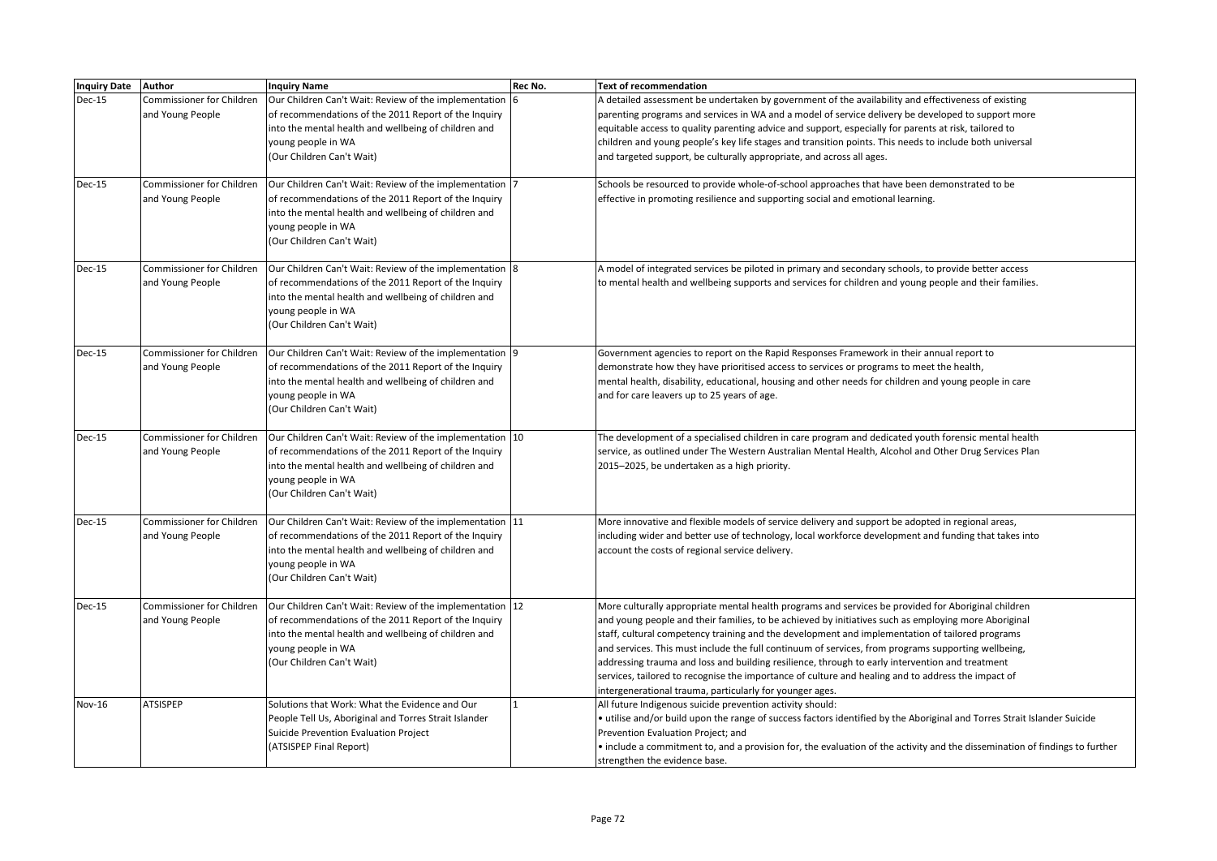| Inquiry Date | Author | Inquiry Name | Rec No. | Text of recommendation |
|---|---|---|---|---|
| Dec-15 | Commissioner for Children and Young People | Our Children Can't Wait: Review of the implementation of recommendations of the 2011 Report of the Inquiry into the mental health and wellbeing of children and young people in WA (Our Children Can't Wait) | 6 | A detailed assessment be undertaken by government of the availability and effectiveness of existing parenting programs and services in WA and a model of service delivery be developed to support more equitable access to quality parenting advice and support, especially for parents at risk, tailored to children and young people's key life stages and transition points. This needs to include both universal and targeted support, be culturally appropriate, and across all ages. |
| Dec-15 | Commissioner for Children and Young People | Our Children Can't Wait: Review of the implementation of recommendations of the 2011 Report of the Inquiry into the mental health and wellbeing of children and young people in WA (Our Children Can't Wait) | 7 | Schools be resourced to provide whole-of-school approaches that have been demonstrated to be effective in promoting resilience and supporting social and emotional learning. |
| Dec-15 | Commissioner for Children and Young People | Our Children Can't Wait: Review of the implementation of recommendations of the 2011 Report of the Inquiry into the mental health and wellbeing of children and young people in WA (Our Children Can't Wait) | 8 | A model of integrated services be piloted in primary and secondary schools, to provide better access to mental health and wellbeing supports and services for children and young people and their families. |
| Dec-15 | Commissioner for Children and Young People | Our Children Can't Wait: Review of the implementation of recommendations of the 2011 Report of the Inquiry into the mental health and wellbeing of children and young people in WA (Our Children Can't Wait) | 9 | Government agencies to report on the Rapid Responses Framework in their annual report to demonstrate how they have prioritised access to services or programs to meet the health, mental health, disability, educational, housing and other needs for children and young people in care and for care leavers up to 25 years of age. |
| Dec-15 | Commissioner for Children and Young People | Our Children Can't Wait: Review of the implementation of recommendations of the 2011 Report of the Inquiry into the mental health and wellbeing of children and young people in WA (Our Children Can't Wait) | 10 | The development of a specialised children in care program and dedicated youth forensic mental health service, as outlined under The Western Australian Mental Health, Alcohol and Other Drug Services Plan 2015–2025, be undertaken as a high priority. |
| Dec-15 | Commissioner for Children and Young People | Our Children Can't Wait: Review of the implementation of recommendations of the 2011 Report of the Inquiry into the mental health and wellbeing of children and young people in WA (Our Children Can't Wait) | 11 | More innovative and flexible models of service delivery and support be adopted in regional areas, including wider and better use of technology, local workforce development and funding that takes into account the costs of regional service delivery. |
| Dec-15 | Commissioner for Children and Young People | Our Children Can't Wait: Review of the implementation of recommendations of the 2011 Report of the Inquiry into the mental health and wellbeing of children and young people in WA (Our Children Can't Wait) | 12 | More culturally appropriate mental health programs and services be provided for Aboriginal children and young people and their families, to be achieved by initiatives such as employing more Aboriginal staff, cultural competency training and the development and implementation of tailored programs and services. This must include the full continuum of services, from programs supporting wellbeing, addressing trauma and loss and building resilience, through to early intervention and treatment services, tailored to recognise the importance of culture and healing and to address the impact of intergenerational trauma, particularly for younger ages. |
| Nov-16 | ATSISPEP | Solutions that Work: What the Evidence and Our People Tell Us, Aboriginal and Torres Strait Islander Suicide Prevention Evaluation Project (ATSISPEP Final Report) | 1 | All future Indigenous suicide prevention activity should:<br>• utilise and/or build upon the range of success factors identified by the Aboriginal and Torres Strait Islander Suicide Prevention Evaluation Project; and<br>• include a commitment to, and a provision for, the evaluation of the activity and the dissemination of findings to further strengthen the evidence base. |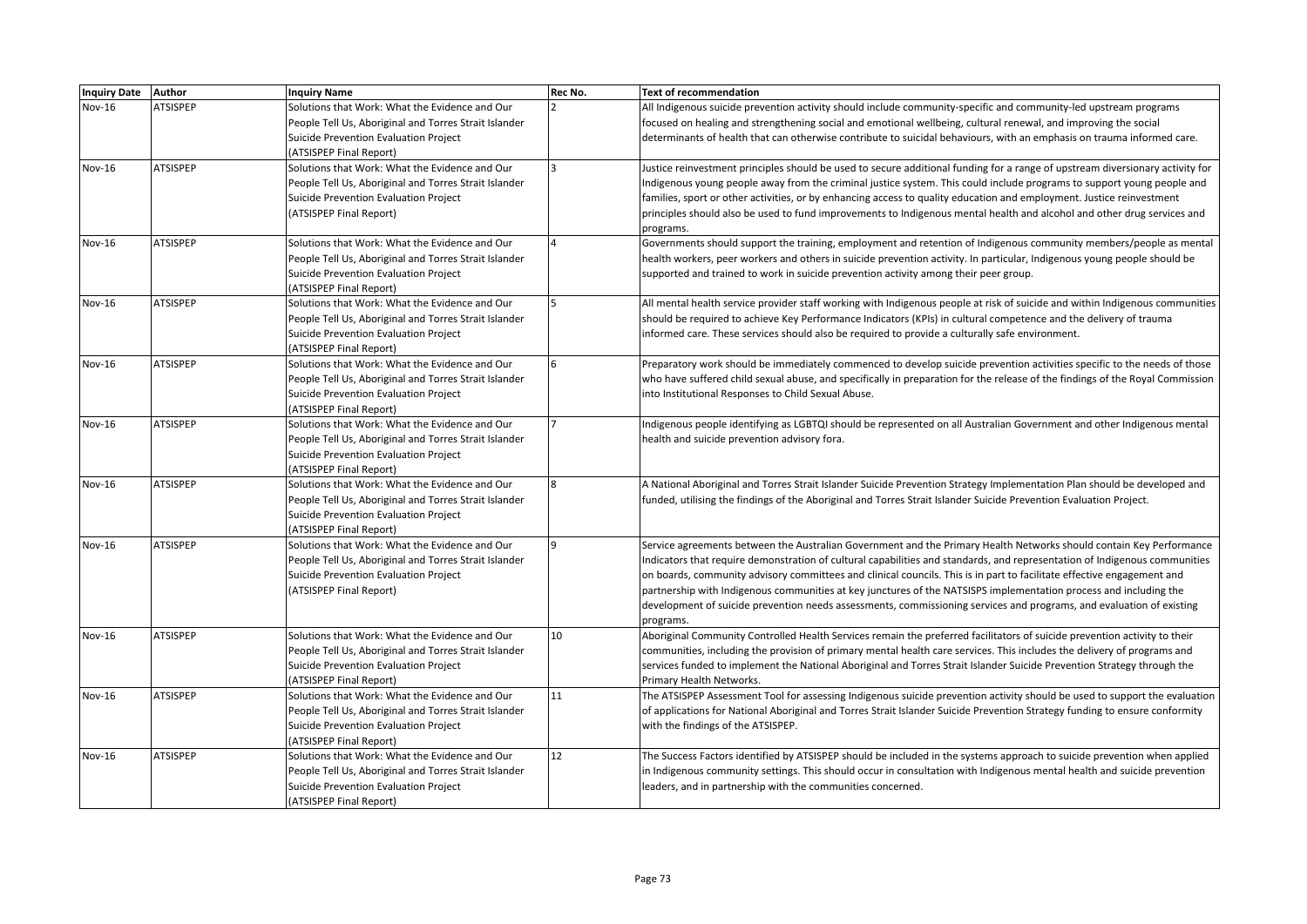| Inquiry Date | Author | Inquiry Name | Rec No. | Text of recommendation |
|---|---|---|---|---|
| Nov-16 | ATSISPEP | Solutions that Work: What the Evidence and Our People Tell Us, Aboriginal and Torres Strait Islander Suicide Prevention Evaluation Project (ATSISPEP Final Report) | 2 | All Indigenous suicide prevention activity should include community-specific and community-led upstream programs focused on healing and strengthening social and emotional wellbeing, cultural renewal, and improving the social determinants of health that can otherwise contribute to suicidal behaviours, with an emphasis on trauma informed care. |
| Nov-16 | ATSISPEP | Solutions that Work: What the Evidence and Our People Tell Us, Aboriginal and Torres Strait Islander Suicide Prevention Evaluation Project (ATSISPEP Final Report) | 3 | Justice reinvestment principles should be used to secure additional funding for a range of upstream diversionary activity for Indigenous young people away from the criminal justice system. This could include programs to support young people and families, sport or other activities, or by enhancing access to quality education and employment. Justice reinvestment principles should also be used to fund improvements to Indigenous mental health and alcohol and other drug services and programs. |
| Nov-16 | ATSISPEP | Solutions that Work: What the Evidence and Our People Tell Us, Aboriginal and Torres Strait Islander Suicide Prevention Evaluation Project (ATSISPEP Final Report) | 4 | Governments should support the training, employment and retention of Indigenous community members/people as mental health workers, peer workers and others in suicide prevention activity. In particular, Indigenous young people should be supported and trained to work in suicide prevention activity among their peer group. |
| Nov-16 | ATSISPEP | Solutions that Work: What the Evidence and Our People Tell Us, Aboriginal and Torres Strait Islander Suicide Prevention Evaluation Project (ATSISPEP Final Report) | 5 | All mental health service provider staff working with Indigenous people at risk of suicide and within Indigenous communities should be required to achieve Key Performance Indicators (KPIs) in cultural competence and the delivery of trauma informed care. These services should also be required to provide a culturally safe environment. |
| Nov-16 | ATSISPEP | Solutions that Work: What the Evidence and Our People Tell Us, Aboriginal and Torres Strait Islander Suicide Prevention Evaluation Project (ATSISPEP Final Report) | 6 | Preparatory work should be immediately commenced to develop suicide prevention activities specific to the needs of those who have suffered child sexual abuse, and specifically in preparation for the release of the findings of the Royal Commission into Institutional Responses to Child Sexual Abuse. |
| Nov-16 | ATSISPEP | Solutions that Work: What the Evidence and Our People Tell Us, Aboriginal and Torres Strait Islander Suicide Prevention Evaluation Project (ATSISPEP Final Report) | 7 | Indigenous people identifying as LGBTQI should be represented on all Australian Government and other Indigenous mental health and suicide prevention advisory fora. |
| Nov-16 | ATSISPEP | Solutions that Work: What the Evidence and Our People Tell Us, Aboriginal and Torres Strait Islander Suicide Prevention Evaluation Project (ATSISPEP Final Report) | 8 | A National Aboriginal and Torres Strait Islander Suicide Prevention Strategy Implementation Plan should be developed and funded, utilising the findings of the Aboriginal and Torres Strait Islander Suicide Prevention Evaluation Project. |
| Nov-16 | ATSISPEP | Solutions that Work: What the Evidence and Our People Tell Us, Aboriginal and Torres Strait Islander Suicide Prevention Evaluation Project (ATSISPEP Final Report) | 9 | Service agreements between the Australian Government and the Primary Health Networks should contain Key Performance Indicators that require demonstration of cultural capabilities and standards, and representation of Indigenous communities on boards, community advisory committees and clinical councils. This is in part to facilitate effective engagement and partnership with Indigenous communities at key junctures of the NATSISPS implementation process and including the development of suicide prevention needs assessments, commissioning services and programs, and evaluation of existing programs. |
| Nov-16 | ATSISPEP | Solutions that Work: What the Evidence and Our People Tell Us, Aboriginal and Torres Strait Islander Suicide Prevention Evaluation Project (ATSISPEP Final Report) | 10 | Aboriginal Community Controlled Health Services remain the preferred facilitators of suicide prevention activity to their communities, including the provision of primary mental health care services. This includes the delivery of programs and services funded to implement the National Aboriginal and Torres Strait Islander Suicide Prevention Strategy through the Primary Health Networks. |
| Nov-16 | ATSISPEP | Solutions that Work: What the Evidence and Our People Tell Us, Aboriginal and Torres Strait Islander Suicide Prevention Evaluation Project (ATSISPEP Final Report) | 11 | The ATSISPEP Assessment Tool for assessing Indigenous suicide prevention activity should be used to support the evaluation of applications for National Aboriginal and Torres Strait Islander Suicide Prevention Strategy funding to ensure conformity with the findings of the ATSISPEP. |
| Nov-16 | ATSISPEP | Solutions that Work: What the Evidence and Our People Tell Us, Aboriginal and Torres Strait Islander Suicide Prevention Evaluation Project (ATSISPEP Final Report) | 12 | The Success Factors identified by ATSISPEP should be included in the systems approach to suicide prevention when applied in Indigenous community settings. This should occur in consultation with Indigenous mental health and suicide prevention leaders, and in partnership with the communities concerned. |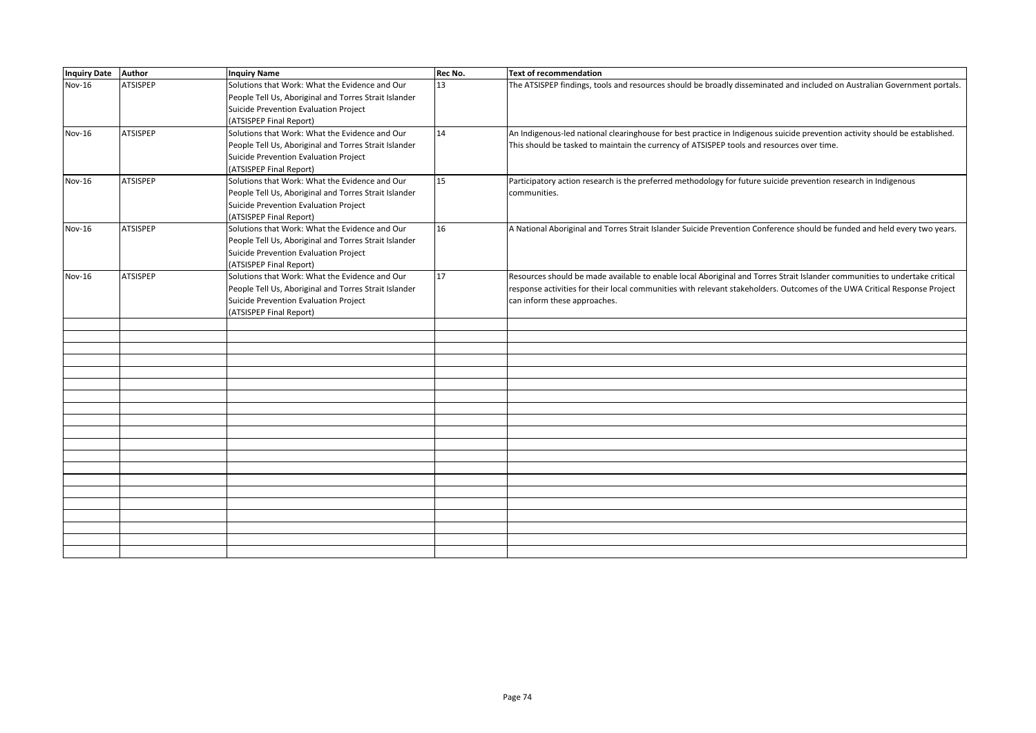| Inquiry Date | Author | Inquiry Name | Rec No. | Text of recommendation |
|---|---|---|---|---|
| Nov-16 | ATSISPEP | Solutions that Work: What the Evidence and Our People Tell Us, Aboriginal and Torres Strait Islander Suicide Prevention Evaluation Project (ATSISPEP Final Report) | 13 | The ATSISPEP findings, tools and resources should be broadly disseminated and included on Australian Government portals. |
| Nov-16 | ATSISPEP | Solutions that Work: What the Evidence and Our People Tell Us, Aboriginal and Torres Strait Islander Suicide Prevention Evaluation Project (ATSISPEP Final Report) | 14 | An Indigenous-led national clearinghouse for best practice in Indigenous suicide prevention activity should be established. This should be tasked to maintain the currency of ATSISPEP tools and resources over time. |
| Nov-16 | ATSISPEP | Solutions that Work: What the Evidence and Our People Tell Us, Aboriginal and Torres Strait Islander Suicide Prevention Evaluation Project (ATSISPEP Final Report) | 15 | Participatory action research is the preferred methodology for future suicide prevention research in Indigenous communities. |
| Nov-16 | ATSISPEP | Solutions that Work: What the Evidence and Our People Tell Us, Aboriginal and Torres Strait Islander Suicide Prevention Evaluation Project (ATSISPEP Final Report) | 16 | A National Aboriginal and Torres Strait Islander Suicide Prevention Conference should be funded and held every two years. |
| Nov-16 | ATSISPEP | Solutions that Work: What the Evidence and Our People Tell Us, Aboriginal and Torres Strait Islander Suicide Prevention Evaluation Project (ATSISPEP Final Report) | 17 | Resources should be made available to enable local Aboriginal and Torres Strait Islander communities to undertake critical response activities for their local communities with relevant stakeholders. Outcomes of the UWA Critical Response Project can inform these approaches. |